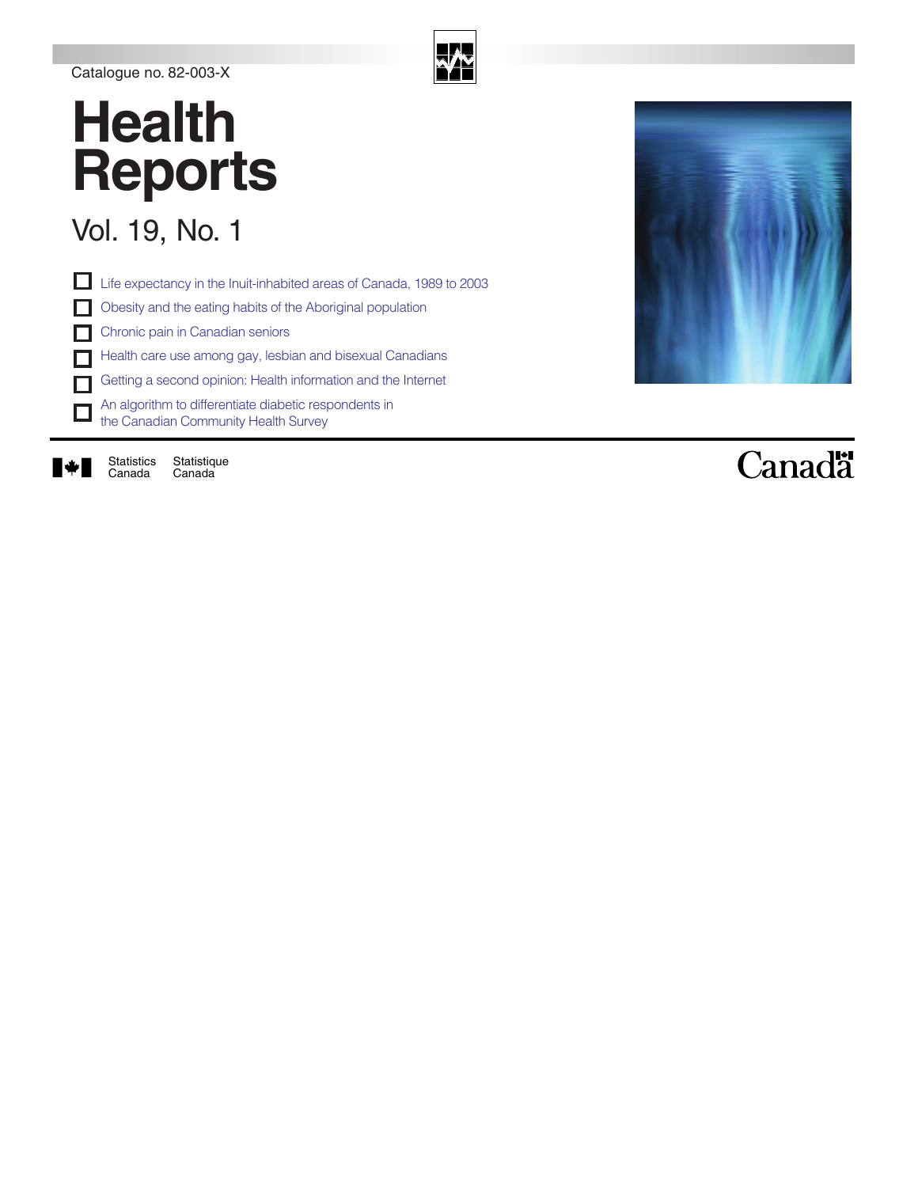Catalogue no. 82-003-X

# Health Reports

## Vol. 19, No. 1

- Life expectancy in the Inuit-inhabited areas of Canada, 1989 to 2003
- Obesity and the eating habits of the Aboriginal population
- Chronic pain in Canadian seniors
- Health care use among gay, lesbian and bisexual Canadians
- Getting a second opinion: Health information and the Internet
- An algorithm to differentiate diabetic respondents in the Canadian Community Health Survey

Statistics Canada Statistique Canada

Canada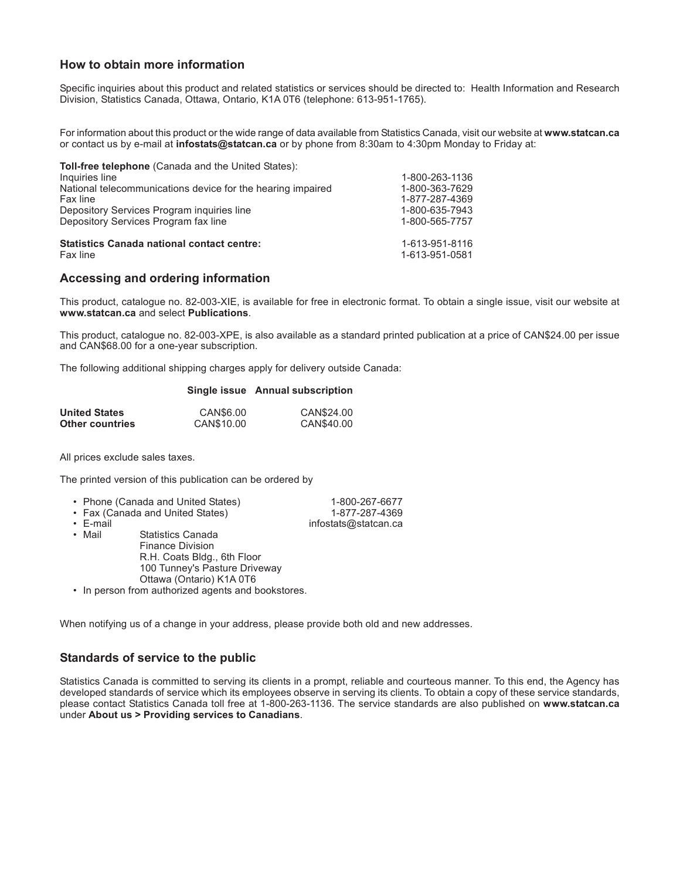## How to obtain more information

Specific inquiries about this product and related statistics or services should be directed to: Health Information and Research Division, Statistics Canada, Ottawa, Ontario, K1A 0T6 (telephone: 613-951-1765).

For information about this product or the wide range of data available from Statistics Canada, visit our website at **www.statcan.ca** or contact us by e-mail at **infostats@statcan.ca** or by phone from 8:30am to 4:30pm Monday to Friday at:

| **Toll-free telephone** (Canada and the United States): | |
|---|---|
| Inquiries line | 1-800-263-1136 |
| National telecommunications device for the hearing impaired | 1-800-363-7629 |
| Fax line | 1-877-287-4369 |
| Depository Services Program inquiries line | 1-800-635-7943 |
| Depository Services Program fax line | 1-800-565-7757 |
| | |
| **Statistics Canada national contact centre:** | 1-613-951-8116 |
| Fax line | 1-613-951-0581 |

## Accessing and ordering information

This product, catalogue no. 82-003-XIE, is available for free in electronic format. To obtain a single issue, visit our website at **www.statcan.ca** and select **Publications**.

This product, catalogue no. 82-003-XPE, is also available as a standard printed publication at a price of CAN$24.00 per issue and CAN$68.00 for a one-year subscription.

The following additional shipping charges apply for delivery outside Canada:

| | Single issue | Annual subscription |
|---|---|---|
| **United States** | CAN$6.00 | CAN$24.00 |
| **Other countries** | CAN$10.00 | CAN$40.00 |

All prices exclude sales taxes.

The printed version of this publication can be ordered by

- Phone (Canada and United States) 1-800-267-6677
- Fax (Canada and United States) 1-877-287-4369
- E-mail infostats@statcan.ca
- Mail Statistics Canada
  Finance Division
  R.H. Coats Bldg., 6th Floor
  100 Tunney's Pasture Driveway
  Ottawa (Ontario) K1A 0T6
- In person from authorized agents and bookstores.

When notifying us of a change in your address, please provide both old and new addresses.

## Standards of service to the public

Statistics Canada is committed to serving its clients in a prompt, reliable and courteous manner. To this end, the Agency has developed standards of service which its employees observe in serving its clients. To obtain a copy of these service standards, please contact Statistics Canada toll free at 1-800-263-1136. The service standards are also published on **www.statcan.ca** under **About us > Providing services to Canadians**.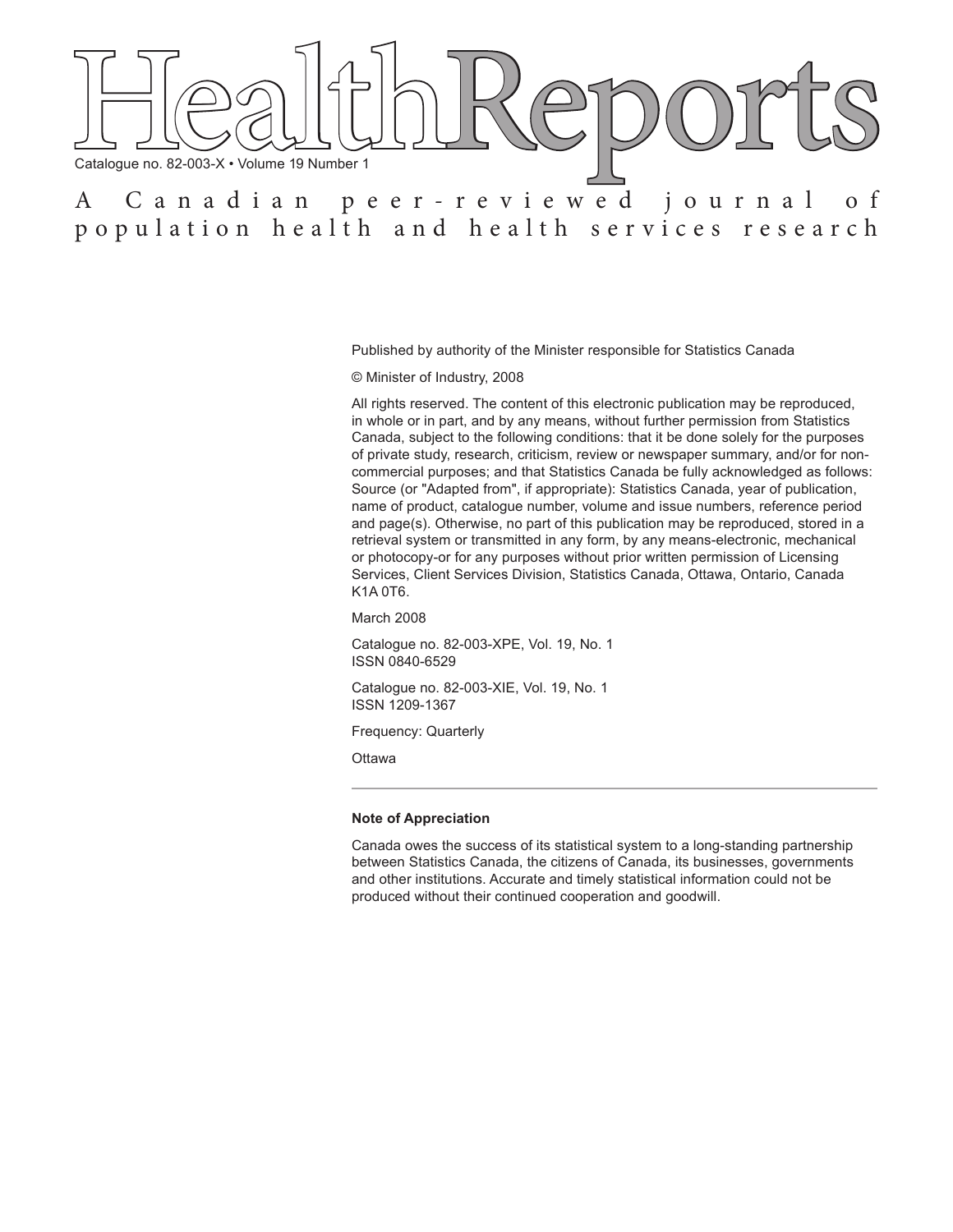# Health Reports

Catalogue no. 82-003-X • Volume 19 Number 1

A Canadian peer-reviewed journal of population health and health services research

Published by authority of the Minister responsible for Statistics Canada

© Minister of Industry, 2008

All rights reserved. The content of this electronic publication may be reproduced, in whole or in part, and by any means, without further permission from Statistics Canada, subject to the following conditions: that it be done solely for the purposes of private study, research, criticism, review or newspaper summary, and/or for non-commercial purposes; and that Statistics Canada be fully acknowledged as follows: Source (or "Adapted from", if appropriate): Statistics Canada, year of publication, name of product, catalogue number, volume and issue numbers, reference period and page(s). Otherwise, no part of this publication may be reproduced, stored in a retrieval system or transmitted in any form, by any means-electronic, mechanical or photocopy-or for any purposes without prior written permission of Licensing Services, Client Services Division, Statistics Canada, Ottawa, Ontario, Canada K1A 0T6.

March 2008

Catalogue no. 82-003-XPE, Vol. 19, No. 1
ISSN 0840-6529

Catalogue no. 82-003-XIE, Vol. 19, No. 1
ISSN 1209-1367

Frequency: Quarterly

Ottawa

---

**Note of Appreciation**

Canada owes the success of its statistical system to a long-standing partnership between Statistics Canada, the citizens of Canada, its businesses, governments and other institutions. Accurate and timely statistical information could not be produced without their continued cooperation and goodwill.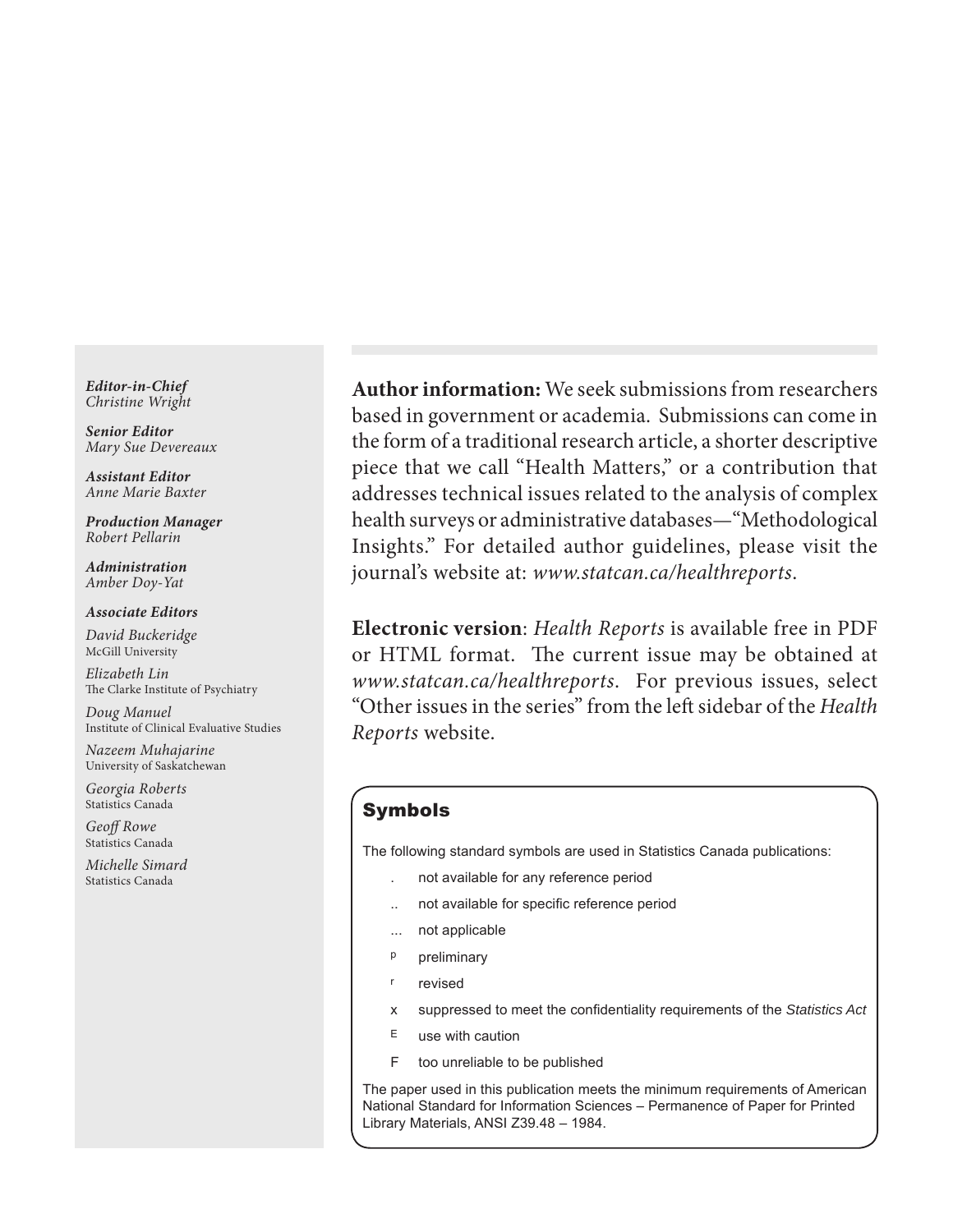***Editor-in-Chief***
*Christine Wright*

***Senior Editor***
*Mary Sue Devereaux*

***Assistant Editor***
*Anne Marie Baxter*

***Production Manager***
*Robert Pellarin*

***Administration***
*Amber Doy-Yat*

***Associate Editors***

*David Buckeridge*
McGill University

*Elizabeth Lin*
The Clarke Institute of Psychiatry

*Doug Manuel*
Institute of Clinical Evaluative Studies

*Nazeem Muhajarine*
University of Saskatchewan

*Georgia Roberts*
Statistics Canada

*Geoff Rowe*
Statistics Canada

*Michelle Simard*
Statistics Canada

**Author information:** We seek submissions from researchers based in government or academia. Submissions can come in the form of a traditional research article, a shorter descriptive piece that we call "Health Matters," or a contribution that addresses technical issues related to the analysis of complex health surveys or administrative databases—"Methodological Insights." For detailed author guidelines, please visit the journal's website at: *www.statcan.ca/healthreports*.

**Electronic version**: *Health Reports* is available free in PDF or HTML format. The current issue may be obtained at *www.statcan.ca/healthreports*. For previous issues, select "Other issues in the series" from the left sidebar of the *Health Reports* website.

## Symbols

The following standard symbols are used in Statistics Canada publications:

- . not available for any reference period
- .. not available for specific reference period
- ... not applicable
- p preliminary
- r revised
- x suppressed to meet the confidentiality requirements of the *Statistics Act*
- E use with caution
- F too unreliable to be published

The paper used in this publication meets the minimum requirements of American National Standard for Information Sciences – Permanence of Paper for Printed Library Materials, ANSI Z39.48 – 1984.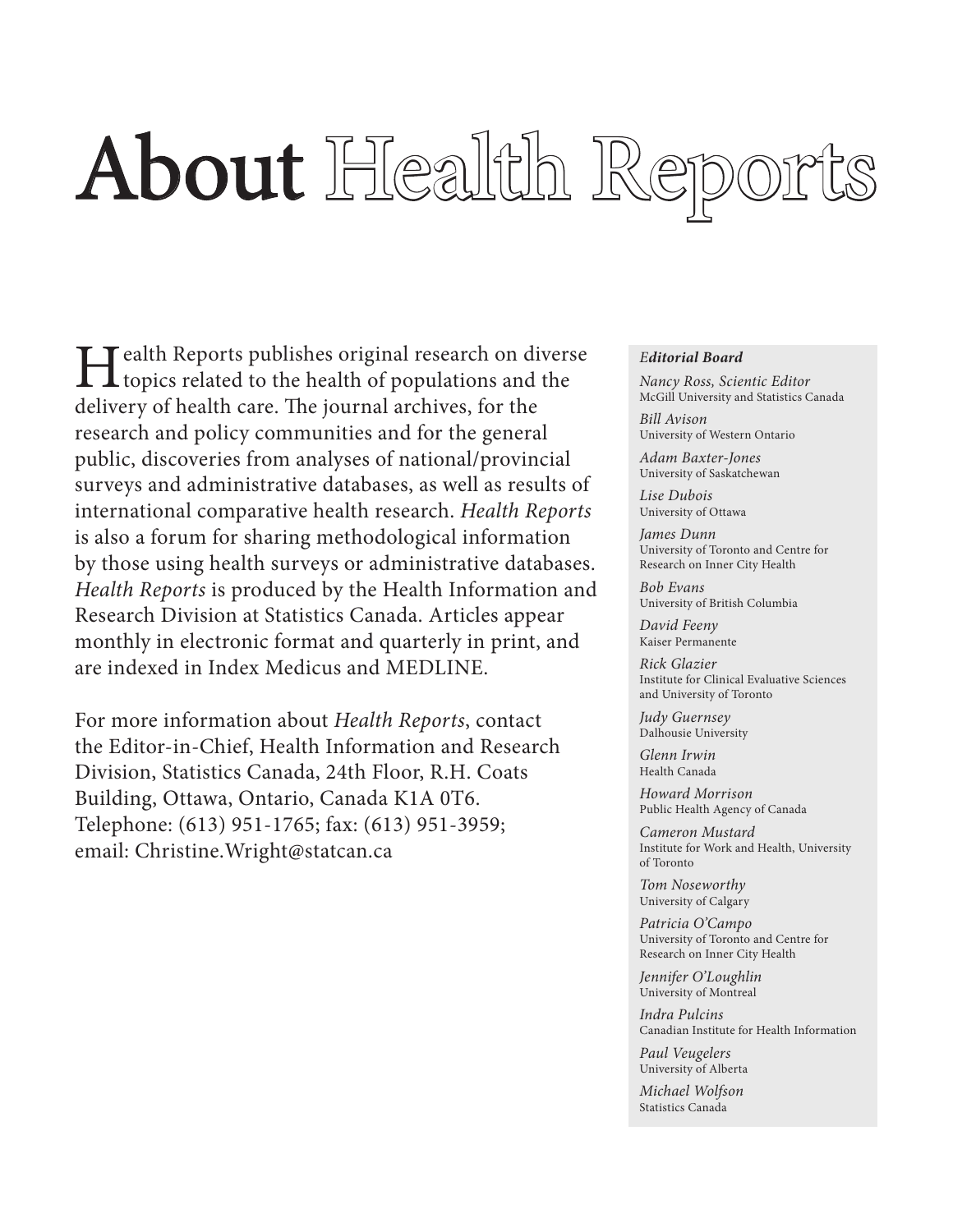# About Health Reports

Health Reports publishes original research on diverse topics related to the health of populations and the delivery of health care. The journal archives, for the research and policy communities and for the general public, discoveries from analyses of national/provincial surveys and administrative databases, as well as results of international comparative health research. *Health Reports* is also a forum for sharing methodological information by those using health surveys or administrative databases. *Health Reports* is produced by the Health Information and Research Division at Statistics Canada. Articles appear monthly in electronic format and quarterly in print, and are indexed in Index Medicus and MEDLINE.

For more information about *Health Reports*, contact the Editor-in-Chief, Health Information and Research Division, Statistics Canada, 24th Floor, R.H. Coats Building, Ottawa, Ontario, Canada K1A 0T6. Telephone: (613) 951-1765; fax: (613) 951-3959; email: Christine.Wright@statcan.ca

***Editorial Board***

*Nancy Ross, Scientic Editor*
McGill University and Statistics Canada

*Bill Avison*
University of Western Ontario

*Adam Baxter-Jones*
University of Saskatchewan

*Lise Dubois*
University of Ottawa

*James Dunn*
University of Toronto and Centre for Research on Inner City Health

*Bob Evans*
University of British Columbia

*David Feeny*
Kaiser Permanente

*Rick Glazier*
Institute for Clinical Evaluative Sciences and University of Toronto

*Judy Guernsey*
Dalhousie University

*Glenn Irwin*
Health Canada

*Howard Morrison*
Public Health Agency of Canada

*Cameron Mustard*
Institute for Work and Health, University of Toronto

*Tom Noseworthy*
University of Calgary

*Patricia O'Campo*
University of Toronto and Centre for Research on Inner City Health

*Jennifer O'Loughlin*
University of Montreal

*Indra Pulcins*
Canadian Institute for Health Information

*Paul Veugelers*
University of Alberta

*Michael Wolfson*
Statistics Canada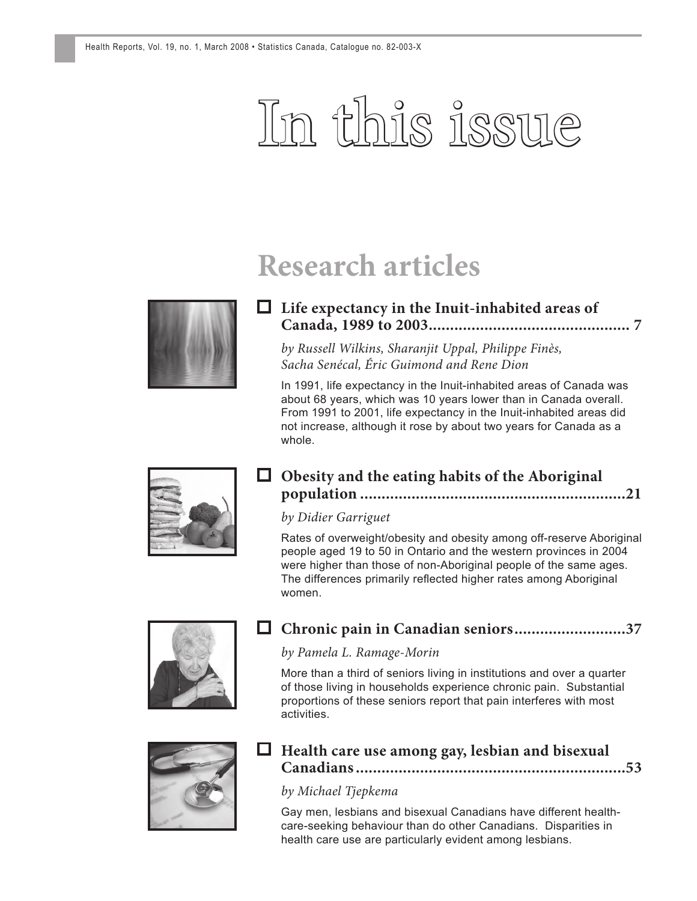# In this issue

## Research articles

### Life expectancy in the Inuit-inhabited areas of Canada, 1989 to 2003 .............................................. 7

*by Russell Wilkins, Sharanjit Uppal, Philippe Finès, Sacha Senécal, Éric Guimond and Rene Dion*

In 1991, life expectancy in the Inuit-inhabited areas of Canada was about 68 years, which was 10 years lower than in Canada overall. From 1991 to 2001, life expectancy in the Inuit-inhabited areas did not increase, although it rose by about two years for Canada as a whole.

### Obesity and the eating habits of the Aboriginal population .............................................................21

*by Didier Garriguet*

Rates of overweight/obesity and obesity among off-reserve Aboriginal people aged 19 to 50 in Ontario and the western provinces in 2004 were higher than those of non-Aboriginal people of the same ages. The differences primarily reflected higher rates among Aboriginal women.

### Chronic pain in Canadian seniors..........................37

*by Pamela L. Ramage-Morin*

More than a third of seniors living in institutions and over a quarter of those living in households experience chronic pain. Substantial proportions of these seniors report that pain interferes with most activities.

### Health care use among gay, lesbian and bisexual Canadians..............................................................53

*by Michael Tjepkema*

Gay men, lesbians and bisexual Canadians have different health-care-seeking behaviour than do other Canadians. Disparities in health care use are particularly evident among lesbians.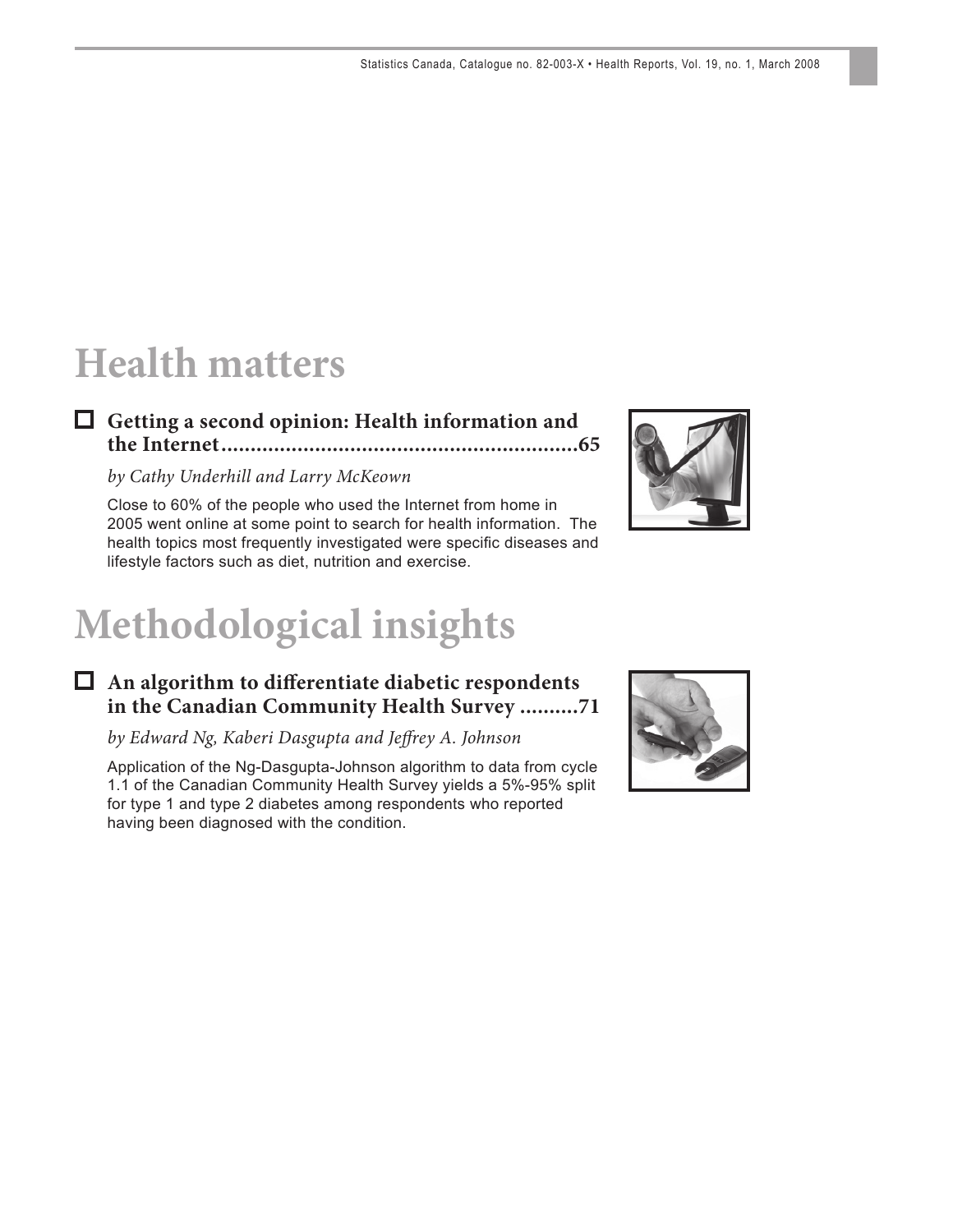# Health matters

## Getting a second opinion: Health information and the Internet............................................................65

*by Cathy Underhill and Larry McKeown*

Close to 60% of the people who used the Internet from home in 2005 went online at some point to search for health information. The health topics most frequently investigated were specific diseases and lifestyle factors such as diet, nutrition and exercise.

# Methodological insights

## An algorithm to differentiate diabetic respondents in the Canadian Community Health Survey ..........71

*by Edward Ng, Kaberi Dasgupta and Jeffrey A. Johnson*

Application of the Ng-Dasgupta-Johnson algorithm to data from cycle 1.1 of the Canadian Community Health Survey yields a 5%-95% split for type 1 and type 2 diabetes among respondents who reported having been diagnosed with the condition.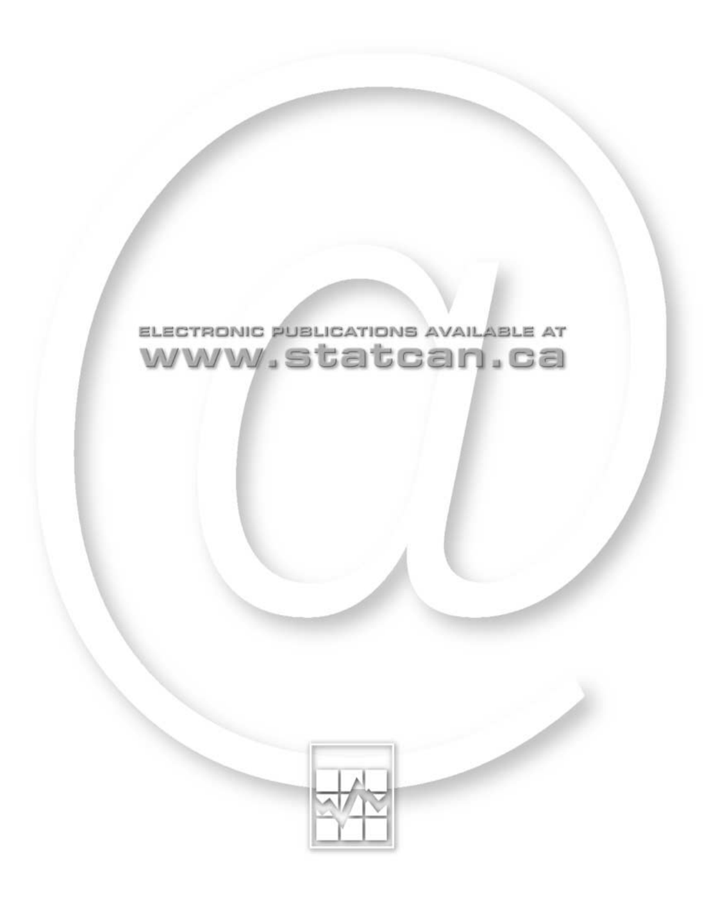ELECTRONIC PUBLICATIONS AVAILABLE AT

www.statcan.ca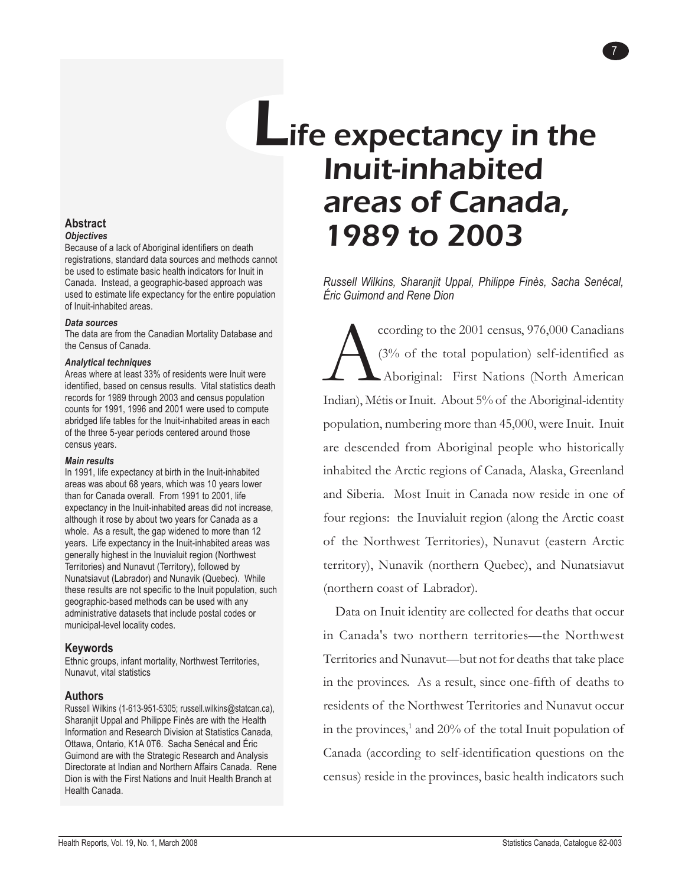# Life expectancy in the Inuit-inhabited areas of Canada, 1989 to 2003

*Russell Wilkins, Sharanjit Uppal, Philippe Finès, Sacha Senécal, Éric Guimond and Rene Dion*

## Abstract

### *Objectives*

Because of a lack of Aboriginal identifiers on death registrations, standard data sources and methods cannot be used to estimate basic health indicators for Inuit in Canada. Instead, a geographic-based approach was used to estimate life expectancy for the entire population of Inuit-inhabited areas.

### *Data sources*

The data are from the Canadian Mortality Database and the Census of Canada.

### *Analytical techniques*

Areas where at least 33% of residents were Inuit were identified, based on census results. Vital statistics death records for 1989 through 2003 and census population counts for 1991, 1996 and 2001 were used to compute abridged life tables for the Inuit-inhabited areas in each of the three 5-year periods centered around those census years.

### *Main results*

In 1991, life expectancy at birth in the Inuit-inhabited areas was about 68 years, which was 10 years lower than for Canada overall. From 1991 to 2001, life expectancy in the Inuit-inhabited areas did not increase, although it rose by about two years for Canada as a whole. As a result, the gap widened to more than 12 years. Life expectancy in the Inuit-inhabited areas was generally highest in the Inuvialuit region (Northwest Territories) and Nunavut (Territory), followed by Nunatsiavut (Labrador) and Nunavik (Quebec). While these results are not specific to the Inuit population, such geographic-based methods can be used with any administrative datasets that include postal codes or municipal-level locality codes.

## Keywords

Ethnic groups, infant mortality, Northwest Territories, Nunavut, vital statistics

## Authors

Russell Wilkins (1-613-951-5305; russell.wilkins@statcan.ca), Sharanjit Uppal and Philippe Finès are with the Health Information and Research Division at Statistics Canada, Ottawa, Ontario, K1A 0T6. Sacha Senécal and Éric Guimond are with the Strategic Research and Analysis Directorate at Indian and Northern Affairs Canada. Rene Dion is with the First Nations and Inuit Health Branch at Health Canada.

According to the 2001 census, 976,000 Canadians (3% of the total population) self-identified as Aboriginal: First Nations (North American Indian), Métis or Inuit. About 5% of the Aboriginal-identity population, numbering more than 45,000, were Inuit. Inuit are descended from Aboriginal people who historically inhabited the Arctic regions of Canada, Alaska, Greenland and Siberia. Most Inuit in Canada now reside in one of four regions: the Inuvialuit region (along the Arctic coast of the Northwest Territories), Nunavut (eastern Arctic territory), Nunavik (northern Quebec), and Nunatsiavut (northern coast of Labrador).

Data on Inuit identity are collected for deaths that occur in Canada's two northern territories—the Northwest Territories and Nunavut—but not for deaths that take place in the provinces. As a result, since one-fifth of deaths to residents of the Northwest Territories and Nunavut occur in the provinces,[1] and 20% of the total Inuit population of Canada (according to self-identification questions on the census) reside in the provinces, basic health indicators such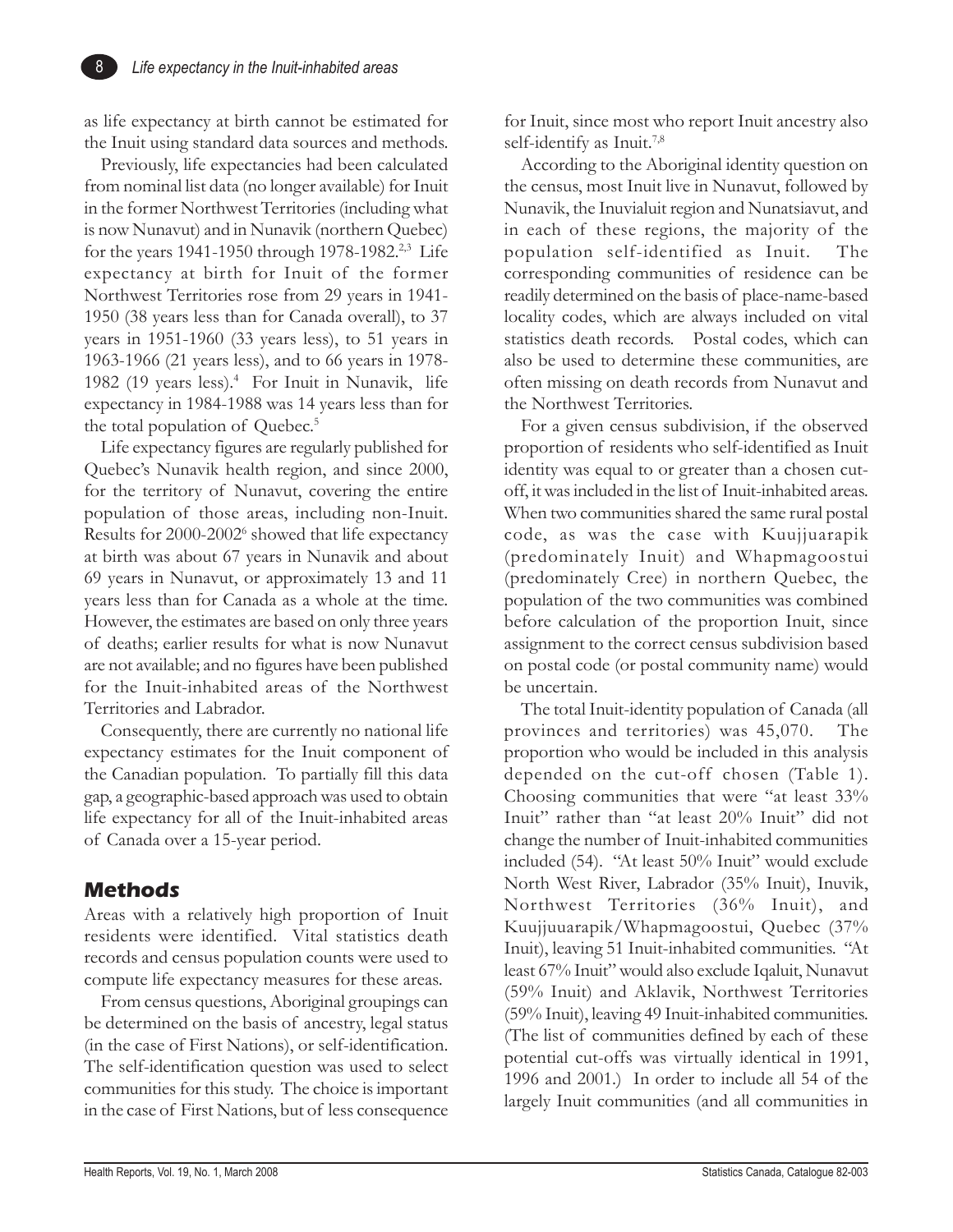as life expectancy at birth cannot be estimated for the Inuit using standard data sources and methods.

Previously, life expectancies had been calculated from nominal list data (no longer available) for Inuit in the former Northwest Territories (including what is now Nunavut) and in Nunavik (northern Quebec) for the years 1941-1950 through 1978-1982.[2,3] Life expectancy at birth for Inuit of the former Northwest Territories rose from 29 years in 1941-1950 (38 years less than for Canada overall), to 37 years in 1951-1960 (33 years less), to 51 years in 1963-1966 (21 years less), and to 66 years in 1978-1982 (19 years less).[4] For Inuit in Nunavik, life expectancy in 1984-1988 was 14 years less than for the total population of Quebec.[5]

Life expectancy figures are regularly published for Quebec's Nunavik health region, and since 2000, for the territory of Nunavut, covering the entire population of those areas, including non-Inuit. Results for 2000-2002[6] showed that life expectancy at birth was about 67 years in Nunavik and about 69 years in Nunavut, or approximately 13 and 11 years less than for Canada as a whole at the time. However, the estimates are based on only three years of deaths; earlier results for what is now Nunavut are not available; and no figures have been published for the Inuit-inhabited areas of the Northwest Territories and Labrador.

Consequently, there are currently no national life expectancy estimates for the Inuit component of the Canadian population. To partially fill this data gap, a geographic-based approach was used to obtain life expectancy for all of the Inuit-inhabited areas of Canada over a 15-year period.

## Methods

Areas with a relatively high proportion of Inuit residents were identified. Vital statistics death records and census population counts were used to compute life expectancy measures for these areas.

From census questions, Aboriginal groupings can be determined on the basis of ancestry, legal status (in the case of First Nations), or self-identification. The self-identification question was used to select communities for this study. The choice is important in the case of First Nations, but of less consequence for Inuit, since most who report Inuit ancestry also self-identify as Inuit.[7,8]

According to the Aboriginal identity question on the census, most Inuit live in Nunavut, followed by Nunavik, the Inuvialuit region and Nunatsiavut, and in each of these regions, the majority of the population self-identified as Inuit. The corresponding communities of residence can be readily determined on the basis of place-name-based locality codes, which are always included on vital statistics death records. Postal codes, which can also be used to determine these communities, are often missing on death records from Nunavut and the Northwest Territories.

For a given census subdivision, if the observed proportion of residents who self-identified as Inuit identity was equal to or greater than a chosen cut-off, it was included in the list of Inuit-inhabited areas. When two communities shared the same rural postal code, as was the case with Kuujjuarapik (predominately Inuit) and Whapmagoostui (predominately Cree) in northern Quebec, the population of the two communities was combined before calculation of the proportion Inuit, since assignment to the correct census subdivision based on postal code (or postal community name) would be uncertain.

The total Inuit-identity population of Canada (all provinces and territories) was 45,070. The proportion who would be included in this analysis depended on the cut-off chosen (Table 1). Choosing communities that were "at least 33% Inuit" rather than "at least 20% Inuit" did not change the number of Inuit-inhabited communities included (54). "At least 50% Inuit" would exclude North West River, Labrador (35% Inuit), Inuvik, Northwest Territories (36% Inuit), and Kuujjuuarapik/Whapmagoostui, Quebec (37% Inuit), leaving 51 Inuit-inhabited communities. "At least 67% Inuit" would also exclude Iqaluit, Nunavut (59% Inuit) and Aklavik, Northwest Territories (59% Inuit), leaving 49 Inuit-inhabited communities. (The list of communities defined by each of these potential cut-offs was virtually identical in 1991, 1996 and 2001.) In order to include all 54 of the largely Inuit communities (and all communities in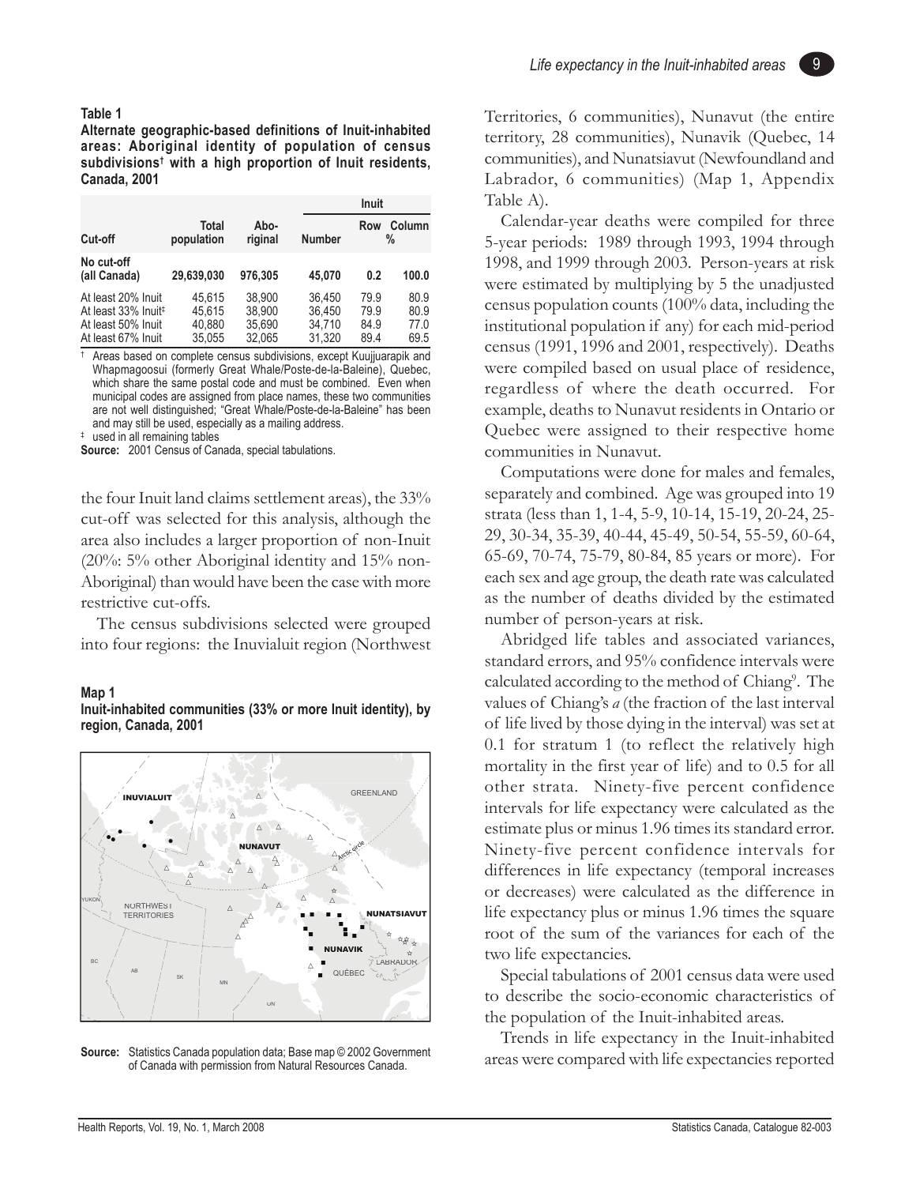**Table 1**

**Alternate geographic-based definitions of Inuit-inhabited areas: Aboriginal identity of population of census subdivisions[†] with a high proportion of Inuit residents, Canada, 2001**

| Cut-off | Total population | Abo-riginal | Inuit | | |
|---|---|---|---|---|---|
| | | | Number | Row | Column % |
| No cut-off (all Canada) | 29,639,030 | 976,305 | 45,070 | 0.2 | 100.0 |
| At least 20% Inuit | 45,615 | 38,900 | 36,450 | 79.9 | 80.9 |
| At least 33% Inuit[‡] | 45,615 | 38,900 | 36,450 | 79.9 | 80.9 |
| At least 50% Inuit | 40,880 | 35,690 | 34,710 | 84.9 | 77.0 |
| At least 67% Inuit | 35,055 | 32,065 | 31,320 | 89.4 | 69.5 |

† Areas based on complete census subdivisions, except Kuujjuarapik and Whapmagoosui (formerly Great Whale/Poste-de-la-Baleine), Quebec, which share the same postal code and must be combined. Even when municipal codes are assigned from place names, these two communities are not well distinguished; "Great Whale/Poste-de-la-Baleine" has been and may still be used, especially as a mailing address.

‡ used in all remaining tables

**Source:** 2001 Census of Canada, special tabulations.

the four Inuit land claims settlement areas), the 33% cut-off was selected for this analysis, although the area also includes a larger proportion of non-Inuit (20%: 5% other Aboriginal identity and 15% non-Aboriginal) than would have been the case with more restrictive cut-offs.

The census subdivisions selected were grouped into four regions: the Inuvialuit region (Northwest Territories, 6 communities), Nunavut (the entire territory, 28 communities), Nunavik (Quebec, 14 communities), and Nunatsiavut (Newfoundland and Labrador, 6 communities) (Map 1, Appendix Table A).

**Map 1**

**Inuit-inhabited communities (33% or more Inuit identity), by region, Canada, 2001**

**Source:** Statistics Canada population data; Base map © 2002 Government of Canada with permission from Natural Resources Canada.

Calendar-year deaths were compiled for three 5-year periods: 1989 through 1993, 1994 through 1998, and 1999 through 2003. Person-years at risk were estimated by multiplying by 5 the unadjusted census population counts (100% data, including the institutional population if any) for each mid-period census (1991, 1996 and 2001, respectively). Deaths were compiled based on usual place of residence, regardless of where the death occurred. For example, deaths to Nunavut residents in Ontario or Quebec were assigned to their respective home communities in Nunavut.

Computations were done for males and females, separately and combined. Age was grouped into 19 strata (less than 1, 1-4, 5-9, 10-14, 15-19, 20-24, 25-29, 30-34, 35-39, 40-44, 45-49, 50-54, 55-59, 60-64, 65-69, 70-74, 75-79, 80-84, 85 years or more). For each sex and age group, the death rate was calculated as the number of deaths divided by the estimated number of person-years at risk.

Abridged life tables and associated variances, standard errors, and 95% confidence intervals were calculated according to the method of Chiang[9]. The values of Chiang's *a* (the fraction of the last interval of life lived by those dying in the interval) was set at 0.1 for stratum 1 (to reflect the relatively high mortality in the first year of life) and to 0.5 for all other strata. Ninety-five percent confidence intervals for life expectancy were calculated as the estimate plus or minus 1.96 times its standard error. Ninety-five percent confidence intervals for differences in life expectancy (temporal increases or decreases) were calculated as the difference in life expectancy plus or minus 1.96 times the square root of the sum of the variances for each of the two life expectancies.

Special tabulations of 2001 census data were used to describe the socio-economic characteristics of the population of the Inuit-inhabited areas.

Trends in life expectancy in the Inuit-inhabited areas were compared with life expectancies reported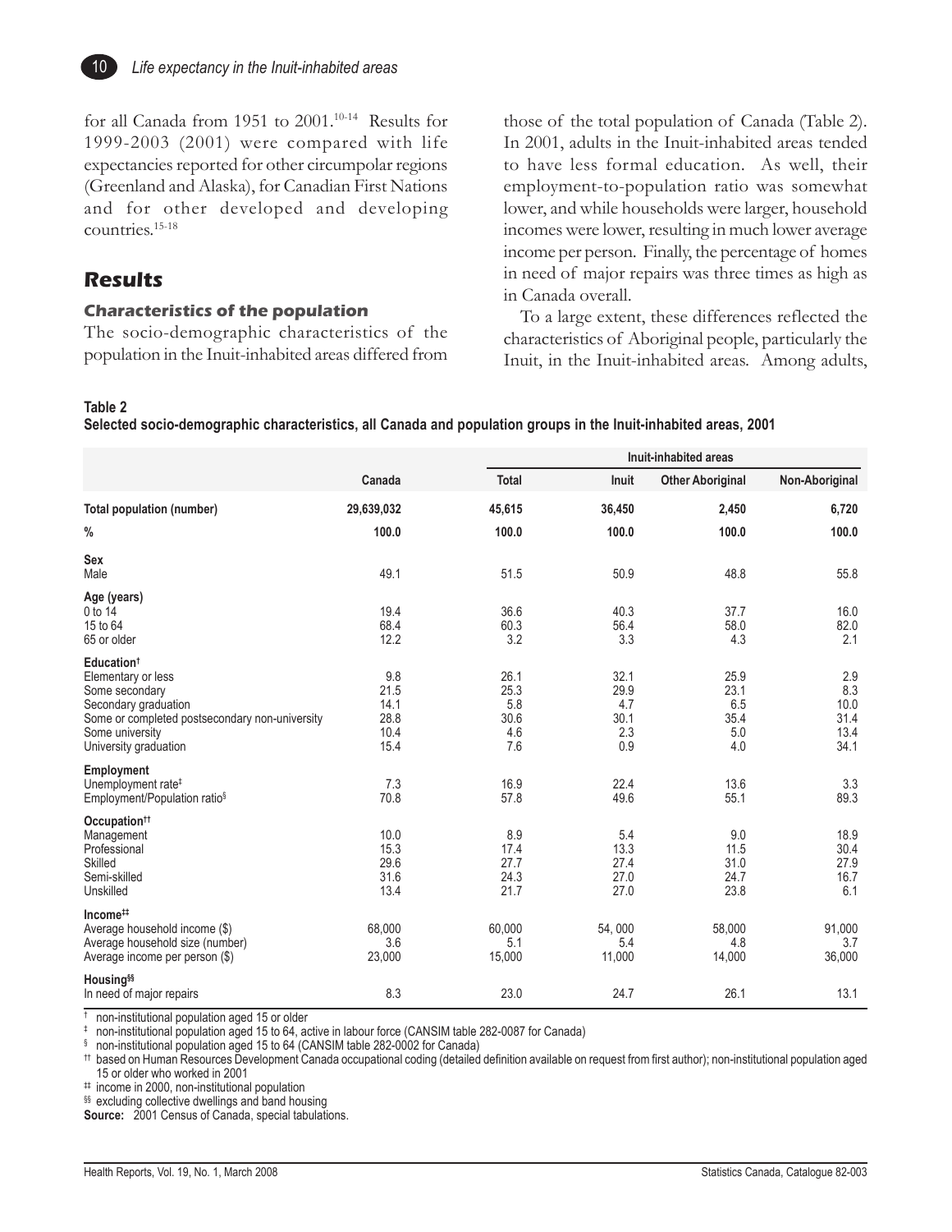for all Canada from 1951 to 2001.[10-14] Results for 1999-2003 (2001) were compared with life expectancies reported for other circumpolar regions (Greenland and Alaska), for Canadian First Nations and for other developed and developing countries.[15-18]

## Results

### Characteristics of the population

The socio-demographic characteristics of the population in the Inuit-inhabited areas differed from those of the total population of Canada (Table 2). In 2001, adults in the Inuit-inhabited areas tended to have less formal education. As well, their employment-to-population ratio was somewhat lower, and while households were larger, household incomes were lower, resulting in much lower average income per person. Finally, the percentage of homes in need of major repairs was three times as high as in Canada overall.

To a large extent, these differences reflected the characteristics of Aboriginal people, particularly the Inuit, in the Inuit-inhabited areas. Among adults,

**Table 2**
**Selected socio-demographic characteristics, all Canada and population groups in the Inuit-inhabited areas, 2001**

| | Canada | Inuit-inhabited areas | | | |
|---|---|---|---|---|---|
| | | Total | Inuit | Other Aboriginal | Non-Aboriginal |
| **Total population (number)** | **29,639,032** | **45,615** | **36,450** | **2,450** | **6,720** |
| **%** | **100.0** | **100.0** | **100.0** | **100.0** | **100.0** |
| **Sex** | | | | | |
| Male | 49.1 | 51.5 | 50.9 | 48.8 | 55.8 |
| **Age (years)** | | | | | |
| 0 to 14 | 19.4 | 36.6 | 40.3 | 37.7 | 16.0 |
| 15 to 64 | 68.4 | 60.3 | 56.4 | 58.0 | 82.0 |
| 65 or older | 12.2 | 3.2 | 3.3 | 4.3 | 2.1 |
| **Education**† | | | | | |
| Elementary or less | 9.8 | 26.1 | 32.1 | 25.9 | 2.9 |
| Some secondary | 21.5 | 25.3 | 29.9 | 23.1 | 8.3 |
| Secondary graduation | 14.1 | 5.8 | 4.7 | 6.5 | 10.0 |
| Some or completed postsecondary non-university | 28.8 | 30.6 | 30.1 | 35.4 | 31.4 |
| Some university | 10.4 | 4.6 | 2.3 | 5.0 | 13.4 |
| University graduation | 15.4 | 7.6 | 0.9 | 4.0 | 34.1 |
| **Employment** | | | | | |
| Unemployment rate‡ | 7.3 | 16.9 | 22.4 | 13.6 | 3.3 |
| Employment/Population ratio§ | 70.8 | 57.8 | 49.6 | 55.1 | 89.3 |
| **Occupation**†† | | | | | |
| Management | 10.0 | 8.9 | 5.4 | 9.0 | 18.9 |
| Professional | 15.3 | 17.4 | 13.3 | 11.5 | 30.4 |
| Skilled | 29.6 | 27.7 | 27.4 | 31.0 | 27.9 |
| Semi-skilled | 31.6 | 24.3 | 27.0 | 24.7 | 16.7 |
| Unskilled | 13.4 | 21.7 | 27.0 | 23.8 | 6.1 |
| **Income**‡‡ | | | | | |
| Average household income ($) | 68,000 | 60,000 | 54, 000 | 58,000 | 91,000 |
| Average household size (number) | 3.6 | 5.1 | 5.4 | 4.8 | 3.7 |
| Average income per person ($) | 23,000 | 15,000 | 11,000 | 14,000 | 36,000 |
| **Housing**§§ | | | | | |
| In need of major repairs | 8.3 | 23.0 | 24.7 | 26.1 | 13.1 |

† non-institutional population aged 15 or older
‡ non-institutional population aged 15 to 64, active in labour force (CANSIM table 282-0087 for Canada)
§ non-institutional population aged 15 to 64 (CANSIM table 282-0002 for Canada)
†† based on Human Resources Development Canada occupational coding (detailed definition available on request from first author); non-institutional population aged 15 or older who worked in 2001
‡‡ income in 2000, non-institutional population
§§ excluding collective dwellings and band housing
**Source:** 2001 Census of Canada, special tabulations.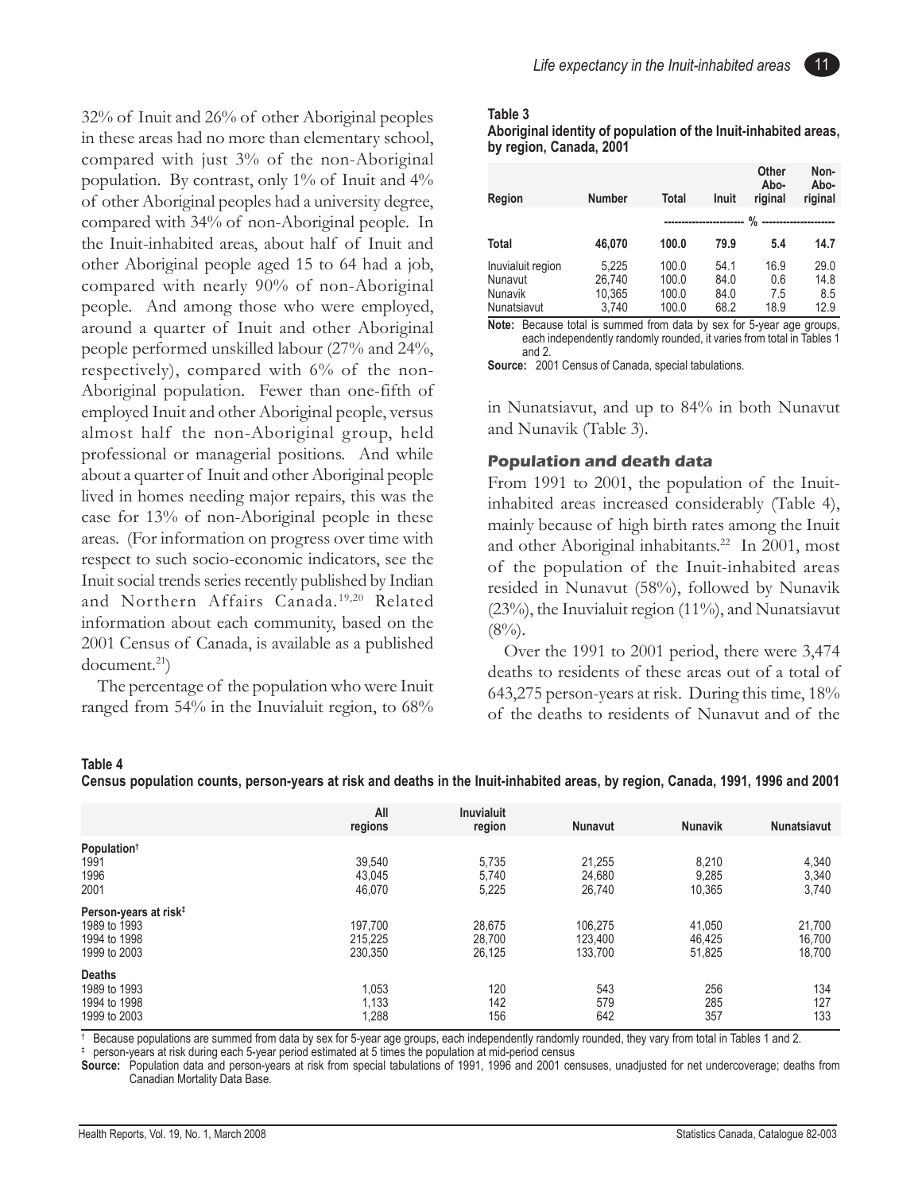32% of Inuit and 26% of other Aboriginal peoples in these areas had no more than elementary school, compared with just 3% of the non-Aboriginal population. By contrast, only 1% of Inuit and 4% of other Aboriginal peoples had a university degree, compared with 34% of non-Aboriginal people. In the Inuit-inhabited areas, about half of Inuit and other Aboriginal people aged 15 to 64 had a job, compared with nearly 90% of non-Aboriginal people. And among those who were employed, around a quarter of Inuit and other Aboriginal people performed unskilled labour (27% and 24%, respectively), compared with 6% of the non-Aboriginal population. Fewer than one-fifth of employed Inuit and other Aboriginal people, versus almost half the non-Aboriginal group, held professional or managerial positions. And while about a quarter of Inuit and other Aboriginal people lived in homes needing major repairs, this was the case for 13% of non-Aboriginal people in these areas. (For information on progress over time with respect to such socio-economic indicators, see the Inuit social trends series recently published by Indian and Northern Affairs Canada.[19,20] Related information about each community, based on the 2001 Census of Canada, is available as a published document.[21])

The percentage of the population who were Inuit ranged from 54% in the Inuvialuit region, to 68% in Nunatsiavut, and up to 84% in both Nunavut and Nunavik (Table 3).

**Table 3**
**Aboriginal identity of population of the Inuit-inhabited areas, by region, Canada, 2001**

| Region | Number | Total | Inuit | Other Abo-riginal | Non-Abo-riginal |
|---|---|---|---|---|---|
| | | % | | | |
| **Total** | **46,070** | **100.0** | **79.9** | **5.4** | **14.7** |
| Inuvialuit region | 5,225 | 100.0 | 54.1 | 16.9 | 29.0 |
| Nunavut | 26,740 | 100.0 | 84.0 | 0.6 | 14.8 |
| Nunavik | 10,365 | 100.0 | 84.0 | 7.5 | 8.5 |
| Nunatsiavut | 3,740 | 100.0 | 68.2 | 18.9 | 12.9 |

**Note:** Because total is summed from data by sex for 5-year age groups, each independently randomly rounded, it varies from total in Tables 1 and 2.
**Source:** 2001 Census of Canada, special tabulations.

### Population and death data

From 1991 to 2001, the population of the Inuit-inhabited areas increased considerably (Table 4), mainly because of high birth rates among the Inuit and other Aboriginal inhabitants.[22] In 2001, most of the population of the Inuit-inhabited areas resided in Nunavut (58%), followed by Nunavik (23%), the Inuvialuit region (11%), and Nunatsiavut (8%).

Over the 1991 to 2001 period, there were 3,474 deaths to residents of these areas out of a total of 643,275 person-years at risk. During this time, 18% of the deaths to residents of Nunavut and of the

**Table 4**
**Census population counts, person-years at risk and deaths in the Inuit-inhabited areas, by region, Canada, 1991, 1996 and 2001**

| | All regions | Inuvialuit region | Nunavut | Nunavik | Nunatsiavut |
|---|---|---|---|---|---|
| **Population†** | | | | | |
| 1991 | 39,540 | 5,735 | 21,255 | 8,210 | 4,340 |
| 1996 | 43,045 | 5,740 | 24,680 | 9,285 | 3,340 |
| 2001 | 46,070 | 5,225 | 26,740 | 10,365 | 3,740 |
| **Person-years at risk‡** | | | | | |
| 1989 to 1993 | 197,700 | 28,675 | 106,275 | 41,050 | 21,700 |
| 1994 to 1998 | 215,225 | 28,700 | 123,400 | 46,425 | 16,700 |
| 1999 to 2003 | 230,350 | 26,125 | 133,700 | 51,825 | 18,700 |
| **Deaths** | | | | | |
| 1989 to 1993 | 1,053 | 120 | 543 | 256 | 134 |
| 1994 to 1998 | 1,133 | 142 | 579 | 285 | 127 |
| 1999 to 2003 | 1,288 | 156 | 642 | 357 | 133 |

† Because populations are summed from data by sex for 5-year age groups, each independently randomly rounded, they vary from total in Tables 1 and 2.
‡ person-years at risk during each 5-year period estimated at 5 times the population at mid-period census
**Source:** Population data and person-years at risk from special tabulations of 1991, 1996 and 2001 censuses, unadjusted for net undercoverage; deaths from Canadian Mortality Data Base.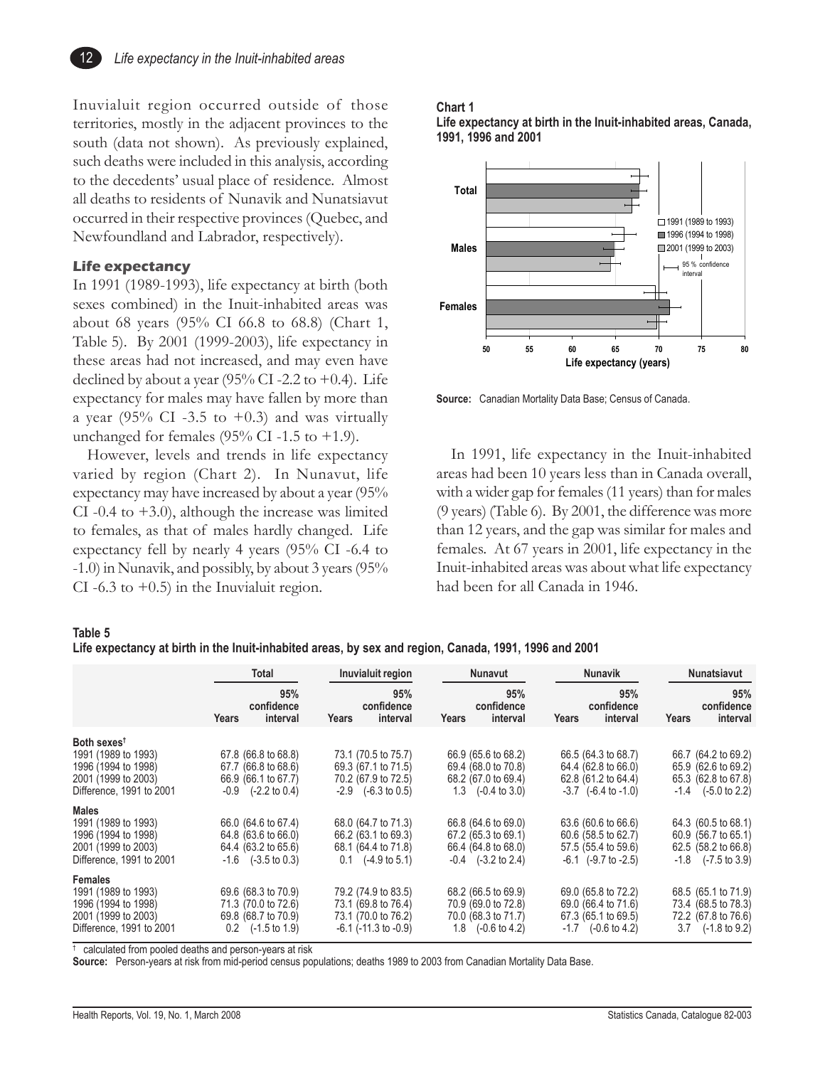Inuvialuit region occurred outside of those territories, mostly in the adjacent provinces to the south (data not shown). As previously explained, such deaths were included in this analysis, according to the decedents' usual place of residence. Almost all deaths to residents of Nunavik and Nunatsiavut occurred in their respective provinces (Quebec, and Newfoundland and Labrador, respectively).

### Life expectancy

In 1991 (1989-1993), life expectancy at birth (both sexes combined) in the Inuit-inhabited areas was about 68 years (95% CI 66.8 to 68.8) (Chart 1, Table 5). By 2001 (1999-2003), life expectancy in these areas had not increased, and may even have declined by about a year (95% CI -2.2 to +0.4). Life expectancy for males may have fallen by more than a year (95% CI -3.5 to +0.3) and was virtually unchanged for females (95% CI -1.5 to +1.9).

However, levels and trends in life expectancy varied by region (Chart 2). In Nunavut, life expectancy may have increased by about a year (95% CI -0.4 to +3.0), although the increase was limited to females, as that of males hardly changed. Life expectancy fell by nearly 4 years (95% CI -6.4 to -1.0) in Nunavik, and possibly, by about 3 years (95% CI -6.3 to +0.5) in the Inuvialuit region.

**Chart 1**
**Life expectancy at birth in the Inuit-inhabited areas, Canada, 1991, 1996 and 2001**

**Source:** Canadian Mortality Data Base; Census of Canada.

In 1991, life expectancy in the Inuit-inhabited areas had been 10 years less than in Canada overall, with a wider gap for females (11 years) than for males (9 years) (Table 6). By 2001, the difference was more than 12 years, and the gap was similar for males and females. At 67 years in 2001, life expectancy in the Inuit-inhabited areas was about what life expectancy had been for all Canada in 1946.

**Table 5**
**Life expectancy at birth in the Inuit-inhabited areas, by sex and region, Canada, 1991, 1996 and 2001**

| | Total | | Inuvialuit region | | Nunavut | | Nunavik | | Nunatsiavut | |
|---|---|---|---|---|---|---|---|---|---|---|
| | Years | 95% confidence interval | Years | 95% confidence interval | Years | 95% confidence interval | Years | 95% confidence interval | Years | 95% confidence interval |
| **Both sexes**† | | | | | | | | | | |
| 1991 (1989 to 1993) | 67.8 | (66.8 to 68.8) | 73.1 | (70.5 to 75.7) | 66.9 | (65.6 to 68.2) | 66.5 | (64.3 to 68.7) | 66.7 | (64.2 to 69.2) |
| 1996 (1994 to 1998) | 67.7 | (66.8 to 68.6) | 69.3 | (67.1 to 71.5) | 69.4 | (68.0 to 70.8) | 64.4 | (62.8 to 66.0) | 65.9 | (62.6 to 69.2) |
| 2001 (1999 to 2003) | 66.9 | (66.1 to 67.7) | 70.2 | (67.9 to 72.5) | 68.2 | (67.0 to 69.4) | 62.8 | (61.2 to 64.4) | 65.3 | (62.8 to 67.8) |
| Difference, 1991 to 2001 | -0.9 | (-2.2 to 0.4) | -2.9 | (-6.3 to 0.5) | 1.3 | (-0.4 to 3.0) | -3.7 | (-6.4 to -1.0) | -1.4 | (-5.0 to 2.2) |
| **Males** | | | | | | | | | | |
| 1991 (1989 to 1993) | 66.0 | (64.6 to 67.4) | 68.0 | (64.7 to 71.3) | 66.8 | (64.6 to 69.0) | 63.6 | (60.6 to 66.6) | 64.3 | (60.5 to 68.1) |
| 1996 (1994 to 1998) | 64.8 | (63.6 to 66.0) | 66.2 | (63.1 to 69.3) | 67.2 | (65.3 to 69.1) | 60.6 | (58.5 to 62.7) | 60.9 | (56.7 to 65.1) |
| 2001 (1999 to 2003) | 64.4 | (63.2 to 65.6) | 68.1 | (64.4 to 71.8) | 66.4 | (64.8 to 68.0) | 57.5 | (55.4 to 59.6) | 62.5 | (58.2 to 66.8) |
| Difference, 1991 to 2001 | -1.6 | (-3.5 to 0.3) | 0.1 | (-4.9 to 5.1) | -0.4 | (-3.2 to 2.4) | -6.1 | (-9.7 to -2.5) | -1.8 | (-7.5 to 3.9) |
| **Females** | | | | | | | | | | |
| 1991 (1989 to 1993) | 69.6 | (68.3 to 70.9) | 79.2 | (74.9 to 83.5) | 68.2 | (66.5 to 69.9) | 69.0 | (65.8 to 72.2) | 68.5 | (65.1 to 71.9) |
| 1996 (1994 to 1998) | 71.3 | (70.0 to 72.6) | 73.1 | (69.8 to 76.4) | 70.9 | (69.0 to 72.8) | 69.0 | (66.4 to 71.6) | 73.4 | (68.5 to 78.3) |
| 2001 (1999 to 2003) | 69.8 | (68.7 to 70.9) | 73.1 | (70.0 to 76.2) | 70.0 | (68.3 to 71.7) | 67.3 | (65.1 to 69.5) | 72.2 | (67.8 to 76.6) |
| Difference, 1991 to 2001 | 0.2 | (-1.5 to 1.9) | -6.1 | (-11.3 to -0.9) | 1.8 | (-0.6 to 4.2) | -1.7 | (-0.6 to 4.2) | 3.7 | (-1.8 to 9.2) |

† calculated from pooled deaths and person-years at risk

**Source:** Person-years at risk from mid-period census populations; deaths 1989 to 2003 from Canadian Mortality Data Base.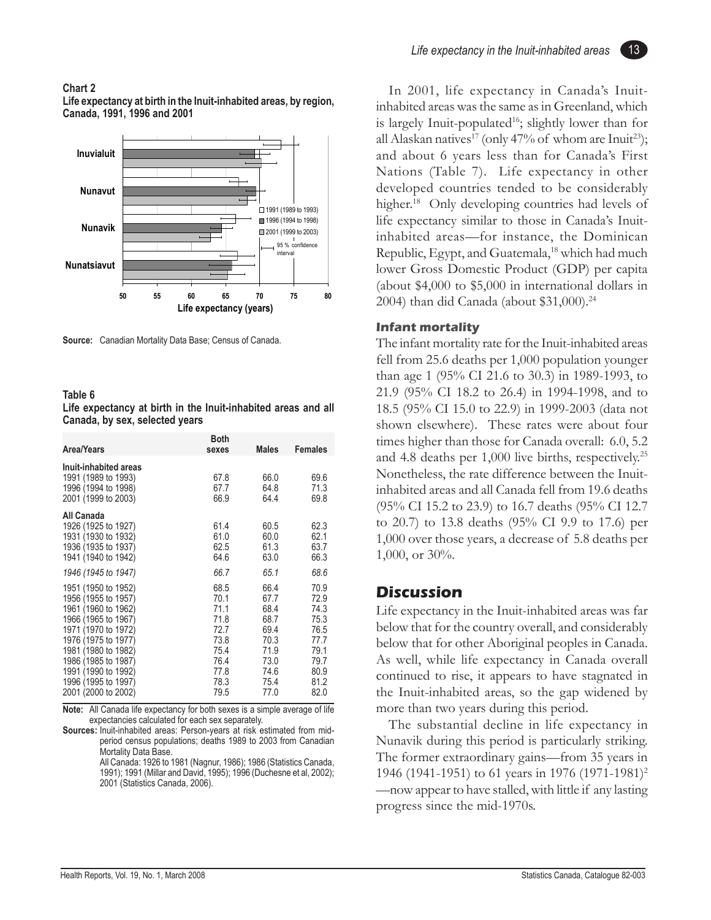**Chart 2**
**Life expectancy at birth in the Inuit-inhabited areas, by region, Canada, 1991, 1996 and 2001**

**Source:** Canadian Mortality Data Base; Census of Canada.

**Table 6**
**Life expectancy at birth in the Inuit-inhabited areas and all Canada, by sex, selected years**

| Area/Years | Both sexes | Males | Females |
|---|---|---|---|
| **Inuit-inhabited areas** | | | |
| 1991 (1989 to 1993) | 67.8 | 66.0 | 69.6 |
| 1996 (1994 to 1998) | 67.7 | 64.8 | 71.3 |
| 2001 (1999 to 2003) | 66.9 | 64.4 | 69.8 |
| **All Canada** | | | |
| 1926 (1925 to 1927) | 61.4 | 60.5 | 62.3 |
| 1931 (1930 to 1932) | 61.0 | 60.0 | 62.1 |
| 1936 (1935 to 1937) | 62.5 | 61.3 | 63.7 |
| 1941 (1940 to 1942) | 64.6 | 63.0 | 66.3 |
| *1946 (1945 to 1947)* | *66.7* | *65.1* | *68.6* |
| 1951 (1950 to 1952) | 68.5 | 66.4 | 70.9 |
| 1956 (1955 to 1957) | 70.1 | 67.7 | 72.9 |
| 1961 (1960 to 1962) | 71.1 | 68.4 | 74.3 |
| 1966 (1965 to 1967) | 71.8 | 68.7 | 75.3 |
| 1971 (1970 to 1972) | 72.7 | 69.4 | 76.5 |
| 1976 (1975 to 1977) | 73.8 | 70.3 | 77.7 |
| 1981 (1980 to 1982) | 75.4 | 71.9 | 79.1 |
| 1986 (1985 to 1987) | 76.4 | 73.0 | 79.7 |
| 1991 (1990 to 1992) | 77.8 | 74.6 | 80.9 |
| 1996 (1995 to 1997) | 78.3 | 75.4 | 81.2 |
| 2001 (2000 to 2002) | 79.5 | 77.0 | 82.0 |

**Note:** All Canada life expectancy for both sexes is a simple average of life expectancies calculated for each sex separately.
**Sources:** Inuit-inhabited areas: Person-years at risk estimated from mid-period census populations; deaths 1989 to 2003 from Canadian Mortality Data Base.
All Canada: 1926 to 1981 (Nagnur, 1986); 1986 (Statistics Canada, 1991); 1991 (Millar and David, 1995); 1996 (Duchesne et al, 2002); 2001 (Statistics Canada, 2006).

In 2001, life expectancy in Canada's Inuit-inhabited areas was the same as in Greenland, which is largely Inuit-populated[16]; slightly lower than for all Alaskan natives[17] (only 47% of whom are Inuit[23]); and about 6 years less than for Canada's First Nations (Table 7). Life expectancy in other developed countries tended to be considerably higher.[18] Only developing countries had levels of life expectancy similar to those in Canada's Inuit-inhabited areas—for instance, the Dominican Republic, Egypt, and Guatemala,[18] which had much lower Gross Domestic Product (GDP) per capita (about $4,000 to $5,000 in international dollars in 2004) than did Canada (about $31,000).[24]

### Infant mortality

The infant mortality rate for the Inuit-inhabited areas fell from 25.6 deaths per 1,000 population younger than age 1 (95% CI 21.6 to 30.3) in 1989-1993, to 21.9 (95% CI 18.2 to 26.4) in 1994-1998, and to 18.5 (95% CI 15.0 to 22.9) in 1999-2003 (data not shown elsewhere). These rates were about four times higher than those for Canada overall: 6.0, 5.2 and 4.8 deaths per 1,000 live births, respectively.[25] Nonetheless, the rate difference between the Inuit-inhabited areas and all Canada fell from 19.6 deaths (95% CI 15.2 to 23.9) to 16.7 deaths (95% CI 12.7 to 20.7) to 13.8 deaths (95% CI 9.9 to 17.6) per 1,000 over those years, a decrease of 5.8 deaths per 1,000, or 30%.

## Discussion

Life expectancy in the Inuit-inhabited areas was far below that for the country overall, and considerably below that for other Aboriginal peoples in Canada. As well, while life expectancy in Canada overall continued to rise, it appears to have stagnated in the Inuit-inhabited areas, so the gap widened by more than two years during this period.

The substantial decline in life expectancy in Nunavik during this period is particularly striking. The former extraordinary gains—from 35 years in 1946 (1941-1951) to 61 years in 1976 (1971-1981)[2] —now appear to have stalled, with little if any lasting progress since the mid-1970s.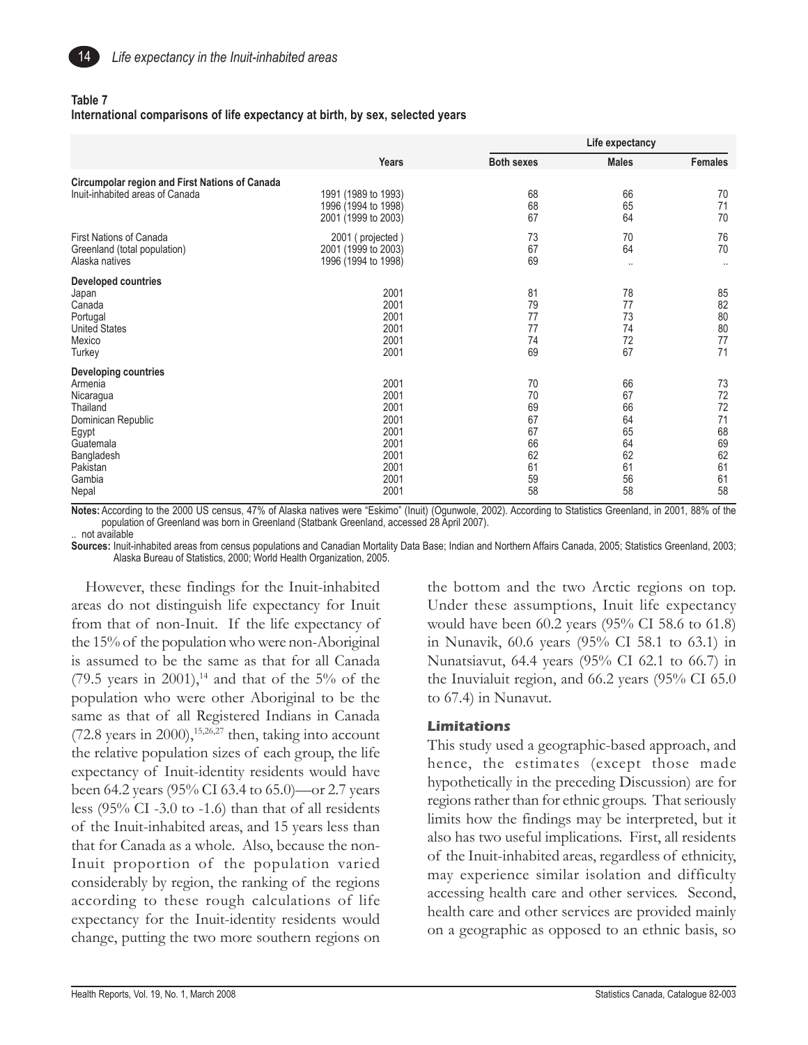**Table 7**
**International comparisons of life expectancy at birth, by sex, selected years**

| | Years | Life expectancy | | |
|---|---|---|---|---|
| | | Both sexes | Males | Females |
| **Circumpolar region and First Nations of Canada** | | | | |
| Inuit-inhabited areas of Canada | 1991 (1989 to 1993) | 68 | 66 | 70 |
| | 1996 (1994 to 1998) | 68 | 65 | 71 |
| | 2001 (1999 to 2003) | 67 | 64 | 70 |
| First Nations of Canada | 2001 ( projected ) | 73 | 70 | 76 |
| Greenland (total population) | 2001 (1999 to 2003) | 67 | 64 | 70 |
| Alaska natives | 1996 (1994 to 1998) | 69 | .. | .. |
| **Developed countries** | | | | |
| Japan | 2001 | 81 | 78 | 85 |
| Canada | 2001 | 79 | 77 | 82 |
| Portugal | 2001 | 77 | 73 | 80 |
| United States | 2001 | 77 | 74 | 80 |
| Mexico | 2001 | 74 | 72 | 77 |
| Turkey | 2001 | 69 | 67 | 71 |
| **Developing countries** | | | | |
| Armenia | 2001 | 70 | 66 | 73 |
| Nicaragua | 2001 | 70 | 67 | 72 |
| Thailand | 2001 | 69 | 66 | 72 |
| Dominican Republic | 2001 | 67 | 64 | 71 |
| Egypt | 2001 | 67 | 65 | 68 |
| Guatemala | 2001 | 66 | 64 | 69 |
| Bangladesh | 2001 | 62 | 62 | 62 |
| Pakistan | 2001 | 61 | 61 | 61 |
| Gambia | 2001 | 59 | 56 | 61 |
| Nepal | 2001 | 58 | 58 | 58 |

**Notes:** According to the 2000 US census, 47% of Alaska natives were "Eskimo" (Inuit) (Ogunwole, 2002). According to Statistics Greenland, in 2001, 88% of the population of Greenland was born in Greenland (Statbank Greenland, accessed 28 April 2007).

.. not available

**Sources:** Inuit-inhabited areas from census populations and Canadian Mortality Data Base; Indian and Northern Affairs Canada, 2005; Statistics Greenland, 2003; Alaska Bureau of Statistics, 2000; World Health Organization, 2005.

However, these findings for the Inuit-inhabited areas do not distinguish life expectancy for Inuit from that of non-Inuit. If the life expectancy of the 15% of the population who were non-Aboriginal is assumed to be the same as that for all Canada (79.5 years in 2001),[14] and that of the 5% of the population who were other Aboriginal to be the same as that of all Registered Indians in Canada (72.8 years in 2000),[15,26,27] then, taking into account the relative population sizes of each group, the life expectancy of Inuit-identity residents would have been 64.2 years (95% CI 63.4 to 65.0)—or 2.7 years less (95% CI -3.0 to -1.6) than that of all residents of the Inuit-inhabited areas, and 15 years less than that for Canada as a whole. Also, because the non-Inuit proportion of the population varied considerably by region, the ranking of the regions according to these rough calculations of life expectancy for the Inuit-identity residents would change, putting the two more southern regions on the bottom and the two Arctic regions on top. Under these assumptions, Inuit life expectancy would have been 60.2 years (95% CI 58.6 to 61.8) in Nunavik, 60.6 years (95% CI 58.1 to 63.1) in Nunatsiavut, 64.4 years (95% CI 62.1 to 66.7) in the Inuvialuit region, and 66.2 years (95% CI 65.0 to 67.4) in Nunavut.

### Limitations

This study used a geographic-based approach, and hence, the estimates (except those made hypothetically in the preceding Discussion) are for regions rather than for ethnic groups. That seriously limits how the findings may be interpreted, but it also has two useful implications. First, all residents of the Inuit-inhabited areas, regardless of ethnicity, may experience similar isolation and difficulty accessing health care and other services. Second, health care and other services are provided mainly on a geographic as opposed to an ethnic basis, so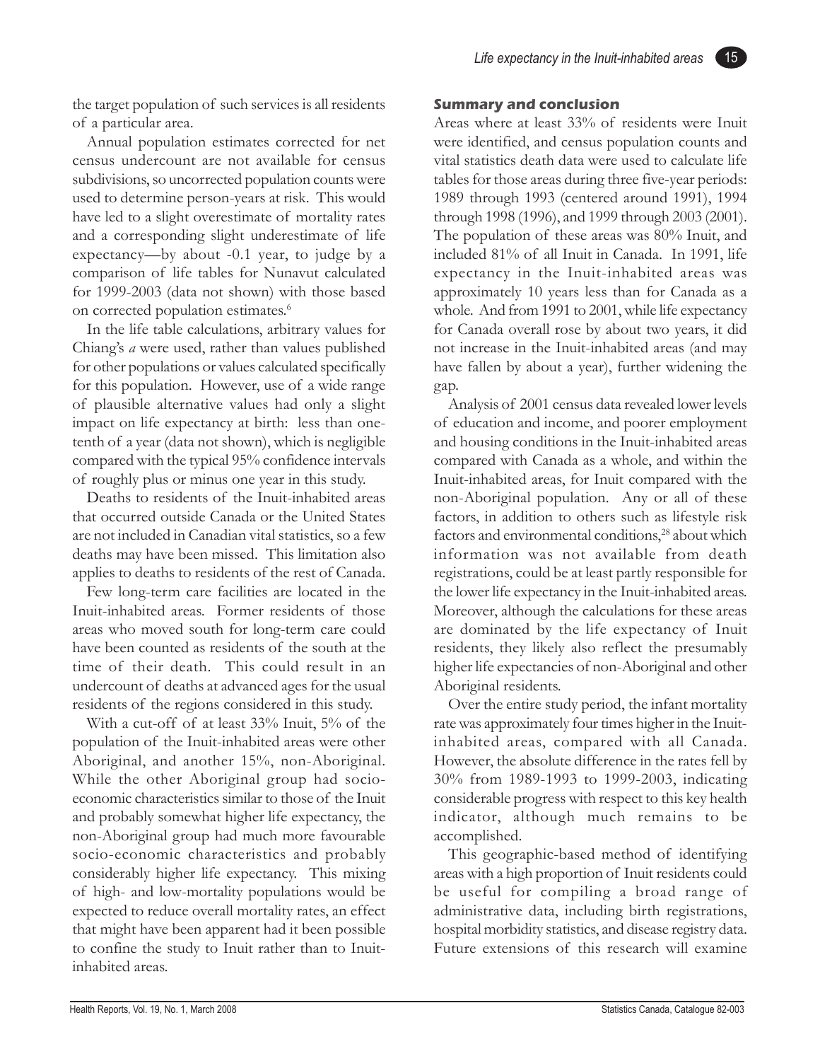the target population of such services is all residents of a particular area.

Annual population estimates corrected for net census undercount are not available for census subdivisions, so uncorrected population counts were used to determine person-years at risk. This would have led to a slight overestimate of mortality rates and a corresponding slight underestimate of life expectancy—by about -0.1 year, to judge by a comparison of life tables for Nunavut calculated for 1999-2003 (data not shown) with those based on corrected population estimates.[6]

In the life table calculations, arbitrary values for Chiang's *a* were used, rather than values published for other populations or values calculated specifically for this population. However, use of a wide range of plausible alternative values had only a slight impact on life expectancy at birth: less than one-tenth of a year (data not shown), which is negligible compared with the typical 95% confidence intervals of roughly plus or minus one year in this study.

Deaths to residents of the Inuit-inhabited areas that occurred outside Canada or the United States are not included in Canadian vital statistics, so a few deaths may have been missed. This limitation also applies to deaths to residents of the rest of Canada.

Few long-term care facilities are located in the Inuit-inhabited areas. Former residents of those areas who moved south for long-term care could have been counted as residents of the south at the time of their death. This could result in an undercount of deaths at advanced ages for the usual residents of the regions considered in this study.

With a cut-off of at least 33% Inuit, 5% of the population of the Inuit-inhabited areas were other Aboriginal, and another 15%, non-Aboriginal. While the other Aboriginal group had socio-economic characteristics similar to those of the Inuit and probably somewhat higher life expectancy, the non-Aboriginal group had much more favourable socio-economic characteristics and probably considerably higher life expectancy. This mixing of high- and low-mortality populations would be expected to reduce overall mortality rates, an effect that might have been apparent had it been possible to confine the study to Inuit rather than to Inuit-inhabited areas.

## Summary and conclusion

Areas where at least 33% of residents were Inuit were identified, and census population counts and vital statistics death data were used to calculate life tables for those areas during three five-year periods: 1989 through 1993 (centered around 1991), 1994 through 1998 (1996), and 1999 through 2003 (2001). The population of these areas was 80% Inuit, and included 81% of all Inuit in Canada. In 1991, life expectancy in the Inuit-inhabited areas was approximately 10 years less than for Canada as a whole. And from 1991 to 2001, while life expectancy for Canada overall rose by about two years, it did not increase in the Inuit-inhabited areas (and may have fallen by about a year), further widening the gap.

Analysis of 2001 census data revealed lower levels of education and income, and poorer employment and housing conditions in the Inuit-inhabited areas compared with Canada as a whole, and within the Inuit-inhabited areas, for Inuit compared with the non-Aboriginal population. Any or all of these factors, in addition to others such as lifestyle risk factors and environmental conditions,[28] about which information was not available from death registrations, could be at least partly responsible for the lower life expectancy in the Inuit-inhabited areas. Moreover, although the calculations for these areas are dominated by the life expectancy of Inuit residents, they likely also reflect the presumably higher life expectancies of non-Aboriginal and other Aboriginal residents.

Over the entire study period, the infant mortality rate was approximately four times higher in the Inuit-inhabited areas, compared with all Canada. However, the absolute difference in the rates fell by 30% from 1989-1993 to 1999-2003, indicating considerable progress with respect to this key health indicator, although much remains to be accomplished.

This geographic-based method of identifying areas with a high proportion of Inuit residents could be useful for compiling a broad range of administrative data, including birth registrations, hospital morbidity statistics, and disease registry data. Future extensions of this research will examine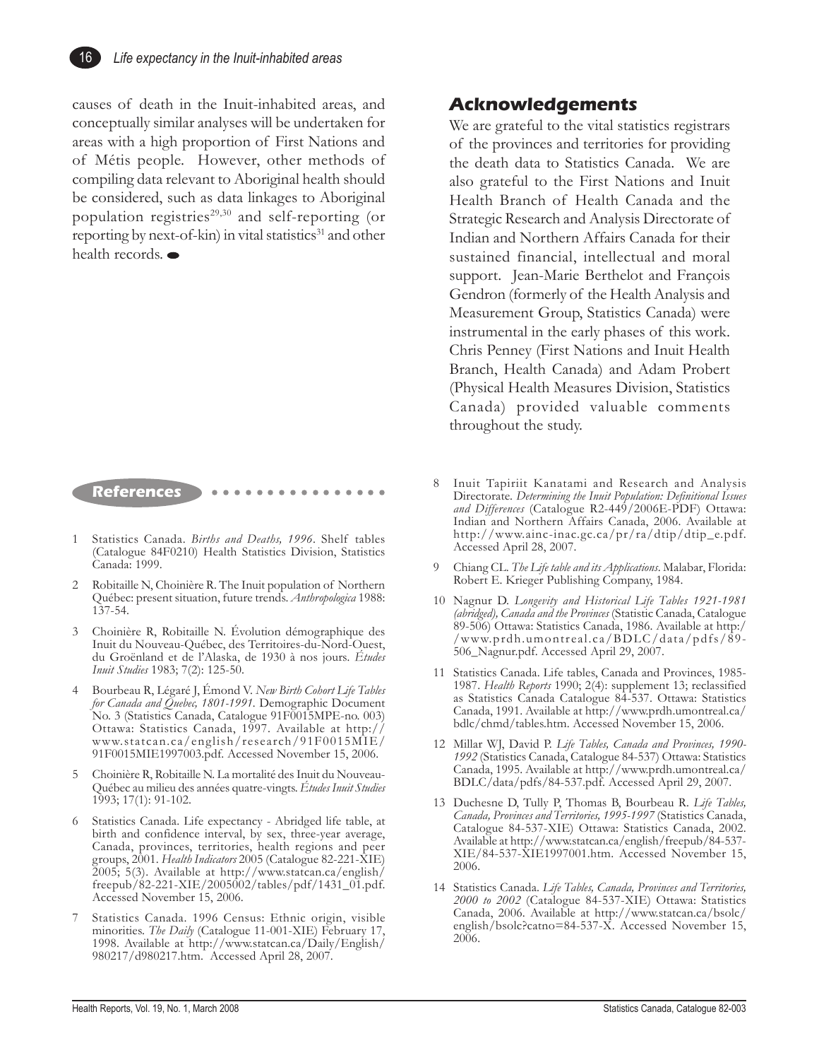causes of death in the Inuit-inhabited areas, and conceptually similar analyses will be undertaken for areas with a high proportion of First Nations and of Métis people. However, other methods of compiling data relevant to Aboriginal health should be considered, such as data linkages to Aboriginal population registries[29,30] and self-reporting (or reporting by next-of-kin) in vital statistics[31] and other health records.

## Acknowledgements

We are grateful to the vital statistics registrars of the provinces and territories for providing the death data to Statistics Canada. We are also grateful to the First Nations and Inuit Health Branch of Health Canada and the Strategic Research and Analysis Directorate of Indian and Northern Affairs Canada for their sustained financial, intellectual and moral support. Jean-Marie Berthelot and François Gendron (formerly of the Health Analysis and Measurement Group, Statistics Canada) were instrumental in the early phases of this work. Chris Penney (First Nations and Inuit Health Branch, Health Canada) and Adam Probert (Physical Health Measures Division, Statistics Canada) provided valuable comments throughout the study.

## References

1. Statistics Canada. *Births and Deaths, 1996*. Shelf tables (Catalogue 84F0210) Health Statistics Division, Statistics Canada: 1999.
2. Robitaille N, Choinière R. The Inuit population of Northern Québec: present situation, future trends. *Anthropologica* 1988: 137-54.
3. Choinière R, Robitaille N. Évolution démographique des Inuit du Nouveau-Québec, des Territoires-du-Nord-Ouest, du Groënland et de l'Alaska, de 1930 à nos jours. *Études Inuit Studies* 1983; 7(2): 125-50.
4. Bourbeau R, Légaré J, Émond V. *New Birth Cohort Life Tables for Canada and Quebec, 1801-1991.* Demographic Document No. 3 (Statistics Canada, Catalogue 91F0015MPE-no. 003) Ottawa: Statistics Canada, 1997. Available at http://www.statcan.ca/english/research/91F0015MIE/91F0015MIE1997003.pdf. Accessed November 15, 2006.
5. Choinière R, Robitaille N. La mortalité des Inuit du Nouveau-Québec au milieu des années quatre-vingts. *Études Inuit Studies* 1993; 17(1): 91-102.
6. Statistics Canada. Life expectancy - Abridged life table, at birth and confidence interval, by sex, three-year average, Canada, provinces, territories, health regions and peer groups, 2001. *Health Indicators* 2005 (Catalogue 82-221-XIE) 2005; 5(3). Available at http://www.statcan.ca/english/freepub/82-221-XIE/2005002/tables/pdf/1431_01.pdf. Accessed November 15, 2006.
7. Statistics Canada. 1996 Census: Ethnic origin, visible minorities. *The Daily* (Catalogue 11-001-XIE) February 17, 1998. Available at http://www.statcan.ca/Daily/English/980217/d980217.htm. Accessed April 28, 2007.
8. Inuit Tapiriit Kanatami and Research and Analysis Directorate. *Determining the Inuit Population: Definitional Issues and Differences* (Catalogue R2-449/2006E-PDF) Ottawa: Indian and Northern Affairs Canada, 2006. Available at http://www.ainc-inac.gc.ca/pr/ra/dtip/dtip_e.pdf. Accessed April 28, 2007.
9. Chiang CL. *The Life table and its Applications*. Malabar, Florida: Robert E. Krieger Publishing Company, 1984.
10. Nagnur D. *Longevity and Historical Life Tables 1921-1981 (abridged), Canada and the Provinces* (Statistic Canada, Catalogue 89-506) Ottawa: Statistics Canada, 1986. Available at http://www.prdh.umontreal.ca/BDLC/data/pdfs/89-506_Nagnur.pdf. Accessed April 29, 2007.
11. Statistics Canada. Life tables, Canada and Provinces, 1985-1987. *Health Reports* 1990; 2(4): supplement 13; reclassified as Statistics Canada Catalogue 84-537. Ottawa: Statistics Canada, 1991. Available at http://www.prdh.umontreal.ca/bdlc/chmd/tables.htm. Accessed November 15, 2006.
12. Millar WJ, David P. *Life Tables, Canada and Provinces, 1990-1992* (Statistics Canada, Catalogue 84-537) Ottawa: Statistics Canada, 1995. Available at http://www.prdh.umontreal.ca/BDLC/data/pdfs/84-537.pdf. Accessed April 29, 2007.
13. Duchesne D, Tully P, Thomas B, Bourbeau R. *Life Tables, Canada, Provinces and Territories, 1995-1997* (Statistics Canada, Catalogue 84-537-XIE) Ottawa: Statistics Canada, 2002. Available at http://www.statcan.ca/english/freepub/84-537-XIE/84-537-XIE1997001.htm. Accessed November 15, 2006.
14. Statistics Canada. *Life Tables, Canada, Provinces and Territories, 2000 to 2002* (Catalogue 84-537-XIE) Ottawa: Statistics Canada, 2006. Available at http://www.statcan.ca/bsolc/english/bsolc?catno=84-537-X. Accessed November 15, 2006.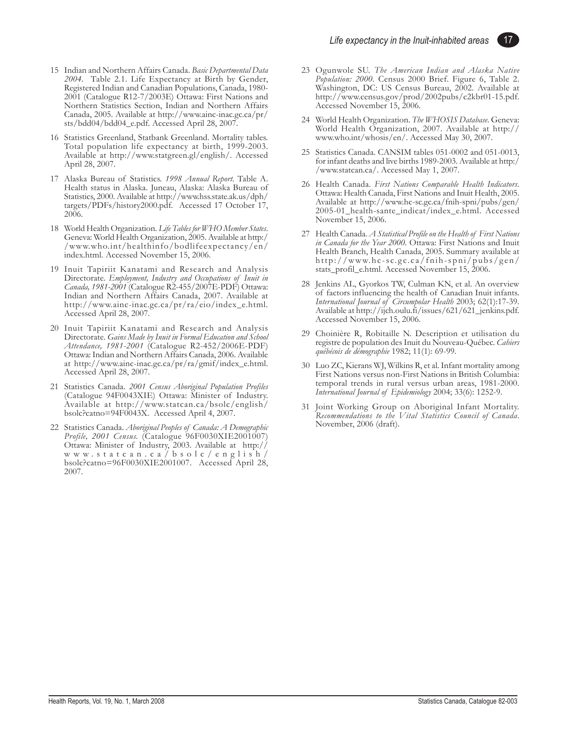15. Indian and Northern Affairs Canada. *Basic Departmental Data 2004*. Table 2.1. Life Expectancy at Birth by Gender, Registered Indian and Canadian Populations, Canada, 1980-2001 (Catalogue R12-7/2003E) Ottawa: First Nations and Northern Statistics Section, Indian and Northern Affairs Canada, 2005. Available at http://www.ainc-inac.gc.ca/pr/sts/bdd04/bdd04_e.pdf. Accessed April 28, 2007.

16. Statistics Greenland, Statbank Greenland. Mortality tables. Total population life expectancy at birth, 1999-2003. Available at http://www.statgreen.gl/english/. Accessed April 28, 2007.

17. Alaska Bureau of Statistics. *1998 Annual Report*. Table A. Health status in Alaska. Juneau, Alaska: Alaska Bureau of Statistics, 2000. Available at http://www.hss.state.ak.us/dph/targets/PDFs/history2000.pdf. Accessed 17 October 17, 2006.

18. World Health Organization. *Life Tables for WHO Member States*. Geneva: World Health Organization, 2005. Available at http://www.who.int/healthinfo/bodlifeexpectancy/en/index.html. Accessed November 15, 2006.

19. Inuit Tapiriit Kanatami and Research and Analysis Directorate. *Employment, Industry and Occupations of Inuit in Canada, 1981-2001* (Catalogue R2-455/2007E-PDF) Ottawa: Indian and Northern Affairs Canada, 2007. Available at http://www.ainc-inac.gc.ca/pr/ra/eio/index_e.html. Accessed April 28, 2007.

20. Inuit Tapiriit Kanatami and Research and Analysis Directorate. *Gains Made by Inuit in Formal Education and School Attendance, 1981-2001* (Catalogue R2-452/2006E-PDF) Ottawa: Indian and Northern Affairs Canada, 2006. Available at http://www.ainc-inac.gc.ca/pr/ra/gmif/index_e.html. Accessed April 28, 2007.

21. Statistics Canada. *2001 Census Aboriginal Population Profiles* (Catalogue 94F0043XIE) Ottawa: Minister of Industry. Available at http://www.statcan.ca/bsolc/english/bsolc?catno=94F0043X. Accessed April 4, 2007.

22. Statistics Canada. *Aboriginal Peoples of Canada: A Demographic Profile, 2001 Census*. (Catalogue 96F0030XIE2001007) Ottawa: Minister of Industry, 2003. Available at http://www.statcan.ca/bsolc/english/bsolc?catno=96F0030XIE2001007. Accessed April 28, 2007.

23. Ogunwole SU. *The American Indian and Alaska Native Population: 2000*. Census 2000 Brief. Figure 6, Table 2. Washington, DC: US Census Bureau, 2002. Available at http://www.census.gov/prod/2002pubs/c2kbr01-15.pdf. Accessed November 15, 2006.

24. World Health Organization. *The WHOSIS Database*. Geneva: World Health Organization, 2007. Available at http://www.who.int/whosis/en/. Accessed May 30, 2007.

25. Statistics Canada. CANSIM tables 051-0002 and 051-0013, for infant deaths and live births 1989-2003. Available at http://www.statcan.ca/. Accessed May 1, 2007.

26. Health Canada. *First Nations Comparable Health Indicators*. Ottawa: Health Canada, First Nations and Inuit Health, 2005. Available at http://www.hc-sc.gc.ca/fnih-spni/pubs/gen/2005-01_health-sante_indicat/index_e.html. Accessed November 15, 2006.

27. Health Canada. *A Statistical Profile on the Health of First Nations in Canada for the Year 2000*. Ottawa: First Nations and Inuit Health Branch, Health Canada, 2005. Summary available at http://www.hc-sc.gc.ca/fnih-spni/pubs/gen/stats_profil_e.html. Accessed November 15, 2006.

28. Jenkins AL, Gyorkos TW, Culman KN, et al. An overview of factors influencing the health of Canadian Inuit infants. *International Journal of Circumpolar Health* 2003; 62(1):17-39. Available at http://ijch.oulu.fi/issues/621/621_jenkins.pdf. Accessed November 15, 2006.

29. Choinière R, Robitaille N. Description et utilisation du registre de population des Inuit du Nouveau-Québec. *Cahiers québécois de démographie* 1982; 11(1): 69-99.

30. Luo ZC, Kierans WJ, Wilkins R, et al. Infant mortality among First Nations versus non-First Nations in British Columbia: temporal trends in rural versus urban areas, 1981-2000. *International Journal of Epidemiology* 2004; 33(6): 1252-9.

31. Joint Working Group on Aboriginal Infant Mortality. *Recommendations to the Vital Statistics Council of Canada*. November, 2006 (draft).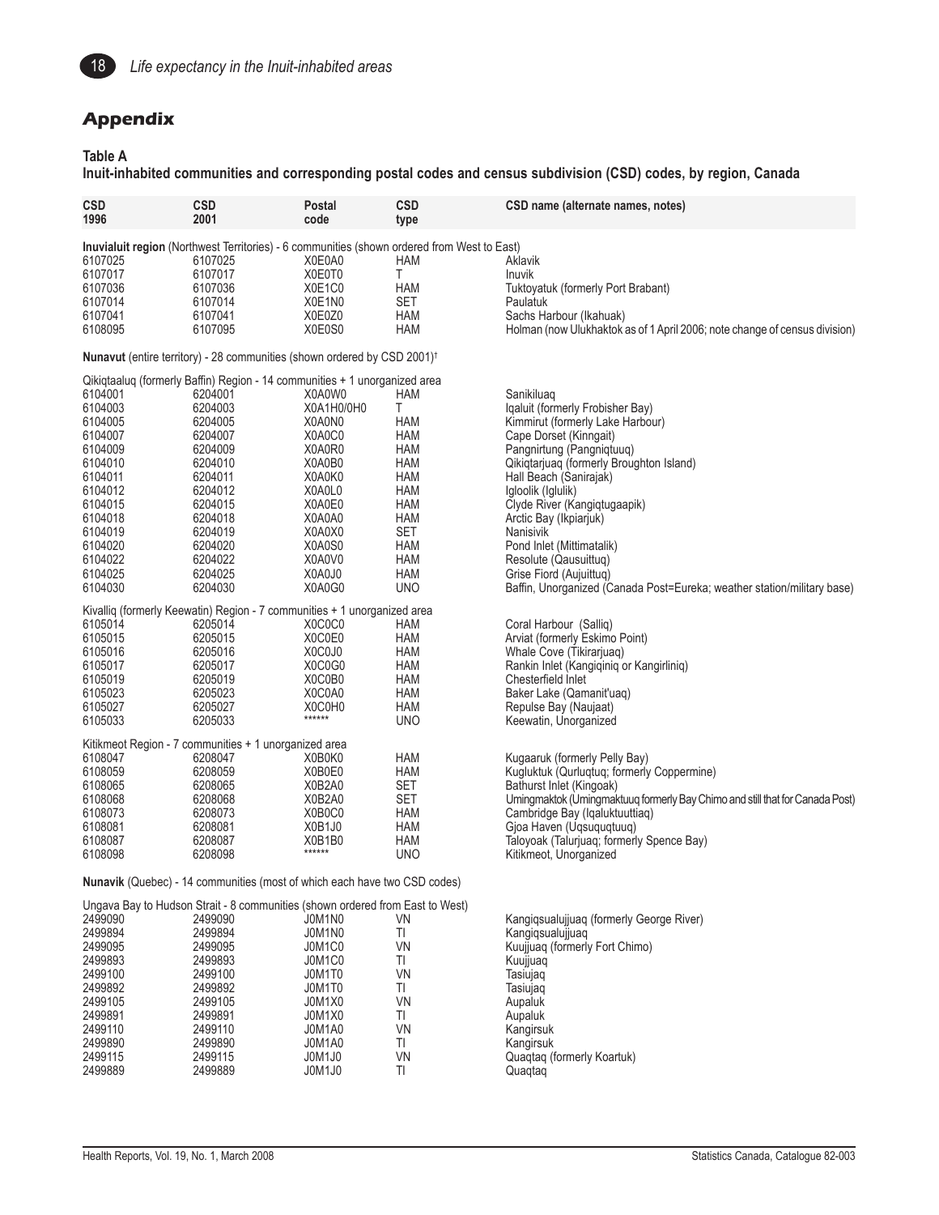## Appendix

**Table A**
**Inuit-inhabited communities and corresponding postal codes and census subdivision (CSD) codes, by region, Canada**

| CSD 1996 | CSD 2001 | Postal code | CSD type | CSD name (alternate names, notes) |
|---|---|---|---|---|
| **Inuvialuit region** (Northwest Territories) - 6 communities (shown ordered from West to East) | | | | |
| 6107025 | 6107025 | X0E0A0 | HAM | Aklavik |
| 6107017 | 6107017 | X0E0T0 | T | Inuvik |
| 6107036 | 6107036 | X0E1C0 | HAM | Tuktoyatuk (formerly Port Brabant) |
| 6107014 | 6107014 | X0E1N0 | SET | Paulatuk |
| 6107041 | 6107041 | X0E0Z0 | HAM | Sachs Harbour (Ikahuak) |
| 6108095 | 6107095 | X0E0S0 | HAM | Holman (now Ulukhaktok as of 1 April 2006; note change of census division) |
| **Nunavut** (entire territory) - 28 communities (shown ordered by CSD 2001)† | | | | |
| Qikiqtaaluq (formerly Baffin) Region - 14 communities + 1 unorganized area | | | | |
| 6104001 | 6204001 | X0A0W0 | HAM | Sanikiluaq |
| 6104003 | 6204003 | X0A1H0/0H0 | T | Iqaluit (formerly Frobisher Bay) |
| 6104005 | 6204005 | X0A0N0 | HAM | Kimmirut (formerly Lake Harbour) |
| 6104007 | 6204007 | X0A0C0 | HAM | Cape Dorset (Kinngait) |
| 6104009 | 6204009 | X0A0R0 | HAM | Pangnirtung (Pangniqtuuq) |
| 6104010 | 6204010 | X0A0B0 | HAM | Qikiqtarjuaq (formerly Broughton Island) |
| 6104011 | 6204011 | X0A0K0 | HAM | Hall Beach (Sanirajak) |
| 6104012 | 6204012 | X0A0L0 | HAM | Igloolik (Iglulik) |
| 6104015 | 6204015 | X0A0E0 | HAM | Clyde River (Kangiqtugaapik) |
| 6104018 | 6204018 | X0A0A0 | HAM | Arctic Bay (Ikpiarjuk) |
| 6104019 | 6204019 | X0A0X0 | SET | Nanisivik |
| 6104020 | 6204020 | X0A0S0 | HAM | Pond Inlet (Mittimatalik) |
| 6104022 | 6204022 | X0A0V0 | HAM | Resolute (Qausuittuq) |
| 6104025 | 6204025 | X0A0J0 | HAM | Grise Fiord (Aujuittuq) |
| 6104030 | 6204030 | X0A0G0 | UNO | Baffin, Unorganized (Canada Post=Eureka; weather station/military base) |
| Kivalliq (formerly Keewatin) Region - 7 communities + 1 unorganized area | | | | |
| 6105014 | 6205014 | X0C0C0 | HAM | Coral Harbour (Salliq) |
| 6105015 | 6205015 | X0C0E0 | HAM | Arviat (formerly Eskimo Point) |
| 6105016 | 6205016 | X0C0J0 | HAM | Whale Cove (Tikirarjuaq) |
| 6105017 | 6205017 | X0C0G0 | HAM | Rankin Inlet (Kangiqiniq or Kangirliniq) |
| 6105019 | 6205019 | X0C0B0 | HAM | Chesterfield Inlet |
| 6105023 | 6205023 | X0C0A0 | HAM | Baker Lake (Qamanit'uaq) |
| 6105027 | 6205027 | X0C0H0 | HAM | Repulse Bay (Naujaat) |
| 6105033 | 6205033 | ****** | UNO | Keewatin, Unorganized |
| Kitikmeot Region - 7 communities + 1 unorganized area | | | | |
| 6108047 | 6208047 | X0B0K0 | HAM | Kugaaruk (formerly Pelly Bay) |
| 6108059 | 6208059 | X0B0E0 | HAM | Kugluktuk (Qurluqtuq; formerly Coppermine) |
| 6108065 | 6208065 | X0B2A0 | SET | Bathurst Inlet (Kingoak) |
| 6108068 | 6208068 | X0B2A0 | SET | Umingmaktok (Umingmaktuuq formerly Bay Chimo and still that for Canada Post) |
| 6108073 | 6208073 | X0B0C0 | HAM | Cambridge Bay (Iqaluktuuttiaq) |
| 6108081 | 6208081 | X0B1J0 | HAM | Gjoa Haven (Uqsuqtuuq) |
| 6108087 | 6208087 | X0B1B0 | HAM | Taloyoak (Talurjuaq; formerly Spence Bay) |
| 6108098 | 6208098 | ****** | UNO | Kitikmeot, Unorganized |
| **Nunavik** (Quebec) - 14 communities (most of which each have two CSD codes) | | | | |
| Ungava Bay to Hudson Strait - 8 communities (shown ordered from East to West) | | | | |
| 2499090 | 2499090 | J0M1N0 | VN | Kangiqsualujjuaq (formerly George River) |
| 2499894 | 2499894 | J0M1N0 | TI | Kangiqsualujjuaq |
| 2499095 | 2499095 | J0M1C0 | VN | Kuujjuaq (formerly Fort Chimo) |
| 2499893 | 2499893 | J0M1C0 | TI | Kuujjuaq |
| 2499100 | 2499100 | J0M1T0 | VN | Tasiujaq |
| 2499892 | 2499892 | J0M1T0 | TI | Tasiujaq |
| 2499105 | 2499105 | J0M1X0 | VN | Aupaluk |
| 2499891 | 2499891 | J0M1X0 | TI | Aupaluk |
| 2499110 | 2499110 | J0M1A0 | VN | Kangirsuk |
| 2499890 | 2499890 | J0M1A0 | TI | Kangirsuk |
| 2499115 | 2499115 | J0M1J0 | VN | Quaqtaq (formerly Koartuk) |
| 2499889 | 2499889 | J0M1J0 | TI | Quaqtaq |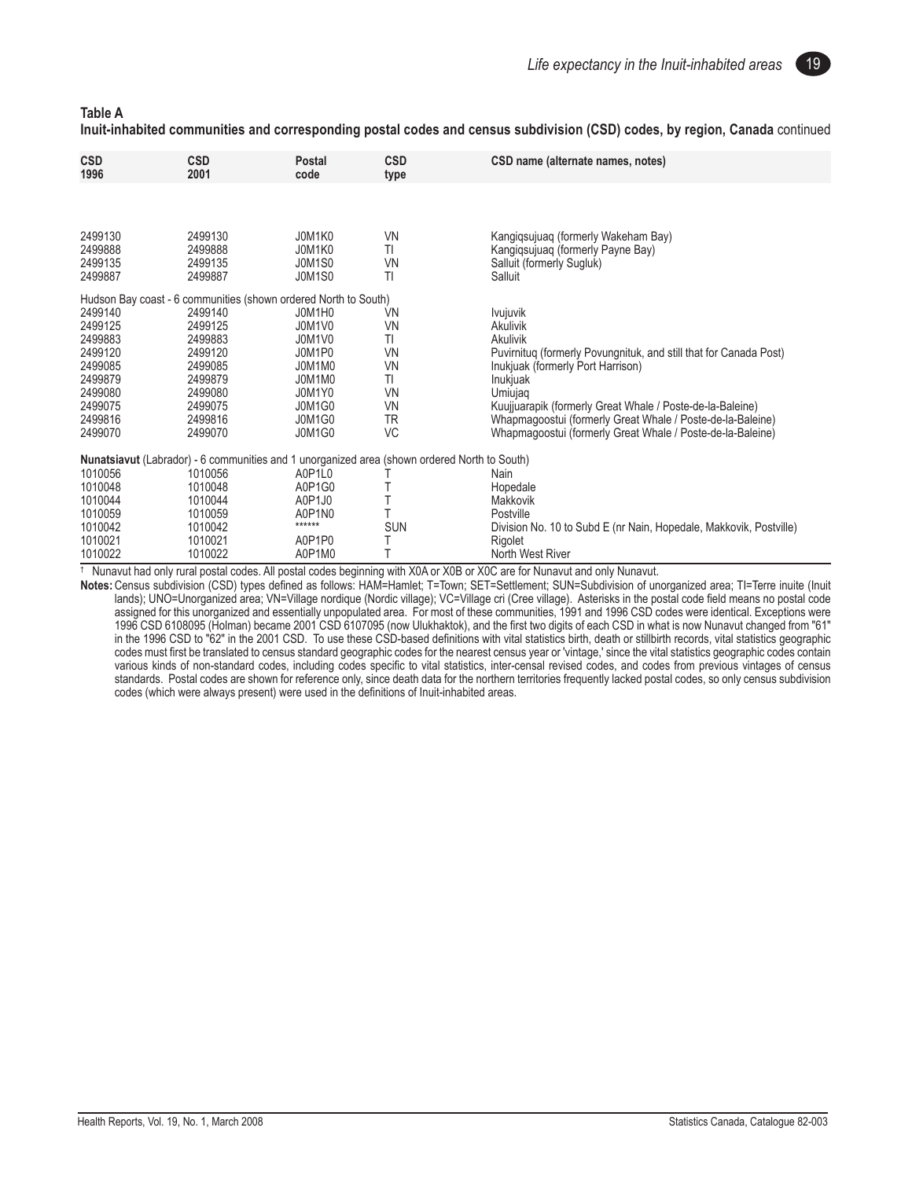**Table A**
**Inuit-inhabited communities and corresponding postal codes and census subdivision (CSD) codes, by region, Canada** continued

| CSD 1996 | CSD 2001 | Postal code | CSD type | CSD name (alternate names, notes) |
|---|---|---|---|---|
| 2499130 | 2499130 | J0M1K0 | VN | Kangiqsujuaq (formerly Wakeham Bay) |
| 2499888 | 2499888 | J0M1K0 | TI | Kangiqsujuaq (formerly Payne Bay) |
| 2499135 | 2499135 | J0M1S0 | VN | Salluit (formerly Sugluk) |
| 2499887 | 2499887 | J0M1S0 | TI | Salluit |
| Hudson Bay coast - 6 communities (shown ordered North to South) | | | | |
| 2499140 | 2499140 | J0M1H0 | VN | Ivujuvik |
| 2499125 | 2499125 | J0M1V0 | VN | Akulivik |
| 2499883 | 2499883 | J0M1V0 | TI | Akulivik |
| 2499120 | 2499120 | J0M1P0 | VN | Puvirnituq (formerly Povungnituk, and still that for Canada Post) |
| 2499085 | 2499085 | J0M1M0 | VN | Inukjuak (formerly Port Harrison) |
| 2499879 | 2499879 | J0M1M0 | TI | Inukjuak |
| 2499080 | 2499080 | J0M1Y0 | VN | Umiujaq |
| 2499075 | 2499075 | J0M1G0 | VN | Kuujjuarapik (formerly Great Whale / Poste-de-la-Baleine) |
| 2499816 | 2499816 | J0M1G0 | TR | Whapmagoostui (formerly Great Whale / Poste-de-la-Baleine) |
| 2499070 | 2499070 | J0M1G0 | VC | Whapmagoostui (formerly Great Whale / Poste-de-la-Baleine) |
| **Nunatsiavut** (Labrador) - 6 communities and 1 unorganized area (shown ordered North to South) | | | | |
| 1010056 | 1010056 | A0P1L0 | T | Nain |
| 1010048 | 1010048 | A0P1G0 | T | Hopedale |
| 1010044 | 1010044 | A0P1J0 | T | Makkovik |
| 1010059 | 1010059 | A0P1N0 | T | Postville |
| 1010042 | 1010042 | ****** | SUN | Division No. 10 to Subd E (nr Nain, Hopedale, Makkovik, Postville) |
| 1010021 | 1010021 | A0P1P0 | T | Rigolet |
| 1010022 | 1010022 | A0P1M0 | T | North West River |

† Nunavut had only rural postal codes. All postal codes beginning with X0A or X0B or X0C are for Nunavut and only Nunavut.

**Notes:** Census subdivision (CSD) types defined as follows: HAM=Hamlet; T=Town; SET=Settlement; SUN=Subdivision of unorganized area; TI=Terre inuite (Inuit lands); UNO=Unorganized area; VN=Village nordique (Nordic village); VC=Village cri (Cree village). Asterisks in the postal code field means no postal code assigned for this unorganized and essentially unpopulated area. For most of these communities, 1991 and 1996 CSD codes were identical. Exceptions were 1996 CSD 6108095 (Holman) became 2001 CSD 6107095 (now Ulukhaktok), and the first two digits of each CSD in what is now Nunavut changed from "61" in the 1996 CSD to "62" in the 2001 CSD. To use these CSD-based definitions with vital statistics birth, death or stillbirth records, vital statistics geographic codes must first be translated to census standard geographic codes for the nearest census year or 'vintage,' since the vital statistics geographic codes contain various kinds of non-standard codes, including codes specific to vital statistics, inter-censal revised codes, and codes from previous vintages of census standards. Postal codes are shown for reference only, since death data for the northern territories frequently lacked postal codes, so only census subdivision codes (which were always present) were used in the definitions of Inuit-inhabited areas.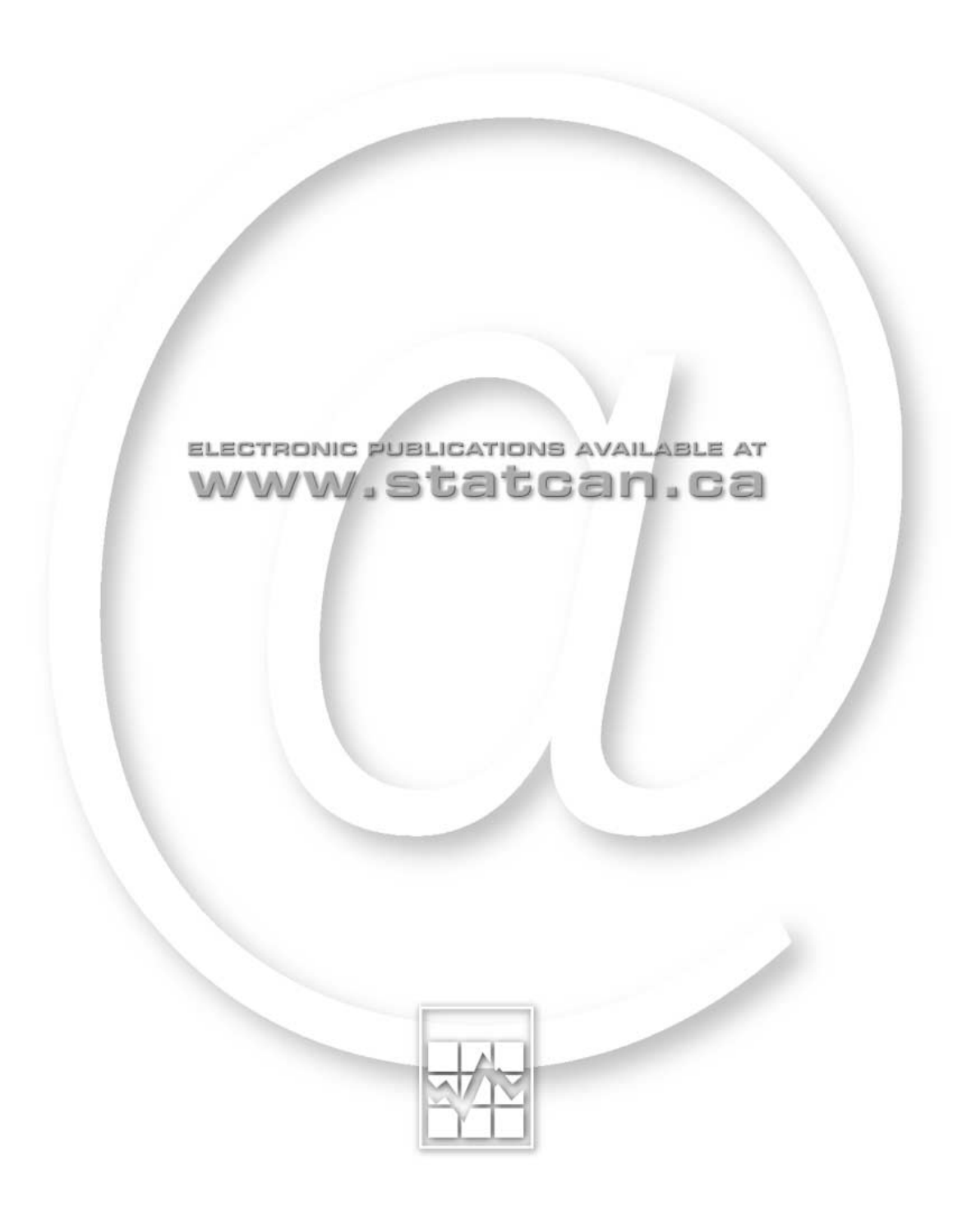ELECTRONIC PUBLICATIONS AVAILABLE AT

www.statcan.ca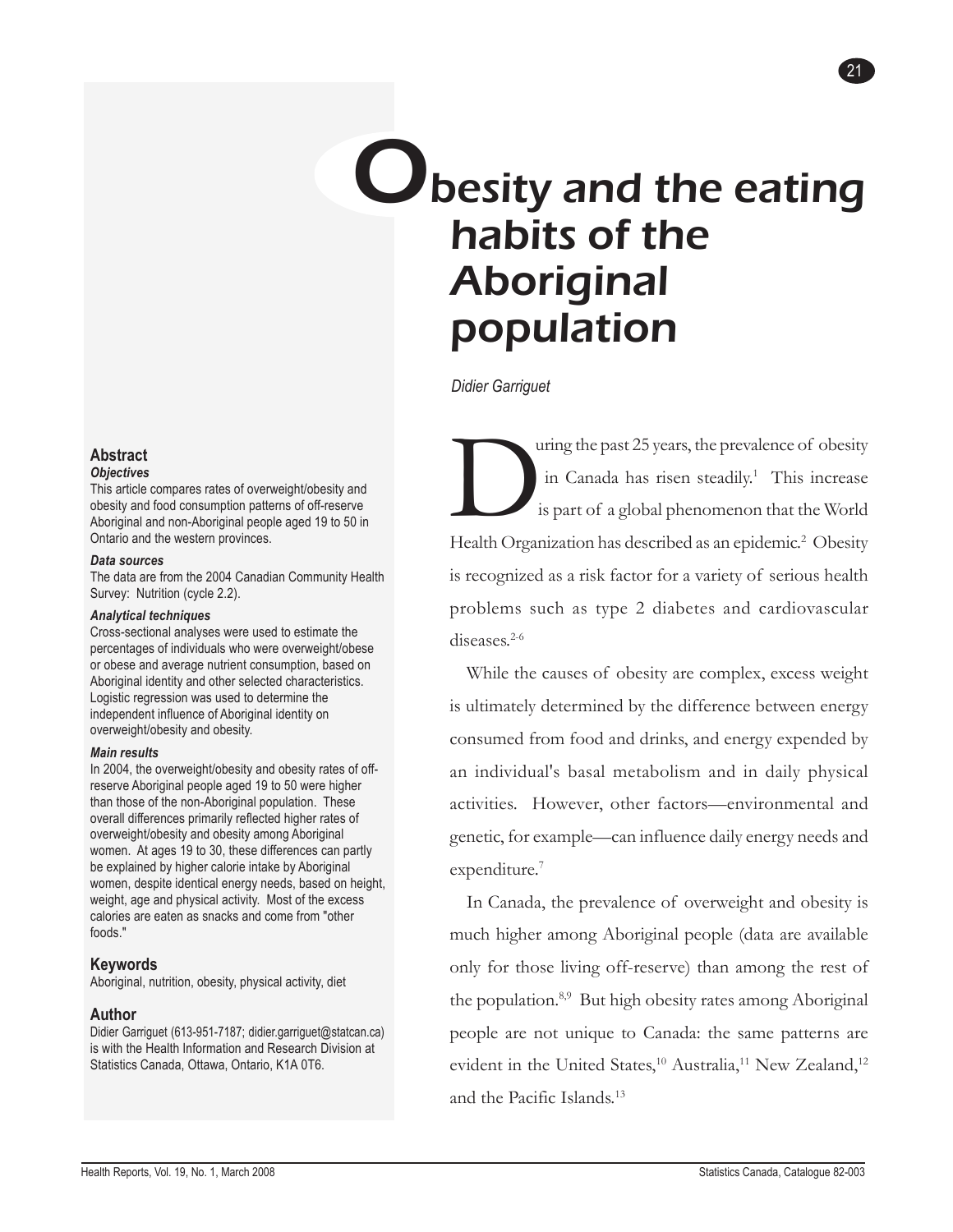# Obesity and the eating habits of the Aboriginal population

*Didier Garriguet*

## Abstract

### *Objectives*

This article compares rates of overweight/obesity and obesity and food consumption patterns of off-reserve Aboriginal and non-Aboriginal people aged 19 to 50 in Ontario and the western provinces.

### *Data sources*

The data are from the 2004 Canadian Community Health Survey: Nutrition (cycle 2.2).

### *Analytical techniques*

Cross-sectional analyses were used to estimate the percentages of individuals who were overweight/obese or obese and average nutrient consumption, based on Aboriginal identity and other selected characteristics. Logistic regression was used to determine the independent influence of Aboriginal identity on overweight/obesity and obesity.

### *Main results*

In 2004, the overweight/obesity and obesity rates of off-reserve Aboriginal people aged 19 to 50 were higher than those of the non-Aboriginal population. These overall differences primarily reflected higher rates of overweight/obesity and obesity among Aboriginal women. At ages 19 to 30, these differences can partly be explained by higher calorie intake by Aboriginal women, despite identical energy needs, based on height, weight, age and physical activity. Most of the excess calories are eaten as snacks and come from "other foods."

## Keywords

Aboriginal, nutrition, obesity, physical activity, diet

## Author

Didier Garriguet (613-951-7187; didier.garriguet@statcan.ca) is with the Health Information and Research Division at Statistics Canada, Ottawa, Ontario, K1A 0T6.

During the past 25 years, the prevalence of obesity in Canada has risen steadily.[1] This increase is part of a global phenomenon that the World Health Organization has described as an epidemic.[2] Obesity is recognized as a risk factor for a variety of serious health problems such as type 2 diabetes and cardiovascular diseases.[2-6]

While the causes of obesity are complex, excess weight is ultimately determined by the difference between energy consumed from food and drinks, and energy expended by an individual's basal metabolism and in daily physical activities. However, other factors—environmental and genetic, for example—can influence daily energy needs and expenditure.[7]

In Canada, the prevalence of overweight and obesity is much higher among Aboriginal people (data are available only for those living off-reserve) than among the rest of the population.[8,9] But high obesity rates among Aboriginal people are not unique to Canada: the same patterns are evident in the United States,[10] Australia,[11] New Zealand,[12] and the Pacific Islands.[13]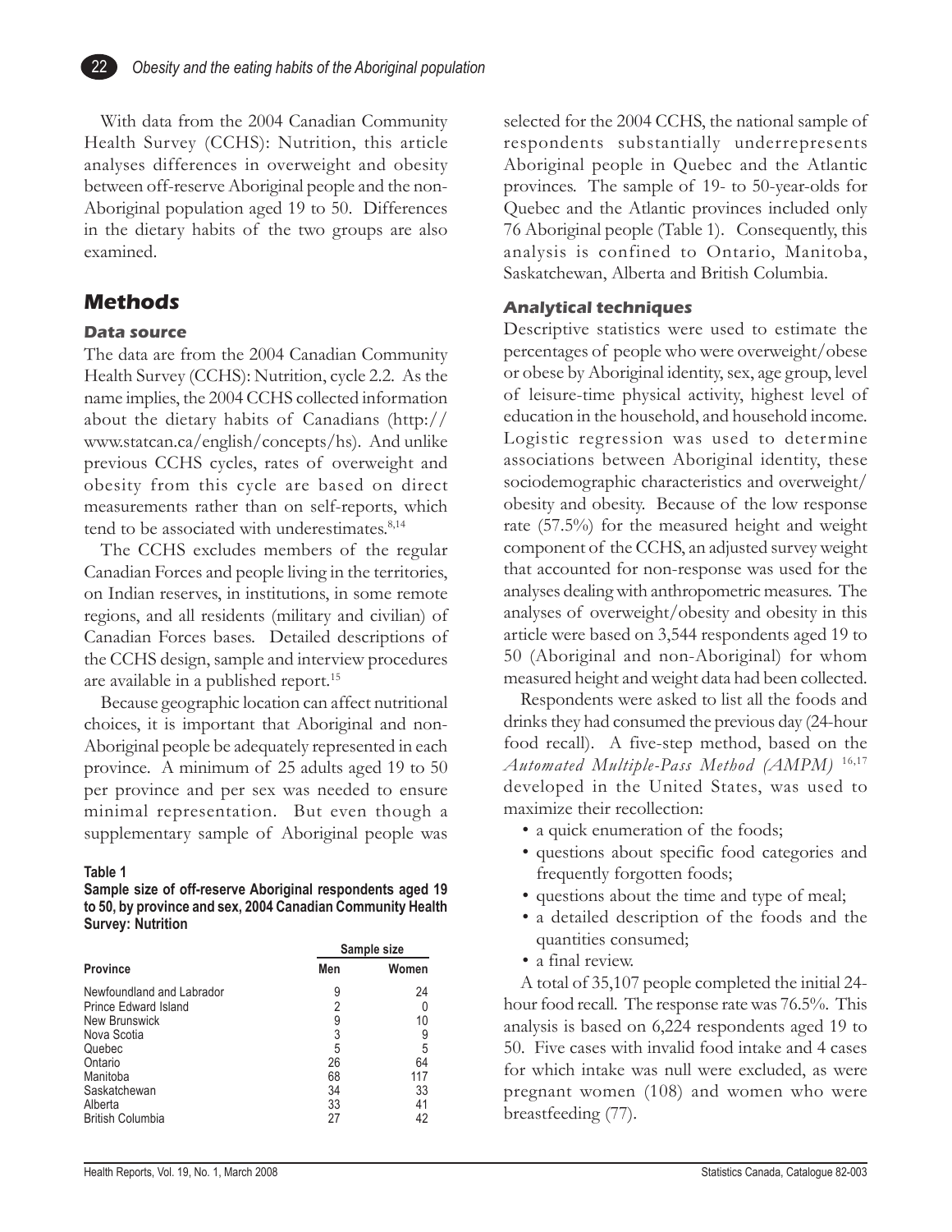With data from the 2004 Canadian Community Health Survey (CCHS): Nutrition, this article analyses differences in overweight and obesity between off-reserve Aboriginal people and the non-Aboriginal population aged 19 to 50. Differences in the dietary habits of the two groups are also examined.

## Methods

### Data source

The data are from the 2004 Canadian Community Health Survey (CCHS): Nutrition, cycle 2.2. As the name implies, the 2004 CCHS collected information about the dietary habits of Canadians (http://www.statcan.ca/english/concepts/hs). And unlike previous CCHS cycles, rates of overweight and obesity from this cycle are based on direct measurements rather than on self-reports, which tend to be associated with underestimates.[8,14]

The CCHS excludes members of the regular Canadian Forces and people living in the territories, on Indian reserves, in institutions, in some remote regions, and all residents (military and civilian) of Canadian Forces bases. Detailed descriptions of the CCHS design, sample and interview procedures are available in a published report.[15]

Because geographic location can affect nutritional choices, it is important that Aboriginal and non-Aboriginal people be adequately represented in each province. A minimum of 25 adults aged 19 to 50 per province and per sex was needed to ensure minimal representation. But even though a supplementary sample of Aboriginal people was selected for the 2004 CCHS, the national sample of respondents substantially underrepresents Aboriginal people in Quebec and the Atlantic provinces. The sample of 19- to 50-year-olds for Quebec and the Atlantic provinces included only 76 Aboriginal people (Table 1). Consequently, this analysis is confined to Ontario, Manitoba, Saskatchewan, Alberta and British Columbia.

**Table 1**
**Sample size of off-reserve Aboriginal respondents aged 19 to 50, by province and sex, 2004 Canadian Community Health Survey: Nutrition**

| Province | Sample size | |
|---|---|---|
| | Men | Women |
| Newfoundland and Labrador | 9 | 24 |
| Prince Edward Island | 2 | 0 |
| New Brunswick | 9 | 10 |
| Nova Scotia | 3 | 9 |
| Quebec | 5 | 5 |
| Ontario | 26 | 64 |
| Manitoba | 68 | 117 |
| Saskatchewan | 34 | 33 |
| Alberta | 33 | 41 |
| British Columbia | 27 | 42 |

### Analytical techniques

Descriptive statistics were used to estimate the percentages of people who were overweight/obese or obese by Aboriginal identity, sex, age group, level of leisure-time physical activity, highest level of education in the household, and household income. Logistic regression was used to determine associations between Aboriginal identity, these sociodemographic characteristics and overweight/obesity and obesity. Because of the low response rate (57.5%) for the measured height and weight component of the CCHS, an adjusted survey weight that accounted for non-response was used for the analyses dealing with anthropometric measures. The analyses of overweight/obesity and obesity in this article were based on 3,544 respondents aged 19 to 50 (Aboriginal and non-Aboriginal) for whom measured height and weight data had been collected.

Respondents were asked to list all the foods and drinks they had consumed the previous day (24-hour food recall). A five-step method, based on the *Automated Multiple-Pass Method (AMPM)*[16,17] developed in the United States, was used to maximize their recollection:

- a quick enumeration of the foods;
- questions about specific food categories and frequently forgotten foods;
- questions about the time and type of meal;
- a detailed description of the foods and the quantities consumed;
- a final review.

A total of 35,107 people completed the initial 24-hour food recall. The response rate was 76.5%. This analysis is based on 6,224 respondents aged 19 to 50. Five cases with invalid food intake and 4 cases for which intake was null were excluded, as were pregnant women (108) and women who were breastfeeding (77).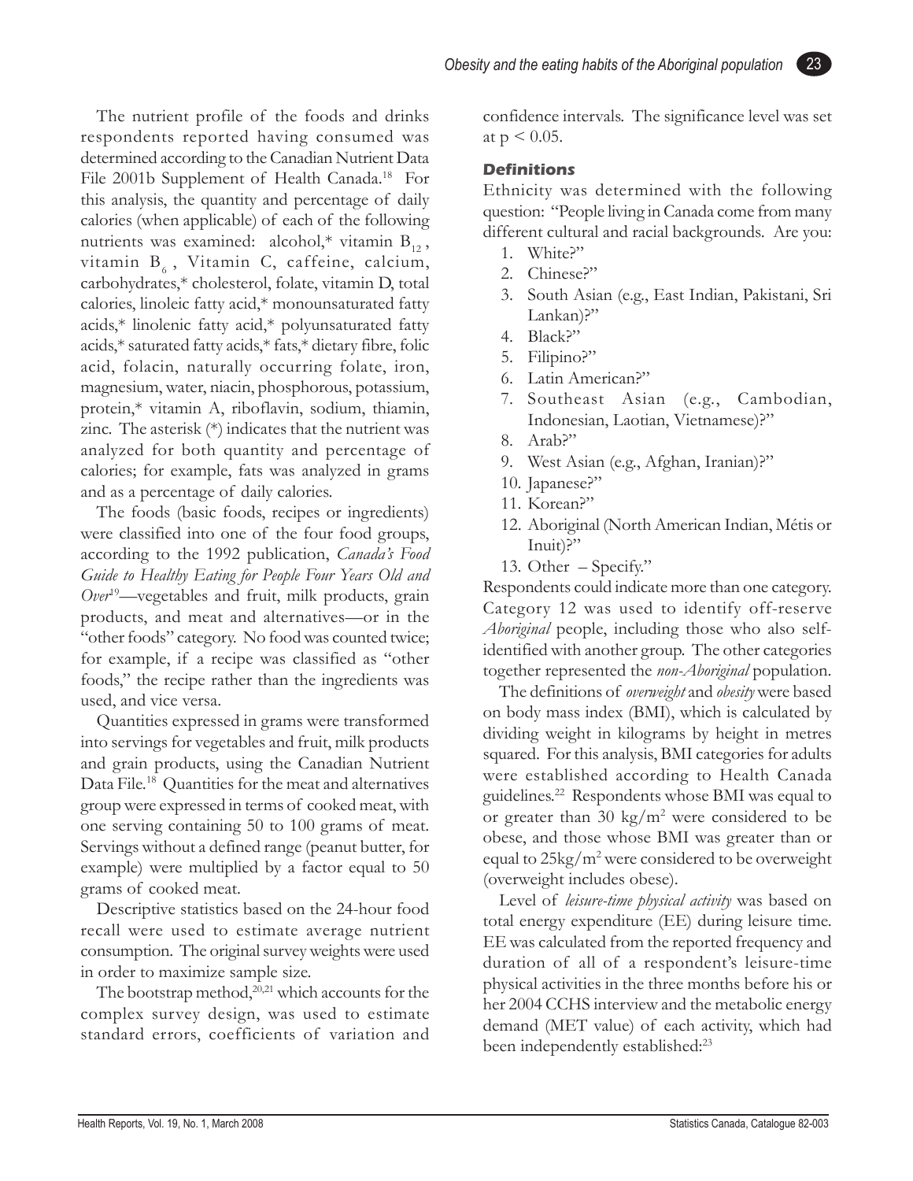The nutrient profile of the foods and drinks respondents reported having consumed was determined according to the Canadian Nutrient Data File 2001b Supplement of Health Canada.[18] For this analysis, the quantity and percentage of daily calories (when applicable) of each of the following nutrients was examined: alcohol,* vitamin $B_{12}$, vitamin $B_6$, Vitamin C, caffeine, calcium, carbohydrates,* cholesterol, folate, vitamin D, total calories, linoleic fatty acid,* monounsaturated fatty acids,* linolenic fatty acid,* polyunsaturated fatty acids,* saturated fatty acids,* fats,* dietary fibre, folic acid, folacin, naturally occurring folate, iron, magnesium, water, niacin, phosphorous, potassium, protein,* vitamin A, riboflavin, sodium, thiamin, zinc. The asterisk (*) indicates that the nutrient was analyzed for both quantity and percentage of calories; for example, fats was analyzed in grams and as a percentage of daily calories.

The foods (basic foods, recipes or ingredients) were classified into one of the four food groups, according to the 1992 publication, *Canada's Food Guide to Healthy Eating for People Four Years Old and Over*[19]—vegetables and fruit, milk products, grain products, and meat and alternatives—or in the "other foods" category. No food was counted twice; for example, if a recipe was classified as "other foods," the recipe rather than the ingredients was used, and vice versa.

Quantities expressed in grams were transformed into servings for vegetables and fruit, milk products and grain products, using the Canadian Nutrient Data File.[18] Quantities for the meat and alternatives group were expressed in terms of cooked meat, with one serving containing 50 to 100 grams of meat. Servings without a defined range (peanut butter, for example) were multiplied by a factor equal to 50 grams of cooked meat.

Descriptive statistics based on the 24-hour food recall were used to estimate average nutrient consumption. The original survey weights were used in order to maximize sample size.

The bootstrap method,[20,21] which accounts for the complex survey design, was used to estimate standard errors, coefficients of variation and confidence intervals. The significance level was set at $p < 0.05$.

### Definitions

Ethnicity was determined with the following question: "People living in Canada come from many different cultural and racial backgrounds. Are you:

1. White?"
2. Chinese?"
3. South Asian (e.g., East Indian, Pakistani, Sri Lankan)?"
4. Black?"
5. Filipino?"
6. Latin American?"
7. Southeast Asian (e.g., Cambodian, Indonesian, Laotian, Vietnamese)?"
8. Arab?"
9. West Asian (e.g., Afghan, Iranian)?"
10. Japanese?"
11. Korean?"
12. Aboriginal (North American Indian, Métis or Inuit)?"
13. Other – Specify."

Respondents could indicate more than one category. Category 12 was used to identify off-reserve *Aboriginal* people, including those who also self-identified with another group. The other categories together represented the *non-Aboriginal* population.

The definitions of *overweight* and *obesity* were based on body mass index (BMI), which is calculated by dividing weight in kilograms by height in metres squared. For this analysis, BMI categories for adults were established according to Health Canada guidelines.[22] Respondents whose BMI was equal to or greater than 30 $kg/m^2$ were considered to be obese, and those whose BMI was greater than or equal to 25$kg/m^2$ were considered to be overweight (overweight includes obese).

Level of *leisure-time physical activity* was based on total energy expenditure (EE) during leisure time. EE was calculated from the reported frequency and duration of all of a respondent's leisure-time physical activities in the three months before his or her 2004 CCHS interview and the metabolic energy demand (MET value) of each activity, which had been independently established:[23]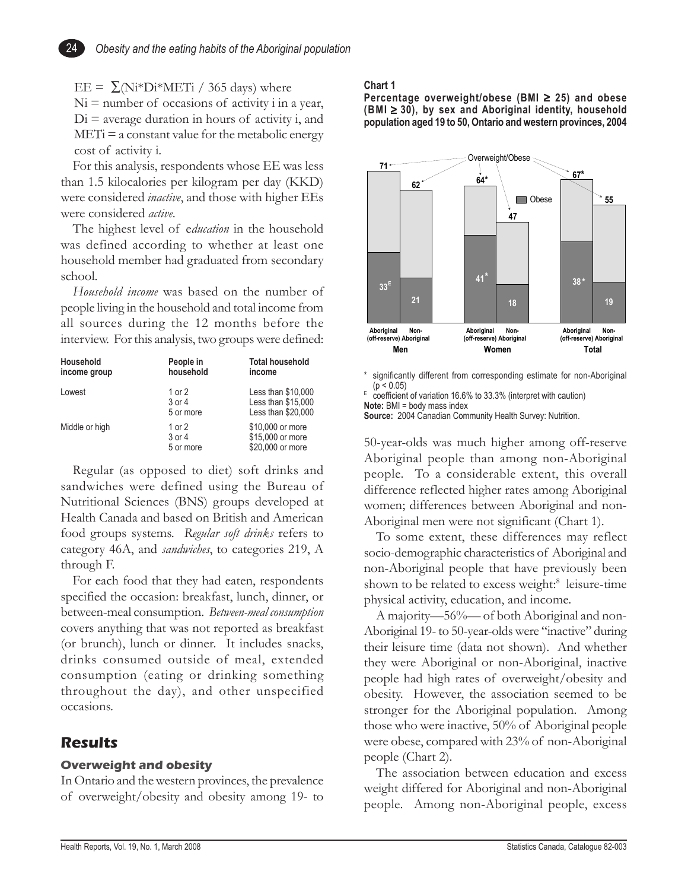$EE = \sum(Ni*Di*METi / 365 \text{ days})$ where

$Ni$ = number of occasions of activity i in a year,
$Di$ = average duration in hours of activity i, and
$METi$ = a constant value for the metabolic energy cost of activity i.

For this analysis, respondents whose EE was less than 1.5 kilocalories per kilogram per day (KKD) were considered *inactive*, and those with higher EEs were considered *active*.

The highest level of *education* in the household was defined according to whether at least one household member had graduated from secondary school.

*Household income* was based on the number of people living in the household and total income from all sources during the 12 months before the interview. For this analysis, two groups were defined:

| Household income group | People in household | Total household income |
|---|---|---|
| Lowest | 1 or 2 | Less than $10,000 |
| | 3 or 4 | Less than $15,000 |
| | 5 or more | Less than $20,000 |
| Middle or high | 1 or 2 | $10,000 or more |
| | 3 or 4 | $15,000 or more |
| | 5 or more | $20,000 or more |

Regular (as opposed to diet) soft drinks and sandwiches were defined using the Bureau of Nutritional Sciences (BNS) groups developed at Health Canada and based on British and American food groups systems. *Regular soft drinks* refers to category 46A, and *sandwiches*, to categories 219, A through F.

For each food that they had eaten, respondents specified the occasion: breakfast, lunch, dinner, or between-meal consumption. *Between-meal consumption* covers anything that was not reported as breakfast (or brunch), lunch or dinner. It includes snacks, drinks consumed outside of meal, extended consumption (eating or drinking something throughout the day), and other unspecified occasions.

## Results

### Overweight and obesity

In Ontario and the western provinces, the prevalence of overweight/obesity and obesity among 19- to 50-year-olds was much higher among off-reserve Aboriginal people than among non-Aboriginal people. To a considerable extent, this overall difference reflected higher rates among Aboriginal women; differences between Aboriginal and non-Aboriginal men were not significant (Chart 1).

**Chart 1**
**Percentage overweight/obese (BMI ≥ 25) and obese (BMI ≥ 30), by sex and Aboriginal identity, household population aged 19 to 50, Ontario and western provinces, 2004**

| | Aboriginal (off-reserve) | Non-Aboriginal |
|---|---|---|
| **Men** – Overweight/Obese | 71 | 62 |
| **Men** – Obese | 33[E] | 21 |
| **Women** – Overweight/Obese | 64* | 47 |
| **Women** – Obese | 41* | 18 |
| **Total** – Overweight/Obese | 67* | 55 |
| **Total** – Obese | 38* | 19 |

\* significantly different from corresponding estimate for non-Aboriginal ($p < 0.05$)
E coefficient of variation 16.6% to 33.3% (interpret with caution)
**Note:** BMI = body mass index
**Source:** 2004 Canadian Community Health Survey: Nutrition.

To some extent, these differences may reflect socio-demographic characteristics of Aboriginal and non-Aboriginal people that have previously been shown to be related to excess weight:[8] leisure-time physical activity, education, and income.

A majority—56%— of both Aboriginal and non-Aboriginal 19- to 50-year-olds were "inactive" during their leisure time (data not shown). And whether they were Aboriginal or non-Aboriginal, inactive people had high rates of overweight/obesity and obesity. However, the association seemed to be stronger for the Aboriginal population. Among those who were inactive, 50% of Aboriginal people were obese, compared with 23% of non-Aboriginal people (Chart 2).

The association between education and excess weight differed for Aboriginal and non-Aboriginal people. Among non-Aboriginal people, excess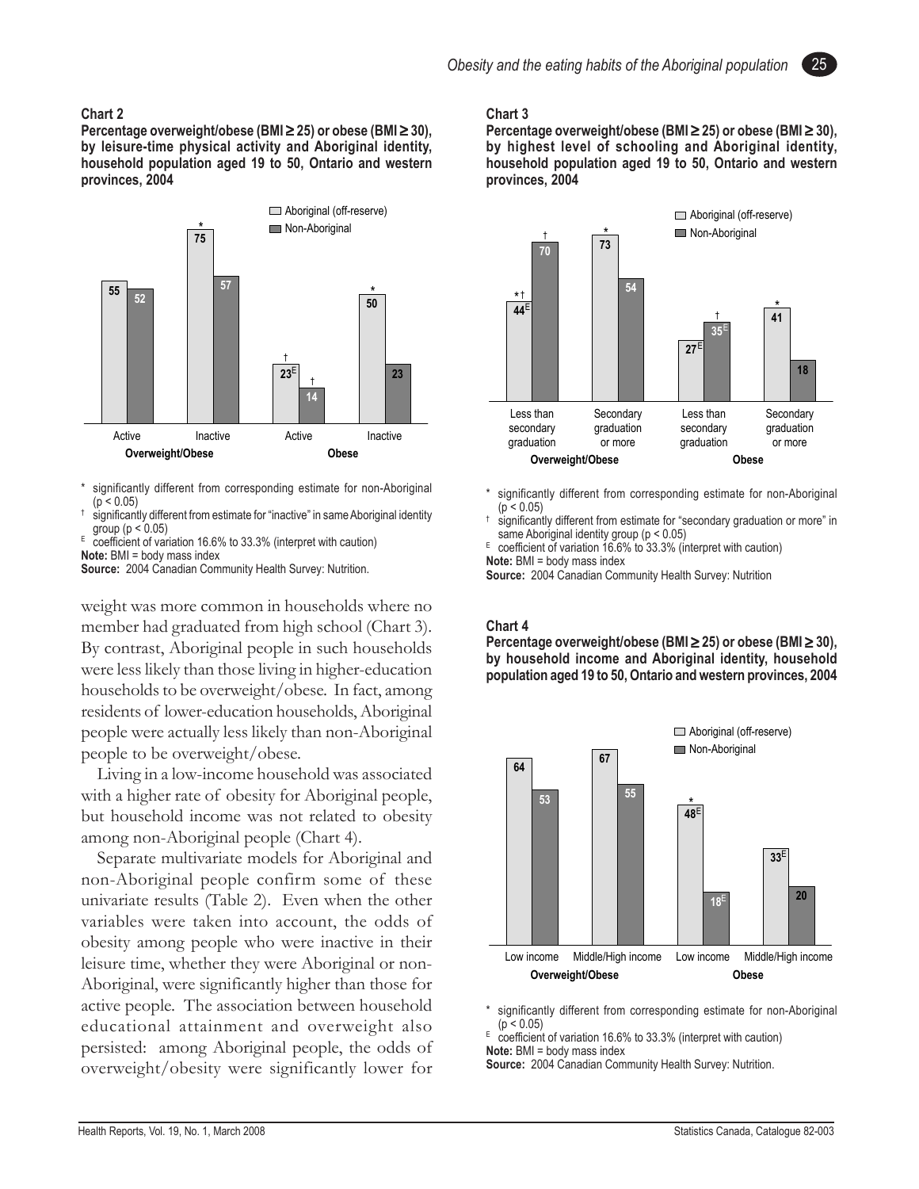**Chart 2**

**Percentage overweight/obese (BMI ≥ 25) or obese (BMI ≥ 30), by leisure-time physical activity and Aboriginal identity, household population aged 19 to 50, Ontario and western provinces, 2004**

| | Overweight/Obese: Active | Overweight/Obese: Inactive | Obese: Active | Obese: Inactive |
|---|---|---|---|---|
| Aboriginal (off-reserve) | 55 | 75* | 23E† | 50* |
| Non-Aboriginal | 52 | 57 | 14† | 23 |

\* significantly different from corresponding estimate for non-Aboriginal ($p < 0.05$)
† significantly different from estimate for "inactive" in same Aboriginal identity group ($p < 0.05$)
E coefficient of variation 16.6% to 33.3% (interpret with caution)
**Note:** BMI = body mass index
**Source:** 2004 Canadian Community Health Survey: Nutrition.

weight was more common in households where no member had graduated from high school (Chart 3). By contrast, Aboriginal people in such households were less likely than those living in higher-education households to be overweight/obese. In fact, among residents of lower-education households, Aboriginal people were actually less likely than non-Aboriginal people to be overweight/obese.

Living in a low-income household was associated with a higher rate of obesity for Aboriginal people, but household income was not related to obesity among non-Aboriginal people (Chart 4).

Separate multivariate models for Aboriginal and non-Aboriginal people confirm some of these univariate results (Table 2). Even when the other variables were taken into account, the odds of obesity among people who were inactive in their leisure time, whether they were Aboriginal or non-Aboriginal, were significantly higher than those for active people. The association between household educational attainment and overweight also persisted: among Aboriginal people, the odds of overweight/obesity were significantly lower for

**Chart 3**

**Percentage overweight/obese (BMI ≥ 25) or obese (BMI ≥ 30), by highest level of schooling and Aboriginal identity, household population aged 19 to 50, Ontario and western provinces, 2004**

| | Overweight/Obese: Less than secondary graduation | Overweight/Obese: Secondary graduation or more | Obese: Less than secondary graduation | Obese: Secondary graduation or more |
|---|---|---|---|---|
| Aboriginal (off-reserve) | 44E*† | 73* | 27E | 41* |
| Non-Aboriginal | 70† | 54 | 35E† | 18 |

\* significantly different from corresponding estimate for non-Aboriginal ($p < 0.05$)
† significantly different from estimate for "secondary graduation or more" in same Aboriginal identity group ($p < 0.05$)
E coefficient of variation 16.6% to 33.3% (interpret with caution)
**Note:** BMI = body mass index
**Source:** 2004 Canadian Community Health Survey: Nutrition

**Chart 4**

**Percentage overweight/obese (BMI ≥ 25) or obese (BMI ≥ 30), by household income and Aboriginal identity, household population aged 19 to 50, Ontario and western provinces, 2004**

| | Overweight/Obese: Low income | Overweight/Obese: Middle/High income | Obese: Low income | Obese: Middle/High income |
|---|---|---|---|---|
| Aboriginal (off-reserve) | 64 | 67 | 48E* | 33E |
| Non-Aboriginal | 53 | 55 | 18E | 20 |

\* significantly different from corresponding estimate for non-Aboriginal ($p < 0.05$)
E coefficient of variation 16.6% to 33.3% (interpret with caution)
**Note:** BMI = body mass index
**Source:** 2004 Canadian Community Health Survey: Nutrition.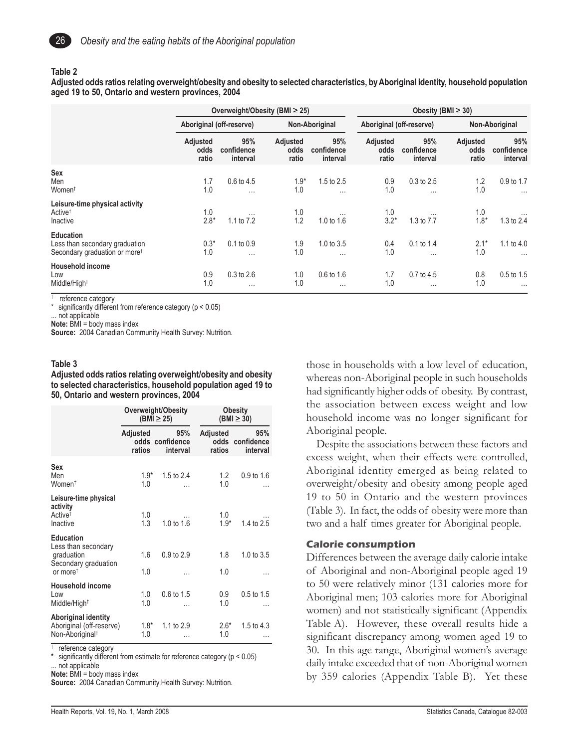**Table 2**

**Adjusted odds ratios relating overweight/obesity and obesity to selected characteristics, by Aboriginal identity, household population aged 19 to 50, Ontario and western provinces, 2004**

| | Overweight/Obesity (BMI ≥ 25) | | | | Obesity (BMI ≥ 30) | | | |
|---|---|---|---|---|---|---|---|---|
| | Aboriginal (off-reserve) | | Non-Aboriginal | | Aboriginal (off-reserve) | | Non-Aboriginal | |
| | Adjusted odds ratio | 95% confidence interval | Adjusted odds ratio | 95% confidence interval | Adjusted odds ratio | 95% confidence interval | Adjusted odds ratio | 95% confidence interval |
| **Sex** | | | | | | | | |
| Men | 1.7 | 0.6 to 4.5 | 1.9* | 1.5 to 2.5 | 0.9 | 0.3 to 2.5 | 1.2 | 0.9 to 1.7 |
| Women† | 1.0 | ... | 1.0 | ... | 1.0 | ... | 1.0 | ... |
| **Leisure-time physical activity** | | | | | | | | |
| Active† | 1.0 | ... | 1.0 | ... | 1.0 | ... | 1.0 | ... |
| Inactive | 2.8* | 1.1 to 7.2 | 1.2 | 1.0 to 1.6 | 3.2* | 1.3 to 7.7 | 1.8* | 1.3 to 2.4 |
| **Education** | | | | | | | | |
| Less than secondary graduation | 0.3* | 0.1 to 0.9 | 1.9 | 1.0 to 3.5 | 0.4 | 0.1 to 1.4 | 2.1* | 1.1 to 4.0 |
| Secondary graduation or more† | 1.0 | ... | 1.0 | ... | 1.0 | ... | 1.0 | ... |
| **Household income** | | | | | | | | |
| Low | 0.9 | 0.3 to 2.6 | 1.0 | 0.6 to 1.6 | 1.7 | 0.7 to 4.5 | 0.8 | 0.5 to 1.5 |
| Middle/High† | 1.0 | ... | 1.0 | ... | 1.0 | ... | 1.0 | ... |

† reference category
\* significantly different from reference category ($p < 0.05$)
... not applicable
**Note:** BMI = body mass index
**Source:** 2004 Canadian Community Health Survey: Nutrition.

**Table 3**

**Adjusted odds ratios relating overweight/obesity and obesity to selected characteristics, household population aged 19 to 50, Ontario and western provinces, 2004**

| | Overweight/Obesity (BMI ≥ 25) | | Obesity (BMI ≥ 30) | |
|---|---|---|---|---|
| | Adjusted odds ratios | 95% confidence interval | Adjusted odds ratios | 95% confidence interval |
| **Sex** | | | | |
| Men | 1.9* | 1.5 to 2.4 | 1.2 | 0.9 to 1.6 |
| Women† | 1.0 | ... | 1.0 | ... |
| **Leisure-time physical activity** | | | | |
| Active† | 1.0 | ... | 1.0 | ... |
| Inactive | 1.3 | 1.0 to 1.6 | 1.9* | 1.4 to 2.5 |
| **Education** | | | | |
| Less than secondary graduation | 1.6 | 0.9 to 2.9 | 1.8 | 1.0 to 3.5 |
| Secondary graduation or more† | 1.0 | ... | 1.0 | ... |
| **Household income** | | | | |
| Low | 1.0 | 0.6 to 1.5 | 0.9 | 0.5 to 1.5 |
| Middle/High† | 1.0 | ... | 1.0 | ... |
| **Aboriginal identity** | | | | |
| Aboriginal (off-reserve) | 1.8* | 1.1 to 2.9 | 2.6* | 1.5 to 4.3 |
| Non-Aboriginal† | 1.0 | ... | 1.0 | ... |

† reference category
\* significantly different from estimate for reference category ($p < 0.05$)
... not applicable
**Note:** BMI = body mass index
**Source:** 2004 Canadian Community Health Survey: Nutrition.

those in households with a low level of education, whereas non-Aboriginal people in such households had significantly higher odds of obesity. By contrast, the association between excess weight and low household income was no longer significant for Aboriginal people.

Despite the associations between these factors and excess weight, when their effects were controlled, Aboriginal identity emerged as being related to overweight/obesity and obesity among people aged 19 to 50 in Ontario and the western provinces (Table 3). In fact, the odds of obesity were more than two and a half times greater for Aboriginal people.

### Calorie consumption

Differences between the average daily calorie intake of Aboriginal and non-Aboriginal people aged 19 to 50 were relatively minor (131 calories more for Aboriginal men; 103 calories more for Aboriginal women) and not statistically significant (Appendix Table A). However, these overall results hide a significant discrepancy among women aged 19 to 30. In this age range, Aboriginal women's average daily intake exceeded that of non-Aboriginal women by 359 calories (Appendix Table B). Yet these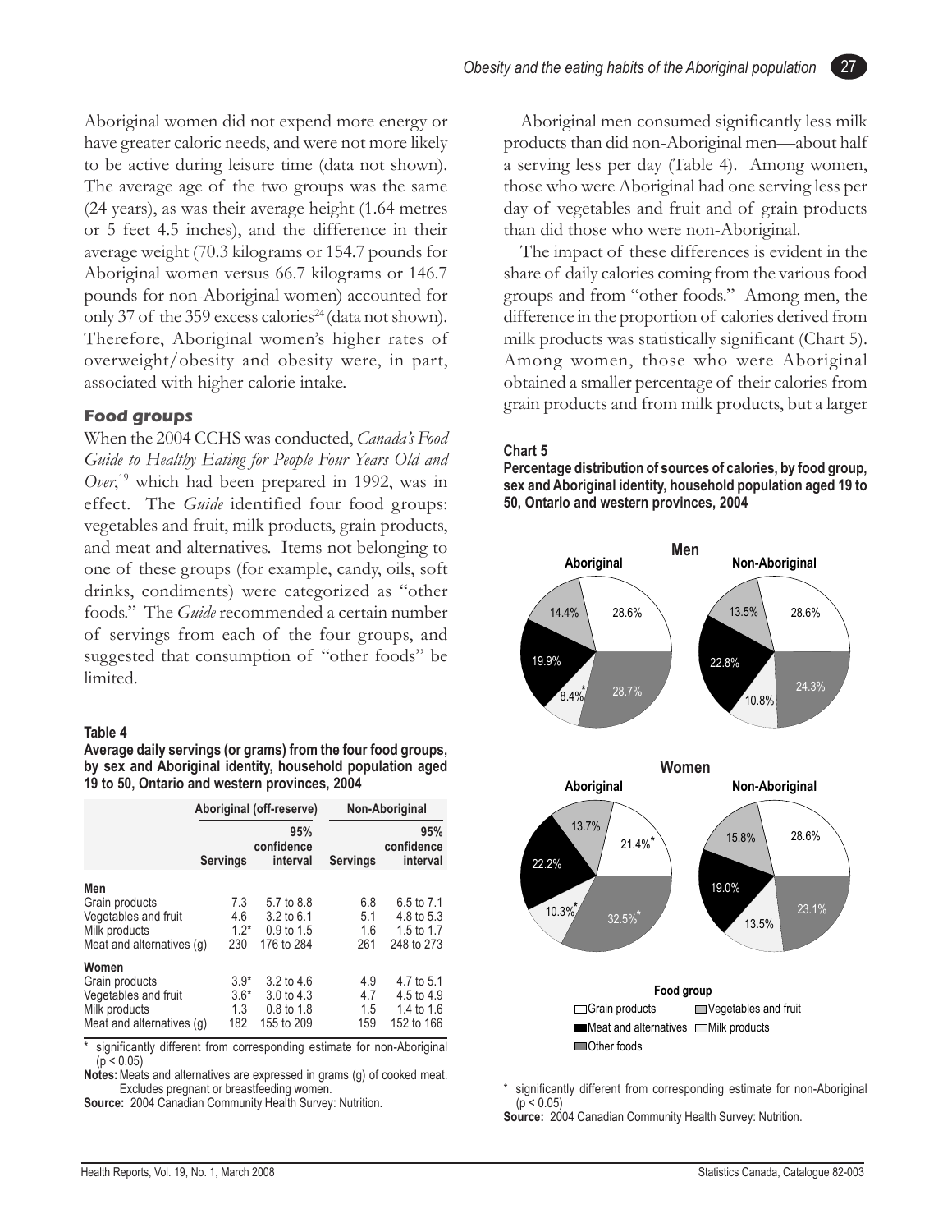Aboriginal women did not expend more energy or have greater caloric needs, and were not more likely to be active during leisure time (data not shown). The average age of the two groups was the same (24 years), as was their average height (1.64 metres or 5 feet 4.5 inches), and the difference in their average weight (70.3 kilograms or 154.7 pounds for Aboriginal women versus 66.7 kilograms or 146.7 pounds for non-Aboriginal women) accounted for only 37 of the 359 excess calories[24] (data not shown). Therefore, Aboriginal women's higher rates of overweight/obesity and obesity were, in part, associated with higher calorie intake.

### Food groups

When the 2004 CCHS was conducted, *Canada's Food Guide to Healthy Eating for People Four Years Old and Over*,[19] which had been prepared in 1992, was in effect. The *Guide* identified four food groups: vegetables and fruit, milk products, grain products, and meat and alternatives. Items not belonging to one of these groups (for example, candy, oils, soft drinks, condiments) were categorized as "other foods." The *Guide* recommended a certain number of servings from each of the four groups, and suggested that consumption of "other foods" be limited.

**Table 4**
**Average daily servings (or grams) from the four food groups, by sex and Aboriginal identity, household population aged 19 to 50, Ontario and western provinces, 2004**

| | Aboriginal (off-reserve) | | Non-Aboriginal | |
|---|---|---|---|---|
| | Servings | 95% confidence interval | Servings | 95% confidence interval |
| **Men** | | | | |
| Grain products | 7.3 | 5.7 to 8.8 | 6.8 | 6.5 to 7.1 |
| Vegetables and fruit | 4.6 | 3.2 to 6.1 | 5.1 | 4.8 to 5.3 |
| Milk products | 1.2* | 0.9 to 1.5 | 1.6 | 1.5 to 1.7 |
| Meat and alternatives (g) | 230 | 176 to 284 | 261 | 248 to 273 |
| **Women** | | | | |
| Grain products | 3.9* | 3.2 to 4.6 | 4.9 | 4.7 to 5.1 |
| Vegetables and fruit | 3.6* | 3.0 to 4.3 | 4.7 | 4.5 to 4.9 |
| Milk products | 1.3 | 0.8 to 1.8 | 1.5 | 1.4 to 1.6 |
| Meat and alternatives (g) | 182 | 155 to 209 | 159 | 152 to 166 |

\* significantly different from corresponding estimate for non-Aboriginal ($p < 0.05$)
**Notes:** Meats and alternatives are expressed in grams (g) of cooked meat. Excludes pregnant or breastfeeding women.
**Source:** 2004 Canadian Community Health Survey: Nutrition.

Aboriginal men consumed significantly less milk products than did non-Aboriginal men—about half a serving less per day (Table 4). Among women, those who were Aboriginal had one serving less per day of vegetables and fruit and of grain products than did those who were non-Aboriginal.

The impact of these differences is evident in the share of daily calories coming from the various food groups and from "other foods." Among men, the difference in the proportion of calories derived from milk products was statistically significant (Chart 5). Among women, those who were Aboriginal obtained a smaller percentage of their calories from grain products and from milk products, but a larger

**Chart 5**
**Percentage distribution of sources of calories, by food group, sex and Aboriginal identity, household population aged 19 to 50, Ontario and western provinces, 2004**

| Food group | Men – Aboriginal | Men – Non-Aboriginal | Women – Aboriginal | Women – Non-Aboriginal |
|---|---|---|---|---|
| Grain products | 28.6% | 28.6% | 21.4%* | 28.6% |
| Vegetables and fruit | 14.4% | 13.5% | 13.7% | 15.8% |
| Meat and alternatives | 19.9% | 22.8% | 22.2% | 19.0% |
| Milk products | 8.4%* | 10.8% | 10.3%* | 13.5% |
| Other foods | 28.7% | 24.3% | 32.5%* | 23.1% |

\* significantly different from corresponding estimate for non-Aboriginal ($p < 0.05$)
**Source:** 2004 Canadian Community Health Survey: Nutrition.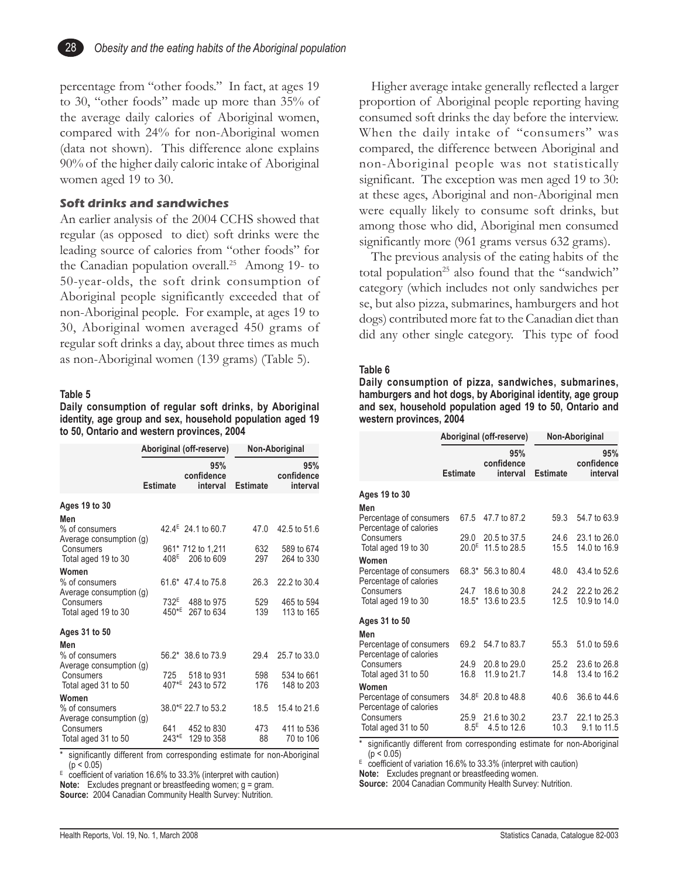percentage from "other foods." In fact, at ages 19 to 30, "other foods" made up more than 35% of the average daily calories of Aboriginal women, compared with 24% for non-Aboriginal women (data not shown). This difference alone explains 90% of the higher daily caloric intake of Aboriginal women aged 19 to 30.

### Soft drinks and sandwiches

An earlier analysis of the 2004 CCHS showed that regular (as opposed to diet) soft drinks were the leading source of calories from "other foods" for the Canadian population overall.[25] Among 19- to 50-year-olds, the soft drink consumption of Aboriginal people significantly exceeded that of non-Aboriginal people. For example, at ages 19 to 30, Aboriginal women averaged 450 grams of regular soft drinks a day, about three times as much as non-Aboriginal women (139 grams) (Table 5).

**Table 5**
**Daily consumption of regular soft drinks, by Aboriginal identity, age group and sex, household population aged 19 to 50, Ontario and western provinces, 2004**

| | Aboriginal (off-reserve) | | Non-Aboriginal | |
|---|---|---|---|---|
| | Estimate | 95% confidence interval | Estimate | 95% confidence interval |
| **Ages 19 to 30** | | | | |
| **Men** | | | | |
| % of consumers | 42.4[E] | 24.1 to 60.7 | 47.0 | 42.5 to 51.6 |
| Average consumption (g) | | | | |
| Consumers | 961* | 712 to 1,211 | 632 | 589 to 674 |
| Total aged 19 to 30 | 408[E] | 206 to 609 | 297 | 264 to 330 |
| **Women** | | | | |
| % of consumers | 61.6* | 47.4 to 75.8 | 26.3 | 22.2 to 30.4 |
| Average consumption (g) | | | | |
| Consumers | 732[E] | 488 to 975 | 529 | 465 to 594 |
| Total aged 19 to 30 | 450*[E] | 267 to 634 | 139 | 113 to 165 |
| **Ages 31 to 50** | | | | |
| **Men** | | | | |
| % of consumers | 56.2* | 38.6 to 73.9 | 29.4 | 25.7 to 33.0 |
| Average consumption (g) | | | | |
| Consumers | 725 | 518 to 931 | 598 | 534 to 661 |
| Total aged 31 to 50 | 407*[E] | 243 to 572 | 176 | 148 to 203 |
| **Women** | | | | |
| % of consumers | 38.0*[E] | 22.7 to 53.2 | 18.5 | 15.4 to 21.6 |
| Average consumption (g) | | | | |
| Consumers | 641 | 452 to 830 | 473 | 411 to 536 |
| Total aged 31 to 50 | 243*[E] | 129 to 358 | 88 | 70 to 106 |

\* significantly different from corresponding estimate for non-Aboriginal ($p < 0.05$)
[E] coefficient of variation 16.6% to 33.3% (interpret with caution)
**Note:** Excludes pregnant or breastfeeding women; g = gram.
**Source:** 2004 Canadian Community Health Survey: Nutrition.

Higher average intake generally reflected a larger proportion of Aboriginal people reporting having consumed soft drinks the day before the interview. When the daily intake of "consumers" was compared, the difference between Aboriginal and non-Aboriginal people was not statistically significant. The exception was men aged 19 to 30: at these ages, Aboriginal and non-Aboriginal men were equally likely to consume soft drinks, but among those who did, Aboriginal men consumed significantly more (961 grams versus 632 grams).

The previous analysis of the eating habits of the total population[25] also found that the "sandwich" category (which includes not only sandwiches per se, but also pizza, submarines, hamburgers and hot dogs) contributed more fat to the Canadian diet than did any other single category. This type of food

**Table 6**
**Daily consumption of pizza, sandwiches, submarines, hamburgers and hot dogs, by Aboriginal identity, age group and sex, household population aged 19 to 50, Ontario and western provinces, 2004**

| | Aboriginal (off-reserve) | | Non-Aboriginal | |
|---|---|---|---|---|
| | Estimate | 95% confidence interval | Estimate | 95% confidence interval |
| **Ages 19 to 30** | | | | |
| **Men** | | | | |
| Percentage of consumers | 67.5 | 47.7 to 87.2 | 59.3 | 54.7 to 63.9 |
| Percentage of calories | | | | |
| Consumers | 29.0 | 20.5 to 37.5 | 24.6 | 23.1 to 26.0 |
| Total aged 19 to 30 | 20.0[E] | 11.5 to 28.5 | 15.5 | 14.0 to 16.9 |
| **Women** | | | | |
| Percentage of consumers | 68.3* | 56.3 to 80.4 | 48.0 | 43.4 to 52.6 |
| Percentage of calories | | | | |
| Consumers | 24.7 | 18.6 to 30.8 | 24.2 | 22.2 to 26.2 |
| Total aged 19 to 30 | 18.5* | 13.6 to 23.5 | 12.5 | 10.9 to 14.0 |
| **Ages 31 to 50** | | | | |
| **Men** | | | | |
| Percentage of consumers | 69.2 | 54.7 to 83.7 | 55.3 | 51.0 to 59.6 |
| Percentage of calories | | | | |
| Consumers | 24.9 | 20.8 to 29.0 | 25.2 | 23.6 to 26.8 |
| Total aged 31 to 50 | 16.8 | 11.9 to 21.7 | 14.8 | 13.4 to 16.2 |
| **Women** | | | | |
| Percentage of consumers | 34.8[E] | 20.8 to 48.8 | 40.6 | 36.6 to 44.6 |
| Percentage of calories | | | | |
| Consumers | 25.9 | 21.6 to 30.2 | 23.7 | 22.1 to 25.3 |
| Total aged 31 to 50 | 8.5[E] | 4.5 to 12.6 | 10.3 | 9.1 to 11.5 |

\* significantly different from corresponding estimate for non-Aboriginal ($p < 0.05$)
[E] coefficient of variation 16.6% to 33.3% (interpret with caution)
**Note:** Excludes pregnant or breastfeeding women.
**Source:** 2004 Canadian Community Health Survey: Nutrition.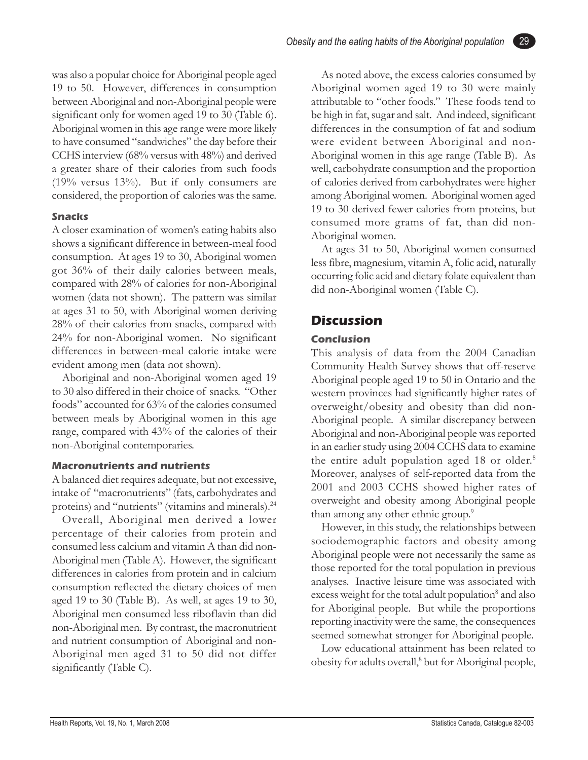was also a popular choice for Aboriginal people aged 19 to 50. However, differences in consumption between Aboriginal and non-Aboriginal people were significant only for women aged 19 to 30 (Table 6). Aboriginal women in this age range were more likely to have consumed "sandwiches" the day before their CCHS interview (68% versus with 48%) and derived a greater share of their calories from such foods (19% versus 13%). But if only consumers are considered, the proportion of calories was the same.

#### Snacks

A closer examination of women's eating habits also shows a significant difference in between-meal food consumption. At ages 19 to 30, Aboriginal women got 36% of their daily calories between meals, compared with 28% of calories for non-Aboriginal women (data not shown). The pattern was similar at ages 31 to 50, with Aboriginal women deriving 28% of their calories from snacks, compared with 24% for non-Aboriginal women. No significant differences in between-meal calorie intake were evident among men (data not shown).

Aboriginal and non-Aboriginal women aged 19 to 30 also differed in their choice of snacks. "Other foods" accounted for 63% of the calories consumed between meals by Aboriginal women in this age range, compared with 43% of the calories of their non-Aboriginal contemporaries.

#### Macronutrients and nutrients

A balanced diet requires adequate, but not excessive, intake of "macronutrients" (fats, carbohydrates and proteins) and "nutrients" (vitamins and minerals).[24]

Overall, Aboriginal men derived a lower percentage of their calories from protein and consumed less calcium and vitamin A than did non-Aboriginal men (Table A). However, the significant differences in calories from protein and in calcium consumption reflected the dietary choices of men aged 19 to 30 (Table B). As well, at ages 19 to 30, Aboriginal men consumed less riboflavin than did non-Aboriginal men. By contrast, the macronutrient and nutrient consumption of Aboriginal and non-Aboriginal men aged 31 to 50 did not differ significantly (Table C).

As noted above, the excess calories consumed by Aboriginal women aged 19 to 30 were mainly attributable to "other foods." These foods tend to be high in fat, sugar and salt. And indeed, significant differences in the consumption of fat and sodium were evident between Aboriginal and non-Aboriginal women in this age range (Table B). As well, carbohydrate consumption and the proportion of calories derived from carbohydrates were higher among Aboriginal women. Aboriginal women aged 19 to 30 derived fewer calories from proteins, but consumed more grams of fat, than did non-Aboriginal women.

At ages 31 to 50, Aboriginal women consumed less fibre, magnesium, vitamin A, folic acid, naturally occurring folic acid and dietary folate equivalent than did non-Aboriginal women (Table C).

## Discussion

### Conclusion

This analysis of data from the 2004 Canadian Community Health Survey shows that off-reserve Aboriginal people aged 19 to 50 in Ontario and the western provinces had significantly higher rates of overweight/obesity and obesity than did non-Aboriginal people. A similar discrepancy between Aboriginal and non-Aboriginal people was reported in an earlier study using 2004 CCHS data to examine the entire adult population aged 18 or older.[8] Moreover, analyses of self-reported data from the 2001 and 2003 CCHS showed higher rates of overweight and obesity among Aboriginal people than among any other ethnic group.[9]

However, in this study, the relationships between sociodemographic factors and obesity among Aboriginal people were not necessarily the same as those reported for the total population in previous analyses. Inactive leisure time was associated with excess weight for the total adult population[8] and also for Aboriginal people. But while the proportions reporting inactivity were the same, the consequences seemed somewhat stronger for Aboriginal people.

Low educational attainment has been related to obesity for adults overall,[8] but for Aboriginal people,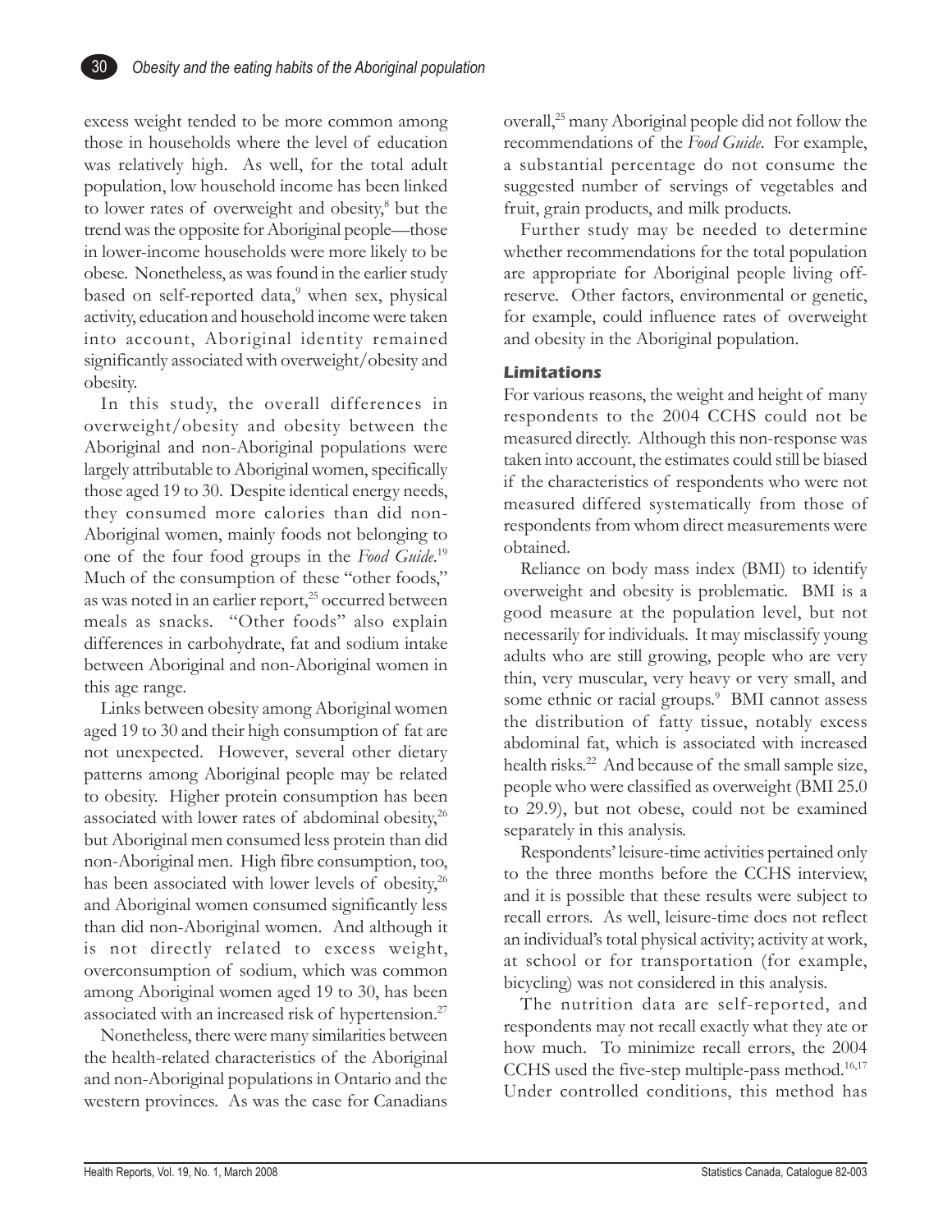excess weight tended to be more common among those in households where the level of education was relatively high. As well, for the total adult population, low household income has been linked to lower rates of overweight and obesity,[8] but the trend was the opposite for Aboriginal people—those in lower-income households were more likely to be obese. Nonetheless, as was found in the earlier study based on self-reported data,[9] when sex, physical activity, education and household income were taken into account, Aboriginal identity remained significantly associated with overweight/obesity and obesity.

In this study, the overall differences in overweight/obesity and obesity between the Aboriginal and non-Aboriginal populations were largely attributable to Aboriginal women, specifically those aged 19 to 30. Despite identical energy needs, they consumed more calories than did non-Aboriginal women, mainly foods not belonging to one of the four food groups in the *Food Guide*.[19] Much of the consumption of these "other foods," as was noted in an earlier report,[25] occurred between meals as snacks. "Other foods" also explain differences in carbohydrate, fat and sodium intake between Aboriginal and non-Aboriginal women in this age range.

Links between obesity among Aboriginal women aged 19 to 30 and their high consumption of fat are not unexpected. However, several other dietary patterns among Aboriginal people may be related to obesity. Higher protein consumption has been associated with lower rates of abdominal obesity,[26] but Aboriginal men consumed less protein than did non-Aboriginal men. High fibre consumption, too, has been associated with lower levels of obesity,[26] and Aboriginal women consumed significantly less than did non-Aboriginal women. And although it is not directly related to excess weight, overconsumption of sodium, which was common among Aboriginal women aged 19 to 30, has been associated with an increased risk of hypertension.[27]

Nonetheless, there were many similarities between the health-related characteristics of the Aboriginal and non-Aboriginal populations in Ontario and the western provinces. As was the case for Canadians overall,[25] many Aboriginal people did not follow the recommendations of the *Food Guide*. For example, a substantial percentage do not consume the suggested number of servings of vegetables and fruit, grain products, and milk products.

Further study may be needed to determine whether recommendations for the total population are appropriate for Aboriginal people living off-reserve. Other factors, environmental or genetic, for example, could influence rates of overweight and obesity in the Aboriginal population.

### Limitations

For various reasons, the weight and height of many respondents to the 2004 CCHS could not be measured directly. Although this non-response was taken into account, the estimates could still be biased if the characteristics of respondents who were not measured differed systematically from those of respondents from whom direct measurements were obtained.

Reliance on body mass index (BMI) to identify overweight and obesity is problematic. BMI is a good measure at the population level, but not necessarily for individuals. It may misclassify young adults who are still growing, people who are very thin, very muscular, very heavy or very small, and some ethnic or racial groups.[9] BMI cannot assess the distribution of fatty tissue, notably excess abdominal fat, which is associated with increased health risks.[22] And because of the small sample size, people who were classified as overweight (BMI 25.0 to 29.9), but not obese, could not be examined separately in this analysis.

Respondents' leisure-time activities pertained only to the three months before the CCHS interview, and it is possible that these results were subject to recall errors. As well, leisure-time does not reflect an individual's total physical activity; activity at work, at school or for transportation (for example, bicycling) was not considered in this analysis.

The nutrition data are self-reported, and respondents may not recall exactly what they ate or how much. To minimize recall errors, the 2004 CCHS used the five-step multiple-pass method.[16,17] Under controlled conditions, this method has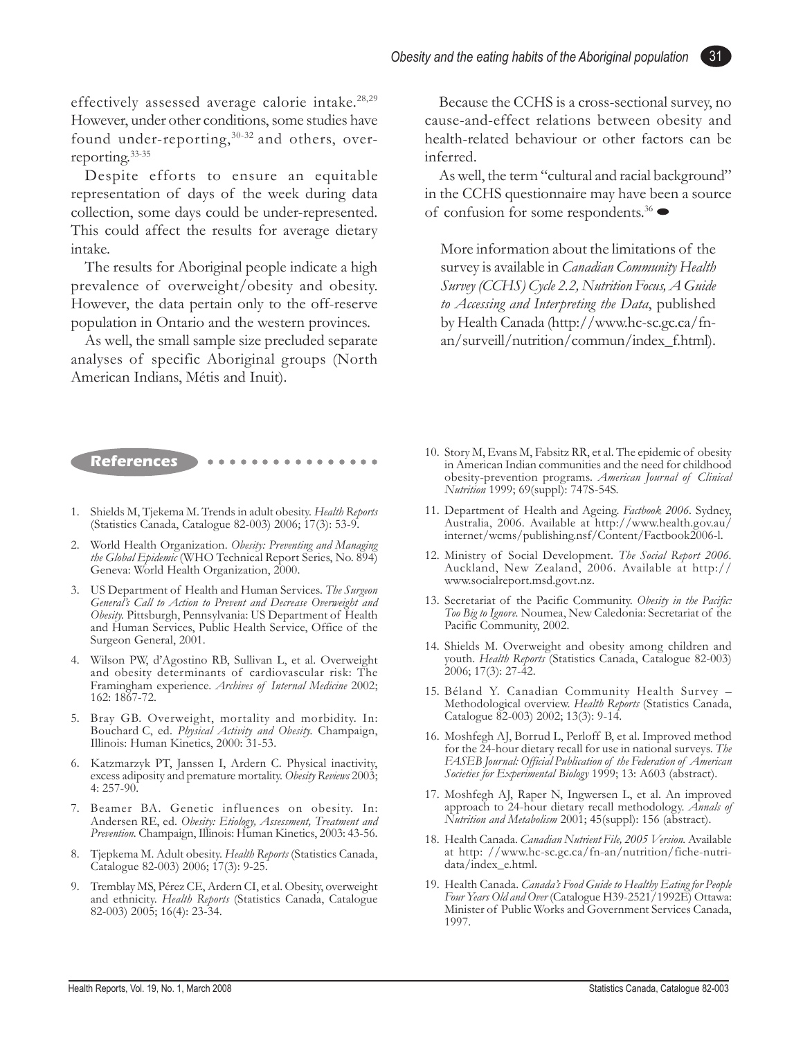effectively assessed average calorie intake.[28,29] However, under other conditions, some studies have found under-reporting,[30-32] and others, over-reporting.[33-35]

Despite efforts to ensure an equitable representation of days of the week during data collection, some days could be under-represented. This could affect the results for average dietary intake.

The results for Aboriginal people indicate a high prevalence of overweight/obesity and obesity. However, the data pertain only to the off-reserve population in Ontario and the western provinces.

As well, the small sample size precluded separate analyses of specific Aboriginal groups (North American Indians, Métis and Inuit).

Because the CCHS is a cross-sectional survey, no cause-and-effect relations between obesity and health-related behaviour or other factors can be inferred.

As well, the term "cultural and racial background" in the CCHS questionnaire may have been a source of confusion for some respondents.[36]

More information about the limitations of the survey is available in *Canadian Community Health Survey (CCHS) Cycle 2.2, Nutrition Focus, A Guide to Accessing and Interpreting the Data*, published by Health Canada (http://www.hc-sc.gc.ca/fn-an/surveill/nutrition/commun/index_f.html).

## References

1. Shields M, Tjekema M. Trends in adult obesity. *Health Reports* (Statistics Canada, Catalogue 82-003) 2006; 17(3): 53-9.
2. World Health Organization. *Obesity: Preventing and Managing the Global Epidemic* (WHO Technical Report Series, No. 894) Geneva: World Health Organization, 2000.
3. US Department of Health and Human Services. *The Surgeon General's Call to Action to Prevent and Decrease Overweight and Obesity.* Pittsburgh, Pennsylvania: US Department of Health and Human Services, Public Health Service, Office of the Surgeon General, 2001.
4. Wilson PW, d'Agostino RB, Sullivan L, et al. Overweight and obesity determinants of cardiovascular risk: The Framingham experience. *Archives of Internal Medicine* 2002; 162: 1867-72.
5. Bray GB. Overweight, mortality and morbidity. In: Bouchard C, ed. *Physical Activity and Obesity.* Champaign, Illinois: Human Kinetics, 2000: 31-53.
6. Katzmarzyk PT, Janssen I, Ardern C. Physical inactivity, excess adiposity and premature mortality. *Obesity Reviews* 2003; 4: 257-90.
7. Beamer BA. Genetic influences on obesity. In: Andersen RE, ed. *Obesity: Etiology, Assessment, Treatment and Prevention.* Champaign, Illinois: Human Kinetics, 2003: 43-56.
8. Tjepkema M. Adult obesity. *Health Reports* (Statistics Canada, Catalogue 82-003) 2006; 17(3): 9-25.
9. Tremblay MS, Pérez CE, Ardern CI, et al. Obesity, overweight and ethnicity. *Health Reports* (Statistics Canada, Catalogue 82-003) 2005; 16(4): 23-34.
10. Story M, Evans M, Fabsitz RR, et al. The epidemic of obesity in American Indian communities and the need for childhood obesity-prevention programs. *American Journal of Clinical Nutrition* 1999; 69(suppl): 747S-54S.
11. Department of Health and Ageing. *Factbook 2006.* Sydney, Australia, 2006. Available at http://www.health.gov.au/internet/wcms/publishing.nsf/Content/Factbook2006-l.
12. Ministry of Social Development. *The Social Report 2006.* Auckland, New Zealand, 2006. Available at http://www.socialreport.msd.govt.nz.
13. Secretariat of the Pacific Community. *Obesity in the Pacific: Too Big to Ignore.* Noumea, New Caledonia: Secretariat of the Pacific Community, 2002.
14. Shields M. Overweight and obesity among children and youth. *Health Reports* (Statistics Canada, Catalogue 82-003) 2006; 17(3): 27-42.
15. Béland Y. Canadian Community Health Survey – Methodological overview. *Health Reports* (Statistics Canada, Catalogue 82-003) 2002; 13(3): 9-14.
16. Moshfegh AJ, Borrud L, Perloff B, et al. Improved method for the 24-hour dietary recall for use in national surveys. *The FASEB Journal: Official Publication of the Federation of American Societies for Experimental Biology* 1999; 13: A603 (abstract).
17. Moshfegh AJ, Raper N, Ingwersen L, et al. An improved approach to 24-hour dietary recall methodology. *Annals of Nutrition and Metabolism* 2001; 45(suppl): 156 (abstract).
18. Health Canada. *Canadian Nutrient File, 2005 Version.* Available at http: //www.hc-sc.gc.ca/fn-an/nutrition/fiche-nutri-data/index_e.html.
19. Health Canada. *Canada's Food Guide to Healthy Eating for People Four Years Old and Over* (Catalogue H39-2521/1992E) Ottawa: Minister of Public Works and Government Services Canada, 1997.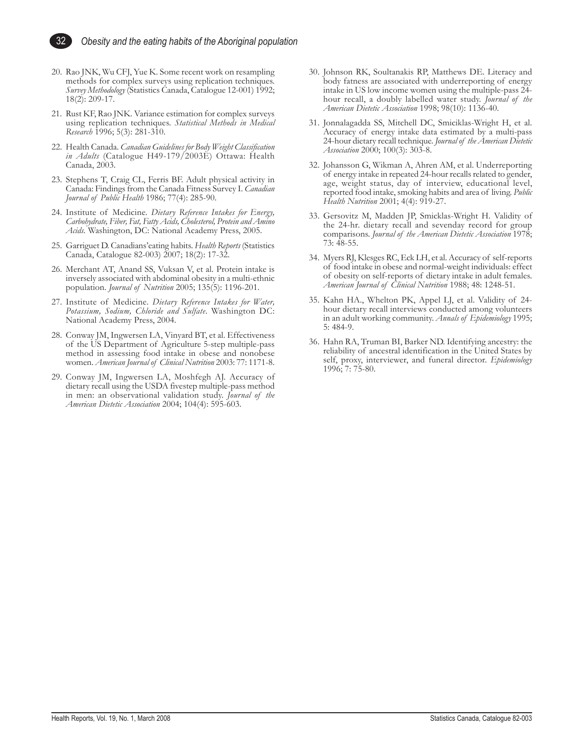20. Rao JNK, Wu CFJ, Yue K. Some recent work on resampling methods for complex surveys using replication techniques. *Survey Methodology* (Statistics Canada, Catalogue 12-001) 1992; 18(2): 209-17.

21. Rust KF, Rao JNK. Variance estimation for complex surveys using replication techniques. *Statistical Methods in Medical Research* 1996; 5(3): 281-310.

22. Health Canada. *Canadian Guidelines for Body Weight Classification in Adults* (Catalogue H49-179/2003E) Ottawa: Health Canada, 2003.

23. Stephens T, Craig CL, Ferris BF. Adult physical activity in Canada: Findings from the Canada Fitness Survey I. *Canadian Journal of Public Health* 1986; 77(4): 285-90.

24. Institute of Medicine. *Dietary Reference Intakes for Energy, Carbohydrate, Fiber, Fat, Fatty Acids, Cholesterol, Protein and Amino Acids.* Washington, DC: National Academy Press, 2005.

25. Garriguet D. Canadians'eating habits. *Health Reports* (Statistics Canada, Catalogue 82-003) 2007; 18(2): 17-32.

26. Merchant AT, Anand SS, Vuksan V, et al. Protein intake is inversely associated with abdominal obesity in a multi-ethnic population. *Journal of Nutrition* 2005; 135(5): 1196-201.

27. Institute of Medicine. *Dietary Reference Intakes for Water, Potassium, Sodium, Chloride and Sulfate*. Washington DC: National Academy Press, 2004.

28. Conway JM, Ingwersen LA, Vinyard BT, et al. Effectiveness of the US Department of Agriculture 5-step multiple-pass method in assessing food intake in obese and nonobese women. *American Journal of Clinical Nutrition* 2003: 77: 1171-8.

29. Conway JM, Ingwersen LA, Moshfegh AJ. Accuracy of dietary recall using the USDA fivestep multiple-pass method in men: an observational validation study. *Journal of the American Dietetic Association* 2004; 104(4): 595-603.

30. Johnson RK, Soultanakis RP, Matthews DE. Literacy and body fatness are associated with underreporting of energy intake in US low income women using the multiple-pass 24-hour recall, a doubly labelled water study. *Journal of the American Dietetic Association* 1998; 98(10): 1136-40.

31. Jonnalagadda SS, Mitchell DC, Smiciklas-Wright H, et al. Accuracy of energy intake data estimated by a multi-pass 24-hour dietary recall technique. *Journal of the American Dietetic Association* 2000; 100(3): 303-8.

32. Johansson G, Wikman A, Ahren AM, et al. Underreporting of energy intake in repeated 24-hour recalls related to gender, age, weight status, day of interview, educational level, reported food intake, smoking habits and area of living. *Public Health Nutrition* 2001; 4(4): 919-27.

33. Gersovitz M, Madden JP, Smicklas-Wright H. Validity of the 24-hr. dietary recall and sevenday record for group comparisons. *Journal of the American Dietetic Association* 1978; 73: 48-55.

34. Myers RJ, Klesges RC, Eck LH, et al. Accuracy of self-reports of food intake in obese and normal-weight individuals: effect of obesity on self-reports of dietary intake in adult females. *American Journal of Clinical Nutrition* 1988; 48: 1248-51.

35. Kahn HA., Whelton PK, Appel LJ, et al. Validity of 24-hour dietary recall interviews conducted among volunteers in an adult working community. *Annals of Epidemiology* 1995; 5: 484-9.

36. Hahn RA, Truman BI, Barker ND. Identifying ancestry: the reliability of ancestral identification in the United States by self, proxy, interviewer, and funeral director. *Epidemiology* 1996; 7: 75-80.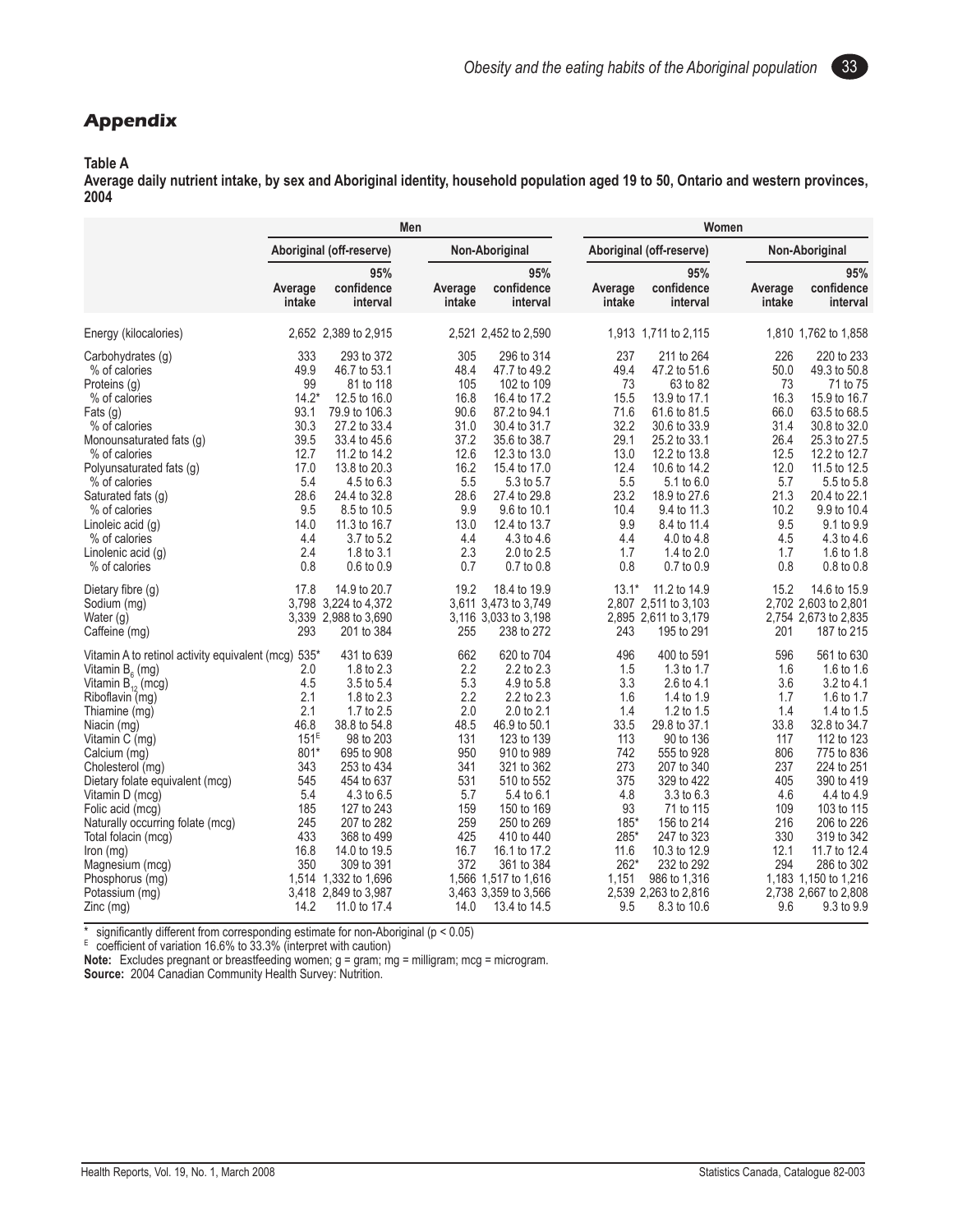## Appendix

**Table A**
**Average daily nutrient intake, by sex and Aboriginal identity, household population aged 19 to 50, Ontario and western provinces, 2004**

| | Men | | | | Women | | | |
|---|---|---|---|---|---|---|---|---|
| | Aboriginal (off-reserve) | | Non-Aboriginal | | Aboriginal (off-reserve) | | Non-Aboriginal | |
| | Average intake | 95% confidence interval | Average intake | 95% confidence interval | Average intake | 95% confidence interval | Average intake | 95% confidence interval |
| Energy (kilocalories) | 2,652 | 2,389 to 2,915 | 2,521 | 2,452 to 2,590 | 1,913 | 1,711 to 2,115 | 1,810 | 1,762 to 1,858 |
| Carbohydrates (g) | 333 | 293 to 372 | 305 | 296 to 314 | 237 | 211 to 264 | 226 | 220 to 233 |
| % of calories | 49.9 | 46.7 to 53.1 | 48.4 | 47.7 to 49.2 | 49.4 | 47.2 to 51.6 | 50.0 | 49.3 to 50.8 |
| Proteins (g) | 99 | 81 to 118 | 105 | 102 to 109 | 73 | 63 to 82 | 73 | 71 to 75 |
| % of calories | 14.2* | 12.5 to 16.0 | 16.8 | 16.4 to 17.2 | 15.5 | 13.9 to 17.1 | 16.3 | 15.9 to 16.7 |
| Fats (g) | 93.1 | 79.9 to 106.3 | 90.6 | 87.2 to 94.1 | 71.6 | 61.6 to 81.5 | 66.0 | 63.5 to 68.5 |
| % of calories | 30.3 | 27.2 to 33.4 | 31.0 | 30.4 to 31.7 | 32.2 | 30.6 to 33.9 | 31.4 | 30.8 to 32.0 |
| Monounsaturated fats (g) | 39.5 | 33.4 to 45.6 | 37.2 | 35.6 to 38.7 | 29.1 | 25.2 to 33.1 | 26.4 | 25.3 to 27.5 |
| % of calories | 12.7 | 11.2 to 14.2 | 12.6 | 12.3 to 13.0 | 13.0 | 12.2 to 13.8 | 12.5 | 12.2 to 12.7 |
| Polyunsaturated fats (g) | 17.0 | 13.8 to 20.3 | 16.2 | 15.4 to 17.0 | 12.4 | 10.6 to 14.2 | 12.0 | 11.5 to 12.5 |
| % of calories | 5.4 | 4.5 to 6.3 | 5.5 | 5.3 to 5.7 | 5.5 | 5.1 to 6.0 | 5.7 | 5.5 to 5.8 |
| Saturated fats (g) | 28.6 | 24.4 to 32.8 | 28.6 | 27.4 to 29.8 | 23.2 | 18.9 to 27.6 | 21.3 | 20.4 to 22.1 |
| % of calories | 9.5 | 8.5 to 10.5 | 9.9 | 9.6 to 10.1 | 10.4 | 9.4 to 11.3 | 10.2 | 9.9 to 10.4 |
| Linoleic acid (g) | 14.0 | 11.3 to 16.7 | 13.0 | 12.4 to 13.7 | 9.9 | 8.4 to 11.4 | 9.5 | 9.1 to 9.9 |
| % of calories | 4.4 | 3.7 to 5.2 | 4.4 | 4.3 to 4.6 | 4.4 | 4.0 to 4.8 | 4.5 | 4.3 to 4.6 |
| Linolenic acid (g) | 2.4 | 1.8 to 3.1 | 2.3 | 2.0 to 2.5 | 1.7 | 1.4 to 2.0 | 1.7 | 1.6 to 1.8 |
| % of calories | 0.8 | 0.6 to 0.9 | 0.7 | 0.7 to 0.8 | 0.8 | 0.7 to 0.9 | 0.8 | 0.8 to 0.8 |
| Dietary fibre (g) | 17.8 | 14.9 to 20.7 | 19.2 | 18.4 to 19.9 | 13.1* | 11.2 to 14.9 | 15.2 | 14.6 to 15.9 |
| Sodium (mg) | 3,798 | 3,224 to 4,372 | 3,611 | 3,473 to 3,749 | 2,807 | 2,511 to 3,103 | 2,702 | 2,603 to 2,801 |
| Water (g) | 3,339 | 2,988 to 3,690 | 3,116 | 3,033 to 3,198 | 2,895 | 2,611 to 3,179 | 2,754 | 2,673 to 2,835 |
| Caffeine (mg) | 293 | 201 to 384 | 255 | 238 to 272 | 243 | 195 to 291 | 201 | 187 to 215 |
| Vitamin A to retinol activity equivalent (mcg) | 535* | 431 to 639 | 662 | 620 to 704 | 496 | 400 to 591 | 596 | 561 to 630 |
| Vitamin $B_6$ (mg) | 2.0 | 1.8 to 2.3 | 2.2 | 2.2 to 2.3 | 1.5 | 1.3 to 1.7 | 1.6 | 1.6 to 1.6 |
| Vitamin $B_{12}$ (mcg) | 4.5 | 3.5 to 5.4 | 5.3 | 4.9 to 5.8 | 3.3 | 2.6 to 4.1 | 3.6 | 3.2 to 4.1 |
| Riboflavin (mg) | 2.1 | 1.8 to 2.3 | 2.2 | 2.2 to 2.3 | 1.6 | 1.4 to 1.9 | 1.7 | 1.6 to 1.7 |
| Thiamine (mg) | 2.1 | 1.7 to 2.5 | 2.0 | 2.0 to 2.1 | 1.4 | 1.2 to 1.5 | 1.4 | 1.4 to 1.5 |
| Niacin (mg) | 46.8 | 38.8 to 54.8 | 48.5 | 46.9 to 50.1 | 33.5 | 29.8 to 37.1 | 33.8 | 32.8 to 34.7 |
| Vitamin C (mg) | 151[E] | 98 to 203 | 131 | 123 to 139 | 113 | 90 to 136 | 117 | 112 to 123 |
| Calcium (mg) | 801* | 695 to 908 | 950 | 910 to 989 | 742 | 555 to 928 | 806 | 775 to 836 |
| Cholesterol (mg) | 343 | 253 to 434 | 341 | 321 to 362 | 273 | 207 to 340 | 237 | 224 to 251 |
| Dietary folate equivalent (mcg) | 545 | 454 to 637 | 531 | 510 to 552 | 375 | 329 to 422 | 405 | 390 to 419 |
| Vitamin D (mcg) | 5.4 | 4.3 to 6.5 | 5.7 | 5.4 to 6.1 | 4.8 | 3.3 to 6.3 | 4.6 | 4.4 to 4.9 |
| Folic acid (mcg) | 185 | 127 to 243 | 159 | 150 to 169 | 93 | 71 to 115 | 109 | 103 to 115 |
| Naturally occurring folate (mcg) | 245 | 207 to 282 | 259 | 250 to 269 | 185* | 156 to 214 | 216 | 206 to 226 |
| Total folacin (mcg) | 433 | 368 to 499 | 425 | 410 to 440 | 285* | 247 to 323 | 330 | 319 to 342 |
| Iron (mg) | 16.8 | 14.0 to 19.5 | 16.7 | 16.1 to 17.2 | 11.6 | 10.3 to 12.9 | 12.1 | 11.7 to 12.4 |
| Magnesium (mcg) | 350 | 309 to 391 | 372 | 361 to 384 | 262* | 232 to 292 | 294 | 286 to 302 |
| Phosphorus (mg) | 1,514 | 1,332 to 1,696 | 1,566 | 1,517 to 1,616 | 1,151 | 986 to 1,316 | 1,183 | 1,150 to 1,216 |
| Potassium (mg) | 3,418 | 2,849 to 3,987 | 3,463 | 3,359 to 3,566 | 2,539 | 2,263 to 2,816 | 2,738 | 2,667 to 2,808 |
| Zinc (mg) | 14.2 | 11.0 to 17.4 | 14.0 | 13.4 to 14.5 | 9.5 | 8.3 to 10.6 | 9.6 | 9.3 to 9.9 |

\* significantly different from corresponding estimate for non-Aboriginal ($p < 0.05$)
E coefficient of variation 16.6% to 33.3% (interpret with caution)
**Note:** Excludes pregnant or breastfeeding women; g = gram; mg = milligram; mcg = microgram.
**Source:** 2004 Canadian Community Health Survey: Nutrition.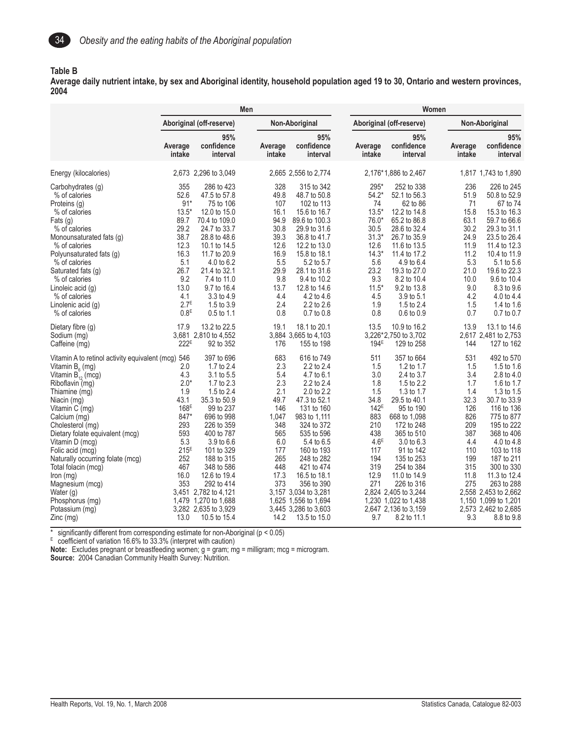**Table B**
**Average daily nutrient intake, by sex and Aboriginal identity, household population aged 19 to 30, Ontario and western provinces, 2004**

| | Men | | | | Women | | | |
|---|---|---|---|---|---|---|---|---|
| | Aboriginal (off-reserve) | | Non-Aboriginal | | Aboriginal (off-reserve) | | Non-Aboriginal | |
| | Average intake | 95% confidence interval | Average intake | 95% confidence interval | Average intake | 95% confidence interval | Average intake | 95% confidence interval |
| Energy (kilocalories) | 2,673 | 2,296 to 3,049 | 2,665 | 2,556 to 2,774 | 2,176* | 1,886 to 2,467 | 1,817 | 1,743 to 1,890 |
| Carbohydrates (g) | 355 | 286 to 423 | 328 | 315 to 342 | 295* | 252 to 338 | 236 | 226 to 245 |
| % of calories | 52.6 | 47.5 to 57.8 | 49.8 | 48.7 to 50.8 | 54.2* | 52.1 to 56.3 | 51.9 | 50.8 to 52.9 |
| Proteins (g) | 91* | 75 to 106 | 107 | 102 to 113 | 74 | 62 to 86 | 71 | 67 to 74 |
| % of calories | 13.5* | 12.0 to 15.0 | 16.1 | 15.6 to 16.7 | 13.5* | 12.2 to 14.8 | 15.8 | 15.3 to 16.3 |
| Fats (g) | 89.7 | 70.4 to 109.0 | 94.9 | 89.6 to 100.3 | 76.0* | 65.2 to 86.8 | 63.1 | 59.7 to 66.6 |
| % of calories | 29.2 | 24.7 to 33.7 | 30.8 | 29.9 to 31.6 | 30.5 | 28.6 to 32.4 | 30.2 | 29.3 to 31.1 |
| Monounsaturated fats (g) | 38.7 | 28.8 to 48.6 | 39.3 | 36.8 to 41.7 | 31.3* | 26.7 to 35.9 | 24.9 | 23.5 to 26.4 |
| % of calories | 12.3 | 10.1 to 14.5 | 12.6 | 12.2 to 13.0 | 12.6 | 11.6 to 13.5 | 11.9 | 11.4 to 12.3 |
| Polyunsaturated fats (g) | 16.3 | 11.7 to 20.9 | 16.9 | 15.8 to 18.1 | 14.3* | 11.4 to 17.2 | 11.2 | 10.4 to 11.9 |
| % of calories | 5.1 | 4.0 to 6.2 | 5.5 | 5.2 to 5.7 | 5.6 | 4.9 to 6.4 | 5.3 | 5.1 to 5.6 |
| Saturated fats (g) | 26.7 | 21.4 to 32.1 | 29.9 | 28.1 to 31.6 | 23.2 | 19.3 to 27.0 | 21.0 | 19.6 to 22.3 |
| % of calories | 9.2 | 7.4 to 11.0 | 9.8 | 9.4 to 10.2 | 9.3 | 8.2 to 10.4 | 10.0 | 9.6 to 10.4 |
| Linoleic acid (g) | 13.0 | 9.7 to 16.4 | 13.7 | 12.8 to 14.6 | 11.5* | 9.2 to 13.8 | 9.0 | 8.3 to 9.6 |
| % of calories | 4.1 | 3.3 to 4.9 | 4.4 | 4.2 to 4.6 | 4.5 | 3.9 to 5.1 | 4.2 | 4.0 to 4.4 |
| Linolenic acid (g) | 2.7^E | 1.5 to 3.9 | 2.4 | 2.2 to 2.6 | 1.9 | 1.5 to 2.4 | 1.5 | 1.4 to 1.6 |
| % of calories | 0.8^E | 0.5 to 1.1 | 0.8 | 0.7 to 0.8 | 0.8 | 0.6 to 0.9 | 0.7 | 0.7 to 0.7 |
| Dietary fibre (g) | 17.9 | 13.2 to 22.5 | 19.1 | 18.1 to 20.1 | 13.5 | 10.9 to 16.2 | 13.9 | 13.1 to 14.6 |
| Sodium (mg) | 3,681 | 2,810 to 4,552 | 3,884 | 3,665 to 4,103 | 3,226* | 2,750 to 3,702 | 2,617 | 2,481 to 2,753 |
| Caffeine (mg) | 222^E | 92 to 352 | 176 | 155 to 198 | 194^E | 129 to 258 | 144 | 127 to 162 |
| Vitamin A to retinol activity equivalent (mcg) | 546 | 397 to 696 | 683 | 616 to 749 | 511 | 357 to 664 | 531 | 492 to 570 |
| Vitamin $B_6$ (mg) | 2.0 | 1.7 to 2.4 | 2.3 | 2.2 to 2.4 | 1.5 | 1.2 to 1.7 | 1.5 | 1.5 to 1.6 |
| Vitamin $B_{12}$ (mcg) | 4.3 | 3.1 to 5.5 | 5.4 | 4.7 to 6.1 | 3.0 | 2.4 to 3.7 | 3.4 | 2.8 to 4.0 |
| Riboflavin (mg) | 2.0* | 1.7 to 2.3 | 2.3 | 2.2 to 2.4 | 1.8 | 1.5 to 2.2 | 1.7 | 1.6 to 1.7 |
| Thiamine (mg) | 1.9 | 1.5 to 2.4 | 2.1 | 2.0 to 2.2 | 1.5 | 1.3 to 1.7 | 1.4 | 1.3 to 1.5 |
| Niacin (mg) | 43.1 | 35.3 to 50.9 | 49.7 | 47.3 to 52.1 | 34.8 | 29.5 to 40.1 | 32.3 | 30.7 to 33.9 |
| Vitamin C (mg) | 168^E | 99 to 237 | 146 | 131 to 160 | 142^E | 95 to 190 | 126 | 116 to 136 |
| Calcium (mg) | 847* | 696 to 998 | 1,047 | 983 to 1,111 | 883 | 668 to 1,098 | 826 | 775 to 877 |
| Cholesterol (mg) | 293 | 226 to 359 | 348 | 324 to 372 | 210 | 172 to 248 | 209 | 195 to 222 |
| Dietary folate equivalent (mcg) | 593 | 400 to 787 | 565 | 535 to 596 | 438 | 365 to 510 | 387 | 368 to 406 |
| Vitamin D (mcg) | 5.3 | 3.9 to 6.6 | 6.0 | 5.4 to 6.5 | 4.6^E | 3.0 to 6.3 | 4.4 | 4.0 to 4.8 |
| Folic acid (mcg) | 215^E | 101 to 329 | 177 | 160 to 193 | 117 | 91 to 142 | 110 | 103 to 118 |
| Naturally occurring folate (mcg) | 252 | 188 to 315 | 265 | 248 to 282 | 194 | 135 to 253 | 199 | 187 to 211 |
| Total folacin (mcg) | 467 | 348 to 586 | 448 | 421 to 474 | 319 | 254 to 384 | 315 | 300 to 330 |
| Iron (mg) | 16.0 | 12.6 to 19.4 | 17.3 | 16.5 to 18.1 | 12.9 | 11.0 to 14.9 | 11.8 | 11.3 to 12.4 |
| Magnesium (mcg) | 353 | 292 to 414 | 373 | 356 to 390 | 271 | 226 to 316 | 275 | 263 to 288 |
| Water (g) | 3,451 | 2,782 to 4,121 | 3,157 | 3,034 to 3,281 | 2,824 | 2,405 to 3,244 | 2,558 | 2,453 to 2,662 |
| Phosphorus (mg) | 1,479 | 1,270 to 1,688 | 1,625 | 1,556 to 1,694 | 1,230 | 1,022 to 1,438 | 1,150 | 1,099 to 1,201 |
| Potassium (mg) | 3,282 | 2,635 to 3,929 | 3,445 | 3,286 to 3,603 | 2,647 | 2,136 to 3,159 | 2,573 | 2,462 to 2,685 |
| Zinc (mg) | 13.0 | 10.5 to 15.4 | 14.2 | 13.5 to 15.0 | 9.7 | 8.2 to 11.1 | 9.3 | 8.8 to 9.8 |

\* significantly different from corresponding estimate for non-Aboriginal ($p < 0.05$)
E coefficient of variation 16.6% to 33.3% (interpret with caution)
**Note:** Excludes pregnant or breastfeeding women; g = gram; mg = milligram; mcg = microgram.
**Source:** 2004 Canadian Community Health Survey: Nutrition.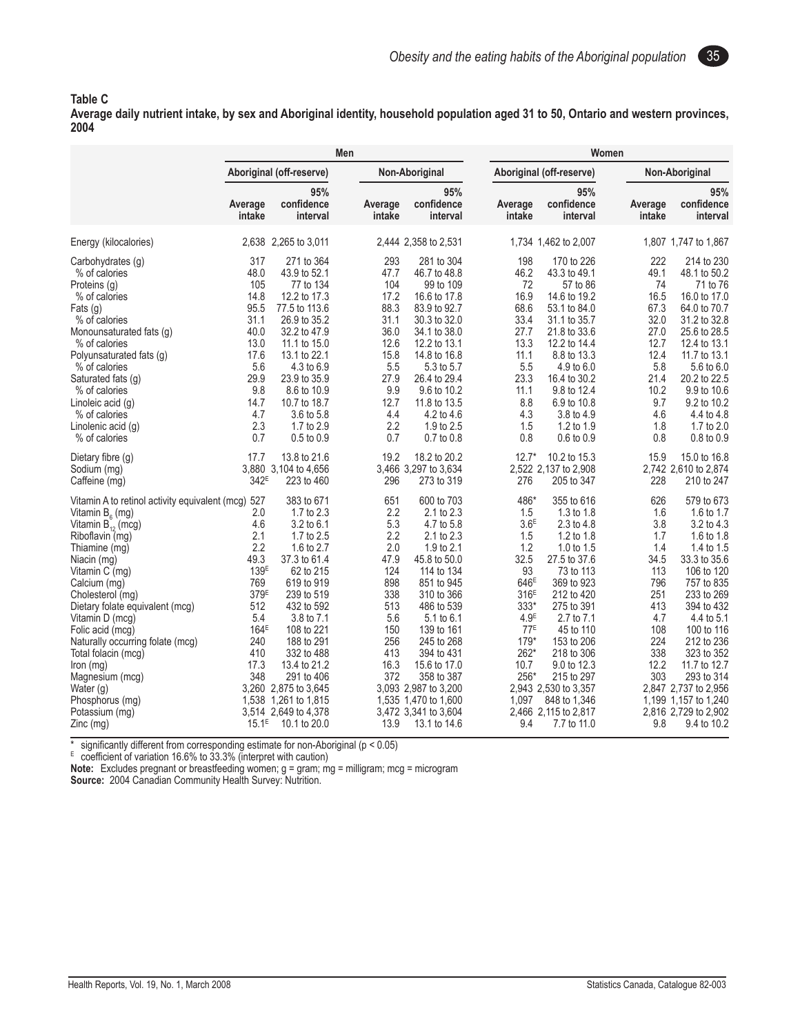**Table C**
**Average daily nutrient intake, by sex and Aboriginal identity, household population aged 31 to 50, Ontario and western provinces, 2004**

| | Men | | | | Women | | | |
|---|---|---|---|---|---|---|---|---|
| | Aboriginal (off-reserve) | | Non-Aboriginal | | Aboriginal (off-reserve) | | Non-Aboriginal | |
| | Average intake | 95% confidence interval | Average intake | 95% confidence interval | Average intake | 95% confidence interval | Average intake | 95% confidence interval |
| Energy (kilocalories) | 2,638 | 2,265 to 3,011 | 2,444 | 2,358 to 2,531 | 1,734 | 1,462 to 2,007 | 1,807 | 1,747 to 1,867 |
| Carbohydrates (g) | 317 | 271 to 364 | 293 | 281 to 304 | 198 | 170 to 226 | 222 | 214 to 230 |
| % of calories | 48.0 | 43.9 to 52.1 | 47.7 | 46.7 to 48.8 | 46.2 | 43.3 to 49.1 | 49.1 | 48.1 to 50.2 |
| Proteins (g) | 105 | 77 to 134 | 104 | 99 to 109 | 72 | 57 to 86 | 74 | 71 to 76 |
| % of calories | 14.8 | 12.2 to 17.3 | 17.2 | 16.6 to 17.8 | 16.9 | 14.6 to 19.2 | 16.5 | 16.0 to 17.0 |
| Fats (g) | 95.5 | 77.5 to 113.6 | 88.3 | 83.9 to 92.7 | 68.6 | 53.1 to 84.0 | 67.3 | 64.0 to 70.7 |
| % of calories | 31.1 | 26.9 to 35.2 | 31.1 | 30.3 to 32.0 | 33.4 | 31.1 to 35.7 | 32.0 | 31.2 to 32.8 |
| Monounsaturated fats (g) | 40.0 | 32.2 to 47.9 | 36.0 | 34.1 to 38.0 | 27.7 | 21.8 to 33.6 | 27.0 | 25.6 to 28.5 |
| % of calories | 13.0 | 11.1 to 15.0 | 12.6 | 12.2 to 13.1 | 13.3 | 12.2 to 14.4 | 12.7 | 12.4 to 13.1 |
| Polyunsaturated fats (g) | 17.6 | 13.1 to 22.1 | 15.8 | 14.8 to 16.8 | 11.1 | 8.8 to 13.3 | 12.4 | 11.7 to 13.1 |
| % of calories | 5.6 | 4.3 to 6.9 | 5.5 | 5.3 to 5.7 | 5.5 | 4.9 to 6.0 | 5.8 | 5.6 to 6.0 |
| Saturated fats (g) | 29.9 | 23.9 to 35.9 | 27.9 | 26.4 to 29.4 | 23.3 | 16.4 to 30.2 | 21.4 | 20.2 to 22.5 |
| % of calories | 9.8 | 8.6 to 10.9 | 9.9 | 9.6 to 10.2 | 11.1 | 9.8 to 12.4 | 10.2 | 9.9 to 10.6 |
| Linoleic acid (g) | 14.7 | 10.7 to 18.7 | 12.7 | 11.8 to 13.5 | 8.8 | 6.9 to 10.8 | 9.7 | 9.2 to 10.2 |
| % of calories | 4.7 | 3.6 to 5.8 | 4.4 | 4.2 to 4.6 | 4.3 | 3.8 to 4.9 | 4.6 | 4.4 to 4.8 |
| Linolenic acid (g) | 2.3 | 1.7 to 2.9 | 2.2 | 1.9 to 2.5 | 1.5 | 1.2 to 1.9 | 1.8 | 1.7 to 2.0 |
| % of calories | 0.7 | 0.5 to 0.9 | 0.7 | 0.7 to 0.8 | 0.8 | 0.6 to 0.9 | 0.8 | 0.8 to 0.9 |
| Dietary fibre (g) | 17.7 | 13.8 to 21.6 | 19.2 | 18.2 to 20.2 | 12.7* | 10.2 to 15.3 | 15.9 | 15.0 to 16.8 |
| Sodium (mg) | 3,880 | 3,104 to 4,656 | 3,466 | 3,297 to 3,634 | 2,522 | 2,137 to 2,908 | 2,742 | 2,610 to 2,874 |
| Caffeine (mg) | 342E | 223 to 460 | 296 | 273 to 319 | 276 | 205 to 347 | 228 | 210 to 247 |
| Vitamin A to retinol activity equivalent (mcg) | 527 | 383 to 671 | 651 | 600 to 703 | 486* | 355 to 616 | 626 | 579 to 673 |
| Vitamin $B_6$ (mg) | 2.0 | 1.7 to 2.3 | 2.2 | 2.1 to 2.3 | 1.5 | 1.3 to 1.8 | 1.6 | 1.6 to 1.7 |
| Vitamin $B_{12}$ (mcg) | 4.6 | 3.2 to 6.1 | 5.3 | 4.7 to 5.8 | 3.6E | 2.3 to 4.8 | 3.8 | 3.2 to 4.3 |
| Riboflavin (mg) | 2.1 | 1.7 to 2.5 | 2.2 | 2.1 to 2.3 | 1.5 | 1.2 to 1.8 | 1.7 | 1.6 to 1.8 |
| Thiamine (mg) | 2.2 | 1.6 to 2.7 | 2.0 | 1.9 to 2.1 | 1.2 | 1.0 to 1.5 | 1.4 | 1.4 to 1.5 |
| Niacin (mg) | 49.3 | 37.3 to 61.4 | 47.9 | 45.8 to 50.0 | 32.5 | 27.5 to 37.6 | 34.5 | 33.3 to 35.6 |
| Vitamin C (mg) | 139E | 62 to 215 | 124 | 114 to 134 | 93 | 73 to 113 | 113 | 106 to 120 |
| Calcium (mg) | 769 | 619 to 919 | 898 | 851 to 945 | 646E | 369 to 923 | 796 | 757 to 835 |
| Cholesterol (mg) | 379E | 239 to 519 | 338 | 310 to 366 | 316E | 212 to 420 | 251 | 233 to 269 |
| Dietary folate equivalent (mcg) | 512 | 432 to 592 | 513 | 486 to 539 | 333* | 275 to 391 | 413 | 394 to 432 |
| Vitamin D (mcg) | 5.4 | 3.8 to 7.1 | 5.6 | 5.1 to 6.1 | 4.9E | 2.7 to 7.1 | 4.7 | 4.4 to 5.1 |
| Folic acid (mcg) | 164E | 108 to 221 | 150 | 139 to 161 | 77E | 45 to 110 | 108 | 100 to 116 |
| Naturally occurring folate (mcg) | 240 | 188 to 291 | 256 | 245 to 268 | 179* | 153 to 206 | 224 | 212 to 236 |
| Total folacin (mcg) | 410 | 332 to 488 | 413 | 394 to 431 | 262* | 218 to 306 | 338 | 323 to 352 |
| Iron (mg) | 17.3 | 13.4 to 21.2 | 16.3 | 15.6 to 17.0 | 10.7 | 9.0 to 12.3 | 12.2 | 11.7 to 12.7 |
| Magnesium (mcg) | 348 | 291 to 406 | 372 | 358 to 387 | 256* | 215 to 297 | 303 | 293 to 314 |
| Water (g) | 3,260 | 2,875 to 3,645 | 3,093 | 2,987 to 3,200 | 2,943 | 2,530 to 3,357 | 2,847 | 2,737 to 2,956 |
| Phosphorus (mg) | 1,538 | 1,261 to 1,815 | 1,535 | 1,470 to 1,600 | 1,097 | 848 to 1,346 | 1,199 | 1,157 to 1,240 |
| Potassium (mg) | 3,514 | 2,649 to 4,378 | 3,472 | 3,341 to 3,604 | 2,466 | 2,115 to 2,817 | 2,816 | 2,729 to 2,902 |
| Zinc (mg) | 15.1E | 10.1 to 20.0 | 13.9 | 13.1 to 14.6 | 9.4 | 7.7 to 11.0 | 9.8 | 9.4 to 10.2 |

\* significantly different from corresponding estimate for non-Aboriginal ($p < 0.05$)
E coefficient of variation 16.6% to 33.3% (interpret with caution)
**Note:** Excludes pregnant or breastfeeding women; g = gram; mg = milligram; mcg = microgram
**Source:** 2004 Canadian Community Health Survey: Nutrition.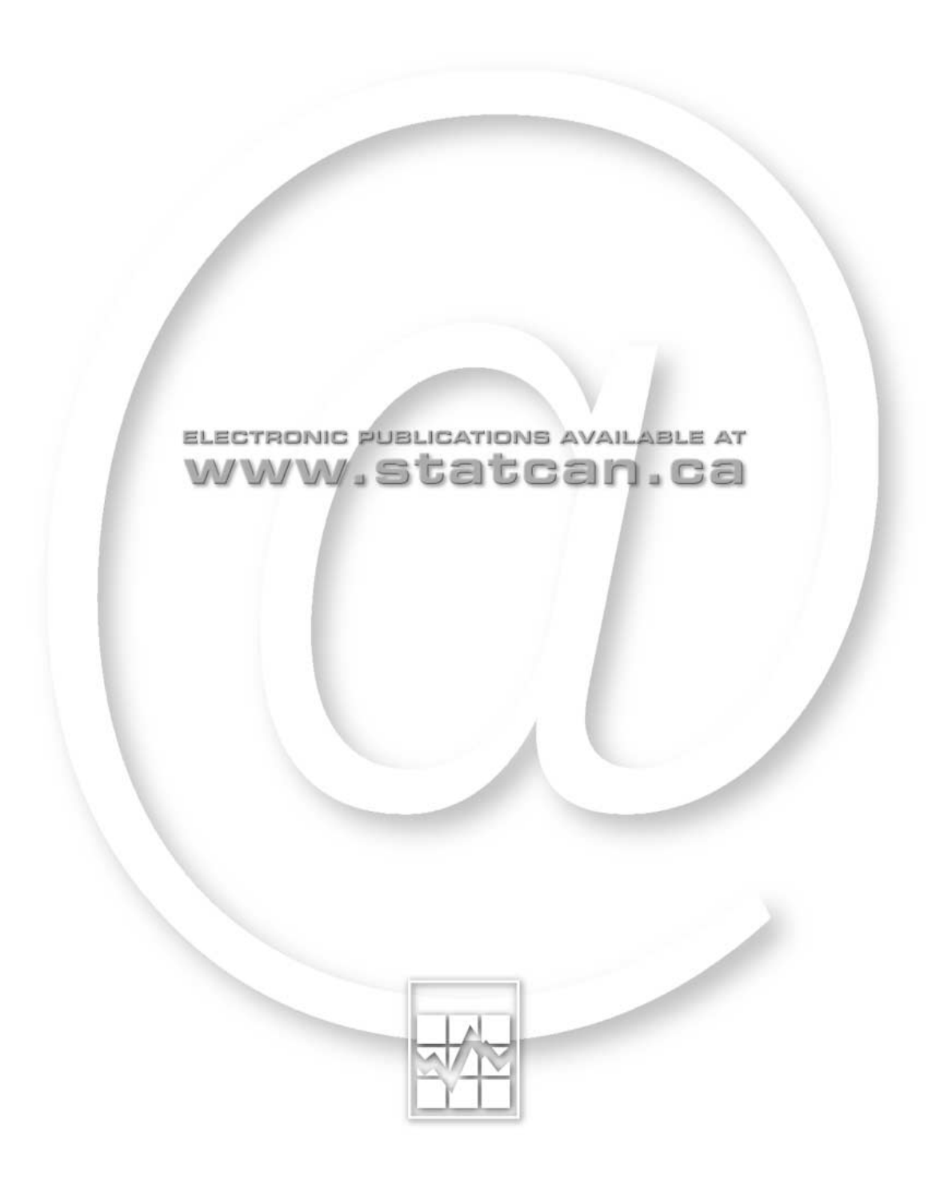ELECTRONIC PUBLICATIONS AVAILABLE AT

www.statcan.ca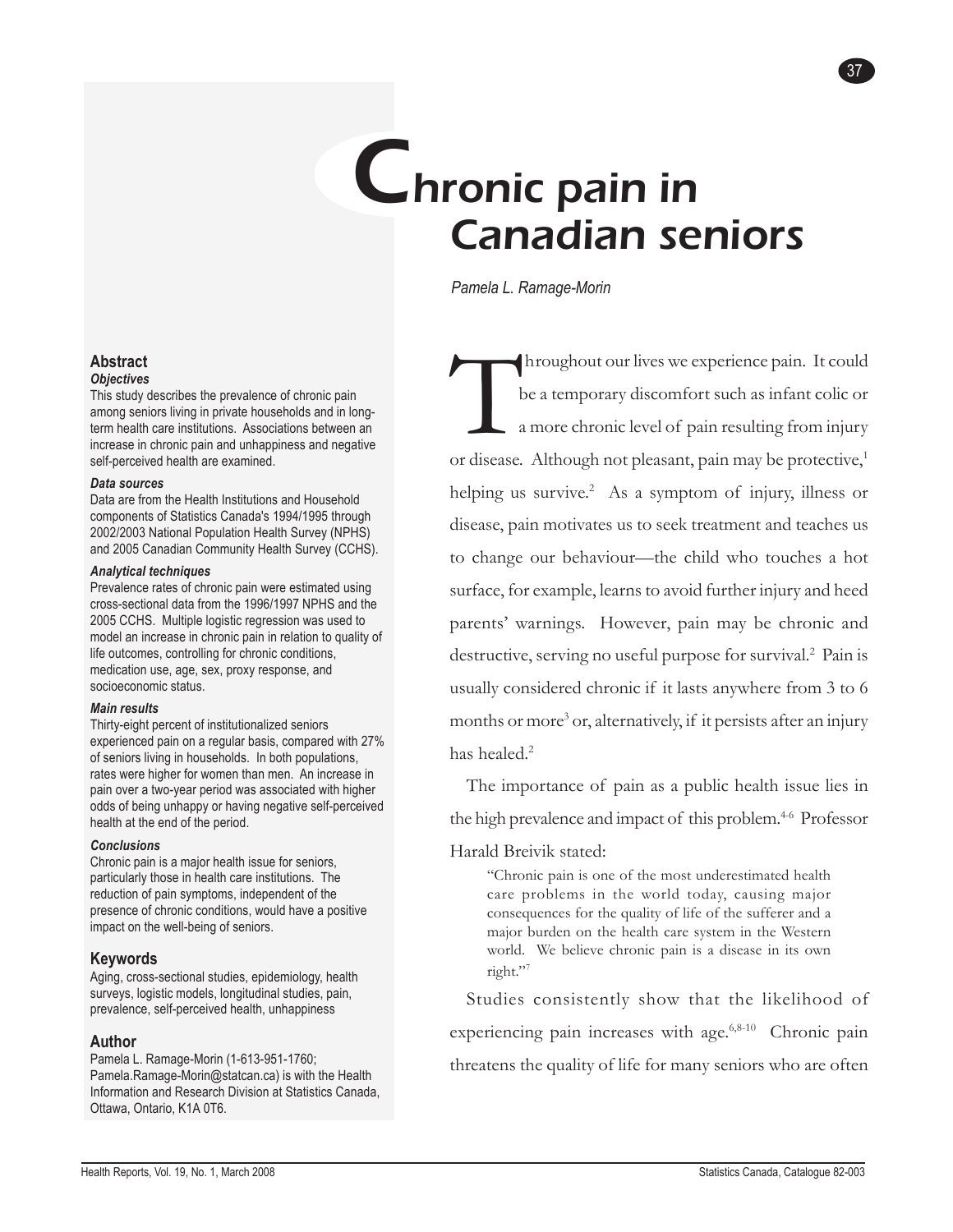# Chronic pain in Canadian seniors

*Pamela L. Ramage-Morin*

## Abstract

### *Objectives*

This study describes the prevalence of chronic pain among seniors living in private households and in long-term health care institutions. Associations between an increase in chronic pain and unhappiness and negative self-perceived health are examined.

### *Data sources*

Data are from the Health Institutions and Household components of Statistics Canada's 1994/1995 through 2002/2003 National Population Health Survey (NPHS) and 2005 Canadian Community Health Survey (CCHS).

### *Analytical techniques*

Prevalence rates of chronic pain were estimated using cross-sectional data from the 1996/1997 NPHS and the 2005 CCHS. Multiple logistic regression was used to model an increase in chronic pain in relation to quality of life outcomes, controlling for chronic conditions, medication use, age, sex, proxy response, and socioeconomic status.

### *Main results*

Thirty-eight percent of institutionalized seniors experienced pain on a regular basis, compared with 27% of seniors living in households. In both populations, rates were higher for women than men. An increase in pain over a two-year period was associated with higher odds of being unhappy or having negative self-perceived health at the end of the period.

### *Conclusions*

Chronic pain is a major health issue for seniors, particularly those in health care institutions. The reduction of pain symptoms, independent of the presence of chronic conditions, would have a positive impact on the well-being of seniors.

## Keywords

Aging, cross-sectional studies, epidemiology, health surveys, logistic models, longitudinal studies, pain, prevalence, self-perceived health, unhappiness

## Author

Pamela L. Ramage-Morin (1-613-951-1760; Pamela.Ramage-Morin@statcan.ca) is with the Health Information and Research Division at Statistics Canada, Ottawa, Ontario, K1A 0T6.

Throughout our lives we experience pain. It could be a temporary discomfort such as infant colic or a more chronic level of pain resulting from injury or disease. Although not pleasant, pain may be protective,[1] helping us survive.[2] As a symptom of injury, illness or disease, pain motivates us to seek treatment and teaches us to change our behaviour—the child who touches a hot surface, for example, learns to avoid further injury and heed parents' warnings. However, pain may be chronic and destructive, serving no useful purpose for survival.[2] Pain is usually considered chronic if it lasts anywhere from 3 to 6 months or more[3] or, alternatively, if it persists after an injury has healed.[2]

The importance of pain as a public health issue lies in the high prevalence and impact of this problem.[4-6] Professor Harald Breivik stated:

> "Chronic pain is one of the most underestimated health care problems in the world today, causing major consequences for the quality of life of the sufferer and a major burden on the health care system in the Western world. We believe chronic pain is a disease in its own right."[7]

Studies consistently show that the likelihood of experiencing pain increases with age.[6,8-10] Chronic pain threatens the quality of life for many seniors who are often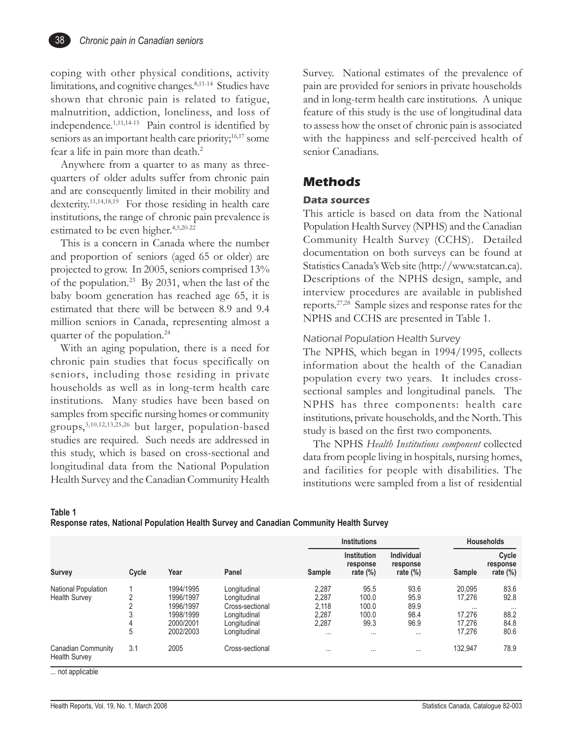coping with other physical conditions, activity limitations, and cognitive changes.[8,11-14] Studies have shown that chronic pain is related to fatigue, malnutrition, addiction, loneliness, and loss of independence.[1,11,14-15] Pain control is identified by seniors as an important health care priority;[16,17] some fear a life in pain more than death.[2]

Anywhere from a quarter to as many as three-quarters of older adults suffer from chronic pain and are consequently limited in their mobility and dexterity.[11,14,18,19] For those residing in health care institutions, the range of chronic pain prevalence is estimated to be even higher.[4,5,20-22]

This is a concern in Canada where the number and proportion of seniors (aged 65 or older) are projected to grow. In 2005, seniors comprised 13% of the population.[23] By 2031, when the last of the baby boom generation has reached age 65, it is estimated that there will be between 8.9 and 9.4 million seniors in Canada, representing almost a quarter of the population.[24]

With an aging population, there is a need for chronic pain studies that focus specifically on seniors, including those residing in private households as well as in long-term health care institutions. Many studies have been based on samples from specific nursing homes or community groups,[3,10,12,13,25,26] but larger, population-based studies are required. Such needs are addressed in this study, which is based on cross-sectional and longitudinal data from the National Population Health Survey and the Canadian Community Health Survey. National estimates of the prevalence of pain are provided for seniors in private households and in long-term health care institutions. A unique feature of this study is the use of longitudinal data to assess how the onset of chronic pain is associated with the happiness and self-perceived health of senior Canadians.

## Methods

### Data sources

This article is based on data from the National Population Health Survey (NPHS) and the Canadian Community Health Survey (CCHS). Detailed documentation on both surveys can be found at Statistics Canada's Web site (http://www.statcan.ca). Descriptions of the NPHS design, sample, and interview procedures are available in published reports.[27,28] Sample sizes and response rates for the NPHS and CCHS are presented in Table 1.

#### National Population Health Survey

The NPHS, which began in 1994/1995, collects information about the health of the Canadian population every two years. It includes cross-sectional samples and longitudinal panels. The NPHS has three components: health care institutions, private households, and the North. This study is based on the first two components.

The NPHS *Health Institutions component* collected data from people living in hospitals, nursing homes, and facilities for people with disabilities. The institutions were sampled from a list of residential

**Table 1**
**Response rates, National Population Health Survey and Canadian Community Health Survey**

| | | | | Institutions | | | Households | |
|---|---|---|---|---|---|---|---|---|
| Survey | Cycle | Year | Panel | Sample | Institution response rate (%) | Individual response rate (%) | Sample | Cycle response rate (%) |
| National Population Health Survey | 1 | 1994/1995 | Longitudinal | 2,287 | 95.5 | 93.6 | 20,095 | 83.6 |
| | 2 | 1996/1997 | Longitudinal | 2,287 | 100.0 | 95.9 | 17,276 | 92.8 |
| | 2 | 1996/1997 | Cross-sectional | 2,118 | 100.0 | 89.9 | ... | ... |
| | 3 | 1998/1999 | Longitudinal | 2,287 | 100.0 | 98.4 | 17,276 | 88.2 |
| | 4 | 2000/2001 | Longitudinal | 2,287 | 99.3 | 96.9 | 17,276 | 84.8 |
| | 5 | 2002/2003 | Longitudinal | ... | ... | ... | 17,276 | 80.6 |
| Canadian Community Health Survey | 3.1 | 2005 | Cross-sectional | ... | ... | ... | 132,947 | 78.9 |

... not applicable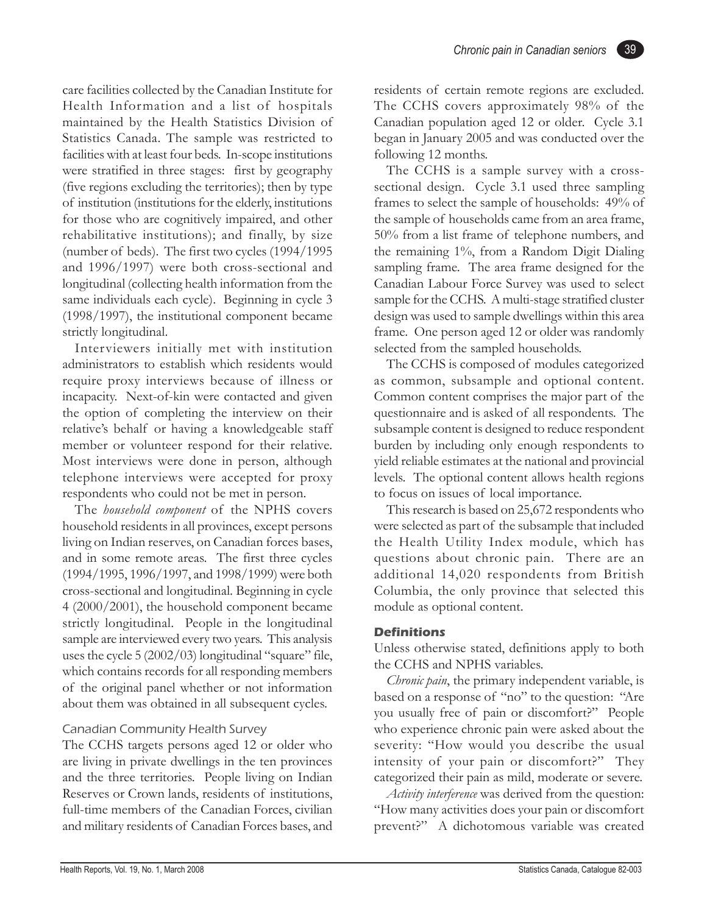care facilities collected by the Canadian Institute for Health Information and a list of hospitals maintained by the Health Statistics Division of Statistics Canada. The sample was restricted to facilities with at least four beds. In-scope institutions were stratified in three stages: first by geography (five regions excluding the territories); then by type of institution (institutions for the elderly, institutions for those who are cognitively impaired, and other rehabilitative institutions); and finally, by size (number of beds). The first two cycles (1994/1995 and 1996/1997) were both cross-sectional and longitudinal (collecting health information from the same individuals each cycle). Beginning in cycle 3 (1998/1997), the institutional component became strictly longitudinal.

Interviewers initially met with institution administrators to establish which residents would require proxy interviews because of illness or incapacity. Next-of-kin were contacted and given the option of completing the interview on their relative's behalf or having a knowledgeable staff member or volunteer respond for their relative. Most interviews were done in person, although telephone interviews were accepted for proxy respondents who could not be met in person.

The *household component* of the NPHS covers household residents in all provinces, except persons living on Indian reserves, on Canadian forces bases, and in some remote areas. The first three cycles (1994/1995, 1996/1997, and 1998/1999) were both cross-sectional and longitudinal. Beginning in cycle 4 (2000/2001), the household component became strictly longitudinal. People in the longitudinal sample are interviewed every two years. This analysis uses the cycle 5 (2002/03) longitudinal "square" file, which contains records for all responding members of the original panel whether or not information about them was obtained in all subsequent cycles.

### Canadian Community Health Survey

The CCHS targets persons aged 12 or older who are living in private dwellings in the ten provinces and the three territories. People living on Indian Reserves or Crown lands, residents of institutions, full-time members of the Canadian Forces, civilian and military residents of Canadian Forces bases, and residents of certain remote regions are excluded. The CCHS covers approximately 98% of the Canadian population aged 12 or older. Cycle 3.1 began in January 2005 and was conducted over the following 12 months.

The CCHS is a sample survey with a cross-sectional design. Cycle 3.1 used three sampling frames to select the sample of households: 49% of the sample of households came from an area frame, 50% from a list frame of telephone numbers, and the remaining 1%, from a Random Digit Dialing sampling frame. The area frame designed for the Canadian Labour Force Survey was used to select sample for the CCHS. A multi-stage stratified cluster design was used to sample dwellings within this area frame. One person aged 12 or older was randomly selected from the sampled households.

The CCHS is composed of modules categorized as common, subsample and optional content. Common content comprises the major part of the questionnaire and is asked of all respondents. The subsample content is designed to reduce respondent burden by including only enough respondents to yield reliable estimates at the national and provincial levels. The optional content allows health regions to focus on issues of local importance.

This research is based on 25,672 respondents who were selected as part of the subsample that included the Health Utility Index module, which has questions about chronic pain. There are an additional 14,020 respondents from British Columbia, the only province that selected this module as optional content.

### Definitions

Unless otherwise stated, definitions apply to both the CCHS and NPHS variables.

*Chronic pain*, the primary independent variable, is based on a response of "no" to the question: "Are you usually free of pain or discomfort?" People who experience chronic pain were asked about the severity: "How would you describe the usual intensity of your pain or discomfort?" They categorized their pain as mild, moderate or severe.

*Activity interference* was derived from the question: "How many activities does your pain or discomfort prevent?" A dichotomous variable was created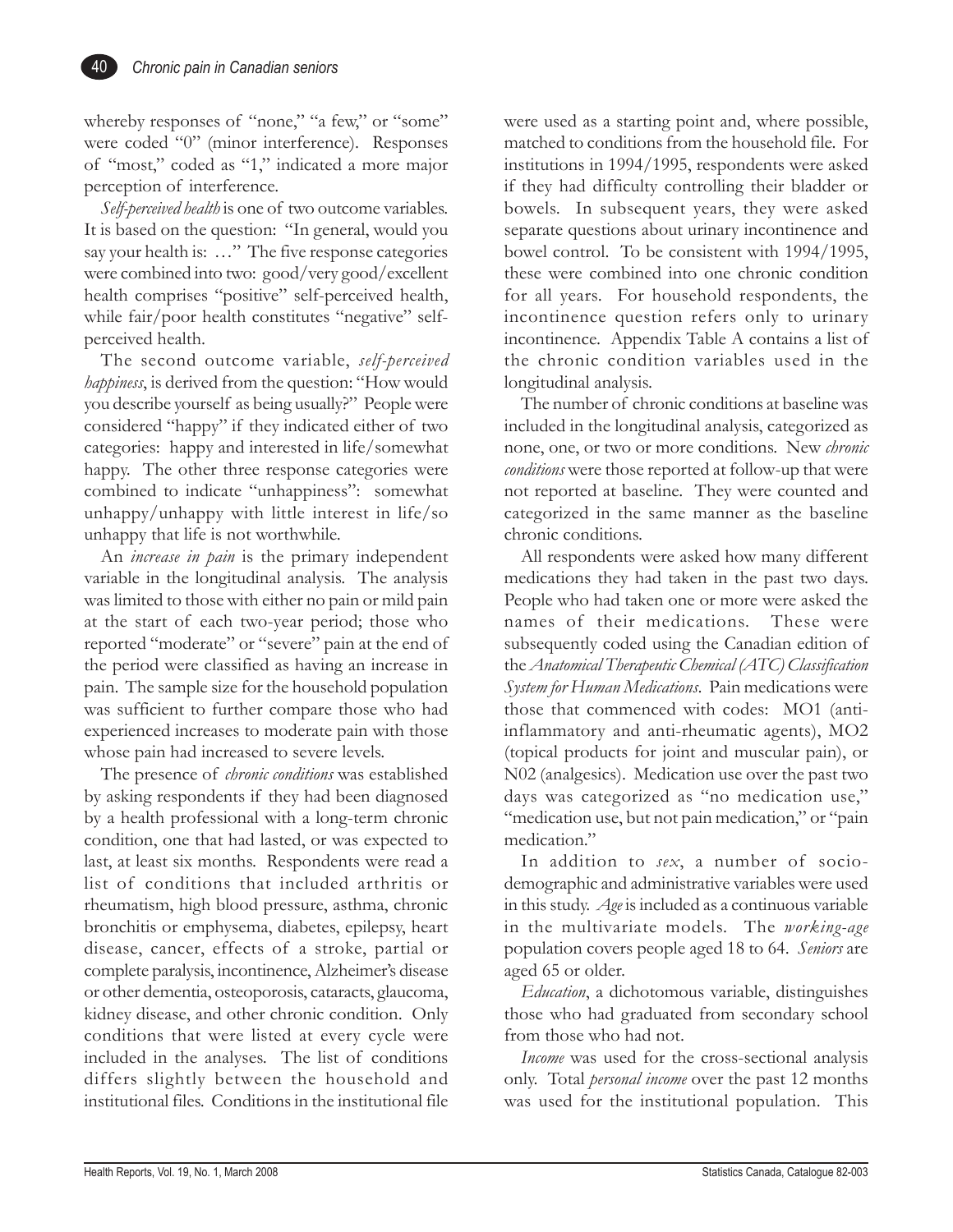whereby responses of "none," "a few," or "some" were coded "0" (minor interference). Responses of "most," coded as "1," indicated a more major perception of interference.

*Self-perceived health* is one of two outcome variables. It is based on the question: "In general, would you say your health is: …" The five response categories were combined into two: good/very good/excellent health comprises "positive" self-perceived health, while fair/poor health constitutes "negative" self-perceived health.

The second outcome variable, *self-perceived happiness*, is derived from the question: "How would you describe yourself as being usually?" People were considered "happy" if they indicated either of two categories: happy and interested in life/somewhat happy. The other three response categories were combined to indicate "unhappiness": somewhat unhappy/unhappy with little interest in life/so unhappy that life is not worthwhile.

An *increase in pain* is the primary independent variable in the longitudinal analysis. The analysis was limited to those with either no pain or mild pain at the start of each two-year period; those who reported "moderate" or "severe" pain at the end of the period were classified as having an increase in pain. The sample size for the household population was sufficient to further compare those who had experienced increases to moderate pain with those whose pain had increased to severe levels.

The presence of *chronic conditions* was established by asking respondents if they had been diagnosed by a health professional with a long-term chronic condition, one that had lasted, or was expected to last, at least six months. Respondents were read a list of conditions that included arthritis or rheumatism, high blood pressure, asthma, chronic bronchitis or emphysema, diabetes, epilepsy, heart disease, cancer, effects of a stroke, partial or complete paralysis, incontinence, Alzheimer's disease or other dementia, osteoporosis, cataracts, glaucoma, kidney disease, and other chronic condition. Only conditions that were listed at every cycle were included in the analyses. The list of conditions differs slightly between the household and institutional files. Conditions in the institutional file were used as a starting point and, where possible, matched to conditions from the household file. For institutions in 1994/1995, respondents were asked if they had difficulty controlling their bladder or bowels. In subsequent years, they were asked separate questions about urinary incontinence and bowel control. To be consistent with 1994/1995, these were combined into one chronic condition for all years. For household respondents, the incontinence question refers only to urinary incontinence. Appendix Table A contains a list of the chronic condition variables used in the longitudinal analysis.

The number of chronic conditions at baseline was included in the longitudinal analysis, categorized as none, one, or two or more conditions. New *chronic conditions* were those reported at follow-up that were not reported at baseline. They were counted and categorized in the same manner as the baseline chronic conditions.

All respondents were asked how many different medications they had taken in the past two days. People who had taken one or more were asked the names of their medications. These were subsequently coded using the Canadian edition of the *Anatomical Therapeutic Chemical (ATC) Classification System for Human Medications*. Pain medications were those that commenced with codes: MO1 (anti-inflammatory and anti-rheumatic agents), MO2 (topical products for joint and muscular pain), or N02 (analgesics). Medication use over the past two days was categorized as "no medication use," "medication use, but not pain medication," or "pain medication."

In addition to *sex*, a number of socio-demographic and administrative variables were used in this study. *Age* is included as a continuous variable in the multivariate models. The *working-age* population covers people aged 18 to 64. *Seniors* are aged 65 or older.

*Education*, a dichotomous variable, distinguishes those who had graduated from secondary school from those who had not.

*Income* was used for the cross-sectional analysis only. Total *personal income* over the past 12 months was used for the institutional population. This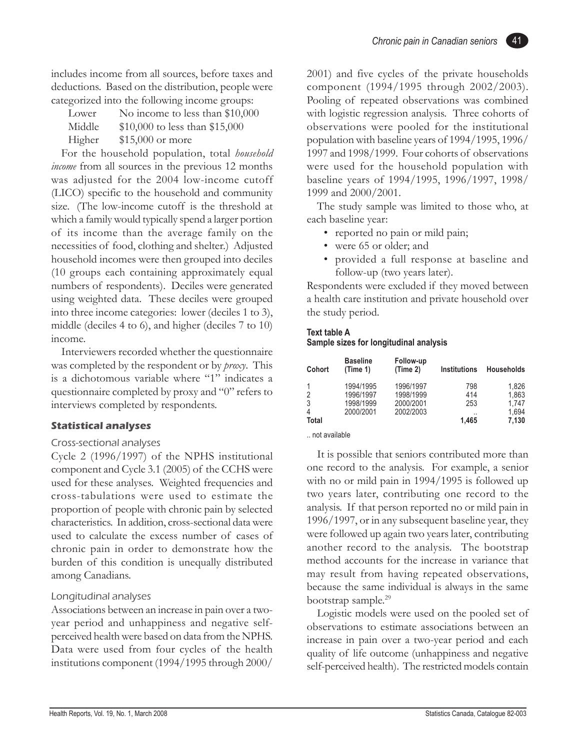includes income from all sources, before taxes and deductions. Based on the distribution, people were categorized into the following income groups:

| | |
|---|---|
| Lower | No income to less than $10,000 |
| Middle | $10,000 to less than $15,000 |
| Higher | $15,000 or more |

For the household population, total *household income* from all sources in the previous 12 months was adjusted for the 2004 low-income cutoff (LICO) specific to the household and community size. (The low-income cutoff is the threshold at which a family would typically spend a larger portion of its income than the average family on the necessities of food, clothing and shelter.) Adjusted household incomes were then grouped into deciles (10 groups each containing approximately equal numbers of respondents). Deciles were generated using weighted data. These deciles were grouped into three income categories: lower (deciles 1 to 3), middle (deciles 4 to 6), and higher (deciles 7 to 10) income.

Interviewers recorded whether the questionnaire was completed by the respondent or by *proxy*. This is a dichotomous variable where "1" indicates a questionnaire completed by proxy and "0" refers to interviews completed by respondents.

## Statistical analyses

### Cross-sectional analyses

Cycle 2 (1996/1997) of the NPHS institutional component and Cycle 3.1 (2005) of the CCHS were used for these analyses. Weighted frequencies and cross-tabulations were used to estimate the proportion of people with chronic pain by selected characteristics. In addition, cross-sectional data were used to calculate the excess number of cases of chronic pain in order to demonstrate how the burden of this condition is unequally distributed among Canadians.

### Longitudinal analyses

Associations between an increase in pain over a two-year period and unhappiness and negative self-perceived health were based on data from the NPHS. Data were used from four cycles of the health institutions component (1994/1995 through 2000/2001) and five cycles of the private households component (1994/1995 through 2002/2003). Pooling of repeated observations was combined with logistic regression analysis. Three cohorts of observations were pooled for the institutional population with baseline years of 1994/1995, 1996/1997 and 1998/1999. Four cohorts of observations were used for the household population with baseline years of 1994/1995, 1996/1997, 1998/1999 and 2000/2001.

The study sample was limited to those who, at each baseline year:

- reported no pain or mild pain;
- were 65 or older; and
- provided a full response at baseline and follow-up (two years later).

Respondents were excluded if they moved between a health care institution and private household over the study period.

**Text table A**
**Sample sizes for longitudinal analysis**

| Cohort | Baseline (Time 1) | Follow-up (Time 2) | Institutions | Households |
|---|---|---|---|---|
| 1 | 1994/1995 | 1996/1997 | 798 | 1,826 |
| 2 | 1996/1997 | 1998/1999 | 414 | 1,863 |
| 3 | 1998/1999 | 2000/2001 | 253 | 1,747 |
| 4 | 2000/2001 | 2002/2003 | .. | 1,694 |
| **Total** | | | **1,465** | **7,130** |

.. not available

It is possible that seniors contributed more than one record to the analysis. For example, a senior with no or mild pain in 1994/1995 is followed up two years later, contributing one record to the analysis. If that person reported no or mild pain in 1996/1997, or in any subsequent baseline year, they were followed up again two years later, contributing another record to the analysis. The bootstrap method accounts for the increase in variance that may result from having repeated observations, because the same individual is always in the same bootstrap sample.[29]

Logistic models were used on the pooled set of observations to estimate associations between an increase in pain over a two-year period and each quality of life outcome (unhappiness and negative self-perceived health). The restricted models contain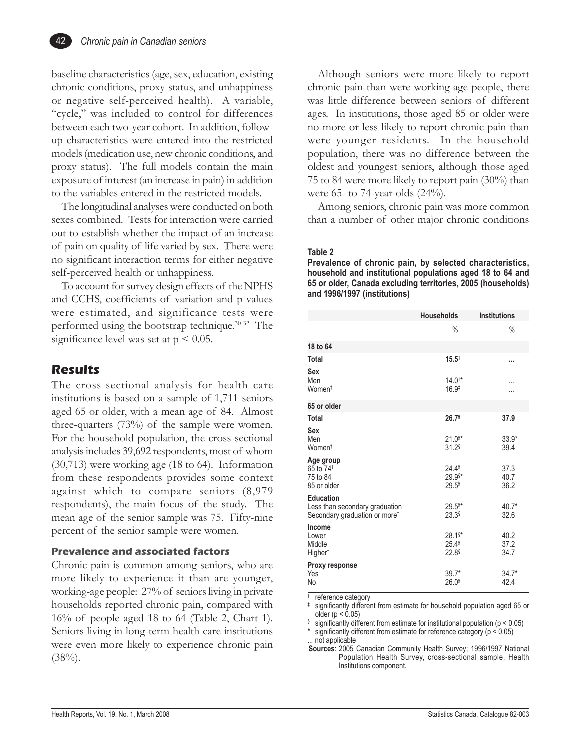baseline characteristics (age, sex, education, existing chronic conditions, proxy status, and unhappiness or negative self-perceived health). A variable, "cycle," was included to control for differences between each two-year cohort. In addition, follow-up characteristics were entered into the restricted models (medication use, new chronic conditions, and proxy status). The full models contain the main exposure of interest (an increase in pain) in addition to the variables entered in the restricted models.

The longitudinal analyses were conducted on both sexes combined. Tests for interaction were carried out to establish whether the impact of an increase of pain on quality of life varied by sex. There were no significant interaction terms for either negative self-perceived health or unhappiness.

To account for survey design effects of the NPHS and CCHS, coefficients of variation and p-values were estimated, and significance tests were performed using the bootstrap technique.[30-32] The significance level was set at $p < 0.05$.

## Results

The cross-sectional analysis for health care institutions is based on a sample of 1,711 seniors aged 65 or older, with a mean age of 84. Almost three-quarters (73%) of the sample were women. For the household population, the cross-sectional analysis includes 39,692 respondents, most of whom (30,713) were working age (18 to 64). Information from these respondents provides some context against which to compare seniors (8,979 respondents), the main focus of the study. The mean age of the senior sample was 75. Fifty-nine percent of the senior sample were women.

### Prevalence and associated factors

Chronic pain is common among seniors, who are more likely to experience it than are younger, working-age people: 27% of seniors living in private households reported chronic pain, compared with 16% of people aged 18 to 64 (Table 2, Chart 1). Seniors living in long-term health care institutions were even more likely to experience chronic pain (38%).

Although seniors were more likely to report chronic pain than were working-age people, there was little difference between seniors of different ages. In institutions, those aged 85 or older were no more or less likely to report chronic pain than were younger residents. In the household population, there was no difference between the oldest and youngest seniors, although those aged 75 to 84 were more likely to report pain (30%) than were 65- to 74-year-olds (24%).

Among seniors, chronic pain was more common than a number of other major chronic conditions

**Table 2**
**Prevalence of chronic pain, by selected characteristics, household and institutional populations aged 18 to 64 and 65 or older, Canada excluding territories, 2005 (households) and 1996/1997 (institutions)**

| | Households | Institutions |
|---|---|---|
| | % | % |
| **18 to 64** | | |
| **Total** | **15.5‡** | **...** |
| **Sex** | | |
| Men | 14.0‡* | ... |
| Women† | 16.9‡ | ... |
| **65 or older** | | |
| **Total** | **26.7§** | **37.9** |
| **Sex** | | |
| Men | 21.0§* | 33.9* |
| Women† | 31.2§ | 39.4 |
| **Age group** | | |
| 65 to 74† | 24.4§ | 37.3 |
| 75 to 84 | 29.9§* | 40.7 |
| 85 or older | 29.5§ | 36.2 |
| **Education** | | |
| Less than secondary graduation | 29.5§* | 40.7* |
| Secondary graduation or more† | 23.3§ | 32.6 |
| **Income** | | |
| Lower | 28.1§* | 40.2 |
| Middle | 25.4§ | 37.2 |
| Higher† | 22.8§ | 34.7 |
| **Proxy response** | | |
| Yes | 39.7* | 34.7* |
| No† | 26.0§ | 42.4 |

† reference category
‡ significantly different from estimate for household population aged 65 or older ($p < 0.05$)
§ significantly different from estimate for institutional population ($p < 0.05$)
* significantly different from estimate for reference category ($p < 0.05$)
... not applicable
**Sources**: 2005 Canadian Community Health Survey; 1996/1997 National Population Health Survey, cross-sectional sample, Health Institutions component.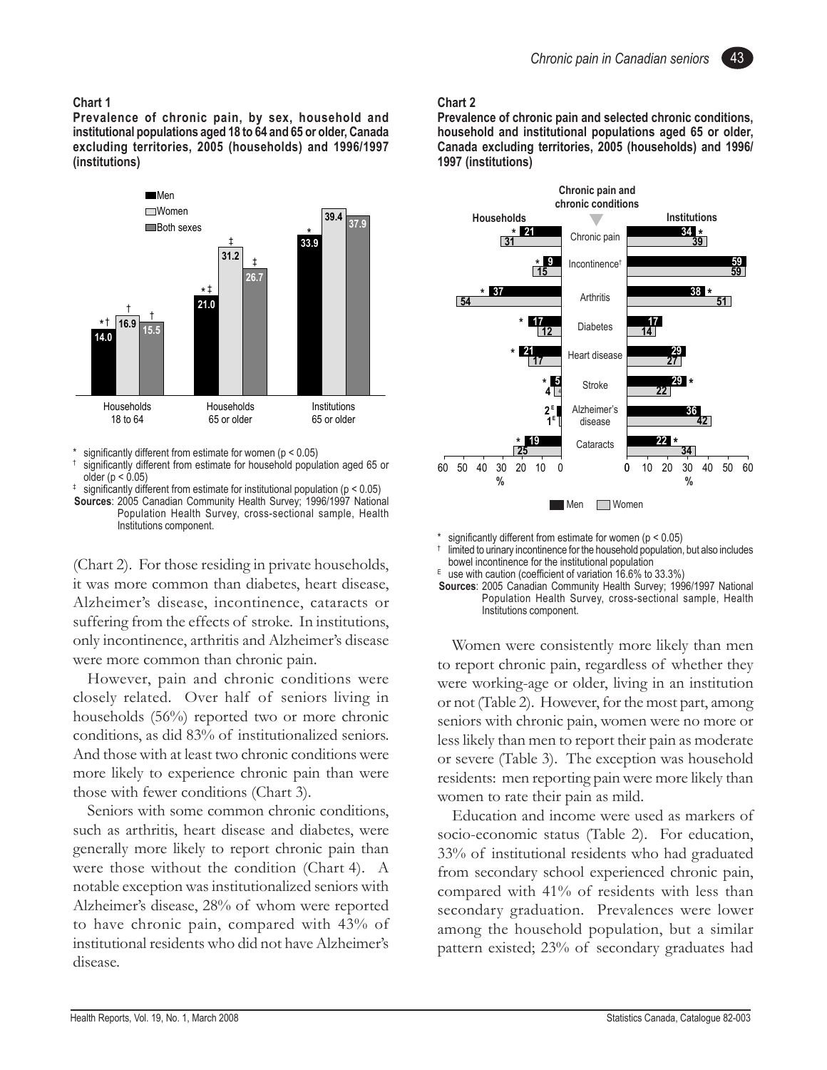**Chart 1**

**Prevalence of chronic pain, by sex, household and institutional populations aged 18 to 64 and 65 or older, Canada excluding territories, 2005 (households) and 1996/1997 (institutions)**

| | Men | Women | Both sexes |
|---|---|---|---|
| Households 18 to 64 | 14.0 *† | 16.9 † | 15.5 † |
| Households 65 or older | 21.0 *‡ | 31.2 ‡ | 26.7 ‡ |
| Institutions 65 or older | 33.9 * | 39.4 | 37.9 |

\* significantly different from estimate for women ($p < 0.05$)
† significantly different from estimate for household population aged 65 or older ($p < 0.05$)
‡ significantly different from estimate for institutional population ($p < 0.05$)
**Sources**: 2005 Canadian Community Health Survey; 1996/1997 National Population Health Survey, cross-sectional sample, Health Institutions component.

**Chart 2**

**Prevalence of chronic pain and selected chronic conditions, household and institutional populations aged 65 or older, Canada excluding territories, 2005 (households) and 1996/1997 (institutions)**

| Chronic pain and chronic conditions | Households: Men (%) | Households: Women (%) | Institutions: Men (%) | Institutions: Women (%) |
|---|---|---|---|---|
| Chronic pain | 21 * | 31 | 34 * | 39 |
| Incontinence† | 9 * | 15 | 59 | 59 |
| Arthritis | 37 * | 54 | 38 * | 51 |
| Diabetes | 17 * | 12 | 17 | 14 |
| Heart disease | 21 * | 17 | 29 | 27 |
| Stroke | 5 * | 4 | 29 * | 22 |
| Alzheimer's disease | 2[E] | 1[E] | 36 | 42 |
| Cataracts | 19 * | 25 | 22 * | 34 |

\* significantly different from estimate for women ($p < 0.05$)
† limited to urinary incontinence for the household population, but also includes bowel incontinence for the institutional population
E use with caution (coefficient of variation 16.6% to 33.3%)
**Sources**: 2005 Canadian Community Health Survey; 1996/1997 National Population Health Survey, cross-sectional sample, Health Institutions component.

(Chart 2). For those residing in private households, it was more common than diabetes, heart disease, Alzheimer's disease, incontinence, cataracts or suffering from the effects of stroke. In institutions, only incontinence, arthritis and Alzheimer's disease were more common than chronic pain.

However, pain and chronic conditions were closely related. Over half of seniors living in households (56%) reported two or more chronic conditions, as did 83% of institutionalized seniors. And those with at least two chronic conditions were more likely to experience chronic pain than were those with fewer conditions (Chart 3).

Seniors with some common chronic conditions, such as arthritis, heart disease and diabetes, were generally more likely to report chronic pain than were those without the condition (Chart 4). A notable exception was institutionalized seniors with Alzheimer's disease, 28% of whom were reported to have chronic pain, compared with 43% of institutional residents who did not have Alzheimer's disease.

Women were consistently more likely than men to report chronic pain, regardless of whether they were working-age or older, living in an institution or not (Table 2). However, for the most part, among seniors with chronic pain, women were no more or less likely than men to report their pain as moderate or severe (Table 3). The exception was household residents: men reporting pain were more likely than women to rate their pain as mild.

Education and income were used as markers of socio-economic status (Table 2). For education, 33% of institutional residents who had graduated from secondary school experienced chronic pain, compared with 41% of residents with less than secondary graduation. Prevalences were lower among the household population, but a similar pattern existed; 23% of secondary graduates had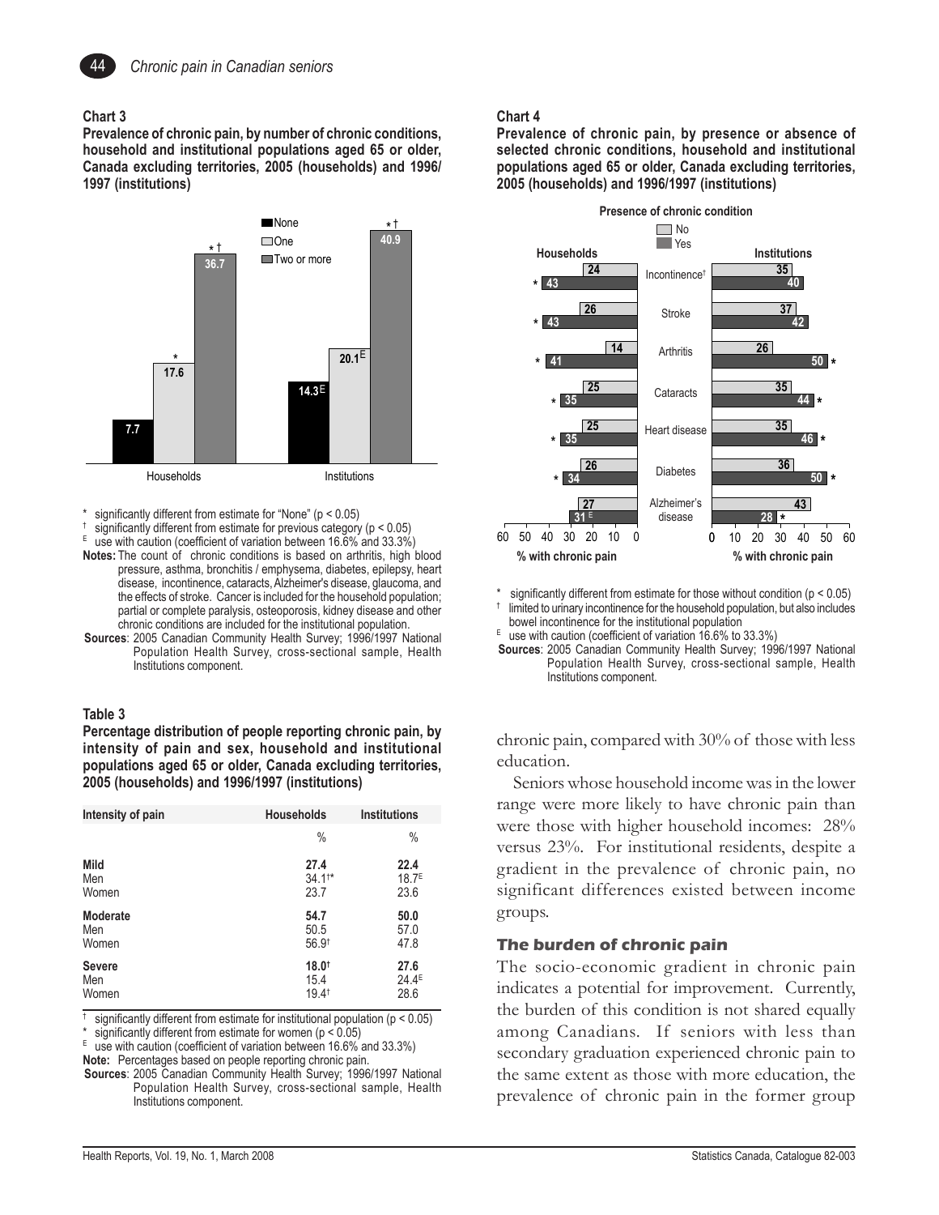**Chart 3**

**Prevalence of chronic pain, by number of chronic conditions, household and institutional populations aged 65 or older, Canada excluding territories, 2005 (households) and 1996/1997 (institutions)**

| | None | One | Two or more |
|---|---|---|---|
| Households | 7.7 | 17.6* | 36.7*† |
| Institutions | 14.3[E] | 20.1[E] | 40.9*† |

\* significantly different from estimate for "None" ($p < 0.05$)
† significantly different from estimate for previous category ($p < 0.05$)
E use with caution (coefficient of variation between 16.6% and 33.3%)

**Notes:** The count of chronic conditions is based on arthritis, high blood pressure, asthma, bronchitis / emphysema, diabetes, epilepsy, heart disease, incontinence, cataracts, Alzheimer's disease, glaucoma, and the effects of stroke. Cancer is included for the household population; partial or complete paralysis, osteoporosis, kidney disease and other chronic conditions are included for the institutional population.

**Sources**: 2005 Canadian Community Health Survey; 1996/1997 National Population Health Survey, cross-sectional sample, Health Institutions component.

**Chart 4**

**Prevalence of chronic pain, by presence or absence of selected chronic conditions, household and institutional populations aged 65 or older, Canada excluding territories, 2005 (households) and 1996/1997 (institutions)**

% with chronic pain, by presence of chronic condition

| Condition | Households: No | Households: Yes | Institutions: No | Institutions: Yes |
|---|---|---|---|---|
| Incontinence† | 24 | 43* | 35 | 40 |
| Stroke | 26 | 43* | 37 | 42 |
| Arthritis | 14 | 41* | 26 | 50* |
| Cataracts | 25 | 35* | 35 | 44* |
| Heart disease | 25 | 35* | 35 | 46* |
| Diabetes | 26 | 34* | 36 | 50* |
| Alzheimer's disease | 27 | 31[E] | 43 | 28* |

\* significantly different from estimate for those without condition ($p < 0.05$)
† limited to urinary incontinence for the household population, but also includes bowel incontinence for the institutional population
E use with caution (coefficient of variation 16.6% to 33.3%)

**Sources**: 2005 Canadian Community Health Survey; 1996/1997 National Population Health Survey, cross-sectional sample, Health Institutions component.

**Table 3**

**Percentage distribution of people reporting chronic pain, by intensity of pain and sex, household and institutional populations aged 65 or older, Canada excluding territories, 2005 (households) and 1996/1997 (institutions)**

| Intensity of pain | Households | Institutions |
|---|---|---|
| | % | % |
| **Mild** | **27.4** | **22.4** |
| Men | 34.1†* | 18.7[E] |
| Women | 23.7 | 23.6 |
| **Moderate** | **54.7** | **50.0** |
| Men | 50.5 | 57.0 |
| Women | 56.9† | 47.8 |
| **Severe** | **18.0†** | **27.6** |
| Men | 15.4 | 24.4[E] |
| Women | 19.4† | 28.6 |

† significantly different from estimate for institutional population ($p < 0.05$)
\* significantly different from estimate for women ($p < 0.05$)
E use with caution (coefficient of variation between 16.6% and 33.3%)

**Note:** Percentages based on people reporting chronic pain.

**Sources**: 2005 Canadian Community Health Survey; 1996/1997 National Population Health Survey, cross-sectional sample, Health Institutions component.

chronic pain, compared with 30% of those with less education.

Seniors whose household income was in the lower range were more likely to have chronic pain than were those with higher household incomes: 28% versus 23%. For institutional residents, despite a gradient in the prevalence of chronic pain, no significant differences existed between income groups.

### The burden of chronic pain

The socio-economic gradient in chronic pain indicates a potential for improvement. Currently, the burden of this condition is not shared equally among Canadians. If seniors with less than secondary graduation experienced chronic pain to the same extent as those with more education, the prevalence of chronic pain in the former group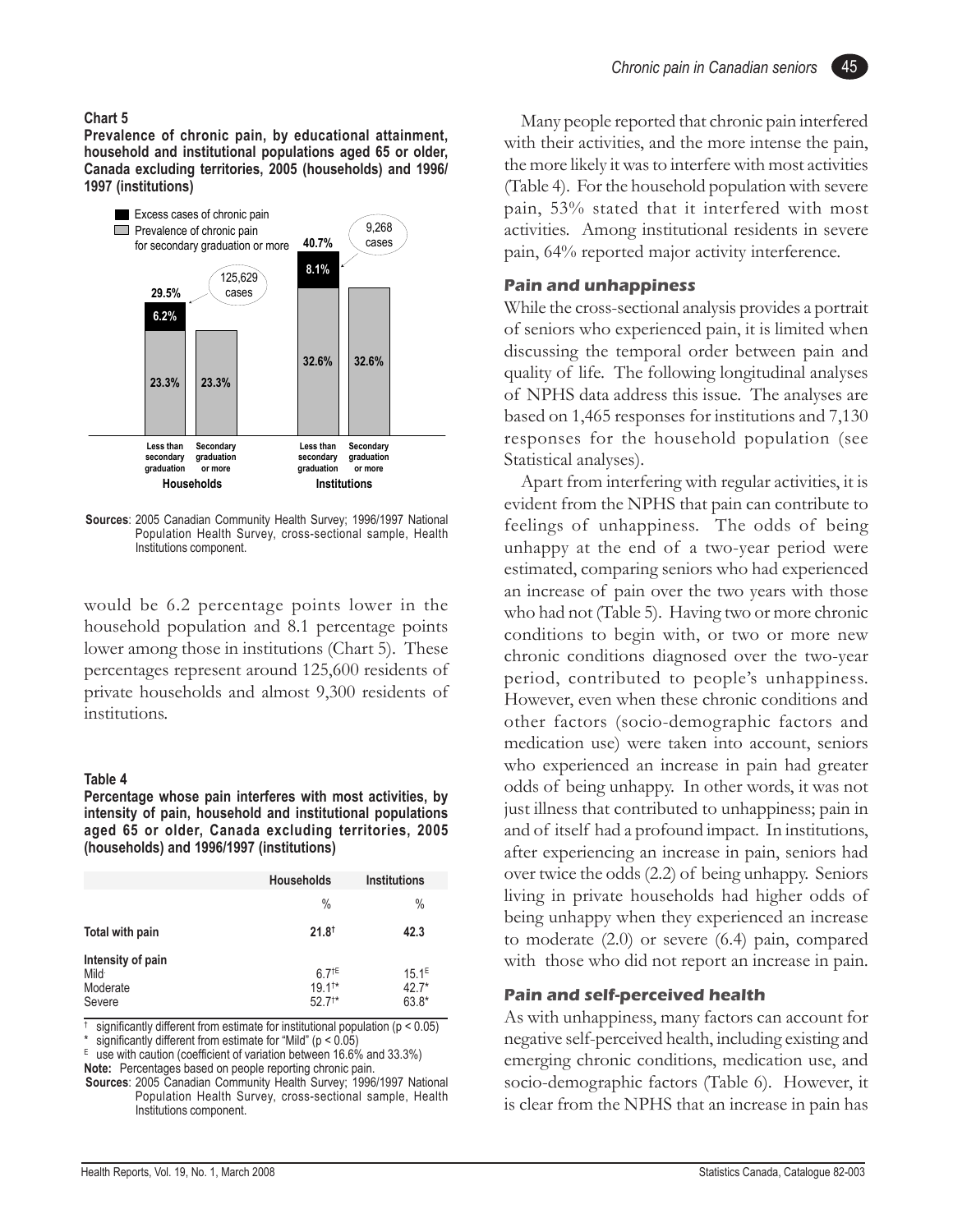**Chart 5**

**Prevalence of chronic pain, by educational attainment, household and institutional populations aged 65 or older, Canada excluding territories, 2005 (households) and 1996/1997 (institutions)**

| | Households | | Institutions | |
|---|---|---|---|---|
| | Less than secondary graduation | Secondary graduation or more | Less than secondary graduation | Secondary graduation or more |
| Prevalence of chronic pain for secondary graduation or more | 23.3% | 23.3% | 32.6% | 32.6% |
| Excess cases of chronic pain | 6.2% (125,629 cases) | | 8.1% (9,268 cases) | |
| Total | 29.5% | | 40.7% | |

**Sources**: 2005 Canadian Community Health Survey; 1996/1997 National Population Health Survey, cross-sectional sample, Health Institutions component.

would be 6.2 percentage points lower in the household population and 8.1 percentage points lower among those in institutions (Chart 5). These percentages represent around 125,600 residents of private households and almost 9,300 residents of institutions.

**Table 4**

**Percentage whose pain interferes with most activities, by intensity of pain, household and institutional populations aged 65 or older, Canada excluding territories, 2005 (households) and 1996/1997 (institutions)**

| | Households | Institutions |
|---|---|---|
| | % | % |
| **Total with pain** | **21.8**[†] | **42.3** |
| **Intensity of pain** | | |
| Mild | 6.7[†E] | 15.1[E] |
| Moderate | 19.1[†*] | 42.7* |
| Severe | 52.7[†*] | 63.8* |

[†] significantly different from estimate for institutional population ($p < 0.05$)
* significantly different from estimate for "Mild" ($p < 0.05$)
[E] use with caution (coefficient of variation between 16.6% and 33.3%)
**Note:** Percentages based on people reporting chronic pain.
**Sources**: 2005 Canadian Community Health Survey; 1996/1997 National Population Health Survey, cross-sectional sample, Health Institutions component.

Many people reported that chronic pain interfered with their activities, and the more intense the pain, the more likely it was to interfere with most activities (Table 4). For the household population with severe pain, 53% stated that it interfered with most activities. Among institutional residents in severe pain, 64% reported major activity interference.

### Pain and unhappiness

While the cross-sectional analysis provides a portrait of seniors who experienced pain, it is limited when discussing the temporal order between pain and quality of life. The following longitudinal analyses of NPHS data address this issue. The analyses are based on 1,465 responses for institutions and 7,130 responses for the household population (see Statistical analyses).

Apart from interfering with regular activities, it is evident from the NPHS that pain can contribute to feelings of unhappiness. The odds of being unhappy at the end of a two-year period were estimated, comparing seniors who had experienced an increase of pain over the two years with those who had not (Table 5). Having two or more chronic conditions to begin with, or two or more new chronic conditions diagnosed over the two-year period, contributed to people's unhappiness. However, even when these chronic conditions and other factors (socio-demographic factors and medication use) were taken into account, seniors who experienced an increase in pain had greater odds of being unhappy. In other words, it was not just illness that contributed to unhappiness; pain in and of itself had a profound impact. In institutions, after experiencing an increase in pain, seniors had over twice the odds (2.2) of being unhappy. Seniors living in private households had higher odds of being unhappy when they experienced an increase to moderate (2.0) or severe (6.4) pain, compared with those who did not report an increase in pain.

### Pain and self-perceived health

As with unhappiness, many factors can account for negative self-perceived health, including existing and emerging chronic conditions, medication use, and socio-demographic factors (Table 6). However, it is clear from the NPHS that an increase in pain has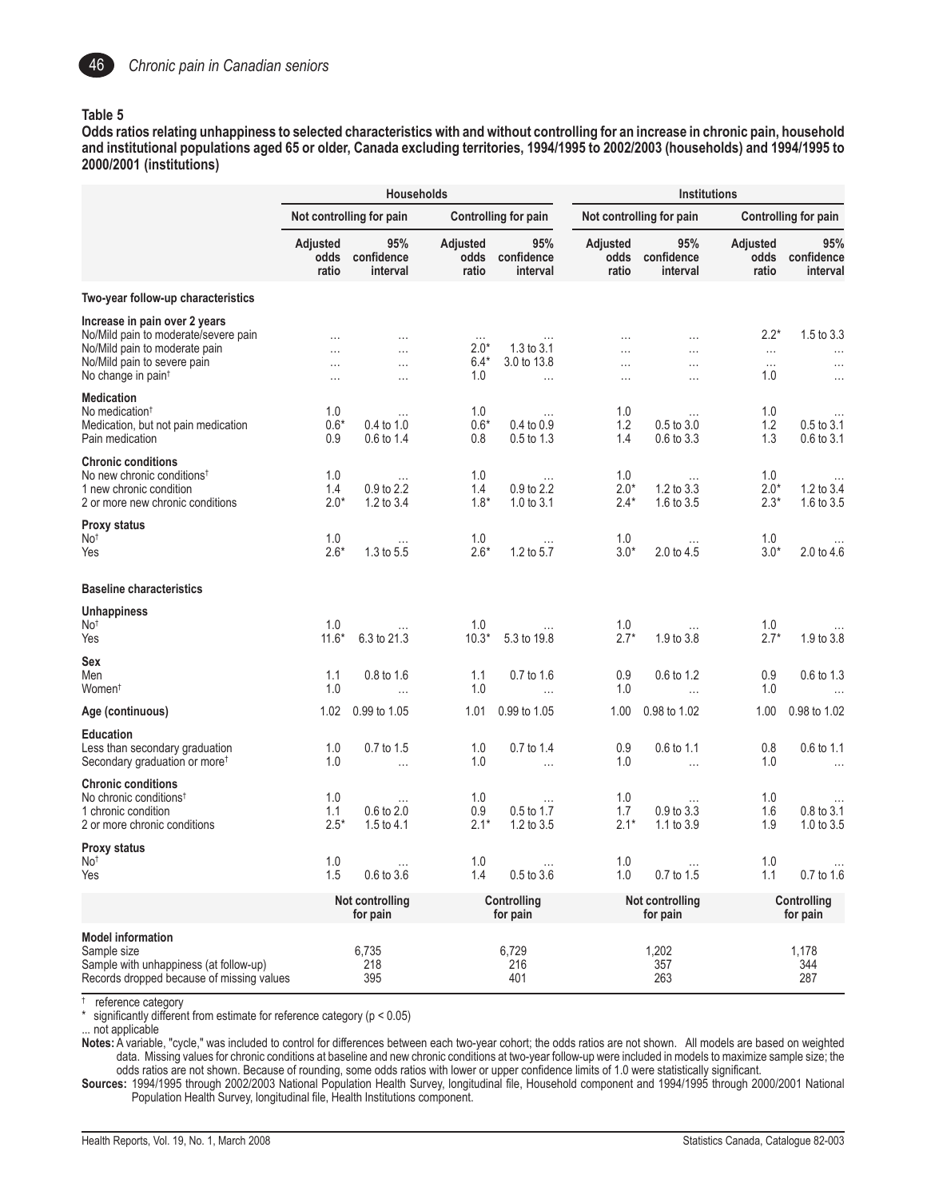**Table 5**

**Odds ratios relating unhappiness to selected characteristics with and without controlling for an increase in chronic pain, household and institutional populations aged 65 or older, Canada excluding territories, 1994/1995 to 2002/2003 (households) and 1994/1995 to 2000/2001 (institutions)**

| | Households | | | | Institutions | | | |
|---|---|---|---|---|---|---|---|---|
| | Not controlling for pain | | Controlling for pain | | Not controlling for pain | | Controlling for pain | |
| | Adjusted odds ratio | 95% confidence interval | Adjusted odds ratio | 95% confidence interval | Adjusted odds ratio | 95% confidence interval | Adjusted odds ratio | 95% confidence interval |
| **Two-year follow-up characteristics** | | | | | | | | |
| **Increase in pain over 2 years** | | | | | | | | |
| No/Mild pain to moderate/severe pain | ... | ... | ... | ... | ... | ... | 2.2* | 1.5 to 3.3 |
| No/Mild pain to moderate pain | ... | ... | 2.0* | 1.3 to 3.1 | ... | ... | ... | ... |
| No/Mild pain to severe pain | ... | ... | 6.4* | 3.0 to 13.8 | ... | ... | ... | ... |
| No change in pain† | ... | ... | 1.0 | ... | ... | ... | 1.0 | ... |
| **Medication** | | | | | | | | |
| No medication† | 1.0 | ... | 1.0 | ... | 1.0 | ... | 1.0 | ... |
| Medication, but not pain medication | 0.6* | 0.4 to 1.0 | 0.6* | 0.4 to 0.9 | 1.2 | 0.5 to 3.0 | 1.2 | 0.5 to 3.1 |
| Pain medication | 0.9 | 0.6 to 1.4 | 0.8 | 0.5 to 1.3 | 1.4 | 0.6 to 3.3 | 1.3 | 0.6 to 3.1 |
| **Chronic conditions** | | | | | | | | |
| No new chronic conditions† | 1.0 | ... | 1.0 | ... | 1.0 | ... | 1.0 | ... |
| 1 new chronic condition | 1.4 | 0.9 to 2.2 | 1.4 | 0.9 to 2.2 | 2.0* | 1.2 to 3.3 | 2.0* | 1.2 to 3.4 |
| 2 or more new chronic conditions | 2.0* | 1.2 to 3.4 | 1.8* | 1.0 to 3.1 | 2.4* | 1.6 to 3.5 | 2.3* | 1.6 to 3.5 |
| **Proxy status** | | | | | | | | |
| No† | 1.0 | ... | 1.0 | ... | 1.0 | ... | 1.0 | ... |
| Yes | 2.6* | 1.3 to 5.5 | 2.6* | 1.2 to 5.7 | 3.0* | 2.0 to 4.5 | 3.0* | 2.0 to 4.6 |
| **Baseline characteristics** | | | | | | | | |
| **Unhappiness** | | | | | | | | |
| No† | 1.0 | ... | 1.0 | ... | 1.0 | ... | 1.0 | ... |
| Yes | 11.6* | 6.3 to 21.3 | 10.3* | 5.3 to 19.8 | 2.7* | 1.9 to 3.8 | 2.7* | 1.9 to 3.8 |
| **Sex** | | | | | | | | |
| Men | 1.1 | 0.8 to 1.6 | 1.1 | 0.7 to 1.6 | 0.9 | 0.6 to 1.2 | 0.9 | 0.6 to 1.3 |
| Women† | 1.0 | ... | 1.0 | ... | 1.0 | ... | 1.0 | ... |
| **Age (continuous)** | 1.02 | 0.99 to 1.05 | 1.01 | 0.99 to 1.05 | 1.00 | 0.98 to 1.02 | 1.00 | 0.98 to 1.02 |
| **Education** | | | | | | | | |
| Less than secondary graduation | 1.0 | 0.7 to 1.5 | 1.0 | 0.7 to 1.4 | 0.9 | 0.6 to 1.1 | 0.8 | 0.6 to 1.1 |
| Secondary graduation or more† | 1.0 | ... | 1.0 | ... | 1.0 | ... | 1.0 | ... |
| **Chronic conditions** | | | | | | | | |
| No chronic conditions† | 1.0 | ... | 1.0 | ... | 1.0 | ... | 1.0 | ... |
| 1 chronic condition | 1.1 | 0.6 to 2.0 | 0.9 | 0.5 to 1.7 | 1.7 | 0.9 to 3.3 | 1.6 | 0.8 to 3.1 |
| 2 or more chronic conditions | 2.5* | 1.5 to 4.1 | 2.1* | 1.2 to 3.5 | 2.1* | 1.1 to 3.9 | 1.9 | 1.0 to 3.5 |
| **Proxy status** | | | | | | | | |
| No† | 1.0 | ... | 1.0 | ... | 1.0 | ... | 1.0 | ... |
| Yes | 1.5 | 0.6 to 3.6 | 1.4 | 0.5 to 3.6 | 1.0 | 0.7 to 1.5 | 1.1 | 0.7 to 1.6 |
| | Not controlling for pain | | Controlling for pain | | Not controlling for pain | | Controlling for pain | |
| **Model information** | | | | | | | | |
| Sample size | 6,735 | | 6,729 | | 1,202 | | 1,178 | |
| Sample with unhappiness (at follow-up) | 218 | | 216 | | 357 | | 344 | |
| Records dropped because of missing values | 395 | | 401 | | 263 | | 287 | |

† reference category
\* significantly different from estimate for reference category ($p < 0.05$)
... not applicable

**Notes:** A variable, "cycle," was included to control for differences between each two-year cohort; the odds ratios are not shown. All models are based on weighted data. Missing values for chronic conditions at baseline and new chronic conditions at two-year follow-up were included in models to maximize sample size; the odds ratios are not shown. Because of rounding, some odds ratios with lower or upper confidence limits of 1.0 were statistically significant.

**Sources:** 1994/1995 through 2002/2003 National Population Health Survey, longitudinal file, Household component and 1994/1995 through 2000/2001 National Population Health Survey, longitudinal file, Health Institutions component.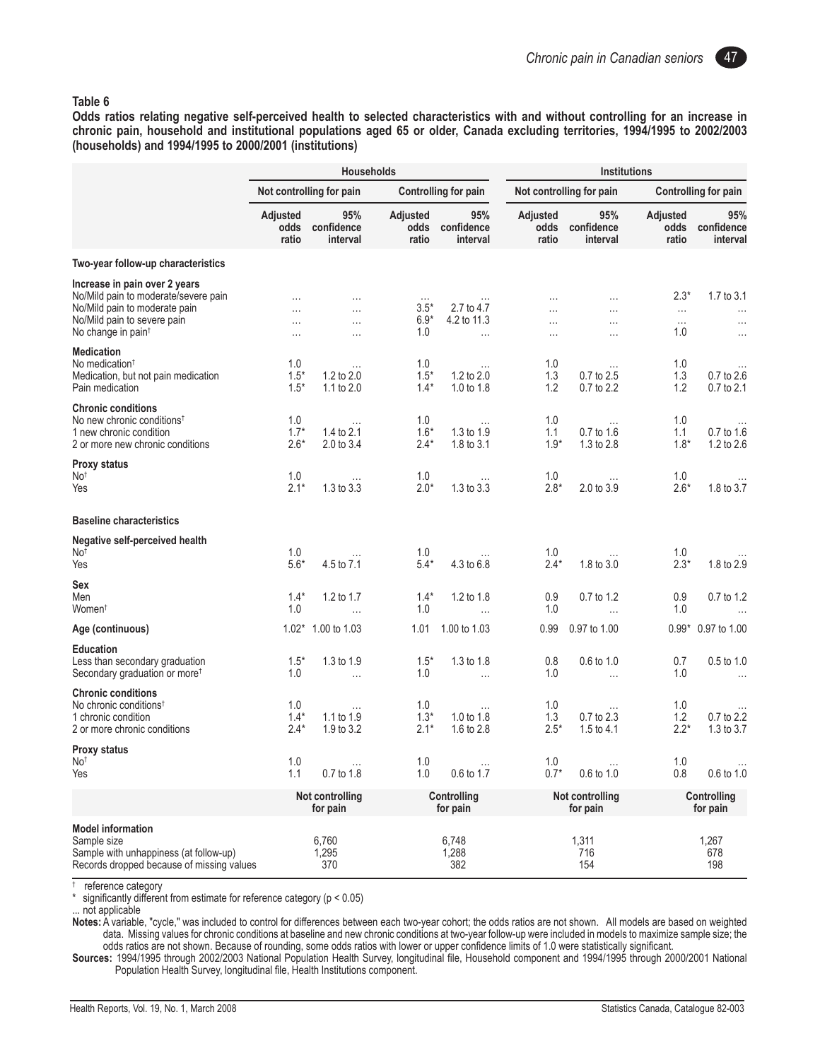**Table 6**

**Odds ratios relating negative self-perceived health to selected characteristics with and without controlling for an increase in chronic pain, household and institutional populations aged 65 or older, Canada excluding territories, 1994/1995 to 2002/2003 (households) and 1994/1995 to 2000/2001 (institutions)**

| | Households | | | | Institutions | | | |
|---|---|---|---|---|---|---|---|---|
| | Not controlling for pain | | Controlling for pain | | Not controlling for pain | | Controlling for pain | |
| | Adjusted odds ratio | 95% confidence interval | Adjusted odds ratio | 95% confidence interval | Adjusted odds ratio | 95% confidence interval | Adjusted odds ratio | 95% confidence interval |
| **Two-year follow-up characteristics** | | | | | | | | |
| **Increase in pain over 2 years** | | | | | | | | |
| No/Mild pain to moderate/severe pain | ... | ... | ... | ... | ... | ... | 2.3* | 1.7 to 3.1 |
| No/Mild pain to moderate pain | ... | ... | 3.5* | 2.7 to 4.7 | ... | ... | ... | ... |
| No/Mild pain to severe pain | ... | ... | 6.9* | 4.2 to 11.3 | ... | ... | ... | ... |
| No change in pain† | ... | ... | 1.0 | ... | ... | ... | 1.0 | ... |
| **Medication** | | | | | | | | |
| No medication† | 1.0 | ... | 1.0 | ... | 1.0 | ... | 1.0 | ... |
| Medication, but not pain medication | 1.5* | 1.2 to 2.0 | 1.5* | 1.2 to 2.0 | 1.3 | 0.7 to 2.5 | 1.3 | 0.7 to 2.6 |
| Pain medication | 1.5* | 1.1 to 2.0 | 1.4* | 1.0 to 1.8 | 1.2 | 0.7 to 2.2 | 1.2 | 0.7 to 2.1 |
| **Chronic conditions** | | | | | | | | |
| No new chronic conditions† | 1.0 | ... | 1.0 | ... | 1.0 | ... | 1.0 | ... |
| 1 new chronic condition | 1.7* | 1.4 to 2.1 | 1.6* | 1.3 to 1.9 | 1.1 | 0.7 to 1.6 | 1.1 | 0.7 to 1.6 |
| 2 or more new chronic conditions | 2.6* | 2.0 to 3.4 | 2.4* | 1.8 to 3.1 | 1.9* | 1.3 to 2.8 | 1.8* | 1.2 to 2.6 |
| **Proxy status** | | | | | | | | |
| No† | 1.0 | ... | 1.0 | ... | 1.0 | ... | 1.0 | ... |
| Yes | 2.1* | 1.3 to 3.3 | 2.0* | 1.3 to 3.3 | 2.8* | 2.0 to 3.9 | 2.6* | 1.8 to 3.7 |
| **Baseline characteristics** | | | | | | | | |
| **Negative self-perceived health** | | | | | | | | |
| No† | 1.0 | ... | 1.0 | ... | 1.0 | ... | 1.0 | ... |
| Yes | 5.6* | 4.5 to 7.1 | 5.4* | 4.3 to 6.8 | 2.4* | 1.8 to 3.0 | 2.3* | 1.8 to 2.9 |
| **Sex** | | | | | | | | |
| Men | 1.4* | 1.2 to 1.7 | 1.4* | 1.2 to 1.8 | 0.9 | 0.7 to 1.2 | 0.9 | 0.7 to 1.2 |
| Women† | 1.0 | ... | 1.0 | ... | 1.0 | ... | 1.0 | ... |
| **Age (continuous)** | 1.02* | 1.00 to 1.03 | 1.01 | 1.00 to 1.03 | 0.99 | 0.97 to 1.00 | 0.99* | 0.97 to 1.00 |
| **Education** | | | | | | | | |
| Less than secondary graduation | 1.5* | 1.3 to 1.9 | 1.5* | 1.3 to 1.8 | 0.8 | 0.6 to 1.0 | 0.7 | 0.5 to 1.0 |
| Secondary graduation or more† | 1.0 | ... | 1.0 | ... | 1.0 | ... | 1.0 | ... |
| **Chronic conditions** | | | | | | | | |
| No chronic conditions† | 1.0 | ... | 1.0 | ... | 1.0 | ... | 1.0 | ... |
| 1 chronic condition | 1.4* | 1.1 to 1.9 | 1.3* | 1.0 to 1.8 | 1.3 | 0.7 to 2.3 | 1.2 | 0.7 to 2.2 |
| 2 or more chronic conditions | 2.4* | 1.9 to 3.2 | 2.1* | 1.6 to 2.8 | 2.5* | 1.5 to 4.1 | 2.2* | 1.3 to 3.7 |
| **Proxy status** | | | | | | | | |
| No† | 1.0 | ... | 1.0 | ... | 1.0 | ... | 1.0 | ... |
| Yes | 1.1 | 0.7 to 1.8 | 1.0 | 0.6 to 1.7 | 0.7* | 0.6 to 1.0 | 0.8 | 0.6 to 1.0 |
| | Not controlling for pain | | Controlling for pain | | Not controlling for pain | | Controlling for pain | |
| **Model information** | | | | | | | | |
| Sample size | 6,760 | | 6,748 | | 1,311 | | 1,267 | |
| Sample with unhappiness (at follow-up) | 1,295 | | 1,288 | | 716 | | 678 | |
| Records dropped because of missing values | 370 | | 382 | | 154 | | 198 | |

† reference category
\* significantly different from estimate for reference category ($p < 0.05$)
... not applicable

**Notes:** A variable, "cycle," was included to control for differences between each two-year cohort; the odds ratios are not shown. All models are based on weighted data. Missing values for chronic conditions at baseline and new chronic conditions at two-year follow-up were included in models to maximize sample size; the odds ratios are not shown. Because of rounding, some odds ratios with lower or upper confidence limits of 1.0 were statistically significant.

**Sources:** 1994/1995 through 2002/2003 National Population Health Survey, longitudinal file, Household component and 1994/1995 through 2000/2001 National Population Health Survey, longitudinal file, Health Institutions component.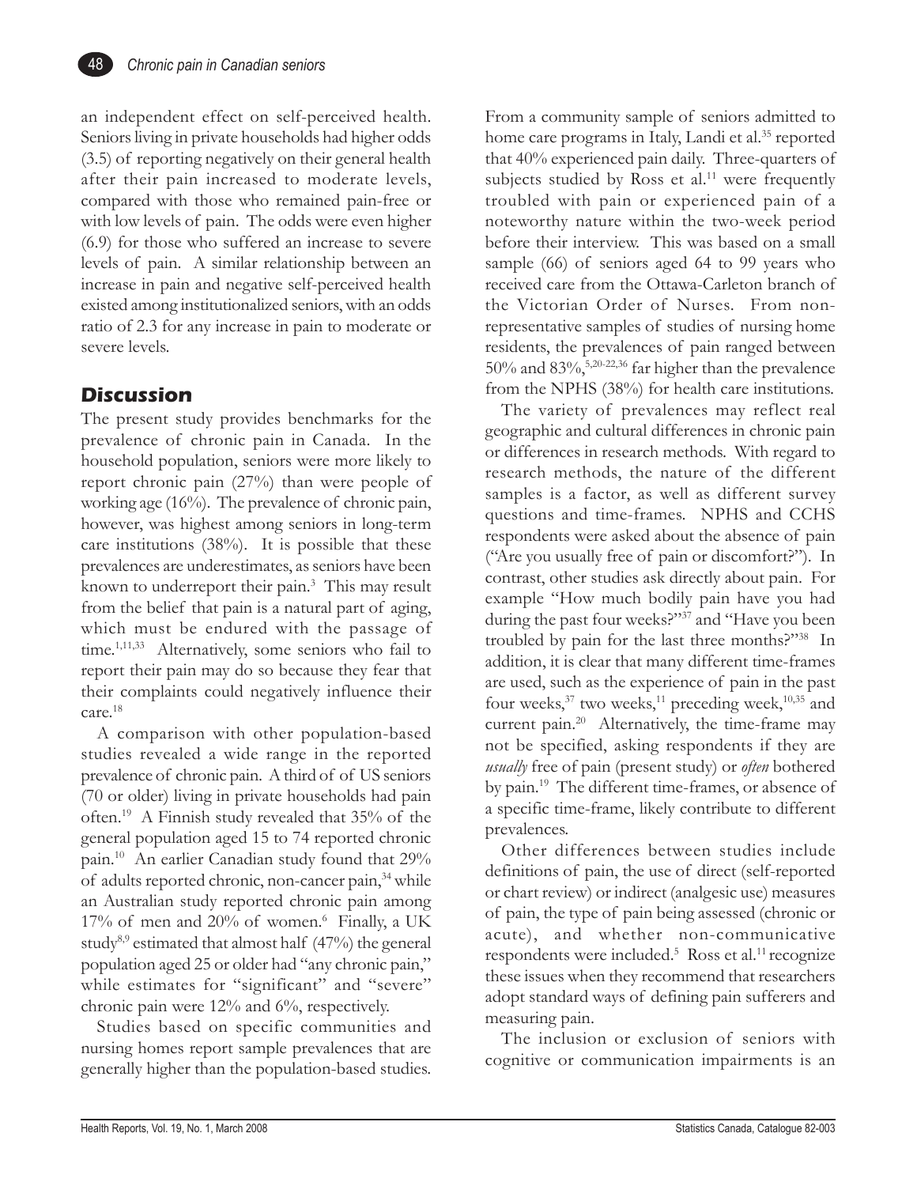an independent effect on self-perceived health. Seniors living in private households had higher odds (3.5) of reporting negatively on their general health after their pain increased to moderate levels, compared with those who remained pain-free or with low levels of pain. The odds were even higher (6.9) for those who suffered an increase to severe levels of pain. A similar relationship between an increase in pain and negative self-perceived health existed among institutionalized seniors, with an odds ratio of 2.3 for any increase in pain to moderate or severe levels.

## Discussion

The present study provides benchmarks for the prevalence of chronic pain in Canada. In the household population, seniors were more likely to report chronic pain (27%) than were people of working age (16%). The prevalence of chronic pain, however, was highest among seniors in long-term care institutions (38%). It is possible that these prevalences are underestimates, as seniors have been known to underreport their pain.[3] This may result from the belief that pain is a natural part of aging, which must be endured with the passage of time.[1,11,33] Alternatively, some seniors who fail to report their pain may do so because they fear that their complaints could negatively influence their care.[18]

A comparison with other population-based studies revealed a wide range in the reported prevalence of chronic pain. A third of of US seniors (70 or older) living in private households had pain often.[19] A Finnish study revealed that 35% of the general population aged 15 to 74 reported chronic pain.[10] An earlier Canadian study found that 29% of adults reported chronic, non-cancer pain,[34] while an Australian study reported chronic pain among 17% of men and 20% of women.[6] Finally, a UK study[8,9] estimated that almost half (47%) the general population aged 25 or older had "any chronic pain," while estimates for "significant" and "severe" chronic pain were 12% and 6%, respectively.

Studies based on specific communities and nursing homes report sample prevalences that are generally higher than the population-based studies. From a community sample of seniors admitted to home care programs in Italy, Landi et al.[35] reported that 40% experienced pain daily. Three-quarters of subjects studied by Ross et al.[11] were frequently troubled with pain or experienced pain of a noteworthy nature within the two-week period before their interview. This was based on a small sample (66) of seniors aged 64 to 99 years who received care from the Ottawa-Carleton branch of the Victorian Order of Nurses. From non-representative samples of studies of nursing home residents, the prevalences of pain ranged between 50% and 83%,[5,20-22,36] far higher than the prevalence from the NPHS (38%) for health care institutions.

The variety of prevalences may reflect real geographic and cultural differences in chronic pain or differences in research methods. With regard to research methods, the nature of the different samples is a factor, as well as different survey questions and time-frames. NPHS and CCHS respondents were asked about the absence of pain ("Are you usually free of pain or discomfort?"). In contrast, other studies ask directly about pain. For example "How much bodily pain have you had during the past four weeks?"[37] and "Have you been troubled by pain for the last three months?"[38] In addition, it is clear that many different time-frames are used, such as the experience of pain in the past four weeks,[37] two weeks,[11] preceding week,[10,35] and current pain.[20] Alternatively, the time-frame may not be specified, asking respondents if they are *usually* free of pain (present study) or *often* bothered by pain.[19] The different time-frames, or absence of a specific time-frame, likely contribute to different prevalences.

Other differences between studies include definitions of pain, the use of direct (self-reported or chart review) or indirect (analgesic use) measures of pain, the type of pain being assessed (chronic or acute), and whether non-communicative respondents were included.[5] Ross et al.[11] recognize these issues when they recommend that researchers adopt standard ways of defining pain sufferers and measuring pain.

The inclusion or exclusion of seniors with cognitive or communication impairments is an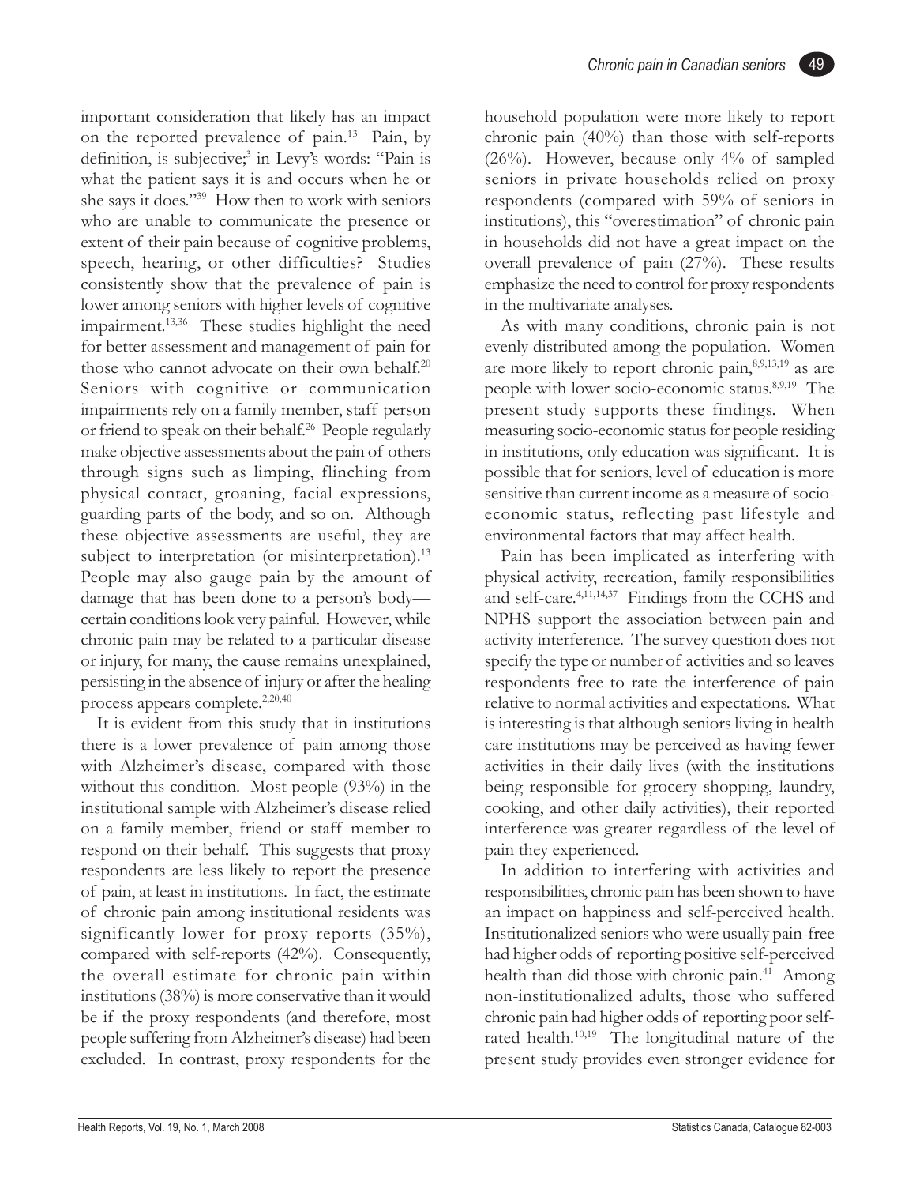important consideration that likely has an impact on the reported prevalence of pain.[13] Pain, by definition, is subjective;[3] in Levy's words: "Pain is what the patient says it is and occurs when he or she says it does."[39] How then to work with seniors who are unable to communicate the presence or extent of their pain because of cognitive problems, speech, hearing, or other difficulties? Studies consistently show that the prevalence of pain is lower among seniors with higher levels of cognitive impairment.[13,36] These studies highlight the need for better assessment and management of pain for those who cannot advocate on their own behalf.[20] Seniors with cognitive or communication impairments rely on a family member, staff person or friend to speak on their behalf.[26] People regularly make objective assessments about the pain of others through signs such as limping, flinching from physical contact, groaning, facial expressions, guarding parts of the body, and so on. Although these objective assessments are useful, they are subject to interpretation (or misinterpretation).[13] People may also gauge pain by the amount of damage that has been done to a person's body—certain conditions look very painful. However, while chronic pain may be related to a particular disease or injury, for many, the cause remains unexplained, persisting in the absence of injury or after the healing process appears complete.[2,20,40]

It is evident from this study that in institutions there is a lower prevalence of pain among those with Alzheimer's disease, compared with those without this condition. Most people (93%) in the institutional sample with Alzheimer's disease relied on a family member, friend or staff member to respond on their behalf. This suggests that proxy respondents are less likely to report the presence of pain, at least in institutions. In fact, the estimate of chronic pain among institutional residents was significantly lower for proxy reports (35%), compared with self-reports (42%). Consequently, the overall estimate for chronic pain within institutions (38%) is more conservative than it would be if the proxy respondents (and therefore, most people suffering from Alzheimer's disease) had been excluded. In contrast, proxy respondents for the household population were more likely to report chronic pain (40%) than those with self-reports (26%). However, because only 4% of sampled seniors in private households relied on proxy respondents (compared with 59% of seniors in institutions), this "overestimation" of chronic pain in households did not have a great impact on the overall prevalence of pain (27%). These results emphasize the need to control for proxy respondents in the multivariate analyses.

As with many conditions, chronic pain is not evenly distributed among the population. Women are more likely to report chronic pain,[8,9,13,19] as are people with lower socio-economic status.[8,9,19] The present study supports these findings. When measuring socio-economic status for people residing in institutions, only education was significant. It is possible that for seniors, level of education is more sensitive than current income as a measure of socio-economic status, reflecting past lifestyle and environmental factors that may affect health.

Pain has been implicated as interfering with physical activity, recreation, family responsibilities and self-care.[4,11,14,37] Findings from the CCHS and NPHS support the association between pain and activity interference. The survey question does not specify the type or number of activities and so leaves respondents free to rate the interference of pain relative to normal activities and expectations. What is interesting is that although seniors living in health care institutions may be perceived as having fewer activities in their daily lives (with the institutions being responsible for grocery shopping, laundry, cooking, and other daily activities), their reported interference was greater regardless of the level of pain they experienced.

In addition to interfering with activities and responsibilities, chronic pain has been shown to have an impact on happiness and self-perceived health. Institutionalized seniors who were usually pain-free had higher odds of reporting positive self-perceived health than did those with chronic pain.[41] Among non-institutionalized adults, those who suffered chronic pain had higher odds of reporting poor self-rated health.[10,19] The longitudinal nature of the present study provides even stronger evidence for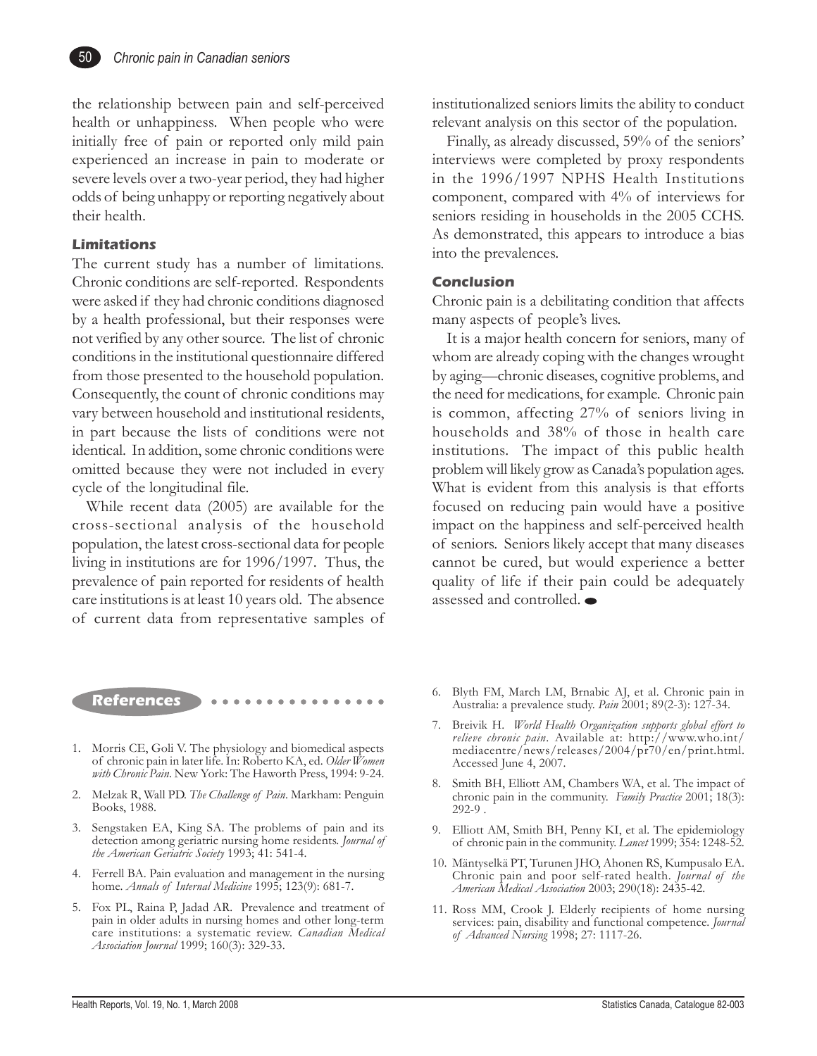the relationship between pain and self-perceived health or unhappiness. When people who were initially free of pain or reported only mild pain experienced an increase in pain to moderate or severe levels over a two-year period, they had higher odds of being unhappy or reporting negatively about their health.

### Limitations

The current study has a number of limitations. Chronic conditions are self-reported. Respondents were asked if they had chronic conditions diagnosed by a health professional, but their responses were not verified by any other source. The list of chronic conditions in the institutional questionnaire differed from those presented to the household population. Consequently, the count of chronic conditions may vary between household and institutional residents, in part because the lists of conditions were not identical. In addition, some chronic conditions were omitted because they were not included in every cycle of the longitudinal file.

While recent data (2005) are available for the cross-sectional analysis of the household population, the latest cross-sectional data for people living in institutions are for 1996/1997. Thus, the prevalence of pain reported for residents of health care institutions is at least 10 years old. The absence of current data from representative samples of institutionalized seniors limits the ability to conduct relevant analysis on this sector of the population.

Finally, as already discussed, 59% of the seniors' interviews were completed by proxy respondents in the 1996/1997 NPHS Health Institutions component, compared with 4% of interviews for seniors residing in households in the 2005 CCHS. As demonstrated, this appears to introduce a bias into the prevalences.

### Conclusion

Chronic pain is a debilitating condition that affects many aspects of people's lives.

It is a major health concern for seniors, many of whom are already coping with the changes wrought by aging—chronic diseases, cognitive problems, and the need for medications, for example. Chronic pain is common, affecting 27% of seniors living in households and 38% of those in health care institutions. The impact of this public health problem will likely grow as Canada's population ages. What is evident from this analysis is that efforts focused on reducing pain would have a positive impact on the happiness and self-perceived health of seniors. Seniors likely accept that many diseases cannot be cured, but would experience a better quality of life if their pain could be adequately assessed and controlled.

## References

1. Morris CE, Goli V. The physiology and biomedical aspects of chronic pain in later life. In: Roberto KA, ed. *Older Women with Chronic Pain*. New York: The Haworth Press, 1994: 9-24.
2. Melzak R, Wall PD. *The Challenge of Pain*. Markham: Penguin Books, 1988.
3. Sengstaken EA, King SA. The problems of pain and its detection among geriatric nursing home residents. *Journal of the American Geriatric Society* 1993; 41: 541-4.
4. Ferrell BA. Pain evaluation and management in the nursing home. *Annals of Internal Medicine* 1995; 123(9): 681-7.
5. Fox PL, Raina P, Jadad AR. Prevalence and treatment of pain in older adults in nursing homes and other long-term care institutions: a systematic review. *Canadian Medical Association Journal* 1999; 160(3): 329-33.
6. Blyth FM, March LM, Brnabic AJ, et al. Chronic pain in Australia: a prevalence study. *Pain* 2001; 89(2-3): 127-34.
7. Breivik H. *World Health Organization supports global effort to relieve chronic pain*. Available at: http://www.who.int/mediacentre/news/releases/2004/pr70/en/print.html. Accessed June 4, 2007.
8. Smith BH, Elliott AM, Chambers WA, et al. The impact of chronic pain in the community. *Family Practice* 2001; 18(3): 292-9 .
9. Elliott AM, Smith BH, Penny KI, et al. The epidemiology of chronic pain in the community. *Lancet* 1999; 354: 1248-52.
10. Mäntyselkä PT, Turunen JHO, Ahonen RS, Kumpusalo EA. Chronic pain and poor self-rated health. *Journal of the American Medical Association* 2003; 290(18): 2435-42.
11. Ross MM, Crook J. Elderly recipients of home nursing services: pain, disability and functional competence. *Journal of Advanced Nursing* 1998; 27: 1117-26.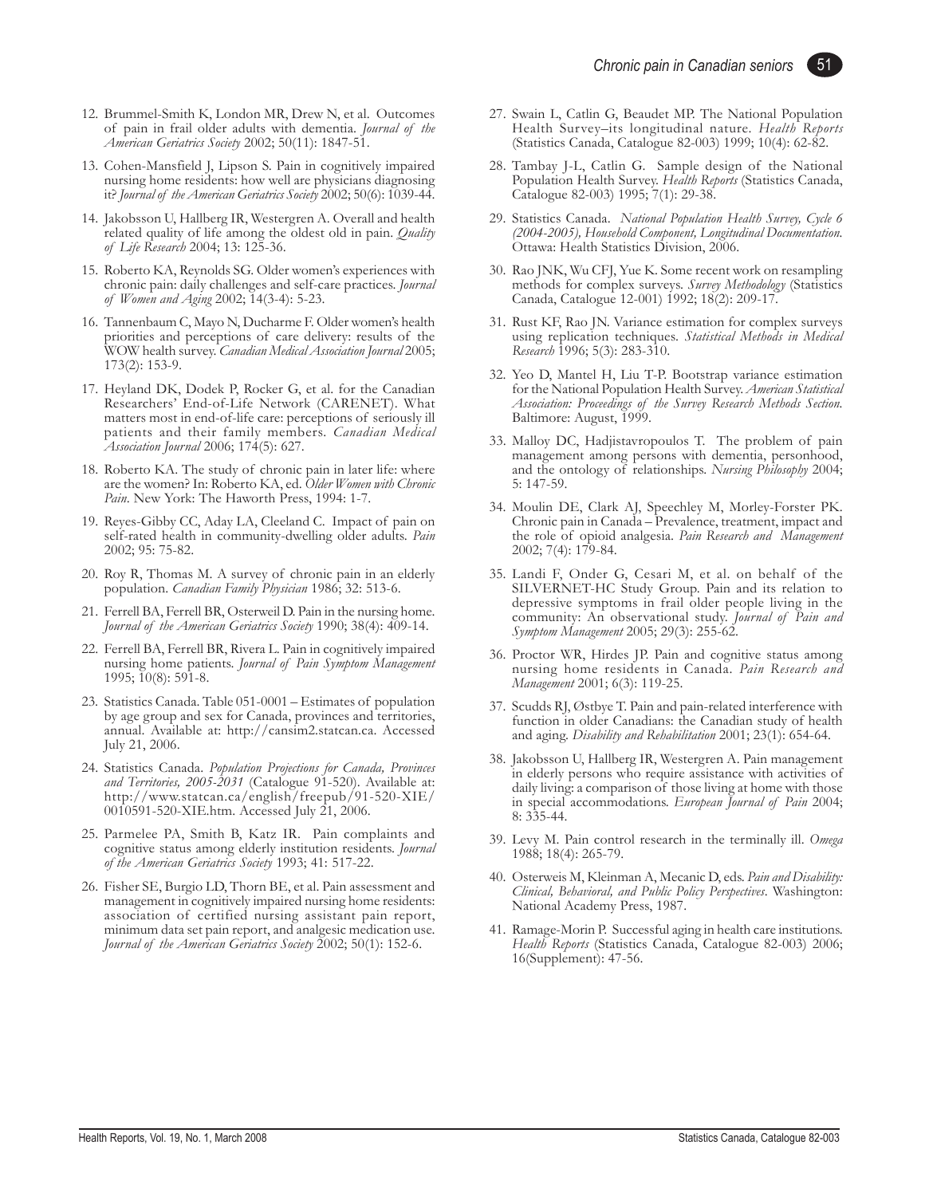12. Brummel-Smith K, London MR, Drew N, et al. Outcomes of pain in frail older adults with dementia. *Journal of the American Geriatrics Society* 2002; 50(11): 1847-51.

13. Cohen-Mansfield J, Lipson S. Pain in cognitively impaired nursing home residents: how well are physicians diagnosing it? *Journal of the American Geriatrics Society* 2002; 50(6): 1039-44.

14. Jakobsson U, Hallberg IR, Westergren A. Overall and health related quality of life among the oldest old in pain. *Quality of Life Research* 2004; 13: 125-36.

15. Roberto KA, Reynolds SG. Older women's experiences with chronic pain: daily challenges and self-care practices. *Journal of Women and Aging* 2002; 14(3-4): 5-23.

16. Tannenbaum C, Mayo N, Ducharme F. Older women's health priorities and perceptions of care delivery: results of the WOW health survey. *Canadian Medical Association Journal* 2005; 173(2): 153-9.

17. Heyland DK, Dodek P, Rocker G, et al. for the Canadian Researchers' End-of-Life Network (CARENET). What matters most in end-of-life care: perceptions of seriously ill patients and their family members. *Canadian Medical Association Journal* 2006; 174(5): 627.

18. Roberto KA. The study of chronic pain in later life: where are the women? In: Roberto KA, ed. *Older Women with Chronic Pain*. New York: The Haworth Press, 1994: 1-7.

19. Reyes-Gibby CC, Aday LA, Cleeland C. Impact of pain on self-rated health in community-dwelling older adults. *Pain* 2002; 95: 75-82.

20. Roy R, Thomas M. A survey of chronic pain in an elderly population. *Canadian Family Physician* 1986; 32: 513-6.

21. Ferrell BA, Ferrell BR, Osterweil D. Pain in the nursing home. *Journal of the American Geriatrics Society* 1990; 38(4): 409-14.

22. Ferrell BA, Ferrell BR, Rivera L. Pain in cognitively impaired nursing home patients. *Journal of Pain Symptom Management* 1995; 10(8): 591-8.

23. Statistics Canada. Table 051-0001 – Estimates of population by age group and sex for Canada, provinces and territories, annual. Available at: http://cansim2.statcan.ca. Accessed July 21, 2006.

24. Statistics Canada. *Population Projections for Canada, Provinces and Territories, 2005-2031* (Catalogue 91-520). Available at: http://www.statcan.ca/english/freepub/91-520-XIE/0010591-520-XIE.htm. Accessed July 21, 2006.

25. Parmelee PA, Smith B, Katz IR. Pain complaints and cognitive status among elderly institution residents. *Journal of the American Geriatrics Society* 1993; 41: 517-22.

26. Fisher SE, Burgio LD, Thorn BE, et al. Pain assessment and management in cognitively impaired nursing home residents: association of certified nursing assistant pain report, minimum data set pain report, and analgesic medication use. *Journal of the American Geriatrics Society* 2002; 50(1): 152-6.

27. Swain L, Catlin G, Beaudet MP. The National Population Health Survey–its longitudinal nature. *Health Reports* (Statistics Canada, Catalogue 82-003) 1999; 10(4): 62-82.

28. Tambay J-L, Catlin G. Sample design of the National Population Health Survey. *Health Reports* (Statistics Canada, Catalogue 82-003) 1995; 7(1): 29-38.

29. Statistics Canada. *National Population Health Survey, Cycle 6 (2004-2005), Household Component, Longitudinal Documentation.* Ottawa: Health Statistics Division, 2006.

30. Rao JNK, Wu CFJ, Yue K. Some recent work on resampling methods for complex surveys. *Survey Methodology* (Statistics Canada, Catalogue 12-001) 1992; 18(2): 209-17.

31. Rust KF, Rao JN. Variance estimation for complex surveys using replication techniques. *Statistical Methods in Medical Research* 1996; 5(3): 283-310.

32. Yeo D, Mantel H, Liu T-P. Bootstrap variance estimation for the National Population Health Survey. *American Statistical Association: Proceedings of the Survey Research Methods Section.* Baltimore: August, 1999.

33. Malloy DC, Hadjistavropoulos T. The problem of pain management among persons with dementia, personhood, and the ontology of relationships. *Nursing Philosophy* 2004; 5: 147-59.

34. Moulin DE, Clark AJ, Speechley M, Morley-Forster PK. Chronic pain in Canada – Prevalence, treatment, impact and the role of opioid analgesia. *Pain Research and Management* 2002; 7(4): 179-84.

35. Landi F, Onder G, Cesari M, et al. on behalf of the SILVERNET-HC Study Group. Pain and its relation to depressive symptoms in frail older people living in the community: An observational study. *Journal of Pain and Symptom Management* 2005; 29(3): 255-62.

36. Proctor WR, Hirdes JP. Pain and cognitive status among nursing home residents in Canada. *Pain Research and Management* 2001; 6(3): 119-25.

37. Scudds RJ, Østbye T. Pain and pain-related interference with function in older Canadians: the Canadian study of health and aging. *Disability and Rehabilitation* 2001; 23(1): 654-64.

38. Jakobsson U, Hallberg IR, Westergren A. Pain management in elderly persons who require assistance with activities of daily living: a comparison of those living at home with those in special accommodations. *European Journal of Pain* 2004; 8: 335-44.

39. Levy M. Pain control research in the terminally ill. *Omega* 1988; 18(4): 265-79.

40. Osterweis M, Kleinman A, Mecanic D, eds. *Pain and Disability: Clinical, Behavioral, and Public Policy Perspectives*. Washington: National Academy Press, 1987.

41. Ramage-Morin P. Successful aging in health care institutions. *Health Reports* (Statistics Canada, Catalogue 82-003) 2006; 16(Supplement): 47-56.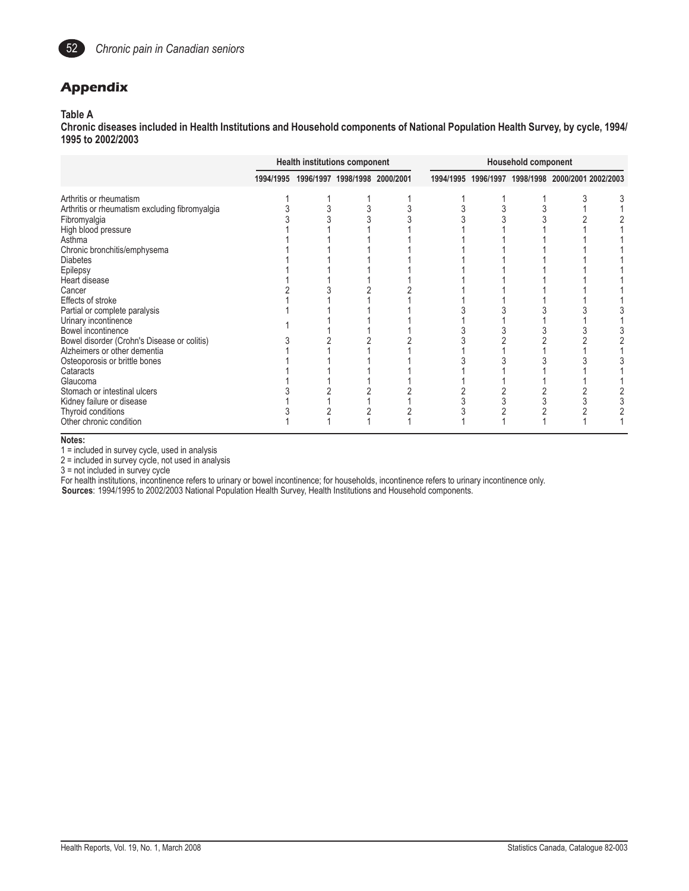## Appendix

**Table A**
**Chronic diseases included in Health Institutions and Household components of National Population Health Survey, by cycle, 1994/1995 to 2002/2003**

| | Health institutions component | | | | Household component | | | | |
|---|---|---|---|---|---|---|---|---|---|
| | 1994/1995 | 1996/1997 | 1998/1998 | 2000/2001 | 1994/1995 | 1996/1997 | 1998/1998 | 2000/2001 | 2002/2003 |
| Arthritis or rheumatism | 1 | 1 | 1 | 1 | 1 | 1 | 1 | 3 | 3 |
| Arthritis or rheumatism excluding fibromyalgia | 3 | 3 | 3 | 3 | 3 | 3 | 3 | 1 | 1 |
| Fibromyalgia | 3 | 3 | 3 | 3 | 3 | 3 | 3 | 2 | 2 |
| High blood pressure | 1 | 1 | 1 | 1 | 1 | 1 | 1 | 1 | 1 |
| Asthma | 1 | 1 | 1 | 1 | 1 | 1 | 1 | 1 | 1 |
| Chronic bronchitis/emphysema | 1 | 1 | 1 | 1 | 1 | 1 | 1 | 1 | 1 |
| Diabetes | 1 | 1 | 1 | 1 | 1 | 1 | 1 | 1 | 1 |
| Epilepsy | 1 | 1 | 1 | 1 | 1 | 1 | 1 | 1 | 1 |
| Heart disease | 1 | 1 | 1 | 1 | 1 | 1 | 1 | 1 | 1 |
| Cancer | 2 | 3 | 2 | 2 | 1 | 1 | 1 | 1 | 1 |
| Effects of stroke | 1 | 1 | 1 | 1 | 1 | 1 | 1 | 1 | 1 |
| Partial or complete paralysis | 1 | 1 | 1 | 1 | 3 | 3 | 3 | 3 | 3 |
| Urinary incontinence | 1 | 1 | 1 | 1 | 1 | 1 | 1 | 1 | 1 |
| Bowel incontinence | | 1 | 1 | 1 | 3 | 3 | 3 | 3 | 3 |
| Bowel disorder (Crohn's Disease or colitis) | 3 | 2 | 2 | 2 | 3 | 2 | 2 | 2 | 2 |
| Alzheimers or other dementia | 1 | 1 | 1 | 1 | 1 | 1 | 1 | 1 | 1 |
| Osteoporosis or brittle bones | 1 | 1 | 1 | 1 | 3 | 3 | 3 | 3 | 3 |
| Cataracts | 1 | 1 | 1 | 1 | 1 | 1 | 1 | 1 | 1 |
| Glaucoma | 1 | 1 | 1 | 1 | 1 | 1 | 1 | 1 | 1 |
| Stomach or intestinal ulcers | 3 | 2 | 2 | 2 | 2 | 2 | 2 | 2 | 2 |
| Kidney failure or disease | 1 | 1 | 1 | 1 | 3 | 3 | 3 | 3 | 3 |
| Thyroid conditions | 3 | 2 | 2 | 2 | 3 | 2 | 2 | 2 | 2 |
| Other chronic condition | 1 | 1 | 1 | 1 | 1 | 1 | 1 | 1 | 1 |

**Notes:**
1 = included in survey cycle, used in analysis
2 = included in survey cycle, not used in analysis
3 = not included in survey cycle
For health institutions, incontinence refers to urinary or bowel incontinence; for households, incontinence refers to urinary incontinence only.
**Sources**: 1994/1995 to 2002/2003 National Population Health Survey, Health Institutions and Household components.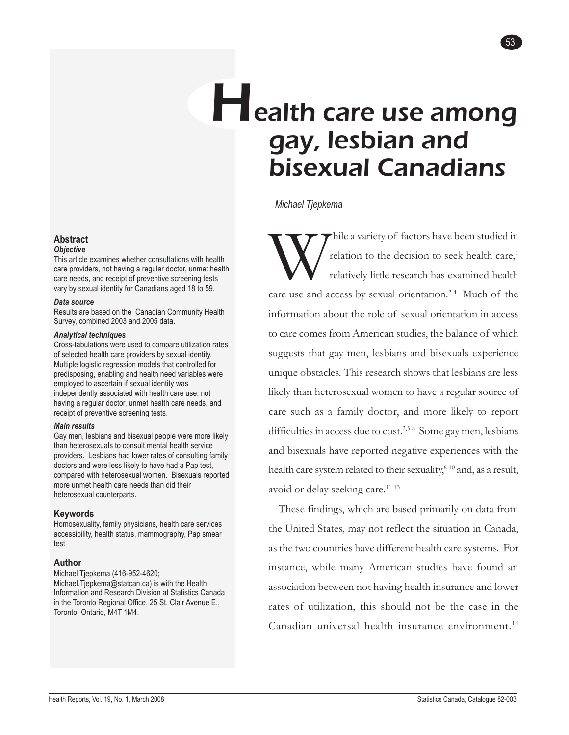# Health care use among gay, lesbian and bisexual Canadians

*Michael Tjepkema*

## Abstract

### *Objective*

This article examines whether consultations with health care providers, not having a regular doctor, unmet health care needs, and receipt of preventive screening tests vary by sexual identity for Canadians aged 18 to 59.

### *Data source*

Results are based on the Canadian Community Health Survey, combined 2003 and 2005 data.

### *Analytical techniques*

Cross-tabulations were used to compare utilization rates of selected health care providers by sexual identity. Multiple logistic regression models that controlled for predisposing, enabling and health need variables were employed to ascertain if sexual identity was independently associated with health care use, not having a regular doctor, unmet health care needs, and receipt of preventive screening tests.

### *Main results*

Gay men, lesbians and bisexual people were more likely than heterosexuals to consult mental health service providers. Lesbians had lower rates of consulting family doctors and were less likely to have had a Pap test, compared with heterosexual women. Bisexuals reported more unmet health care needs than did their heterosexual counterparts.

## Keywords

Homosexuality, family physicians, health care services accessibility, health status, mammography, Pap smear test

## Author

Michael Tjepkema (416-952-4620; Michael.Tjepkema@statcan.ca) is with the Health Information and Research Division at Statistics Canada in the Toronto Regional Office, 25 St. Clair Avenue E., Toronto, Ontario, M4T 1M4.

While a variety of factors have been studied in relation to the decision to seek health care,[1] relatively little research has examined health care use and access by sexual orientation.[2-4] Much of the information about the role of sexual orientation in access to care comes from American studies, the balance of which suggests that gay men, lesbians and bisexuals experience unique obstacles. This research shows that lesbians are less likely than heterosexual women to have a regular source of care such as a family doctor, and more likely to report difficulties in access due to cost.[2,5-8] Some gay men, lesbians and bisexuals have reported negative experiences with the health care system related to their sexuality,[8-10] and, as a result, avoid or delay seeking care.[11-13]

These findings, which are based primarily on data from the United States, may not reflect the situation in Canada, as the two countries have different health care systems. For instance, while many American studies have found an association between not having health insurance and lower rates of utilization, this should not be the case in the Canadian universal health insurance environment.[14]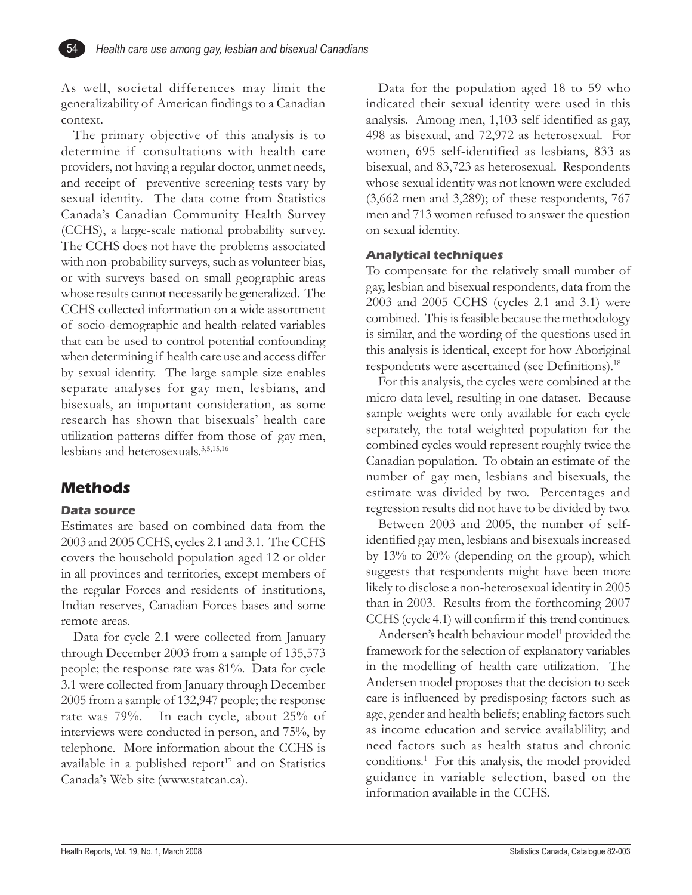As well, societal differences may limit the generalizability of American findings to a Canadian context.

The primary objective of this analysis is to determine if consultations with health care providers, not having a regular doctor, unmet needs, and receipt of preventive screening tests vary by sexual identity. The data come from Statistics Canada's Canadian Community Health Survey (CCHS), a large-scale national probability survey. The CCHS does not have the problems associated with non-probability surveys, such as volunteer bias, or with surveys based on small geographic areas whose results cannot necessarily be generalized. The CCHS collected information on a wide assortment of socio-demographic and health-related variables that can be used to control potential confounding when determining if health care use and access differ by sexual identity. The large sample size enables separate analyses for gay men, lesbians, and bisexuals, an important consideration, as some research has shown that bisexuals' health care utilization patterns differ from those of gay men, lesbians and heterosexuals.[3,5,15,16]

## Methods

### Data source

Estimates are based on combined data from the 2003 and 2005 CCHS, cycles 2.1 and 3.1. The CCHS covers the household population aged 12 or older in all provinces and territories, except members of the regular Forces and residents of institutions, Indian reserves, Canadian Forces bases and some remote areas.

Data for cycle 2.1 were collected from January through December 2003 from a sample of 135,573 people; the response rate was 81%. Data for cycle 3.1 were collected from January through December 2005 from a sample of 132,947 people; the response rate was 79%. In each cycle, about 25% of interviews were conducted in person, and 75%, by telephone. More information about the CCHS is available in a published report[17] and on Statistics Canada's Web site (www.statcan.ca).

Data for the population aged 18 to 59 who indicated their sexual identity were used in this analysis. Among men, 1,103 self-identified as gay, 498 as bisexual, and 72,972 as heterosexual. For women, 695 self-identified as lesbians, 833 as bisexual, and 83,723 as heterosexual. Respondents whose sexual identity was not known were excluded (3,662 men and 3,289); of these respondents, 767 men and 713 women refused to answer the question on sexual identity.

### Analytical techniques

To compensate for the relatively small number of gay, lesbian and bisexual respondents, data from the 2003 and 2005 CCHS (cycles 2.1 and 3.1) were combined. This is feasible because the methodology is similar, and the wording of the questions used in this analysis is identical, except for how Aboriginal respondents were ascertained (see Definitions).[18]

For this analysis, the cycles were combined at the micro-data level, resulting in one dataset. Because sample weights were only available for each cycle separately, the total weighted population for the combined cycles would represent roughly twice the Canadian population. To obtain an estimate of the number of gay men, lesbians and bisexuals, the estimate was divided by two. Percentages and regression results did not have to be divided by two.

Between 2003 and 2005, the number of self-identified gay men, lesbians and bisexuals increased by 13% to 20% (depending on the group), which suggests that respondents might have been more likely to disclose a non-heterosexual identity in 2005 than in 2003. Results from the forthcoming 2007 CCHS (cycle 4.1) will confirm if this trend continues.

Andersen's health behaviour model[1] provided the framework for the selection of explanatory variables in the modelling of health care utilization. The Andersen model proposes that the decision to seek care is influenced by predisposing factors such as age, gender and health beliefs; enabling factors such as income education and service availablility; and need factors such as health status and chronic conditions.[1] For this analysis, the model provided guidance in variable selection, based on the information available in the CCHS.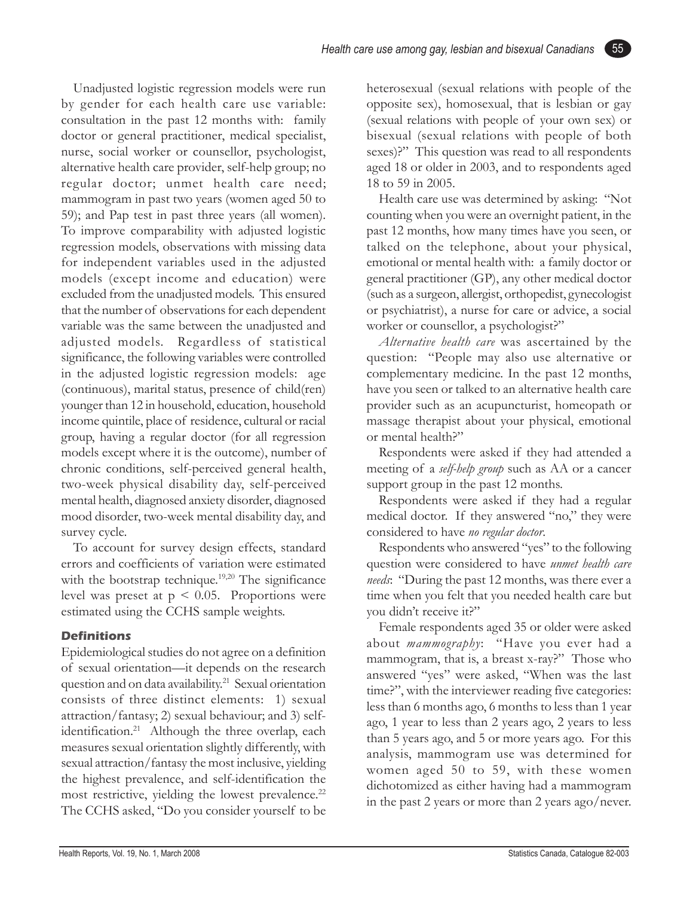Unadjusted logistic regression models were run by gender for each health care use variable: consultation in the past 12 months with: family doctor or general practitioner, medical specialist, nurse, social worker or counsellor, psychologist, alternative health care provider, self-help group; no regular doctor; unmet health care need; mammogram in past two years (women aged 50 to 59); and Pap test in past three years (all women). To improve comparability with adjusted logistic regression models, observations with missing data for independent variables used in the adjusted models (except income and education) were excluded from the unadjusted models. This ensured that the number of observations for each dependent variable was the same between the unadjusted and adjusted models. Regardless of statistical significance, the following variables were controlled in the adjusted logistic regression models: age (continuous), marital status, presence of child(ren) younger than 12 in household, education, household income quintile, place of residence, cultural or racial group, having a regular doctor (for all regression models except where it is the outcome), number of chronic conditions, self-perceived general health, two-week physical disability day, self-perceived mental health, diagnosed anxiety disorder, diagnosed mood disorder, two-week mental disability day, and survey cycle.

To account for survey design effects, standard errors and coefficients of variation were estimated with the bootstrap technique.[19,20] The significance level was preset at $p < 0.05$. Proportions were estimated using the CCHS sample weights.

### Definitions

Epidemiological studies do not agree on a definition of sexual orientation—it depends on the research question and on data availability.[21] Sexual orientation consists of three distinct elements: 1) sexual attraction/fantasy; 2) sexual behaviour; and 3) self-identification.[21] Although the three overlap, each measures sexual orientation slightly differently, with sexual attraction/fantasy the most inclusive, yielding the highest prevalence, and self-identification the most restrictive, yielding the lowest prevalence.[22] The CCHS asked, "Do you consider yourself to be heterosexual (sexual relations with people of the opposite sex), homosexual, that is lesbian or gay (sexual relations with people of your own sex) or bisexual (sexual relations with people of both sexes)?" This question was read to all respondents aged 18 or older in 2003, and to respondents aged 18 to 59 in 2005.

Health care use was determined by asking: "Not counting when you were an overnight patient, in the past 12 months, how many times have you seen, or talked on the telephone, about your physical, emotional or mental health with: a family doctor or general practitioner (GP), any other medical doctor (such as a surgeon, allergist, orthopedist, gynecologist or psychiatrist), a nurse for care or advice, a social worker or counsellor, a psychologist?"

*Alternative health care* was ascertained by the question: "People may also use alternative or complementary medicine. In the past 12 months, have you seen or talked to an alternative health care provider such as an acupuncturist, homeopath or massage therapist about your physical, emotional or mental health?"

Respondents were asked if they had attended a meeting of a *self-help group* such as AA or a cancer support group in the past 12 months.

Respondents were asked if they had a regular medical doctor. If they answered "no," they were considered to have *no regular doctor*.

Respondents who answered "yes" to the following question were considered to have *unmet health care needs*: "During the past 12 months, was there ever a time when you felt that you needed health care but you didn't receive it?"

Female respondents aged 35 or older were asked about *mammography*: "Have you ever had a mammogram, that is, a breast x-ray?" Those who answered "yes" were asked, "When was the last time?", with the interviewer reading five categories: less than 6 months ago, 6 months to less than 1 year ago, 1 year to less than 2 years ago, 2 years to less than 5 years ago, and 5 or more years ago. For this analysis, mammogram use was determined for women aged 50 to 59, with these women dichotomized as either having had a mammogram in the past 2 years or more than 2 years ago/never.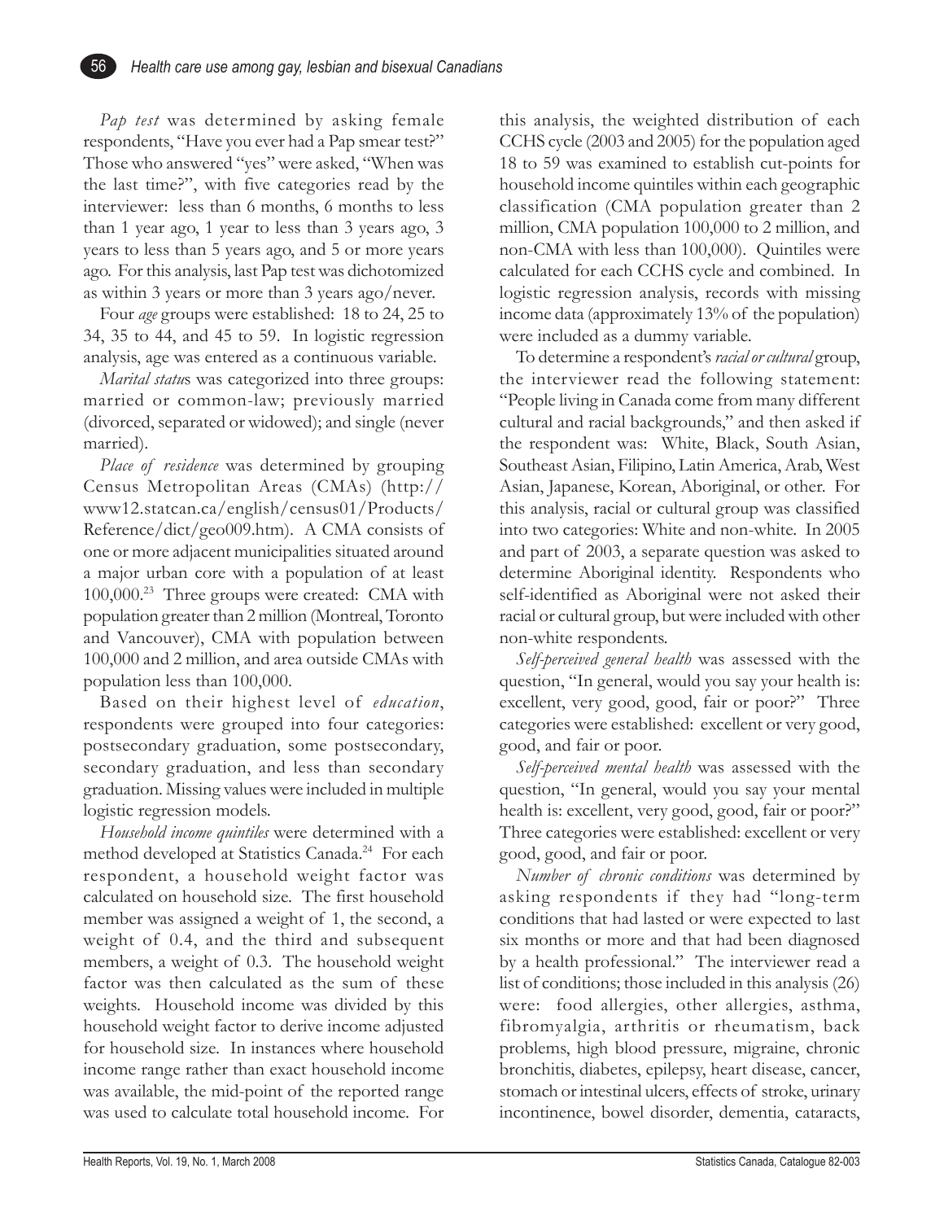*Pap test* was determined by asking female respondents, "Have you ever had a Pap smear test?" Those who answered "yes" were asked, "When was the last time?", with five categories read by the interviewer: less than 6 months, 6 months to less than 1 year ago, 1 year to less than 3 years ago, 3 years to less than 5 years ago, and 5 or more years ago. For this analysis, last Pap test was dichotomized as within 3 years or more than 3 years ago/never.

Four *age* groups were established: 18 to 24, 25 to 34, 35 to 44, and 45 to 59. In logistic regression analysis, age was entered as a continuous variable.

*Marital status* was categorized into three groups: married or common-law; previously married (divorced, separated or widowed); and single (never married).

*Place of residence* was determined by grouping Census Metropolitan Areas (CMAs) (http://www12.statcan.ca/english/census01/Products/Reference/dict/geo009.htm). A CMA consists of one or more adjacent municipalities situated around a major urban core with a population of at least 100,000.[23] Three groups were created: CMA with population greater than 2 million (Montreal, Toronto and Vancouver), CMA with population between 100,000 and 2 million, and area outside CMAs with population less than 100,000.

Based on their highest level of *education*, respondents were grouped into four categories: postsecondary graduation, some postsecondary, secondary graduation, and less than secondary graduation. Missing values were included in multiple logistic regression models.

*Household income quintiles* were determined with a method developed at Statistics Canada.[24] For each respondent, a household weight factor was calculated on household size. The first household member was assigned a weight of 1, the second, a weight of 0.4, and the third and subsequent members, a weight of 0.3. The household weight factor was then calculated as the sum of these weights. Household income was divided by this household weight factor to derive income adjusted for household size. In instances where household income range rather than exact household income was available, the mid-point of the reported range was used to calculate total household income. For this analysis, the weighted distribution of each CCHS cycle (2003 and 2005) for the population aged 18 to 59 was examined to establish cut-points for household income quintiles within each geographic classification (CMA population greater than 2 million, CMA population 100,000 to 2 million, and non-CMA with less than 100,000). Quintiles were calculated for each CCHS cycle and combined. In logistic regression analysis, records with missing income data (approximately 13% of the population) were included as a dummy variable.

To determine a respondent's *racial or cultural* group, the interviewer read the following statement: "People living in Canada come from many different cultural and racial backgrounds," and then asked if the respondent was: White, Black, South Asian, Southeast Asian, Filipino, Latin America, Arab, West Asian, Japanese, Korean, Aboriginal, or other. For this analysis, racial or cultural group was classified into two categories: White and non-white. In 2005 and part of 2003, a separate question was asked to determine Aboriginal identity. Respondents who self-identified as Aboriginal were not asked their racial or cultural group, but were included with other non-white respondents.

*Self-perceived general health* was assessed with the question, "In general, would you say your health is: excellent, very good, good, fair or poor?" Three categories were established: excellent or very good, good, and fair or poor.

*Self-perceived mental health* was assessed with the question, "In general, would you say your mental health is: excellent, very good, good, fair or poor?" Three categories were established: excellent or very good, good, and fair or poor.

*Number of chronic conditions* was determined by asking respondents if they had "long-term conditions that had lasted or were expected to last six months or more and that had been diagnosed by a health professional." The interviewer read a list of conditions; those included in this analysis (26) were: food allergies, other allergies, asthma, fibromyalgia, arthritis or rheumatism, back problems, high blood pressure, migraine, chronic bronchitis, diabetes, epilepsy, heart disease, cancer, stomach or intestinal ulcers, effects of stroke, urinary incontinence, bowel disorder, dementia, cataracts,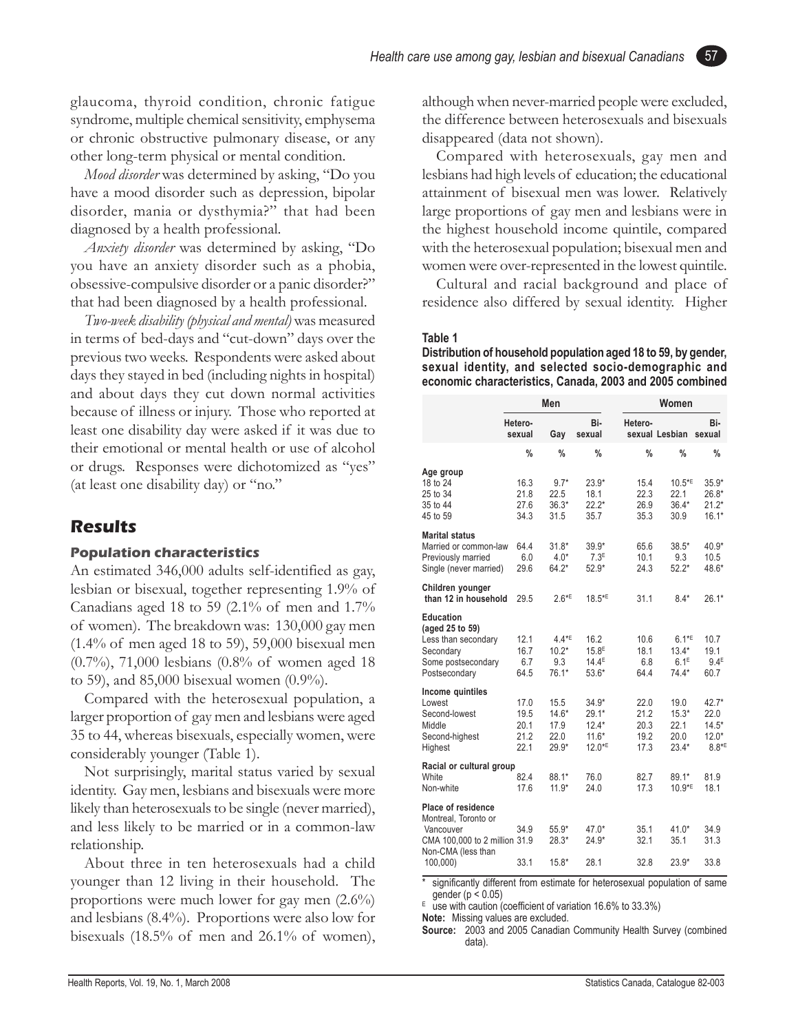glaucoma, thyroid condition, chronic fatigue syndrome, multiple chemical sensitivity, emphysema or chronic obstructive pulmonary disease, or any other long-term physical or mental condition.

*Mood disorder* was determined by asking, "Do you have a mood disorder such as depression, bipolar disorder, mania or dysthymia?" that had been diagnosed by a health professional.

*Anxiety disorder* was determined by asking, "Do you have an anxiety disorder such as a phobia, obsessive-compulsive disorder or a panic disorder?" that had been diagnosed by a health professional.

*Two-week disability (physical and mental)* was measured in terms of bed-days and "cut-down" days over the previous two weeks. Respondents were asked about days they stayed in bed (including nights in hospital) and about days they cut down normal activities because of illness or injury. Those who reported at least one disability day were asked if it was due to their emotional or mental health or use of alcohol or drugs. Responses were dichotomized as "yes" (at least one disability day) or "no."

## Results

### Population characteristics

An estimated 346,000 adults self-identified as gay, lesbian or bisexual, together representing 1.9% of Canadians aged 18 to 59 (2.1% of men and 1.7% of women). The breakdown was: 130,000 gay men (1.4% of men aged 18 to 59), 59,000 bisexual men (0.7%), 71,000 lesbians (0.8% of women aged 18 to 59), and 85,000 bisexual women (0.9%).

Compared with the heterosexual population, a larger proportion of gay men and lesbians were aged 35 to 44, whereas bisexuals, especially women, were considerably younger (Table 1).

Not surprisingly, marital status varied by sexual identity. Gay men, lesbians and bisexuals were more likely than heterosexuals to be single (never married), and less likely to be married or in a common-law relationship.

About three in ten heterosexuals had a child younger than 12 living in their household. The proportions were much lower for gay men (2.6%) and lesbians (8.4%). Proportions were also low for bisexuals (18.5% of men and 26.1% of women), although when never-married people were excluded, the difference between heterosexuals and bisexuals disappeared (data not shown).

Compared with heterosexuals, gay men and lesbians had high levels of education; the educational attainment of bisexual men was lower. Relatively large proportions of gay men and lesbians were in the highest household income quintile, compared with the heterosexual population; bisexual men and women were over-represented in the lowest quintile.

Cultural and racial background and place of residence also differed by sexual identity. Higher

**Table 1**
**Distribution of household population aged 18 to 59, by gender, sexual identity, and selected socio-demographic and economic characteristics, Canada, 2003 and 2005 combined**

| | Men | | | Women | | |
|---|---|---|---|---|---|---|
| | Hetero-sexual | Gay | Bi-sexual | Hetero-sexual | Lesbian | Bi-sexual |
| | % | % | % | % | % | % |
| **Age group** | | | | | | |
| 18 to 24 | 16.3 | 9.7* | 23.9* | 15.4 | 10.5*E | 35.9* |
| 25 to 34 | 21.8 | 22.5 | 18.1 | 22.3 | 22.1 | 26.8* |
| 35 to 44 | 27.6 | 36.3* | 22.2* | 26.9 | 36.4* | 21.2* |
| 45 to 59 | 34.3 | 31.5 | 35.7 | 35.3 | 30.9 | 16.1* |
| **Marital status** | | | | | | |
| Married or common-law | 64.4 | 31.8* | 39.9* | 65.6 | 38.5* | 40.9* |
| Previously married | 6.0 | 4.0* | 7.3E | 10.1 | 9.3 | 10.5 |
| Single (never married) | 29.6 | 64.2* | 52.9* | 24.3 | 52.2* | 48.6* |
| **Children younger than 12 in household** | 29.5 | 2.6*E | 18.5*E | 31.1 | 8.4* | 26.1* |
| **Education (aged 25 to 59)** | | | | | | |
| Less than secondary | 12.1 | 4.4*E | 16.2 | 10.6 | 6.1*E | 10.7 |
| Secondary | 16.7 | 10.2* | 15.8E | 18.1 | 13.4* | 19.1 |
| Some postsecondary | 6.7 | 9.3 | 14.4E | 6.8 | 6.1E | 9.4E |
| Postsecondary | 64.5 | 76.1* | 53.6* | 64.4 | 74.4* | 60.7 |
| **Income quintiles** | | | | | | |
| Lowest | 17.0 | 15.5 | 34.9* | 22.0 | 19.0 | 42.7* |
| Second-lowest | 19.5 | 14.6* | 29.1* | 21.2 | 15.3* | 22.0 |
| Middle | 20.1 | 17.9 | 12.4* | 20.3 | 22.1 | 14.5* |
| Second-highest | 21.2 | 22.0 | 11.6* | 19.2 | 20.0 | 12.0* |
| Highest | 22.1 | 29.9* | 12.0*E | 17.3 | 23.4* | 8.8*E |
| **Racial or cultural group** | | | | | | |
| White | 82.4 | 88.1* | 76.0 | 82.7 | 89.1* | 81.9 |
| Non-white | 17.6 | 11.9* | 24.0 | 17.3 | 10.9*E | 18.1 |
| **Place of residence** | | | | | | |
| Montreal, Toronto or Vancouver | 34.9 | 55.9* | 47.0* | 35.1 | 41.0* | 34.9 |
| CMA 100,000 to 2 million | 31.9 | 28.3* | 24.9* | 32.1 | 35.1 | 31.3 |
| Non-CMA (less than 100,000) | 33.1 | 15.8* | 28.1 | 32.8 | 23.9* | 33.8 |

\* significantly different from estimate for heterosexual population of same gender ($p < 0.05$)
E use with caution (coefficient of variation 16.6% to 33.3%)
**Note:** Missing values are excluded.
**Source:** 2003 and 2005 Canadian Community Health Survey (combined data).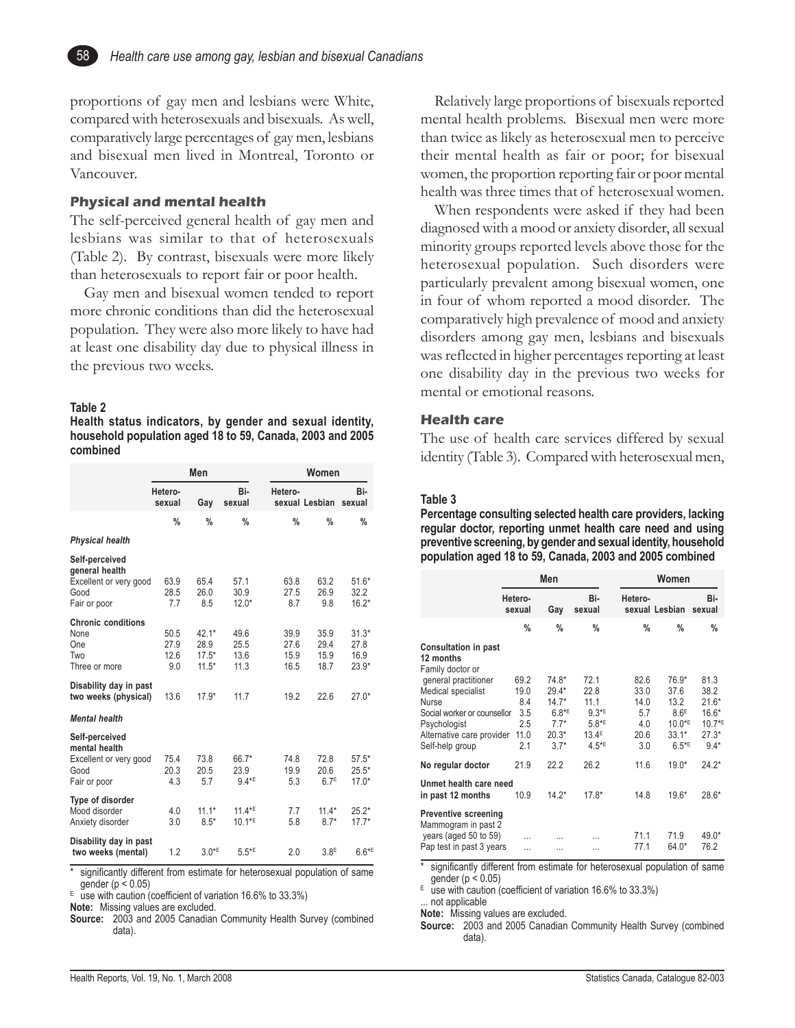proportions of gay men and lesbians were White, compared with heterosexuals and bisexuals. As well, comparatively large percentages of gay men, lesbians and bisexual men lived in Montreal, Toronto or Vancouver.

### Physical and mental health

The self-perceived general health of gay men and lesbians was similar to that of heterosexuals (Table 2). By contrast, bisexuals were more likely than heterosexuals to report fair or poor health.

Gay men and bisexual women tended to report more chronic conditions than did the heterosexual population. They were also more likely to have had at least one disability day due to physical illness in the previous two weeks.

**Table 2**
**Health status indicators, by gender and sexual identity, household population aged 18 to 59, Canada, 2003 and 2005 combined**

| | Men | | | Women | | |
|---|---|---|---|---|---|---|
| | Hetero-sexual | Gay | Bi-sexual | Hetero-sexual | Lesbian | Bi-sexual |
| | % | % | % | % | % | % |
| ***Physical health*** | | | | | | |
| **Self-perceived general health** | | | | | | |
| Excellent or very good | 63.9 | 65.4 | 57.1 | 63.8 | 63.2 | 51.6* |
| Good | 28.5 | 26.0 | 30.9 | 27.5 | 26.9 | 32.2 |
| Fair or poor | 7.7 | 8.5 | 12.0* | 8.7 | 9.8 | 16.2* |
| **Chronic conditions** | | | | | | |
| None | 50.5 | 42.1* | 49.6 | 39.9 | 35.9 | 31.3* |
| One | 27.9 | 28.9 | 25.5 | 27.6 | 29.4 | 27.8 |
| Two | 12.6 | 17.5* | 13.6 | 15.9 | 15.9 | 16.9 |
| Three or more | 9.0 | 11.5* | 11.3 | 16.5 | 18.7 | 23.9* |
| **Disability day in past two weeks (physical)** | 13.6 | 17.9* | 11.7 | 19.2 | 22.6 | 27.0* |
| ***Mental health*** | | | | | | |
| **Self-perceived mental health** | | | | | | |
| Excellent or very good | 75.4 | 73.8 | 66.7* | 74.8 | 72.8 | 57.5* |
| Good | 20.3 | 20.5 | 23.9 | 19.9 | 20.6 | 25.5* |
| Fair or poor | 4.3 | 5.7 | 9.4*E | 5.3 | 6.7E | 17.0* |
| **Type of disorder** | | | | | | |
| Mood disorder | 4.0 | 11.1* | 11.4*E | 7.7 | 11.4* | 25.2* |
| Anxiety disorder | 3.0 | 8.5* | 10.1*E | 5.8 | 8.7* | 17.7* |
| **Disability day in past two weeks (mental)** | 1.2 | 3.0*E | 5.5*E | 2.0 | 3.8E | 6.6*E |

\* significantly different from estimate for heterosexual population of same gender ($p < 0.05$)
E use with caution (coefficient of variation 16.6% to 33.3%)
**Note:** Missing values are excluded.
**Source:** 2003 and 2005 Canadian Community Health Survey (combined data).

Relatively large proportions of bisexuals reported mental health problems. Bisexual men were more than twice as likely as heterosexual men to perceive their mental health as fair or poor; for bisexual women, the proportion reporting fair or poor mental health was three times that of heterosexual women.

When respondents were asked if they had been diagnosed with a mood or anxiety disorder, all sexual minority groups reported levels above those for the heterosexual population. Such disorders were particularly prevalent among bisexual women, one in four of whom reported a mood disorder. The comparatively high prevalence of mood and anxiety disorders among gay men, lesbians and bisexuals was reflected in higher percentages reporting at least one disability day in the previous two weeks for mental or emotional reasons.

### Health care

The use of health care services differed by sexual identity (Table 3). Compared with heterosexual men,

**Table 3**
**Percentage consulting selected health care providers, lacking regular doctor, reporting unmet health care need and using preventive screening, by gender and sexual identity, household population aged 18 to 59, Canada, 2003 and 2005 combined**

| | Men | | | Women | | |
|---|---|---|---|---|---|---|
| | Hetero-sexual | Gay | Bi-sexual | Hetero-sexual | Lesbian | Bi-sexual |
| | % | % | % | % | % | % |
| **Consultation in past 12 months** | | | | | | |
| Family doctor or general practitioner | 69.2 | 74.8* | 72.1 | 82.6 | 76.9* | 81.3 |
| Medical specialist | 19.0 | 29.4* | 22.8 | 33.0 | 37.6 | 38.2 |
| Nurse | 8.4 | 14.7* | 11.1 | 14.0 | 13.2 | 21.6* |
| Social worker or counsellor | 3.5 | 6.8*E | 9.3*E | 5.7 | 8.6E | 16.6* |
| Psychologist | 2.5 | 7.7* | 5.8*E | 4.0 | 10.0*E | 10.7*E |
| Alternative care provider | 11.0 | 20.3* | 13.4E | 20.6 | 33.1* | 27.3* |
| Self-help group | 2.1 | 3.7* | 4.5*E | 3.0 | 6.5*E | 9.4* |
| **No regular doctor** | 21.9 | 22.2 | 26.2 | 11.6 | 19.0* | 24.2* |
| **Unmet health care need in past 12 months** | 10.9 | 14.2* | 17.8* | 14.8 | 19.6* | 28.6* |
| **Preventive screening** | | | | | | |
| Mammogram in past 2 years (aged 50 to 59) | ... | ... | ... | 71.1 | 71.9 | 49.0* |
| Pap test in past 3 years | ... | ... | ... | 77.1 | 64.0* | 76.2 |

\* significantly different from estimate for heterosexual population of same gender ($p < 0.05$)
E use with caution (coefficient of variation 16.6% to 33.3%)
... not applicable
**Note:** Missing values are excluded.
**Source:** 2003 and 2005 Canadian Community Health Survey (combined data).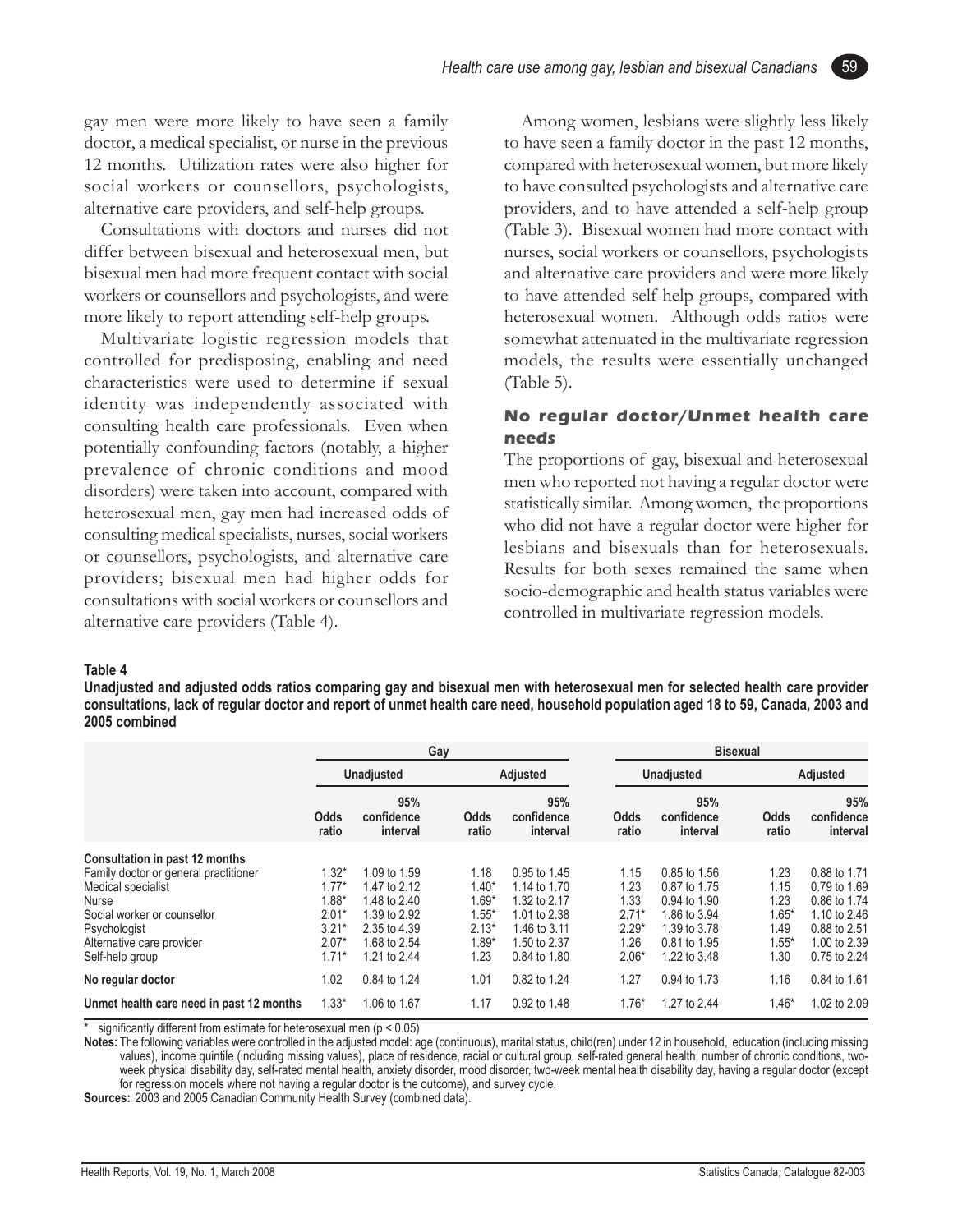gay men were more likely to have seen a family doctor, a medical specialist, or nurse in the previous 12 months. Utilization rates were also higher for social workers or counsellors, psychologists, alternative care providers, and self-help groups.

Consultations with doctors and nurses did not differ between bisexual and heterosexual men, but bisexual men had more frequent contact with social workers or counsellors and psychologists, and were more likely to report attending self-help groups.

Multivariate logistic regression models that controlled for predisposing, enabling and need characteristics were used to determine if sexual identity was independently associated with consulting health care professionals. Even when potentially confounding factors (notably, a higher prevalence of chronic conditions and mood disorders) were taken into account, compared with heterosexual men, gay men had increased odds of consulting medical specialists, nurses, social workers or counsellors, psychologists, and alternative care providers; bisexual men had higher odds for consultations with social workers or counsellors and alternative care providers (Table 4).

Among women, lesbians were slightly less likely to have seen a family doctor in the past 12 months, compared with heterosexual women, but more likely to have consulted psychologists and alternative care providers, and to have attended a self-help group (Table 3). Bisexual women had more contact with nurses, social workers or counsellors, psychologists and alternative care providers and were more likely to have attended self-help groups, compared with heterosexual women. Although odds ratios were somewhat attenuated in the multivariate regression models, the results were essentially unchanged (Table 5).

### No regular doctor/Unmet health care needs

The proportions of gay, bisexual and heterosexual men who reported not having a regular doctor were statistically similar. Among women, the proportions who did not have a regular doctor were higher for lesbians and bisexuals than for heterosexuals. Results for both sexes remained the same when socio-demographic and health status variables were controlled in multivariate regression models.

**Table 4**

**Unadjusted and adjusted odds ratios comparing gay and bisexual men with heterosexual men for selected health care provider consultations, lack of regular doctor and report of unmet health care need, household population aged 18 to 59, Canada, 2003 and 2005 combined**

| | Gay | | | | Bisexual | | | |
|---|---|---|---|---|---|---|---|---|
| | Unadjusted | | Adjusted | | Unadjusted | | Adjusted | |
| | Odds ratio | 95% confidence interval | Odds ratio | 95% confidence interval | Odds ratio | 95% confidence interval | Odds ratio | 95% confidence interval |
| **Consultation in past 12 months** | | | | | | | | |
| Family doctor or general practitioner | 1.32* | 1.09 to 1.59 | 1.18 | 0.95 to 1.45 | 1.15 | 0.85 to 1.56 | 1.23 | 0.88 to 1.71 |
| Medical specialist | 1.77* | 1.47 to 2.12 | 1.40* | 1.14 to 1.70 | 1.23 | 0.87 to 1.75 | 1.15 | 0.79 to 1.69 |
| Nurse | 1.88* | 1.48 to 2.40 | 1.69* | 1.32 to 2.17 | 1.33 | 0.94 to 1.90 | 1.23 | 0.86 to 1.74 |
| Social worker or counsellor | 2.01* | 1.39 to 2.92 | 1.55* | 1.01 to 2.38 | 2.71* | 1.86 to 3.94 | 1.65* | 1.10 to 2.46 |
| Psychologist | 3.21* | 2.35 to 4.39 | 2.13* | 1.46 to 3.11 | 2.29* | 1.39 to 3.78 | 1.49 | 0.88 to 2.51 |
| Alternative care provider | 2.07* | 1.68 to 2.54 | 1.89* | 1.50 to 2.37 | 1.26 | 0.81 to 1.95 | 1.55* | 1.00 to 2.39 |
| Self-help group | 1.71* | 1.21 to 2.44 | 1.23 | 0.84 to 1.80 | 2.06* | 1.22 to 3.48 | 1.30 | 0.75 to 2.24 |
| **No regular doctor** | 1.02 | 0.84 to 1.24 | 1.01 | 0.82 to 1.24 | 1.27 | 0.94 to 1.73 | 1.16 | 0.84 to 1.61 |
| **Unmet health care need in past 12 months** | 1.33* | 1.06 to 1.67 | 1.17 | 0.92 to 1.48 | 1.76* | 1.27 to 2.44 | 1.46* | 1.02 to 2.09 |

\* significantly different from estimate for heterosexual men ($p < 0.05$)

**Notes:** The following variables were controlled in the adjusted model: age (continuous), marital status, child(ren) under 12 in household, education (including missing values), income quintile (including missing values), place of residence, racial or cultural group, self-rated general health, number of chronic conditions, two-week physical disability day, self-rated mental health, anxiety disorder, mood disorder, two-week mental health disability day, having a regular doctor (except for regression models where not having a regular doctor is the outcome), and survey cycle.

**Sources:** 2003 and 2005 Canadian Community Health Survey (combined data).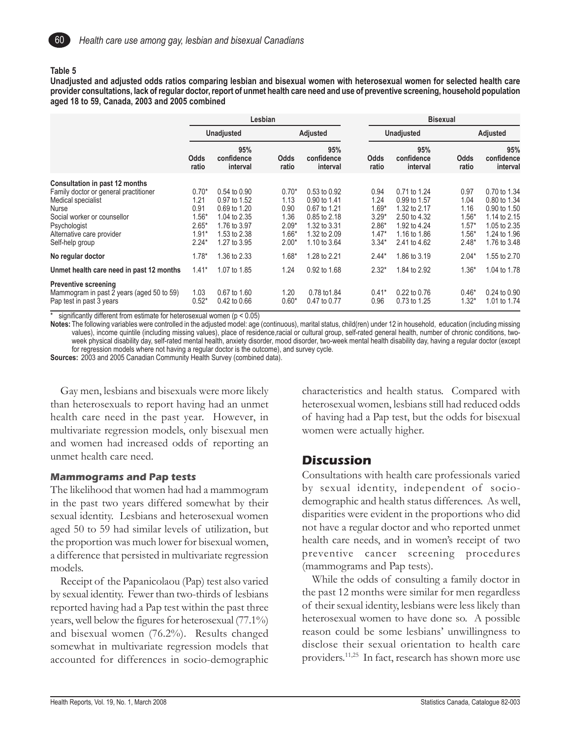**Table 5**

**Unadjusted and adjusted odds ratios comparing lesbian and bisexual women with heterosexual women for selected health care provider consultations, lack of regular doctor, report of unmet health care need and use of preventive screening, household population aged 18 to 59, Canada, 2003 and 2005 combined**

| | Lesbian | | | | Bisexual | | | |
|---|---|---|---|---|---|---|---|---|
| | Unadjusted | | Adjusted | | Unadjusted | | Adjusted | |
| | Odds ratio | 95% confidence interval | Odds ratio | 95% confidence interval | Odds ratio | 95% confidence interval | Odds ratio | 95% confidence interval |
| **Consultation in past 12 months** | | | | | | | | |
| Family doctor or general practitioner | 0.70* | 0.54 to 0.90 | 0.70* | 0.53 to 0.92 | 0.94 | 0.71 to 1.24 | 0.97 | 0.70 to 1.34 |
| Medical specialist | 1.21 | 0.97 to 1.52 | 1.13 | 0.90 to 1.41 | 1.24 | 0.99 to 1.57 | 1.04 | 0.80 to 1.34 |
| Nurse | 0.91 | 0.69 to 1.20 | 0.90 | 0.67 to 1.21 | 1.69* | 1.32 to 2.17 | 1.16 | 0.90 to 1.50 |
| Social worker or counsellor | 1.56* | 1.04 to 2.35 | 1.36 | 0.85 to 2.18 | 3.29* | 2.50 to 4.32 | 1.56* | 1.14 to 2.15 |
| Psychologist | 2.65* | 1.76 to 3.97 | 2.09* | 1.32 to 3.31 | 2.86* | 1.92 to 4.24 | 1.57* | 1.05 to 2.35 |
| Alternative care provider | 1.91* | 1.53 to 2.38 | 1.66* | 1.32 to 2.09 | 1.47* | 1.16 to 1.86 | 1.56* | 1.24 to 1.96 |
| Self-help group | 2.24* | 1.27 to 3.95 | 2.00* | 1.10 to 3.64 | 3.34* | 2.41 to 4.62 | 2.48* | 1.76 to 3.48 |
| **No regular doctor** | 1.78* | 1.36 to 2.33 | 1.68* | 1.28 to 2.21 | 2.44* | 1.86 to 3.19 | 2.04* | 1.55 to 2.70 |
| **Unmet health care need in past 12 months** | 1.41* | 1.07 to 1.85 | 1.24 | 0.92 to 1.68 | 2.32* | 1.84 to 2.92 | 1.36* | 1.04 to 1.78 |
| **Preventive screening** | | | | | | | | |
| Mammogram in past 2 years (aged 50 to 59) | 1.03 | 0.67 to 1.60 | 1.20 | 0.78 to1.84 | 0.41* | 0.22 to 0.76 | 0.46* | 0.24 to 0.90 |
| Pap test in past 3 years | 0.52* | 0.42 to 0.66 | 0.60* | 0.47 to 0.77 | 0.96 | 0.73 to 1.25 | 1.32* | 1.01 to 1.74 |

\* significantly different from estimate for heterosexual women ($p < 0.05$)

**Notes:** The following variables were controlled in the adjusted model: age (continuous), marital status, child(ren) under 12 in household, education (including missing values), income quintile (including missing values), place of residence,racial or cultural group, self-rated general health, number of chronic conditions, two-week physical disability day, self-rated mental health, anxiety disorder, mood disorder, two-week mental health disability day, having a regular doctor (except for regression models where not having a regular doctor is the outcome), and survey cycle.

**Sources:** 2003 and 2005 Canadian Community Health Survey (combined data).

Gay men, lesbians and bisexuals were more likely than heterosexuals to report having had an unmet health care need in the past year. However, in multivariate regression models, only bisexual men and women had increased odds of reporting an unmet health care need.

#### Mammograms and Pap tests

The likelihood that women had had a mammogram in the past two years differed somewhat by their sexual identity. Lesbians and heterosexual women aged 50 to 59 had similar levels of utilization, but the proportion was much lower for bisexual women, a difference that persisted in multivariate regression models.

Receipt of the Papanicolaou (Pap) test also varied by sexual identity. Fewer than two-thirds of lesbians reported having had a Pap test within the past three years, well below the figures for heterosexual (77.1%) and bisexual women (76.2%). Results changed somewhat in multivariate regression models that accounted for differences in socio-demographic characteristics and health status. Compared with heterosexual women, lesbians still had reduced odds of having had a Pap test, but the odds for bisexual women were actually higher.

## Discussion

Consultations with health care professionals varied by sexual identity, independent of socio-demographic and health status differences. As well, disparities were evident in the proportions who did not have a regular doctor and who reported unmet health care needs, and in women's receipt of two preventive cancer screening procedures (mammograms and Pap tests).

While the odds of consulting a family doctor in the past 12 months were similar for men regardless of their sexual identity, lesbians were less likely than heterosexual women to have done so. A possible reason could be some lesbians' unwillingness to disclose their sexual orientation to health care providers.[11,25] In fact, research has shown more use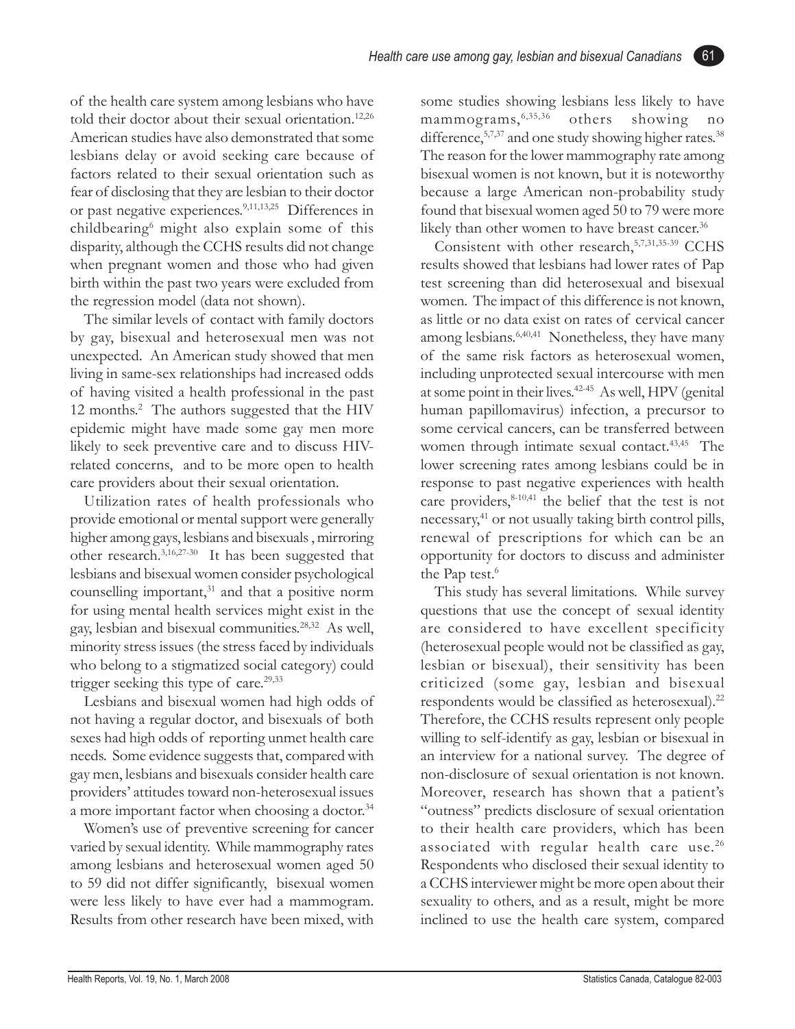of the health care system among lesbians who have told their doctor about their sexual orientation.[12,26] American studies have also demonstrated that some lesbians delay or avoid seeking care because of factors related to their sexual orientation such as fear of disclosing that they are lesbian to their doctor or past negative experiences.[9,11,13,25] Differences in childbearing[6] might also explain some of this disparity, although the CCHS results did not change when pregnant women and those who had given birth within the past two years were excluded from the regression model (data not shown).

The similar levels of contact with family doctors by gay, bisexual and heterosexual men was not unexpected. An American study showed that men living in same-sex relationships had increased odds of having visited a health professional in the past 12 months.[2] The authors suggested that the HIV epidemic might have made some gay men more likely to seek preventive care and to discuss HIV-related concerns, and to be more open to health care providers about their sexual orientation.

Utilization rates of health professionals who provide emotional or mental support were generally higher among gays, lesbians and bisexuals , mirroring other research.[3,16,27-30] It has been suggested that lesbians and bisexual women consider psychological counselling important,[31] and that a positive norm for using mental health services might exist in the gay, lesbian and bisexual communities.[28,32] As well, minority stress issues (the stress faced by individuals who belong to a stigmatized social category) could trigger seeking this type of care.[29,33]

Lesbians and bisexual women had high odds of not having a regular doctor, and bisexuals of both sexes had high odds of reporting unmet health care needs. Some evidence suggests that, compared with gay men, lesbians and bisexuals consider health care providers' attitudes toward non-heterosexual issues a more important factor when choosing a doctor.[34]

Women's use of preventive screening for cancer varied by sexual identity. While mammography rates among lesbians and heterosexual women aged 50 to 59 did not differ significantly, bisexual women were less likely to have ever had a mammogram. Results from other research have been mixed, with some studies showing lesbians less likely to have mammograms,[6,35,36] others showing no difference,[5,7,37] and one study showing higher rates.[38] The reason for the lower mammography rate among bisexual women is not known, but it is noteworthy because a large American non-probability study found that bisexual women aged 50 to 79 were more likely than other women to have breast cancer.[36]

Consistent with other research,[5,7,31,35-39] CCHS results showed that lesbians had lower rates of Pap test screening than did heterosexual and bisexual women. The impact of this difference is not known, as little or no data exist on rates of cervical cancer among lesbians.[6,40,41] Nonetheless, they have many of the same risk factors as heterosexual women, including unprotected sexual intercourse with men at some point in their lives.[42-45] As well, HPV (genital human papillomavirus) infection, a precursor to some cervical cancers, can be transferred between women through intimate sexual contact.[43,45] The lower screening rates among lesbians could be in response to past negative experiences with health care providers,[8-10,41] the belief that the test is not necessary,[41] or not usually taking birth control pills, renewal of prescriptions for which can be an opportunity for doctors to discuss and administer the Pap test.[6]

This study has several limitations. While survey questions that use the concept of sexual identity are considered to have excellent specificity (heterosexual people would not be classified as gay, lesbian or bisexual), their sensitivity has been criticized (some gay, lesbian and bisexual respondents would be classified as heterosexual).[22] Therefore, the CCHS results represent only people willing to self-identify as gay, lesbian or bisexual in an interview for a national survey. The degree of non-disclosure of sexual orientation is not known. Moreover, research has shown that a patient's "outness" predicts disclosure of sexual orientation to their health care providers, which has been associated with regular health care use.[26] Respondents who disclosed their sexual identity to a CCHS interviewer might be more open about their sexuality to others, and as a result, might be more inclined to use the health care system, compared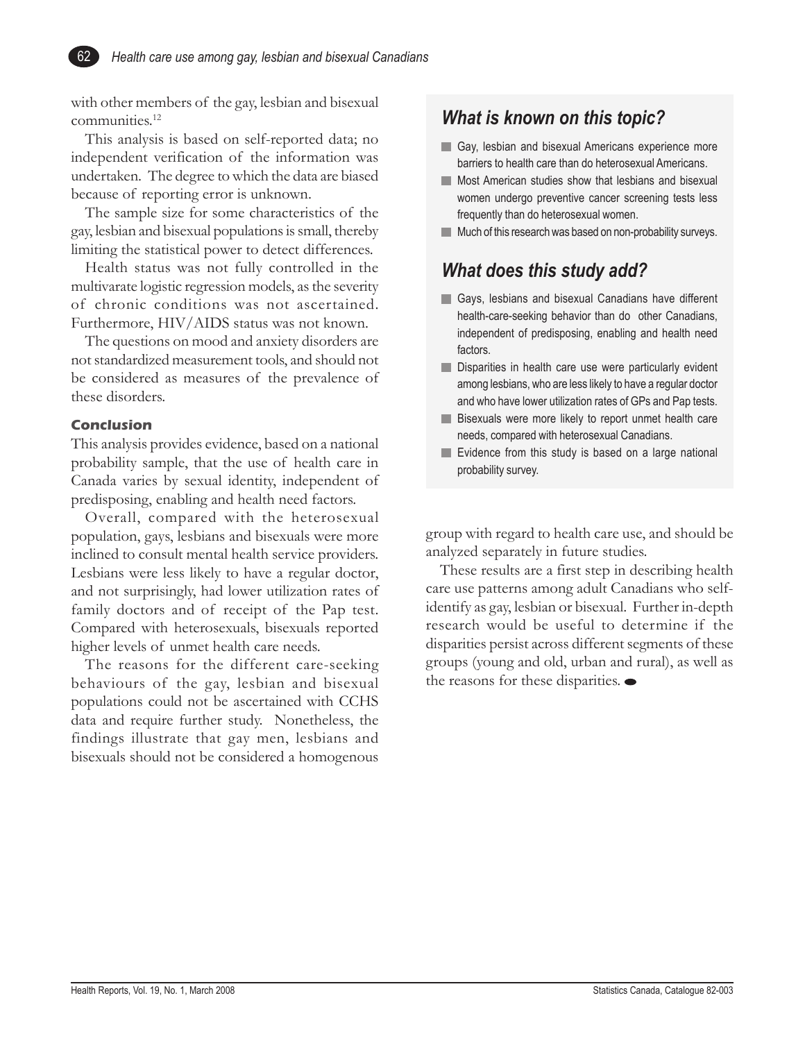with other members of the gay, lesbian and bisexual communities.[12]

This analysis is based on self-reported data; no independent verification of the information was undertaken. The degree to which the data are biased because of reporting error is unknown.

The sample size for some characteristics of the gay, lesbian and bisexual populations is small, thereby limiting the statistical power to detect differences.

Health status was not fully controlled in the multivarate logistic regression models, as the severity of chronic conditions was not ascertained. Furthermore, HIV/AIDS status was not known.

The questions on mood and anxiety disorders are not standardized measurement tools, and should not be considered as measures of the prevalence of these disorders.

### Conclusion

This analysis provides evidence, based on a national probability sample, that the use of health care in Canada varies by sexual identity, independent of predisposing, enabling and health need factors.

Overall, compared with the heterosexual population, gays, lesbians and bisexuals were more inclined to consult mental health service providers. Lesbians were less likely to have a regular doctor, and not surprisingly, had lower utilization rates of family doctors and of receipt of the Pap test. Compared with heterosexuals, bisexuals reported higher levels of unmet health care needs.

The reasons for the different care-seeking behaviours of the gay, lesbian and bisexual populations could not be ascertained with CCHS data and require further study. Nonetheless, the findings illustrate that gay men, lesbians and bisexuals should not be considered a homogenous group with regard to health care use, and should be analyzed separately in future studies.

These results are a first step in describing health care use patterns among adult Canadians who self-identify as gay, lesbian or bisexual. Further in-depth research would be useful to determine if the disparities persist across different segments of these groups (young and old, urban and rural), as well as the reasons for these disparities.

## *What is known on this topic?*

- Gay, lesbian and bisexual Americans experience more barriers to health care than do heterosexual Americans.
- Most American studies show that lesbians and bisexual women undergo preventive cancer screening tests less frequently than do heterosexual women.
- Much of this research was based on non-probability surveys.

## *What does this study add?*

- Gays, lesbians and bisexual Canadians have different health-care-seeking behavior than do other Canadians, independent of predisposing, enabling and health need factors.
- Disparities in health care use were particularly evident among lesbians, who are less likely to have a regular doctor and who have lower utilization rates of GPs and Pap tests.
- Bisexuals were more likely to report unmet health care needs, compared with heterosexual Canadians.
- Evidence from this study is based on a large national probability survey.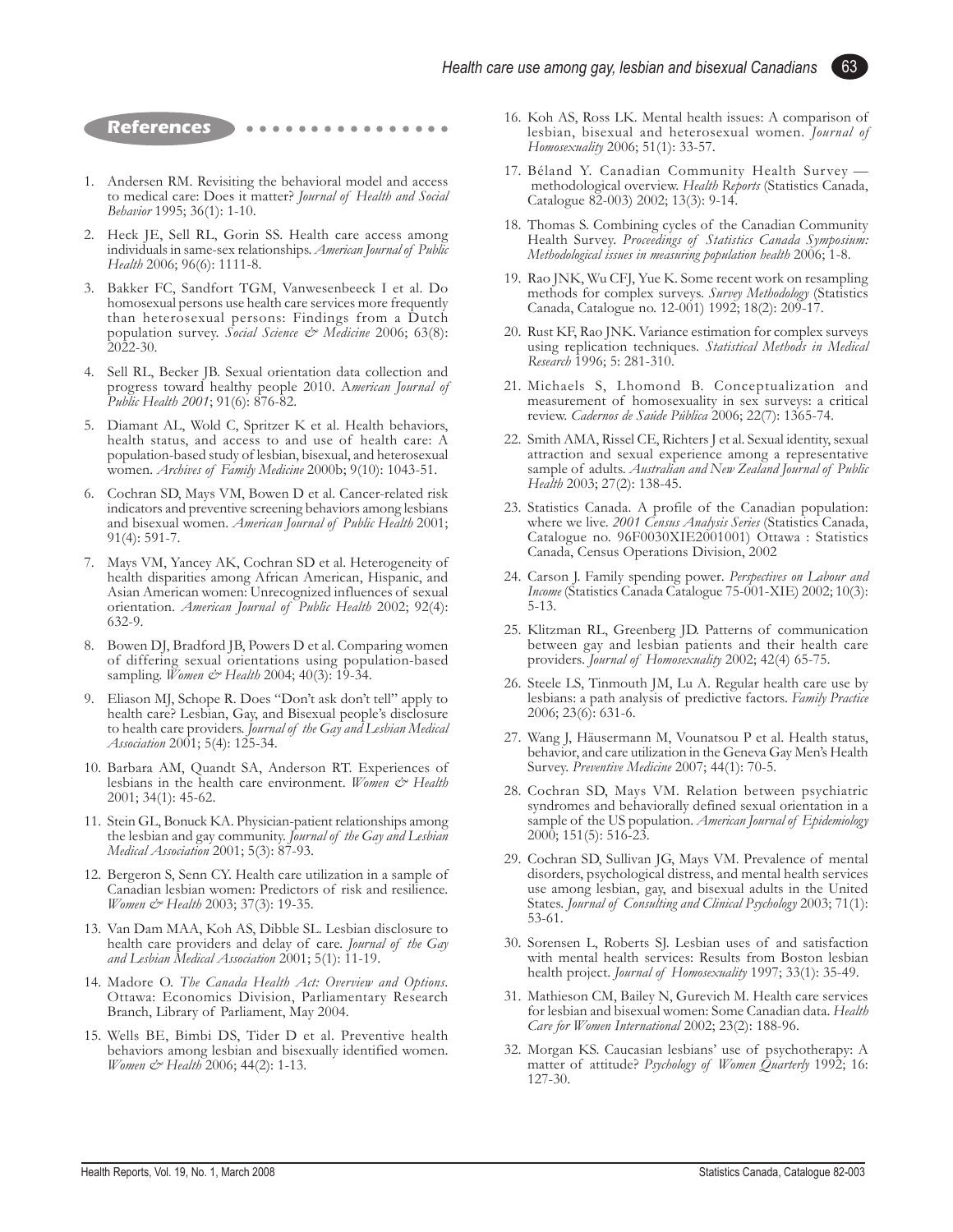## References

1. Andersen RM. Revisiting the behavioral model and access to medical care: Does it matter? *Journal of Health and Social Behavior* 1995; 36(1): 1-10.
2. Heck JE, Sell RL, Gorin SS. Health care access among individuals in same-sex relationships. *American Journal of Public Health* 2006; 96(6): 1111-8.
3. Bakker FC, Sandfort TGM, Vanwesenbeeck I et al. Do homosexual persons use health care services more frequently than heterosexual persons: Findings from a Dutch population survey. *Social Science & Medicine* 2006; 63(8): 2022-30.
4. Sell RL, Becker JB. Sexual orientation data collection and progress toward healthy people 2010. A*merican Journal of Public Health 2001*; 91(6): 876-82.
5. Diamant AL, Wold C, Spritzer K et al. Health behaviors, health status, and access to and use of health care: A population-based study of lesbian, bisexual, and heterosexual women. *Archives of Family Medicine* 2000b; 9(10): 1043-51.
6. Cochran SD, Mays VM, Bowen D et al. Cancer-related risk indicators and preventive screening behaviors among lesbians and bisexual women. *American Journal of Public Health* 2001; 91(4): 591-7.
7. Mays VM, Yancey AK, Cochran SD et al. Heterogeneity of health disparities among African American, Hispanic, and Asian American women: Unrecognized influences of sexual orientation. *American Journal of Public Health* 2002; 92(4): 632-9.
8. Bowen DJ, Bradford JB, Powers D et al. Comparing women of differing sexual orientations using population-based sampling. *Women & Health* 2004; 40(3): 19-34.
9. Eliason MJ, Schope R. Does "Don't ask don't tell" apply to health care? Lesbian, Gay, and Bisexual people's disclosure to health care providers. *Journal of the Gay and Lesbian Medical Association* 2001; 5(4): 125-34.
10. Barbara AM, Quandt SA, Anderson RT. Experiences of lesbians in the health care environment. *Women & Health* 2001; 34(1): 45-62.
11. Stein GL, Bonuck KA. Physician-patient relationships among the lesbian and gay community. *Journal of the Gay and Lesbian Medical Association* 2001; 5(3): 87-93.
12. Bergeron S, Senn CY. Health care utilization in a sample of Canadian lesbian women: Predictors of risk and resilience. *Women & Health* 2003; 37(3): 19-35.
13. Van Dam MAA, Koh AS, Dibble SL. Lesbian disclosure to health care providers and delay of care. *Journal of the Gay and Lesbian Medical Association* 2001; 5(1): 11-19.
14. Madore O. *The Canada Health Act: Overview and Options*. Ottawa: Economics Division, Parliamentary Research Branch, Library of Parliament, May 2004.
15. Wells BE, Bimbi DS, Tider D et al. Preventive health behaviors among lesbian and bisexually identified women. *Women & Health* 2006; 44(2): 1-13.
16. Koh AS, Ross LK. Mental health issues: A comparison of lesbian, bisexual and heterosexual women. *Journal of Homosexuality* 2006; 51(1): 33-57.
17. Béland Y. Canadian Community Health Survey — methodological overview. *Health Reports* (Statistics Canada, Catalogue 82-003) 2002; 13(3): 9-14.
18. Thomas S. Combining cycles of the Canadian Community Health Survey. *Proceedings of Statistics Canada Symposium: Methodological issues in measuring population health* 2006; 1-8.
19. Rao JNK, Wu CFJ, Yue K. Some recent work on resampling methods for complex surveys. *Survey Methodology* (Statistics Canada, Catalogue no. 12-001) 1992; 18(2): 209-17.
20. Rust KF, Rao JNK. Variance estimation for complex surveys using replication techniques. *Statistical Methods in Medical Research* 1996; 5: 281-310.
21. Michaels S, Lhomond B. Conceptualization and measurement of homosexuality in sex surveys: a critical review. *Cadernos de Saúde Pública* 2006; 22(7): 1365-74.
22. Smith AMA, Rissel CE, Richters J et al. Sexual identity, sexual attraction and sexual experience among a representative sample of adults. *Australian and New Zealand Journal of Public Health* 2003; 27(2): 138-45.
23. Statistics Canada. A profile of the Canadian population: where we live. *2001 Census Analysis Series* (Statistics Canada, Catalogue no. 96F0030XIE2001001) Ottawa : Statistics Canada, Census Operations Division, 2002
24. Carson J. Family spending power. *Perspectives on Labour and Income* (Statistics Canada Catalogue 75-001-XIE) 2002; 10(3): 5-13.
25. Klitzman RL, Greenberg JD. Patterns of communication between gay and lesbian patients and their health care providers. *Journal of Homosexuality* 2002; 42(4) 65-75.
26. Steele LS, Tinmouth JM, Lu A. Regular health care use by lesbians: a path analysis of predictive factors. *Family Practice* 2006; 23(6): 631-6.
27. Wang J, Häusermann M, Vounatsou P et al. Health status, behavior, and care utilization in the Geneva Gay Men's Health Survey. *Preventive Medicine* 2007; 44(1): 70-5.
28. Cochran SD, Mays VM. Relation between psychiatric syndromes and behaviorally defined sexual orientation in a sample of the US population. *American Journal of Epidemiology* 2000; 151(5): 516-23.
29. Cochran SD, Sullivan JG, Mays VM. Prevalence of mental disorders, psychological distress, and mental health services use among lesbian, gay, and bisexual adults in the United States. *Journal of Consulting and Clinical Psychology* 2003; 71(1): 53-61.
30. Sorensen L, Roberts SJ. Lesbian uses of and satisfaction with mental health services: Results from Boston lesbian health project. *Journal of Homosexuality* 1997; 33(1): 35-49.
31. Mathieson CM, Bailey N, Gurevich M. Health care services for lesbian and bisexual women: Some Canadian data. *Health Care for Women International* 2002; 23(2): 188-96.
32. Morgan KS. Caucasian lesbians' use of psychotherapy: A matter of attitude? *Psychology of Women Quarterly* 1992; 16: 127-30.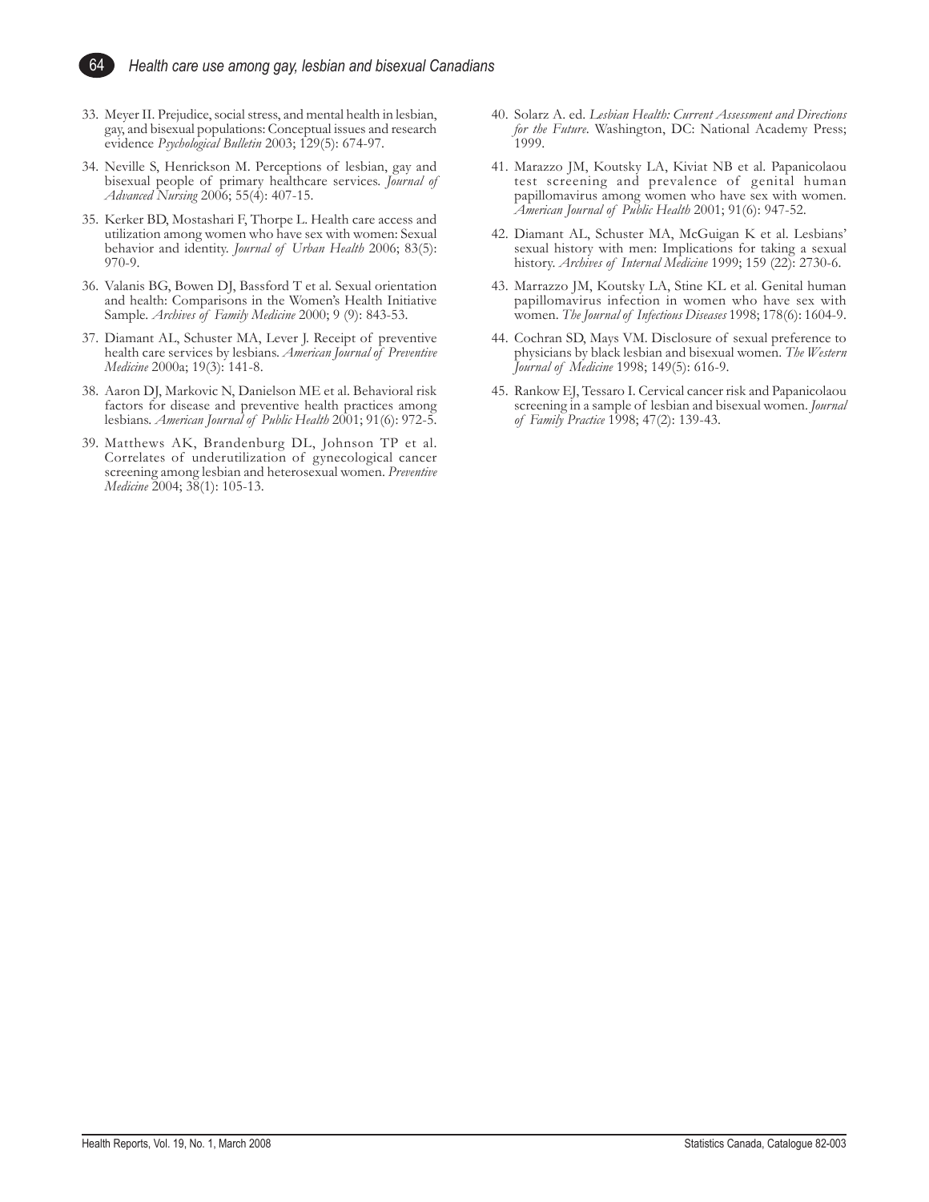33. Meyer II. Prejudice, social stress, and mental health in lesbian, gay, and bisexual populations: Conceptual issues and research evidence *Psychological Bulletin* 2003; 129(5): 674-97.
34. Neville S, Henrickson M. Perceptions of lesbian, gay and bisexual people of primary healthcare services. *Journal of Advanced Nursing* 2006; 55(4): 407-15.
35. Kerker BD, Mostashari F, Thorpe L. Health care access and utilization among women who have sex with women: Sexual behavior and identity. *Journal of Urban Health* 2006; 83(5): 970-9.
36. Valanis BG, Bowen DJ, Bassford T et al. Sexual orientation and health: Comparisons in the Women's Health Initiative Sample. *Archives of Family Medicine* 2000; 9 (9): 843-53.
37. Diamant AL, Schuster MA, Lever J. Receipt of preventive health care services by lesbians. *American Journal of Preventive Medicine* 2000a; 19(3): 141-8.
38. Aaron DJ, Markovic N, Danielson ME et al. Behavioral risk factors for disease and preventive health practices among lesbians. *American Journal of Public Health* 2001; 91(6): 972-5.
39. Matthews AK, Brandenburg DL, Johnson TP et al. Correlates of underutilization of gynecological cancer screening among lesbian and heterosexual women. *Preventive Medicine* 2004; 38(1): 105-13.
40. Solarz A. ed. *Lesbian Health: Current Assessment and Directions for the Future.* Washington, DC: National Academy Press; 1999.
41. Marazzo JM, Koutsky LA, Kiviat NB et al. Papanicolaou test screening and prevalence of genital human papillomavirus among women who have sex with women. *American Journal of Public Health* 2001; 91(6): 947-52.
42. Diamant AL, Schuster MA, McGuigan K et al. Lesbians' sexual history with men: Implications for taking a sexual history. *Archives of Internal Medicine* 1999; 159 (22): 2730-6.
43. Marrazzo JM, Koutsky LA, Stine KL et al. Genital human papillomavirus infection in women who have sex with women. *The Journal of Infectious Diseases* 1998; 178(6): 1604-9.
44. Cochran SD, Mays VM. Disclosure of sexual preference to physicians by black lesbian and bisexual women. *The Western Journal of Medicine* 1998; 149(5): 616-9.
45. Rankow EJ, Tessaro I. Cervical cancer risk and Papanicolaou screening in a sample of lesbian and bisexual women. *Journal of Family Practice* 1998; 47(2): 139-43.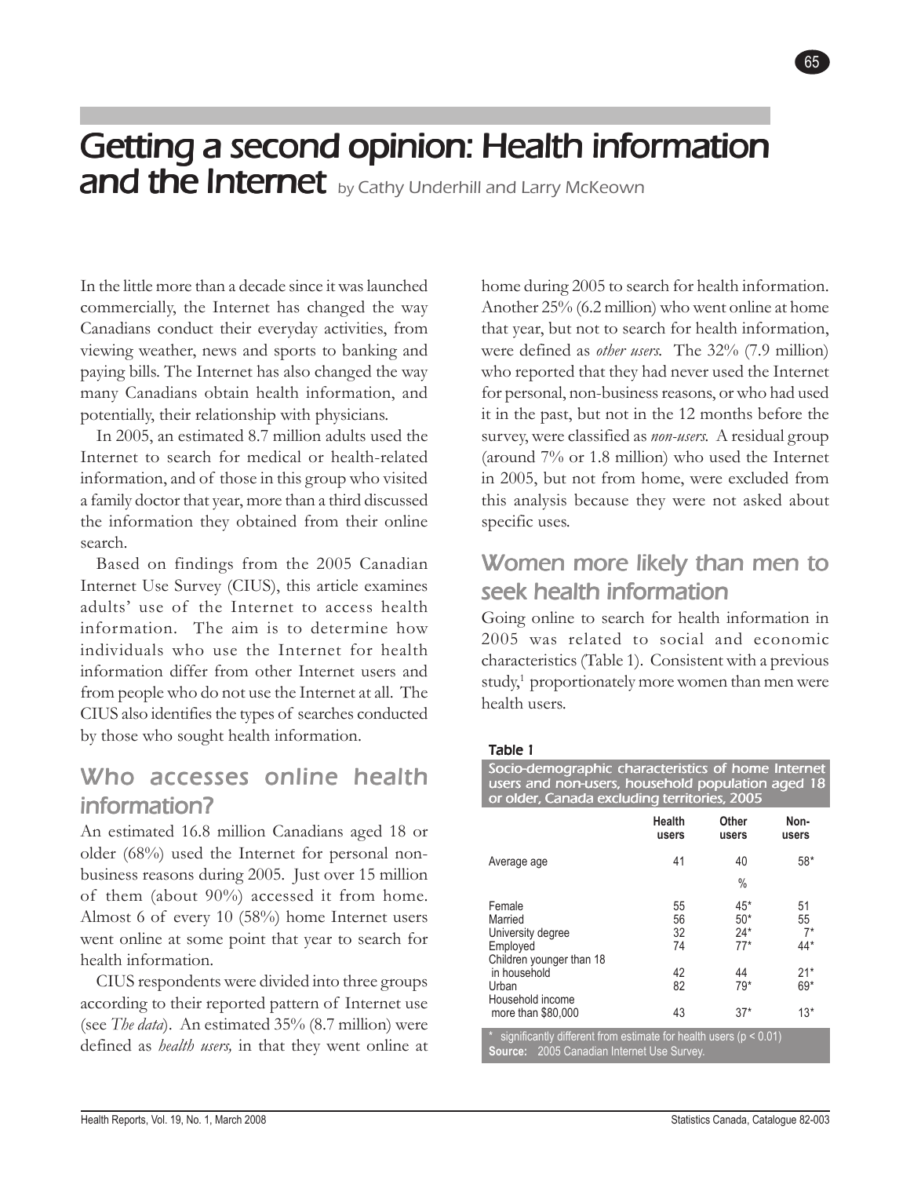# Getting a second opinion: Health information and the Internet

by Cathy Underhill and Larry McKeown

In the little more than a decade since it was launched commercially, the Internet has changed the way Canadians conduct their everyday activities, from viewing weather, news and sports to banking and paying bills. The Internet has also changed the way many Canadians obtain health information, and potentially, their relationship with physicians.

In 2005, an estimated 8.7 million adults used the Internet to search for medical or health-related information, and of those in this group who visited a family doctor that year, more than a third discussed the information they obtained from their online search.

Based on findings from the 2005 Canadian Internet Use Survey (CIUS), this article examines adults' use of the Internet to access health information. The aim is to determine how individuals who use the Internet for health information differ from other Internet users and from people who do not use the Internet at all. The CIUS also identifies the types of searches conducted by those who sought health information.

## Who accesses online health information?

An estimated 16.8 million Canadians aged 18 or older (68%) used the Internet for personal non-business reasons during 2005. Just over 15 million of them (about 90%) accessed it from home. Almost 6 of every 10 (58%) home Internet users went online at some point that year to search for health information.

CIUS respondents were divided into three groups according to their reported pattern of Internet use (see *The data*). An estimated 35% (8.7 million) were defined as *health users,* in that they went online at home during 2005 to search for health information. Another 25% (6.2 million) who went online at home that year, but not to search for health information, were defined as *other users.* The 32% (7.9 million) who reported that they had never used the Internet for personal, non-business reasons, or who had used it in the past, but not in the 12 months before the survey, were classified as *non-users.* A residual group (around 7% or 1.8 million) who used the Internet in 2005, but not from home, were excluded from this analysis because they were not asked about specific uses.

## Women more likely than men to seek health information

Going online to search for health information in 2005 was related to social and economic characteristics (Table 1). Consistent with a previous study,[1] proportionately more women than men were health users.

**Table 1**
**Socio-demographic characteristics of home Internet users and non-users, household population aged 18 or older, Canada excluding territories, 2005**

| | Health users | Other users | Non-users |
|---|---|---|---|
| Average age | 41 | 40 | 58* |
| | | % | |
| Female | 55 | 45* | 51 |
| Married | 56 | 50* | 55 |
| University degree | 32 | 24* | 7* |
| Employed | 74 | 77* | 44* |
| Children younger than 18 in household | 42 | 44 | 21* |
| Urban | 82 | 79* | 69* |
| Household income more than $80,000 | 43 | 37* | 13* |

\* significantly different from estimate for health users ($p < 0.01$)
**Source:** 2005 Canadian Internet Use Survey.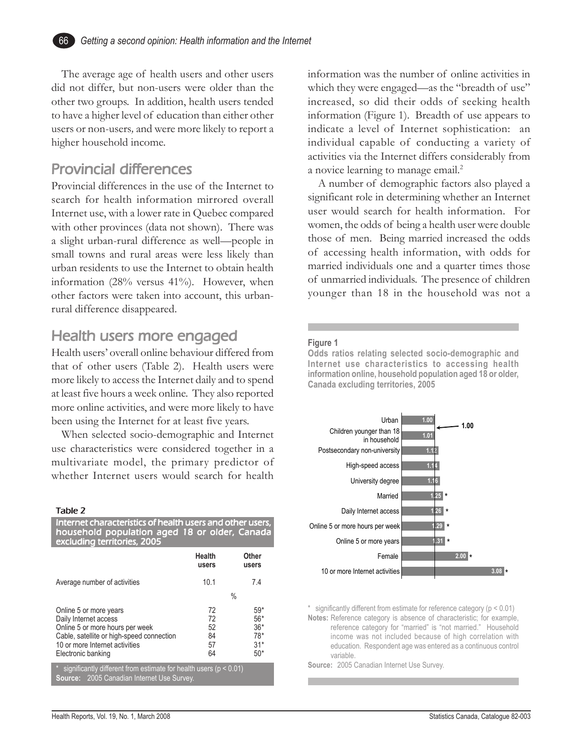The average age of health users and other users did not differ, but non-users were older than the other two groups. In addition, health users tended to have a higher level of education than either other users or non-users, and were more likely to report a higher household income.

## Provincial differences

Provincial differences in the use of the Internet to search for health information mirrored overall Internet use, with a lower rate in Quebec compared with other provinces (data not shown). There was a slight urban-rural difference as well—people in small towns and rural areas were less likely than urban residents to use the Internet to obtain health information (28% versus 41%). However, when other factors were taken into account, this urban-rural difference disappeared.

## Health users more engaged

Health users' overall online behaviour differed from that of other users (Table 2). Health users were more likely to access the Internet daily and to spend at least five hours a week online. They also reported more online activities, and were more likely to have been using the Internet for at least five years.

When selected socio-demographic and Internet use characteristics were considered together in a multivariate model, the primary predictor of whether Internet users would search for health information was the number of online activities in which they were engaged—as the "breadth of use" increased, so did their odds of seeking health information (Figure 1). Breadth of use appears to indicate a level of Internet sophistication: an individual capable of conducting a variety of activities via the Internet differs considerably from a novice learning to manage email.[2]

A number of demographic factors also played a significant role in determining whether an Internet user would search for health information. For women, the odds of being a health user were double those of men. Being married increased the odds of accessing health information, with odds for married individuals one and a quarter times those of unmarried individuals. The presence of children younger than 18 in the household was not a

**Table 2**

**Internet characteristics of health users and other users, household population aged 18 or older, Canada excluding territories, 2005**

| | Health users | Other users |
|---|---|---|
| Average number of activities | 10.1 | 7.4 |
| | % | |
| Online 5 or more years | 72 | 59* |
| Daily Internet access | 72 | 56* |
| Online 5 or more hours per week | 52 | 36* |
| Cable, satellite or high-speed connection | 84 | 78* |
| 10 or more Internet activities | 57 | 31* |
| Electronic banking | 64 | 50* |

\* significantly different from estimate for health users ($p < 0.01$)
**Source:** 2005 Canadian Internet Use Survey.

**Figure 1**

**Odds ratios relating selected socio-demographic and Internet use characteristics to accessing health information online, household population aged 18 or older, Canada excluding territories, 2005**

| Characteristic | Odds ratio |
|---|---|
| Urban | 1.00 |
| Children younger than 18 in household | 1.01 |
| Postsecondary non-university | 1.12 |
| High-speed access | 1.14 |
| University degree | 1.16 |
| Married | 1.25* |
| Daily Internet access | 1.26* |
| Online 5 or more hours per week | 1.29* |
| Online 5 or more years | 1.31* |
| Female | 2.00* |
| 10 or more Internet activities | 3.08* |

Reference line: 1.00

\* significantly different from estimate for reference category ($p < 0.01$)
**Notes:** Reference category is absence of characteristic; for example, reference category for "married" is "not married." Household income was not included because of high correlation with education. Respondent age was entered as a continuous control variable.
**Source:** 2005 Canadian Internet Use Survey.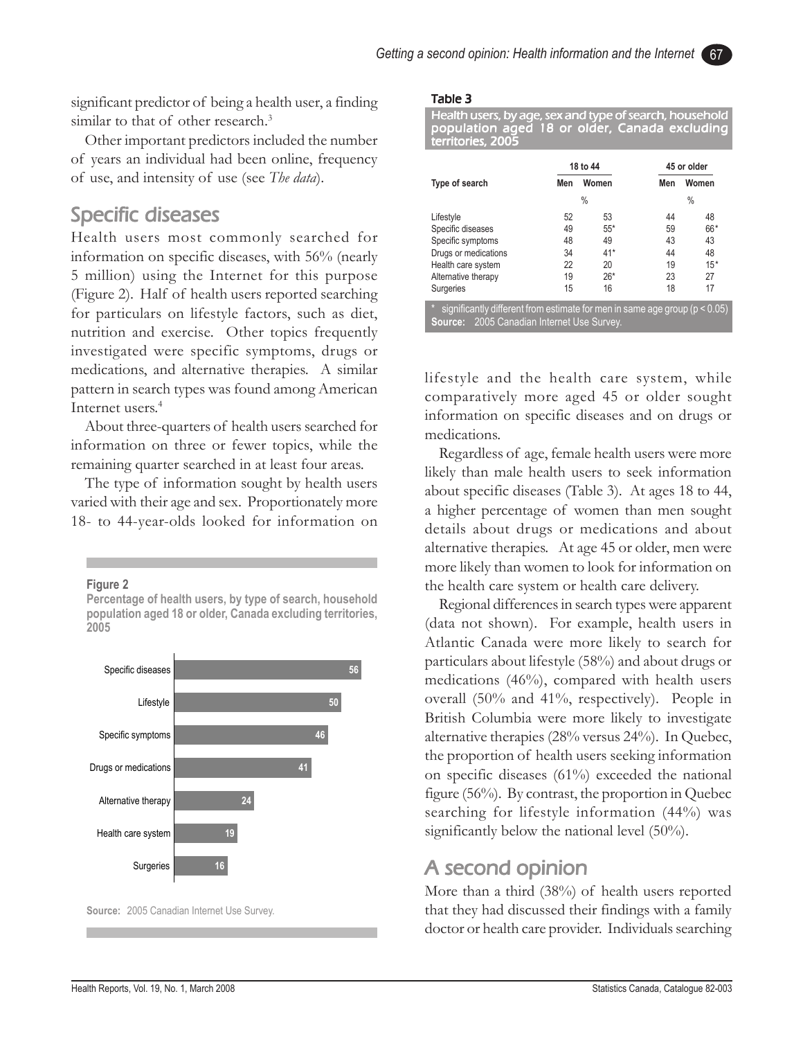significant predictor of being a health user, a finding similar to that of other research.[3]

Other important predictors included the number of years an individual had been online, frequency of use, and intensity of use (see *The data*).

## Specific diseases

Health users most commonly searched for information on specific diseases, with 56% (nearly 5 million) using the Internet for this purpose (Figure 2). Half of health users reported searching for particulars on lifestyle factors, such as diet, nutrition and exercise. Other topics frequently investigated were specific symptoms, drugs or medications, and alternative therapies. A similar pattern in search types was found among American Internet users.[4]

About three-quarters of health users searched for information on three or fewer topics, while the remaining quarter searched in at least four areas.

The type of information sought by health users varied with their age and sex. Proportionately more 18- to 44-year-olds looked for information on lifestyle and the health care system, while comparatively more aged 45 or older sought information on specific diseases and on drugs or medications.

**Figure 2**
**Percentage of health users, by type of search, household population aged 18 or older, Canada excluding territories, 2005**

| Type of search | % |
|---|---|
| Specific diseases | 56 |
| Lifestyle | 50 |
| Specific symptoms | 46 |
| Drugs or medications | 41 |
| Alternative therapy | 24 |
| Health care system | 19 |
| Surgeries | 16 |

**Source:** 2005 Canadian Internet Use Survey.

**Table 3**
**Health users, by age, sex and type of search, household population aged 18 or older, Canada excluding territories, 2005**

| Type of search | 18 to 44 | | 45 or older | |
|---|---|---|---|---|
| | Men | Women | Men | Women |
| | % | | % | |
| Lifestyle | 52 | 53 | 44 | 48 |
| Specific diseases | 49 | 55* | 59 | 66* |
| Specific symptoms | 48 | 49 | 43 | 43 |
| Drugs or medications | 34 | 41* | 44 | 48 |
| Health care system | 22 | 20 | 19 | 15* |
| Alternative therapy | 19 | 26* | 23 | 27 |
| Surgeries | 15 | 16 | 18 | 17 |

\* significantly different from estimate for men in same age group ($p < 0.05$)
**Source:** 2005 Canadian Internet Use Survey.

Regardless of age, female health users were more likely than male health users to seek information about specific diseases (Table 3). At ages 18 to 44, a higher percentage of women than men sought details about drugs or medications and about alternative therapies. At age 45 or older, men were more likely than women to look for information on the health care system or health care delivery.

Regional differences in search types were apparent (data not shown). For example, health users in Atlantic Canada were more likely to search for particulars about lifestyle (58%) and about drugs or medications (46%), compared with health users overall (50% and 41%, respectively). People in British Columbia were more likely to investigate alternative therapies (28% versus 24%). In Quebec, the proportion of health users seeking information on specific diseases (61%) exceeded the national figure (56%). By contrast, the proportion in Quebec searching for lifestyle information (44%) was significantly below the national level (50%).

## A second opinion

More than a third (38%) of health users reported that they had discussed their findings with a family doctor or health care provider. Individuals searching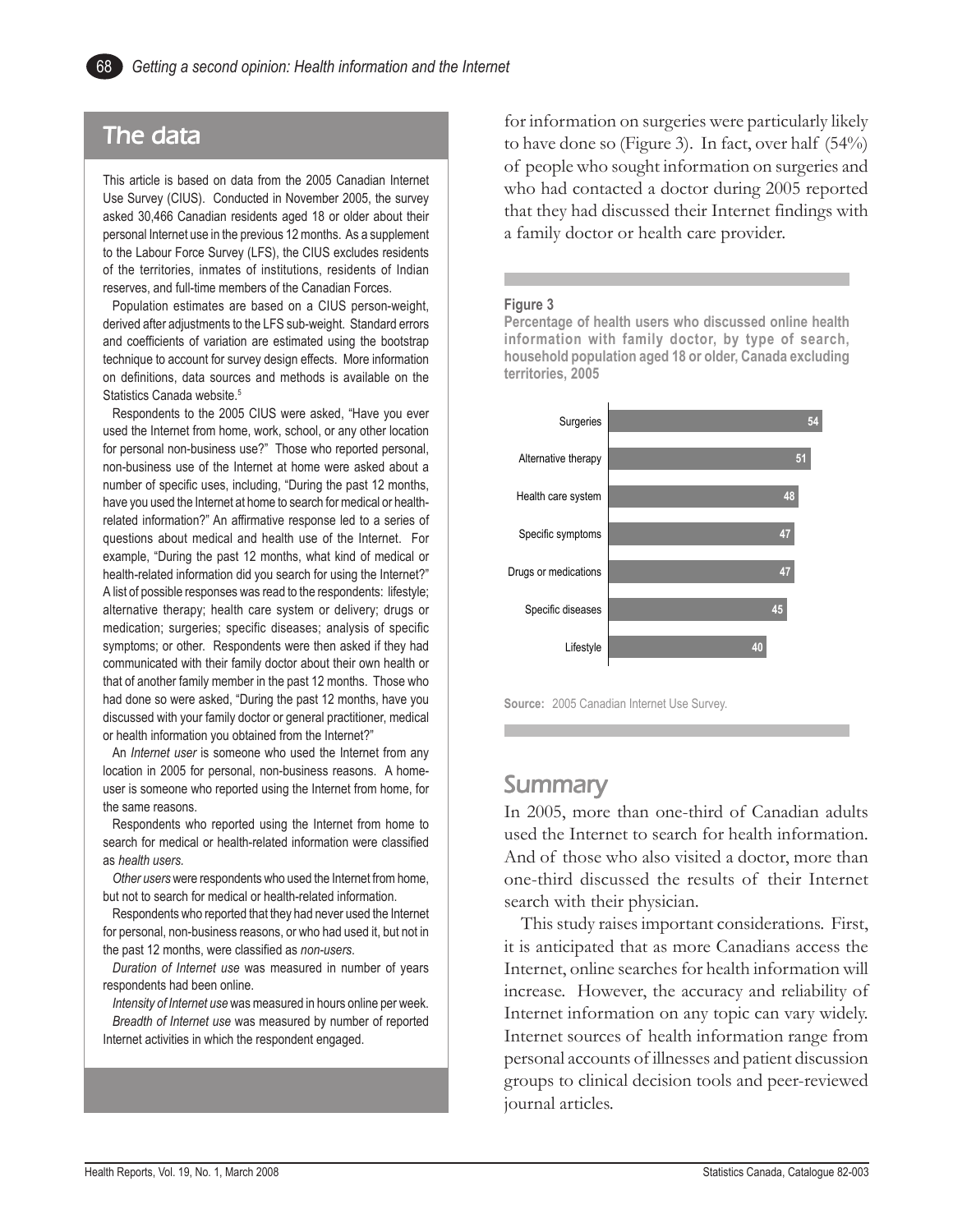## The data

This article is based on data from the 2005 Canadian Internet Use Survey (CIUS). Conducted in November 2005, the survey asked 30,466 Canadian residents aged 18 or older about their personal Internet use in the previous 12 months. As a supplement to the Labour Force Survey (LFS), the CIUS excludes residents of the territories, inmates of institutions, residents of Indian reserves, and full-time members of the Canadian Forces.

Population estimates are based on a CIUS person-weight, derived after adjustments to the LFS sub-weight. Standard errors and coefficients of variation are estimated using the bootstrap technique to account for survey design effects. More information on definitions, data sources and methods is available on the Statistics Canada website.[5]

Respondents to the 2005 CIUS were asked, "Have you ever used the Internet from home, work, school, or any other location for personal non-business use?" Those who reported personal, non-business use of the Internet at home were asked about a number of specific uses, including, "During the past 12 months, have you used the Internet at home to search for medical or health-related information?" An affirmative response led to a series of questions about medical and health use of the Internet. For example, "During the past 12 months, what kind of medical or health-related information did you search for using the Internet?" A list of possible responses was read to the respondents: lifestyle; alternative therapy; health care system or delivery; drugs or medication; surgeries; specific diseases; analysis of specific symptoms; or other. Respondents were then asked if they had communicated with their family doctor about their own health or that of another family member in the past 12 months. Those who had done so were asked, "During the past 12 months, have you discussed with your family doctor or general practitioner, medical or health information you obtained from the Internet?"

An *Internet user* is someone who used the Internet from any location in 2005 for personal, non-business reasons. A home-user is someone who reported using the Internet from home, for the same reasons.

Respondents who reported using the Internet from home to search for medical or health-related information were classified as *health users.*

*Other users* were respondents who used the Internet from home, but not to search for medical or health-related information.

Respondents who reported that they had never used the Internet for personal, non-business reasons, or who had used it, but not in the past 12 months, were classified as *non-users*.

*Duration of Internet use* was measured in number of years respondents had been online.

*Intensity of Internet use* was measured in hours online per week.

*Breadth of Internet use* was measured by number of reported Internet activities in which the respondent engaged.

for information on surgeries were particularly likely to have done so (Figure 3). In fact, over half (54%) of people who sought information on surgeries and who had contacted a doctor during 2005 reported that they had discussed their Internet findings with a family doctor or health care provider.

**Figure 3**
**Percentage of health users who discussed online health information with family doctor, by type of search, household population aged 18 or older, Canada excluding territories, 2005**

| Type of search | % |
|---|---|
| Surgeries | 54 |
| Alternative therapy | 51 |
| Health care system | 48 |
| Specific symptoms | 47 |
| Drugs or medications | 47 |
| Specific diseases | 45 |
| Lifestyle | 40 |

**Source:** 2005 Canadian Internet Use Survey.

## Summary

In 2005, more than one-third of Canadian adults used the Internet to search for health information. And of those who also visited a doctor, more than one-third discussed the results of their Internet search with their physician.

This study raises important considerations. First, it is anticipated that as more Canadians access the Internet, online searches for health information will increase. However, the accuracy and reliability of Internet information on any topic can vary widely. Internet sources of health information range from personal accounts of illnesses and patient discussion groups to clinical decision tools and peer-reviewed journal articles.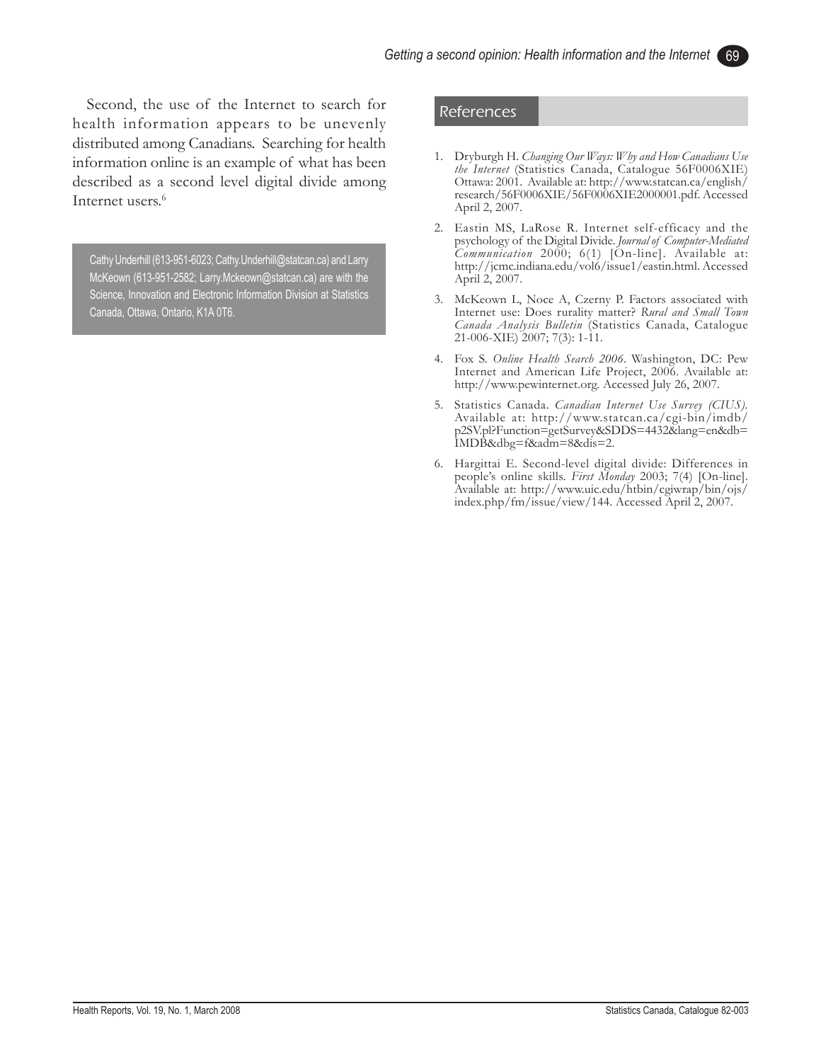Second, the use of the Internet to search for health information appears to be unevenly distributed among Canadians. Searching for health information online is an example of what has been described as a second level digital divide among Internet users.[6]

Cathy Underhill (613-951-6023; Cathy.Underhill@statcan.ca) and Larry McKeown (613-951-2582; Larry.Mckeown@statcan.ca) are with the Science, Innovation and Electronic Information Division at Statistics Canada, Ottawa, Ontario, K1A 0T6.

## References

1. Dryburgh H. *Changing Our Ways: Why and How Canadians Use the Internet* (Statistics Canada, Catalogue 56F0006XIE) Ottawa: 2001. Available at: http://www.statcan.ca/english/research/56F0006XIE/56F0006XIE2000001.pdf. Accessed April 2, 2007.
2. Eastin MS, LaRose R. Internet self-efficacy and the psychology of the Digital Divide. *Journal of Computer-Mediated Communication* 2000; 6(1) [On-line]. Available at: http://jcmc.indiana.edu/vol6/issue1/eastin.html. Accessed April 2, 2007.
3. McKeown L, Noce A, Czerny P. Factors associated with Internet use: Does rurality matter? *Rural and Small Town Canada Analysis Bulletin* (Statistics Canada, Catalogue 21-006-XIE) 2007; 7(3): 1-11.
4. Fox S. *Online Health Search 2006*. Washington, DC: Pew Internet and American Life Project, 2006. Available at: http://www.pewinternet.org. Accessed July 26, 2007.
5. Statistics Canada. *Canadian Internet Use Survey (CIUS)*. Available at: http://www.statcan.ca/cgi-bin/imdb/p2SV.pl?Function=getSurvey&SDDS=4432&lang=en&db=IMDB&dbg=f&adm=8&dis=2.
6. Hargittai E. Second-level digital divide: Differences in people's online skills. *First Monday* 2003; 7(4) [On-line]. Available at: http://www.uic.edu/htbin/cgiwrap/bin/ojs/index.php/fm/issue/view/144. Accessed April 2, 2007.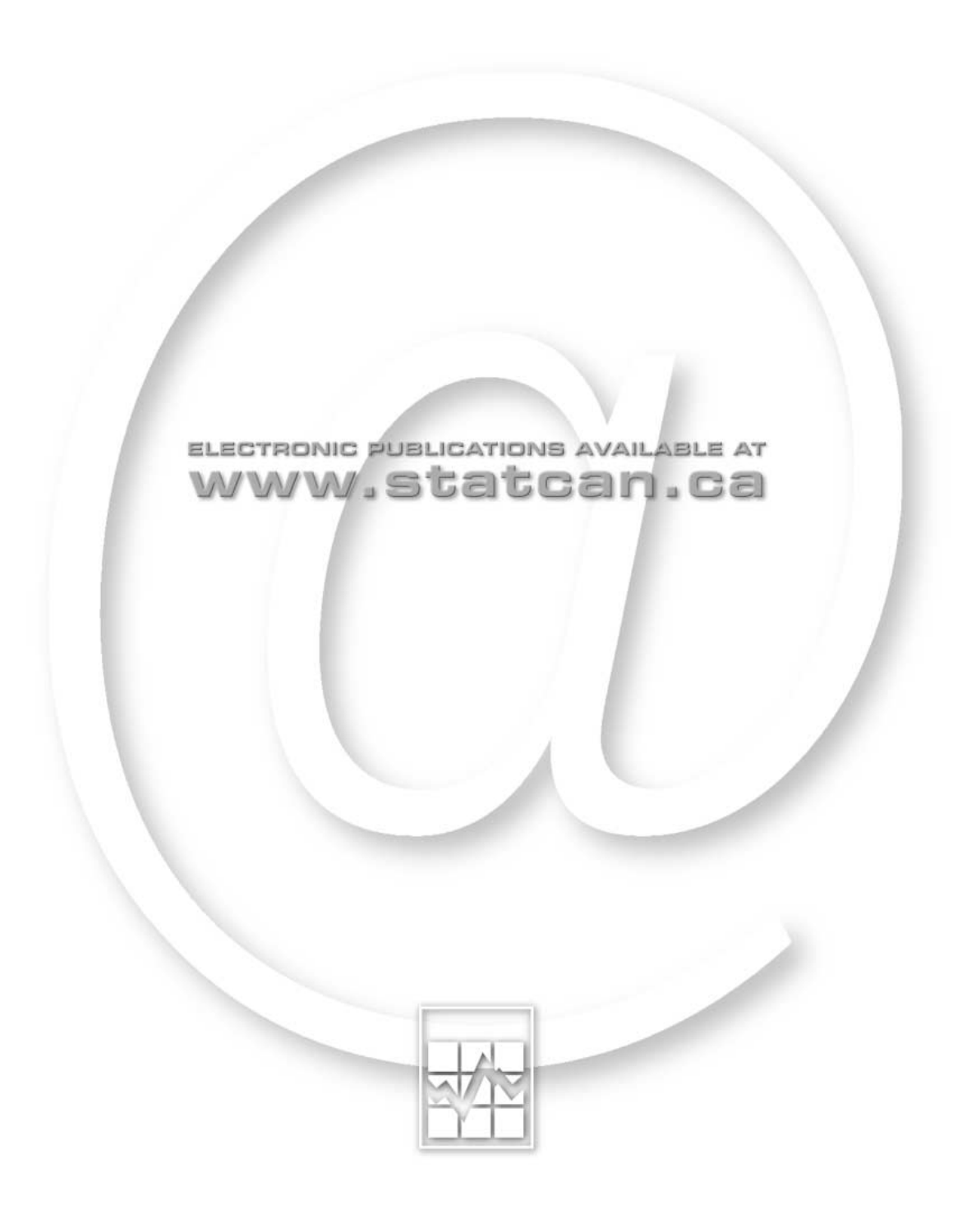ELECTRONIC PUBLICATIONS AVAILABLE AT

www.statcan.ca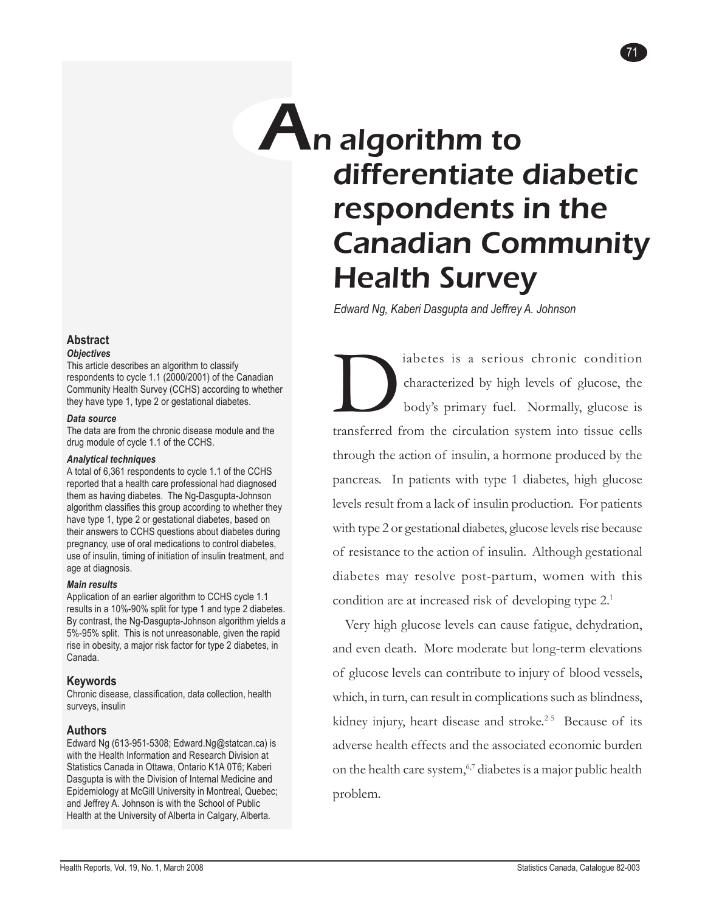# An algorithm to differentiate diabetic respondents in the Canadian Community Health Survey

*Edward Ng, Kaberi Dasgupta and Jeffrey A. Johnson*

## Abstract

### *Objectives*

This article describes an algorithm to classify respondents to cycle 1.1 (2000/2001) of the Canadian Community Health Survey (CCHS) according to whether they have type 1, type 2 or gestational diabetes.

### *Data source*

The data are from the chronic disease module and the drug module of cycle 1.1 of the CCHS.

### *Analytical techniques*

A total of 6,361 respondents to cycle 1.1 of the CCHS reported that a health care professional had diagnosed them as having diabetes. The Ng-Dasgupta-Johnson algorithm classifies this group according to whether they have type 1, type 2 or gestational diabetes, based on their answers to CCHS questions about diabetes during pregnancy, use of oral medications to control diabetes, use of insulin, timing of initiation of insulin treatment, and age at diagnosis.

### *Main results*

Application of an earlier algorithm to CCHS cycle 1.1 results in a 10%-90% split for type 1 and type 2 diabetes. By contrast, the Ng-Dasgupta-Johnson algorithm yields a 5%-95% split. This is not unreasonable, given the rapid rise in obesity, a major risk factor for type 2 diabetes, in Canada.

## Keywords

Chronic disease, classification, data collection, health surveys, insulin

## Authors

Edward Ng (613-951-5308; Edward.Ng@statcan.ca) is with the Health Information and Research Division at Statistics Canada in Ottawa, Ontario K1A 0T6; Kaberi Dasgupta is with the Division of Internal Medicine and Epidemiology at McGill University in Montreal, Quebec; and Jeffrey A. Johnson is with the School of Public Health at the University of Alberta in Calgary, Alberta.

Diabetes is a serious chronic condition characterized by high levels of glucose, the body's primary fuel. Normally, glucose is transferred from the circulation system into tissue cells through the action of insulin, a hormone produced by the pancreas. In patients with type 1 diabetes, high glucose levels result from a lack of insulin production. For patients with type 2 or gestational diabetes, glucose levels rise because of resistance to the action of insulin. Although gestational diabetes may resolve post-partum, women with this condition are at increased risk of developing type 2.[1]

Very high glucose levels can cause fatigue, dehydration, and even death. More moderate but long-term elevations of glucose levels can contribute to injury of blood vessels, which, in turn, can result in complications such as blindness, kidney injury, heart disease and stroke.[2-5] Because of its adverse health effects and the associated economic burden on the health care system,[6,7] diabetes is a major public health problem.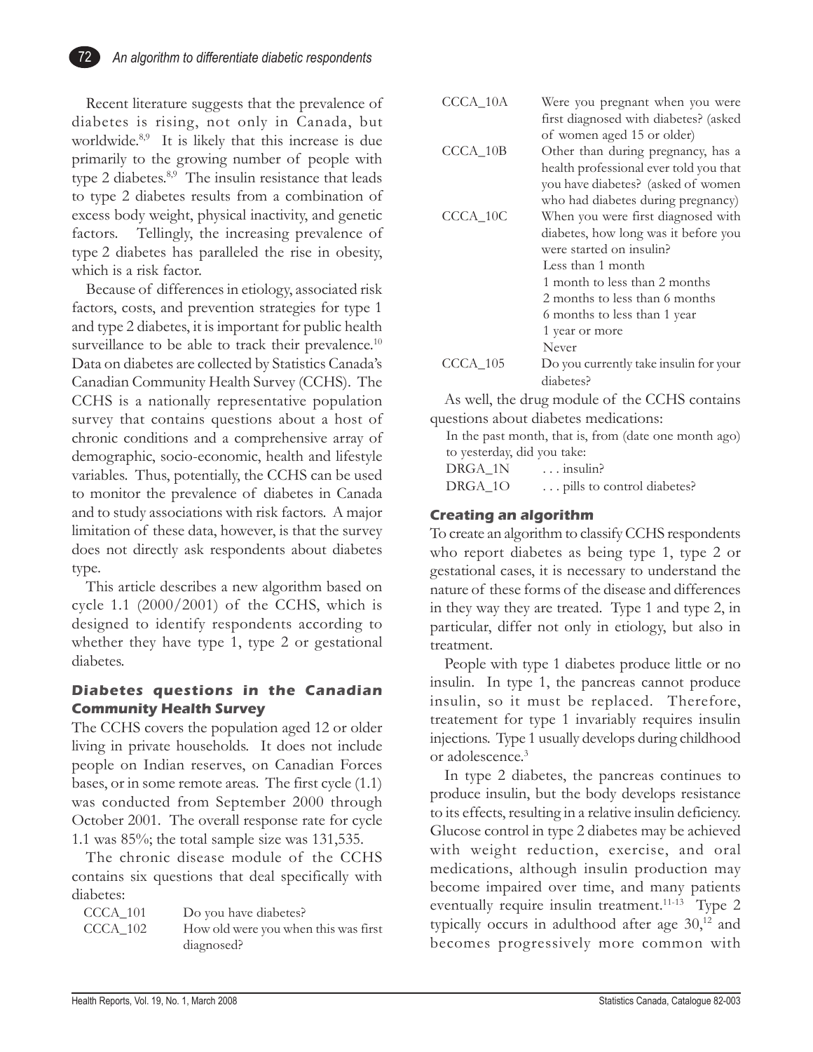Recent literature suggests that the prevalence of diabetes is rising, not only in Canada, but worldwide.[8,9] It is likely that this increase is due primarily to the growing number of people with type 2 diabetes.[8,9] The insulin resistance that leads to type 2 diabetes results from a combination of excess body weight, physical inactivity, and genetic factors. Tellingly, the increasing prevalence of type 2 diabetes has paralleled the rise in obesity, which is a risk factor.

Because of differences in etiology, associated risk factors, costs, and prevention strategies for type 1 and type 2 diabetes, it is important for public health surveillance to be able to track their prevalence.[10] Data on diabetes are collected by Statistics Canada's Canadian Community Health Survey (CCHS). The CCHS is a nationally representative population survey that contains questions about a host of chronic conditions and a comprehensive array of demographic, socio-economic, health and lifestyle variables. Thus, potentially, the CCHS can be used to monitor the prevalence of diabetes in Canada and to study associations with risk factors. A major limitation of these data, however, is that the survey does not directly ask respondents about diabetes type.

This article describes a new algorithm based on cycle 1.1 (2000/2001) of the CCHS, which is designed to identify respondents according to whether they have type 1, type 2 or gestational diabetes.

### Diabetes questions in the Canadian Community Health Survey

The CCHS covers the population aged 12 or older living in private households. It does not include people on Indian reserves, on Canadian Forces bases, or in some remote areas. The first cycle (1.1) was conducted from September 2000 through October 2001. The overall response rate for cycle 1.1 was 85%; the total sample size was 131,535.

The chronic disease module of the CCHS contains six questions that deal specifically with diabetes:

| | |
|---|---|
| CCCA_101 | Do you have diabetes? |
| CCCA_102 | How old were you when this was first diagnosed? |
| CCCA_10A | Were you pregnant when you were first diagnosed with diabetes? (asked of women aged 15 or older) |
| CCCA_10B | Other than during pregnancy, has a health professional ever told you that you have diabetes? (asked of women who had diabetes during pregnancy) |
| CCCA_10C | When you were first diagnosed with diabetes, how long was it before you were started on insulin?<br>Less than 1 month<br>1 month to less than 2 months<br>2 months to less than 6 months<br>6 months to less than 1 year<br>1 year or more<br>Never |
| CCCA_105 | Do you currently take insulin for your diabetes? |

As well, the drug module of the CCHS contains questions about diabetes medications:

In the past month, that is, from (date one month ago) to yesterday, did you take:

| | |
|---|---|
| DRGA_1N | . . . insulin? |
| DRGA_1O | . . . pills to control diabetes? |

### Creating an algorithm

To create an algorithm to classify CCHS respondents who report diabetes as being type 1, type 2 or gestational cases, it is necessary to understand the nature of these forms of the disease and differences in they way they are treated. Type 1 and type 2, in particular, differ not only in etiology, but also in treatment.

People with type 1 diabetes produce little or no insulin. In type 1, the pancreas cannot produce insulin, so it must be replaced. Therefore, treatement for type 1 invariably requires insulin injections. Type 1 usually develops during childhood or adolescence.[3]

In type 2 diabetes, the pancreas continues to produce insulin, but the body develops resistance to its effects, resulting in a relative insulin deficiency. Glucose control in type 2 diabetes may be achieved with weight reduction, exercise, and oral medications, although insulin production may become impaired over time, and many patients eventually require insulin treatment.[11-13] Type 2 typically occurs in adulthood after age 30,[12] and becomes progressively more common with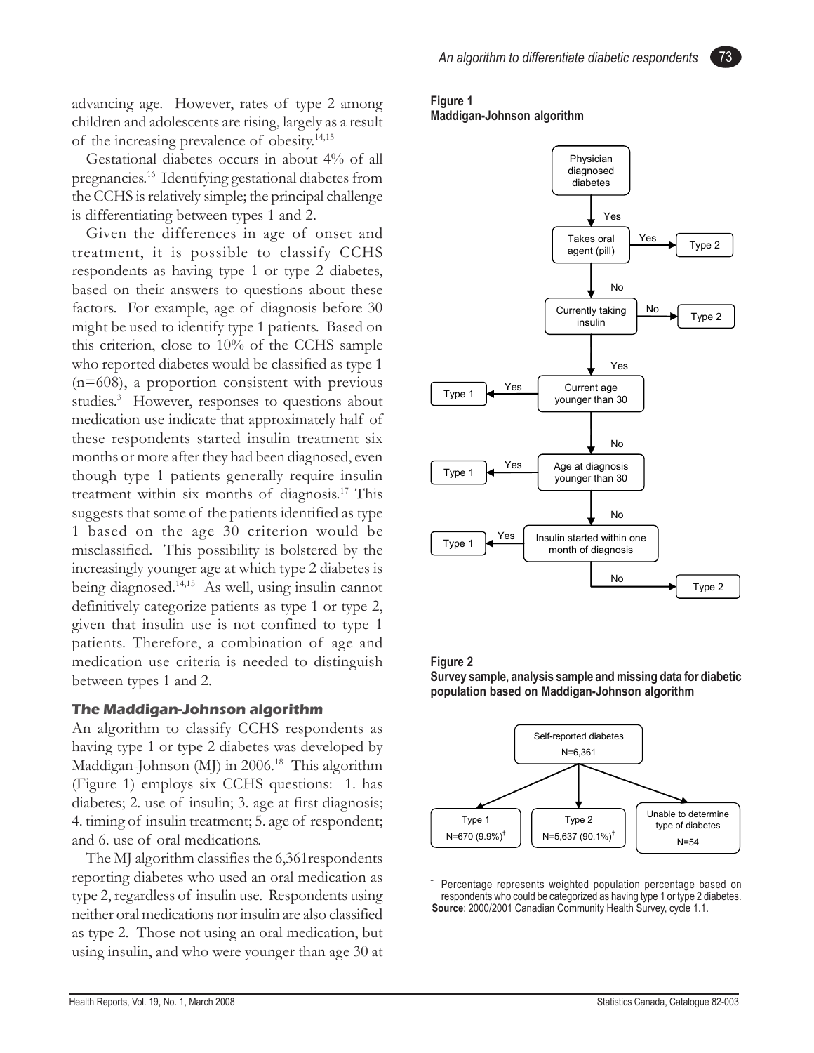advancing age. However, rates of type 2 among children and adolescents are rising, largely as a result of the increasing prevalence of obesity.[14,15]

Gestational diabetes occurs in about 4% of all pregnancies.[16] Identifying gestational diabetes from the CCHS is relatively simple; the principal challenge is differentiating between types 1 and 2.

Given the differences in age of onset and treatment, it is possible to classify CCHS respondents as having type 1 or type 2 diabetes, based on their answers to questions about these factors. For example, age of diagnosis before 30 might be used to identify type 1 patients. Based on this criterion, close to 10% of the CCHS sample who reported diabetes would be classified as type 1 (n=608), a proportion consistent with previous studies.[3] However, responses to questions about medication use indicate that approximately half of these respondents started insulin treatment six months or more after they had been diagnosed, even though type 1 patients generally require insulin treatment within six months of diagnosis.[17] This suggests that some of the patients identified as type 1 based on the age 30 criterion would be misclassified. This possibility is bolstered by the increasingly younger age at which type 2 diabetes is being diagnosed.[14,15] As well, using insulin cannot definitively categorize patients as type 1 or type 2, given that insulin use is not confined to type 1 patients. Therefore, a combination of age and medication use criteria is needed to distinguish between types 1 and 2.

### The Maddigan-Johnson algorithm

An algorithm to classify CCHS respondents as having type 1 or type 2 diabetes was developed by Maddigan-Johnson (MJ) in 2006.[18] This algorithm (Figure 1) employs six CCHS questions: 1. has diabetes; 2. use of insulin; 3. age at first diagnosis; 4. timing of insulin treatment; 5. age of respondent; and 6. use of oral medications.

The MJ algorithm classifies the 6,361respondents reporting diabetes who used an oral medication as type 2, regardless of insulin use. Respondents using neither oral medications nor insulin are also classified as type 2. Those not using an oral medication, but using insulin, and who were younger than age 30 at

**Figure 1**
**Maddigan-Johnson algorithm**

Physician diagnosed diabetes → Yes → Takes oral agent (pill): Yes → Type 2; No → Currently taking insulin: No → Type 2; Yes → Current age younger than 30: Yes → Type 1; No → Age at diagnosis younger than 30: Yes → Type 1; No → Insulin started within one month of diagnosis: Yes → Type 1; No → Type 2

**Figure 2**
**Survey sample, analysis sample and missing data for diabetic population based on Maddigan-Johnson algorithm**

Self-reported diabetes N=6,361 → Type 1 N=670 (9.9%)[†]; Type 2 N=5,637 (90.1%)[†]; Unable to determine type of diabetes N=54

† Percentage represents weighted population percentage based on respondents who could be categorized as having type 1 or type 2 diabetes.
**Source**: 2000/2001 Canadian Community Health Survey, cycle 1.1.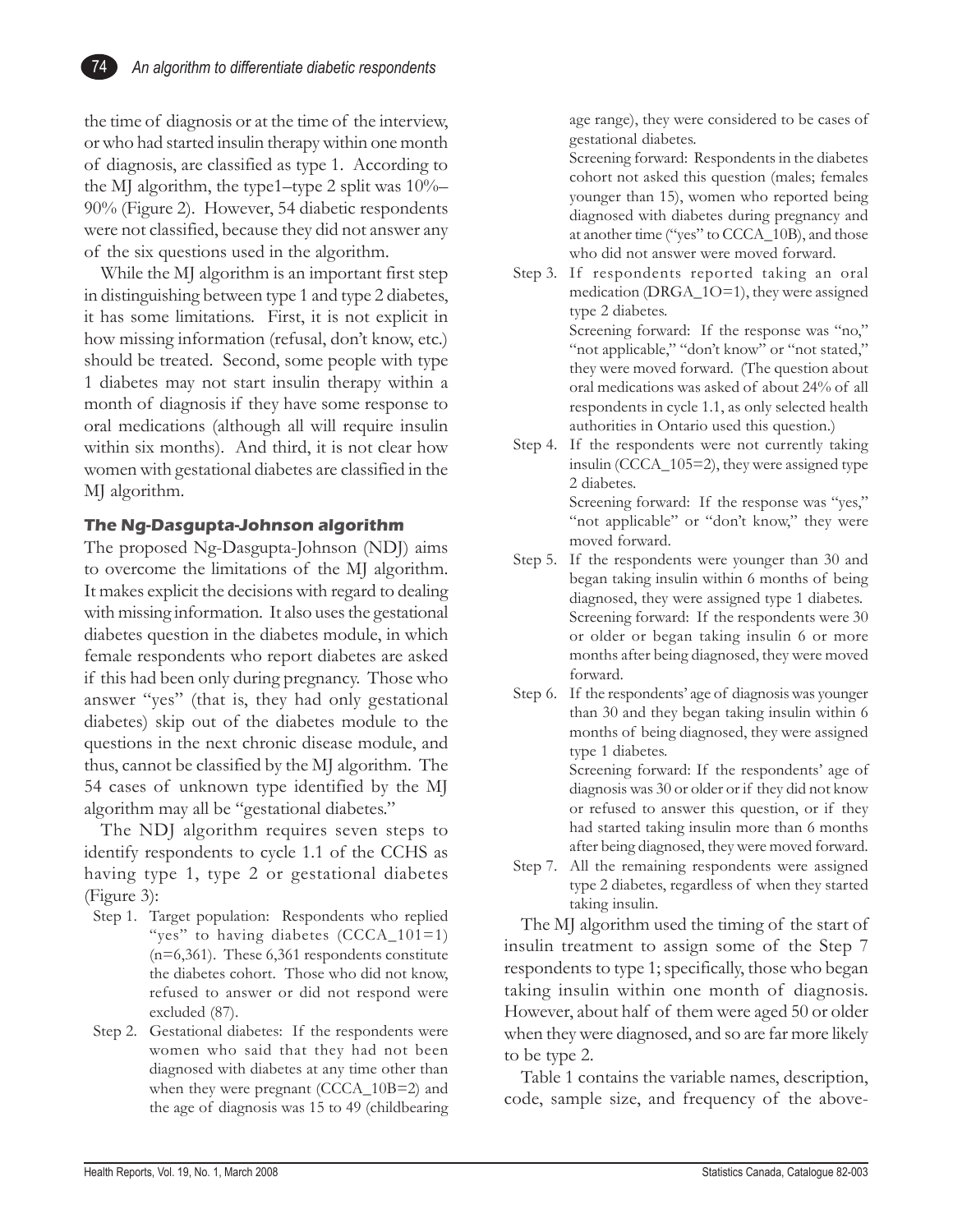the time of diagnosis or at the time of the interview, or who had started insulin therapy within one month of diagnosis, are classified as type 1. According to the MJ algorithm, the type1–type 2 split was 10%–90% (Figure 2). However, 54 diabetic respondents were not classified, because they did not answer any of the six questions used in the algorithm.

While the MJ algorithm is an important first step in distinguishing between type 1 and type 2 diabetes, it has some limitations. First, it is not explicit in how missing information (refusal, don't know, etc.) should be treated. Second, some people with type 1 diabetes may not start insulin therapy within a month of diagnosis if they have some response to oral medications (although all will require insulin within six months). And third, it is not clear how women with gestational diabetes are classified in the MJ algorithm.

### The Ng-Dasgupta-Johnson algorithm

The proposed Ng-Dasgupta-Johnson (NDJ) aims to overcome the limitations of the MJ algorithm. It makes explicit the decisions with regard to dealing with missing information. It also uses the gestational diabetes question in the diabetes module, in which female respondents who report diabetes are asked if this had been only during pregnancy. Those who answer "yes" (that is, they had only gestational diabetes) skip out of the diabetes module to the questions in the next chronic disease module, and thus, cannot be classified by the MJ algorithm. The 54 cases of unknown type identified by the MJ algorithm may all be "gestational diabetes."

The NDJ algorithm requires seven steps to identify respondents to cycle 1.1 of the CCHS as having type 1, type 2 or gestational diabetes (Figure 3):

- Step 1. Target population: Respondents who replied "yes" to having diabetes (CCCA_101=1) (n=6,361). These 6,361 respondents constitute the diabetes cohort. Those who did not know, refused to answer or did not respond were excluded (87).
- Step 2. Gestational diabetes: If the respondents were women who said that they had not been diagnosed with diabetes at any time other than when they were pregnant (CCCA_10B=2) and the age of diagnosis was 15 to 49 (childbearing age range), they were considered to be cases of gestational diabetes.
  Screening forward: Respondents in the diabetes cohort not asked this question (males; females younger than 15), women who reported being diagnosed with diabetes during pregnancy and at another time ("yes" to CCCA_10B), and those who did not answer were moved forward.
- Step 3. If respondents reported taking an oral medication (DRGA_1O=1), they were assigned type 2 diabetes.
  Screening forward: If the response was "no," "not applicable," "don't know" or "not stated," they were moved forward. (The question about oral medications was asked of about 24% of all respondents in cycle 1.1, as only selected health authorities in Ontario used this question.)
- Step 4. If the respondents were not currently taking insulin (CCCA_105=2), they were assigned type 2 diabetes.
  Screening forward: If the response was "yes," "not applicable" or "don't know," they were moved forward.
- Step 5. If the respondents were younger than 30 and began taking insulin within 6 months of being diagnosed, they were assigned type 1 diabetes.
  Screening forward: If the respondents were 30 or older or began taking insulin 6 or more months after being diagnosed, they were moved forward.
- Step 6. If the respondents' age of diagnosis was younger than 30 and they began taking insulin within 6 months of being diagnosed, they were assigned type 1 diabetes.
  Screening forward: If the respondents' age of diagnosis was 30 or older or if they did not know or refused to answer this question, or if they had started taking insulin more than 6 months after being diagnosed, they were moved forward.
- Step 7. All the remaining respondents were assigned type 2 diabetes, regardless of when they started taking insulin.

The MJ algorithm used the timing of the start of insulin treatment to assign some of the Step 7 respondents to type 1; specifically, those who began taking insulin within one month of diagnosis. However, about half of them were aged 50 or older when they were diagnosed, and so are far more likely to be type 2.

Table 1 contains the variable names, description, code, sample size, and frequency of the above-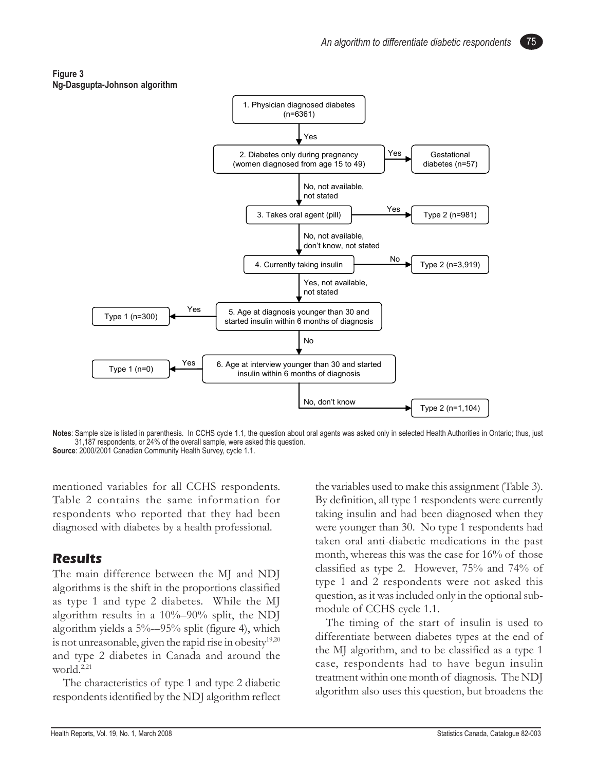**Figure 3**
**Ng-Dasgupta-Johnson algorithm**

1. Physician diagnosed diabetes (n=6361)
   - Yes →
2. Diabetes only during pregnancy (women diagnosed from age 15 to 49)
   - Yes → Gestational diabetes (n=57)
   - No, not available, not stated →
3. Takes oral agent (pill)
   - Yes → Type 2 (n=981)
   - No, not available, don't know, not stated →
4. Currently taking insulin
   - No → Type 2 (n=3,919)
   - Yes, not available, not stated →
5. Age at diagnosis younger than 30 and started insulin within 6 months of diagnosis
   - Yes → Type 1 (n=300)
   - No →
6. Age at interview younger than 30 and started insulin within 6 months of diagnosis
   - Yes → Type 1 (n=0)
   - No, don't know → Type 2 (n=1,104)

**Notes**: Sample size is listed in parenthesis. In CCHS cycle 1.1, the question about oral agents was asked only in selected Health Authorities in Ontario; thus, just 31,187 respondents, or 24% of the overall sample, were asked this question.
**Source**: 2000/2001 Canadian Community Health Survey, cycle 1.1.

mentioned variables for all CCHS respondents. Table 2 contains the same information for respondents who reported that they had been diagnosed with diabetes by a health professional.

## Results

The main difference between the MJ and NDJ algorithms is the shift in the proportions classified as type 1 and type 2 diabetes. While the MJ algorithm results in a 10%–90% split, the NDJ algorithm yields a 5%-–95% split (figure 4), which is not unreasonable, given the rapid rise in obesity[19,20] and type 2 diabetes in Canada and around the world.[2,21]

The characteristics of type 1 and type 2 diabetic respondents identified by the NDJ algorithm reflect the variables used to make this assignment (Table 3). By definition, all type 1 respondents were currently taking insulin and had been diagnosed when they were younger than 30. No type 1 respondents had taken oral anti-diabetic medications in the past month, whereas this was the case for 16% of those classified as type 2. However, 75% and 74% of type 1 and 2 respondents were not asked this question, as it was included only in the optional sub-module of CCHS cycle 1.1.

The timing of the start of insulin is used to differentiate between diabetes types at the end of the MJ algorithm, and to be classified as a type 1 case, respondents had to have begun insulin treatment within one month of diagnosis. The NDJ algorithm also uses this question, but broadens the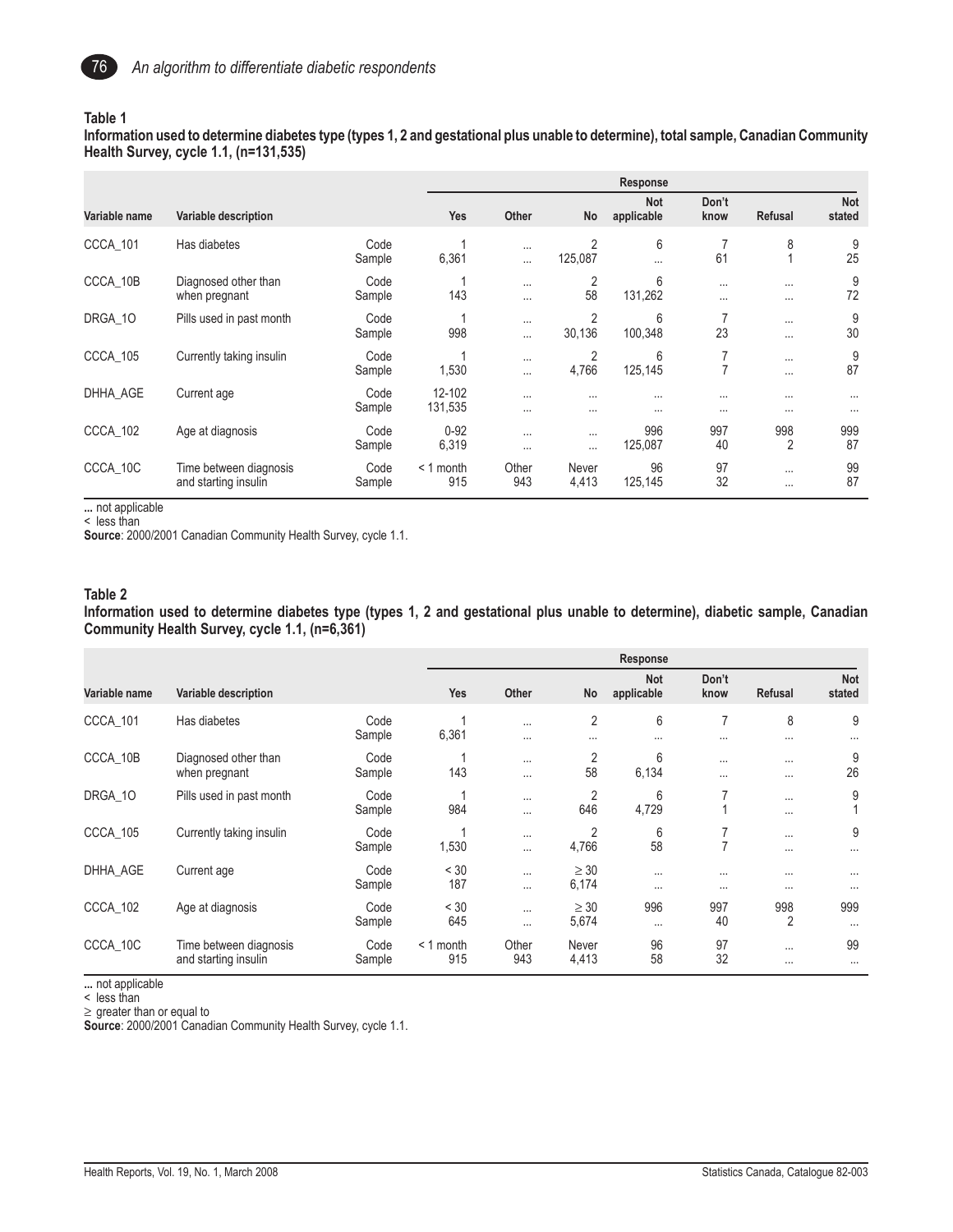**Table 1**

**Information used to determine diabetes type (types 1, 2 and gestational plus unable to determine), total sample, Canadian Community Health Survey, cycle 1.1, (n=131,535)**

| Variable name | Variable description | | Response | | | | | | |
|---|---|---|---|---|---|---|---|---|---|
| | | | Yes | Other | No | Not applicable | Don't know | Refusal | Not stated |
| CCCA_101 | Has diabetes | Code | 1 | ... | 2 | 6 | 7 | 8 | 9 |
| | | Sample | 6,361 | ... | 125,087 | ... | 61 | 1 | 25 |
| CCCA_10B | Diagnosed other than when pregnant | Code | 1 | ... | 2 | 6 | ... | ... | 9 |
| | | Sample | 143 | ... | 58 | 131,262 | ... | ... | 72 |
| DRGA_1O | Pills used in past month | Code | 1 | ... | 2 | 6 | 7 | ... | 9 |
| | | Sample | 998 | ... | 30,136 | 100,348 | 23 | ... | 30 |
| CCCA_105 | Currently taking insulin | Code | 1 | ... | 2 | 6 | 7 | ... | 9 |
| | | Sample | 1,530 | ... | 4,766 | 125,145 | 7 | ... | 87 |
| DHHA_AGE | Current age | Code | 12-102 | ... | ... | ... | ... | ... | ... |
| | | Sample | 131,535 | ... | ... | ... | ... | ... | ... |
| CCCA_102 | Age at diagnosis | Code | 0-92 | ... | ... | 996 | 997 | 998 | 999 |
| | | Sample | 6,319 | ... | ... | 125,087 | 40 | 2 | 87 |
| CCCA_10C | Time between diagnosis and starting insulin | Code | < 1 month | Other | Never | 96 | 97 | ... | 99 |
| | | Sample | 915 | 943 | 4,413 | 125,145 | 32 | ... | 87 |

**...** not applicable
< less than
**Source**: 2000/2001 Canadian Community Health Survey, cycle 1.1.

**Table 2**

**Information used to determine diabetes type (types 1, 2 and gestational plus unable to determine), diabetic sample, Canadian Community Health Survey, cycle 1.1, (n=6,361)**

| Variable name | Variable description | | Response | | | | | | |
|---|---|---|---|---|---|---|---|---|---|
| | | | Yes | Other | No | Not applicable | Don't know | Refusal | Not stated |
| CCCA_101 | Has diabetes | Code | 1 | ... | 2 | 6 | 7 | 8 | 9 |
| | | Sample | 6,361 | ... | ... | ... | ... | ... | ... |
| CCCA_10B | Diagnosed other than when pregnant | Code | 1 | ... | 2 | 6 | ... | ... | 9 |
| | | Sample | 143 | ... | 58 | 6,134 | ... | ... | 26 |
| DRGA_1O | Pills used in past month | Code | 1 | ... | 2 | 6 | 7 | ... | 9 |
| | | Sample | 984 | ... | 646 | 4,729 | 1 | ... | 1 |
| CCCA_105 | Currently taking insulin | Code | 1 | ... | 2 | 6 | 7 | ... | 9 |
| | | Sample | 1,530 | ... | 4,766 | 58 | 7 | ... | ... |
| DHHA_AGE | Current age | Code | < 30 | ... | ≥ 30 | ... | ... | ... | ... |
| | | Sample | 187 | ... | 6,174 | ... | ... | ... | ... |
| CCCA_102 | Age at diagnosis | Code | < 30 | ... | ≥ 30 | 996 | 997 | 998 | 999 |
| | | Sample | 645 | ... | 5,674 | ... | 40 | 2 | ... |
| CCCA_10C | Time between diagnosis and starting insulin | Code | < 1 month | Other | Never | 96 | 97 | ... | 99 |
| | | Sample | 915 | 943 | 4,413 | 58 | 32 | ... | ... |

**...** not applicable
< less than
≥ greater than or equal to
**Source**: 2000/2001 Canadian Community Health Survey, cycle 1.1.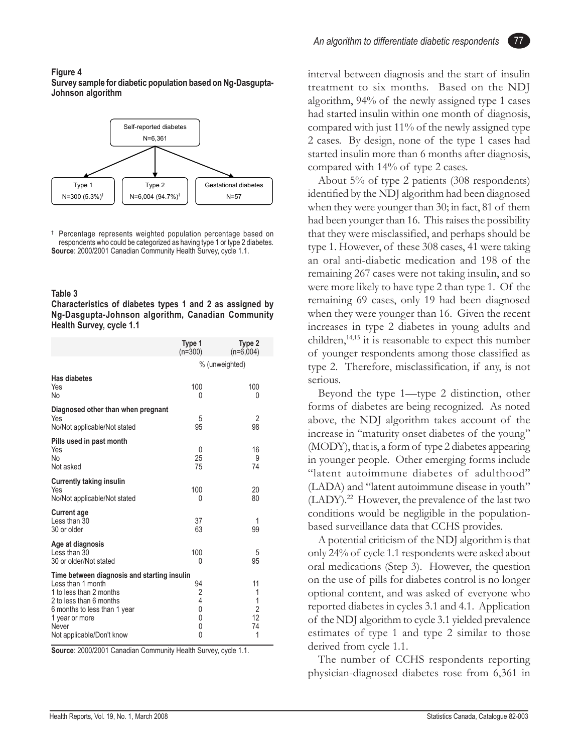**Figure 4**
**Survey sample for diabetic population based on Ng-Dasgupta-Johnson algorithm**

Self-reported diabetes
N=6,361

Type 1
N=300 (5.3%)†

Type 2
N=6,004 (94.7%)†

Gestational diabetes
N=57

† Percentage represents weighted population percentage based on respondents who could be categorized as having type 1 or type 2 diabetes.
**Source**: 2000/2001 Canadian Community Health Survey, cycle 1.1.

**Table 3**
**Characteristics of diabetes types 1 and 2 as assigned by Ng-Dasgupta-Johnson algorithm, Canadian Community Health Survey, cycle 1.1**

| | Type 1 (n=300) | Type 2 (n=6,004) |
|---|---|---|
| | % (unweighted) | |
| **Has diabetes** | | |
| Yes | 100 | 100 |
| No | 0 | 0 |
| **Diagnosed other than when pregnant** | | |
| Yes | 5 | 2 |
| No/Not applicable/Not stated | 95 | 98 |
| **Pills used in past month** | | |
| Yes | 0 | 16 |
| No | 25 | 9 |
| Not asked | 75 | 74 |
| **Currently taking insulin** | | |
| Yes | 100 | 20 |
| No/Not applicable/Not stated | 0 | 80 |
| **Current age** | | |
| Less than 30 | 37 | 1 |
| 30 or older | 63 | 99 |
| **Age at diagnosis** | | |
| Less than 30 | 100 | 5 |
| 30 or older/Not stated | 0 | 95 |
| **Time between diagnosis and starting insulin** | | |
| Less than 1 month | 94 | 11 |
| 1 to less than 2 months | 2 | 1 |
| 2 to less than 6 months | 4 | 1 |
| 6 months to less than 1 year | 0 | 2 |
| 1 year or more | 0 | 12 |
| Never | 0 | 74 |
| Not applicable/Don't know | 0 | 1 |

**Source**: 2000/2001 Canadian Community Health Survey, cycle 1.1.

interval between diagnosis and the start of insulin treatment to six months. Based on the NDJ algorithm, 94% of the newly assigned type 1 cases had started insulin within one month of diagnosis, compared with just 11% of the newly assigned type 2 cases. By design, none of the type 1 cases had started insulin more than 6 months after diagnosis, compared with 14% of type 2 cases.

About 5% of type 2 patients (308 respondents) identified by the NDJ algorithm had been diagnosed when they were younger than 30; in fact, 81 of them had been younger than 16. This raises the possibility that they were misclassified, and perhaps should be type 1. However, of these 308 cases, 41 were taking an oral anti-diabetic medication and 198 of the remaining 267 cases were not taking insulin, and so were more likely to have type 2 than type 1. Of the remaining 69 cases, only 19 had been diagnosed when they were younger than 16. Given the recent increases in type 2 diabetes in young adults and children,[14,15] it is reasonable to expect this number of younger respondents among those classified as type 2. Therefore, misclassification, if any, is not serious.

Beyond the type 1—type 2 distinction, other forms of diabetes are being recognized. As noted above, the NDJ algorithm takes account of the increase in "maturity onset diabetes of the young" (MODY), that is, a form of type 2 diabetes appearing in younger people. Other emerging forms include "latent autoimmune diabetes of adulthood" (LADA) and "latent autoimmune disease in youth" (LADY).[22] However, the prevalence of the last two conditions would be negligible in the population-based surveillance data that CCHS provides.

A potential criticism of the NDJ algorithm is that only 24% of cycle 1.1 respondents were asked about oral medications (Step 3). However, the question on the use of pills for diabetes control is no longer optional content, and was asked of everyone who reported diabetes in cycles 3.1 and 4.1. Application of the NDJ algorithm to cycle 3.1 yielded prevalence estimates of type 1 and type 2 similar to those derived from cycle 1.1.

The number of CCHS respondents reporting physician-diagnosed diabetes rose from 6,361 in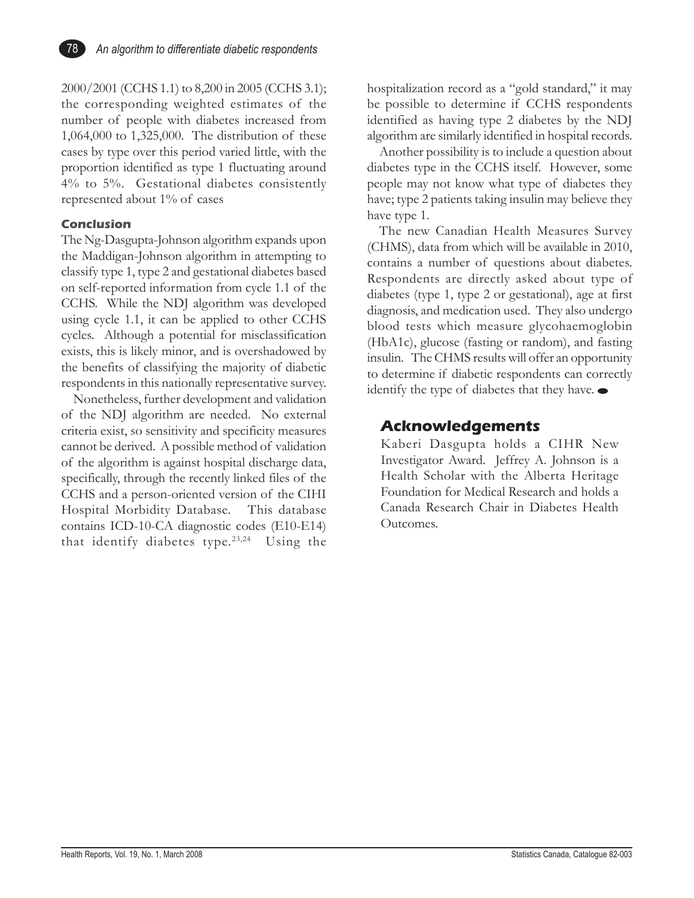2000/2001 (CCHS 1.1) to 8,200 in 2005 (CCHS 3.1); the corresponding weighted estimates of the number of people with diabetes increased from 1,064,000 to 1,325,000. The distribution of these cases by type over this period varied little, with the proportion identified as type 1 fluctuating around 4% to 5%. Gestational diabetes consistently represented about 1% of cases

### Conclusion

The Ng-Dasgupta-Johnson algorithm expands upon the Maddigan-Johnson algorithm in attempting to classify type 1, type 2 and gestational diabetes based on self-reported information from cycle 1.1 of the CCHS. While the NDJ algorithm was developed using cycle 1.1, it can be applied to other CCHS cycles. Although a potential for misclassification exists, this is likely minor, and is overshadowed by the benefits of classifying the majority of diabetic respondents in this nationally representative survey.

Nonetheless, further development and validation of the NDJ algorithm are needed. No external criteria exist, so sensitivity and specificity measures cannot be derived. A possible method of validation of the algorithm is against hospital discharge data, specifically, through the recently linked files of the CCHS and a person-oriented version of the CIHI Hospital Morbidity Database. This database contains ICD-10-CA diagnostic codes (E10-E14) that identify diabetes type.[23,24] Using the hospitalization record as a "gold standard," it may be possible to determine if CCHS respondents identified as having type 2 diabetes by the NDJ algorithm are similarly identified in hospital records.

Another possibility is to include a question about diabetes type in the CCHS itself. However, some people may not know what type of diabetes they have; type 2 patients taking insulin may believe they have type 1.

The new Canadian Health Measures Survey (CHMS), data from which will be available in 2010, contains a number of questions about diabetes. Respondents are directly asked about type of diabetes (type 1, type 2 or gestational), age at first diagnosis, and medication used. They also undergo blood tests which measure glycohaemoglobin (HbA1c), glucose (fasting or random), and fasting insulin. The CHMS results will offer an opportunity to determine if diabetic respondents can correctly identify the type of diabetes that they have.

## Acknowledgements

Kaberi Dasgupta holds a CIHR New Investigator Award. Jeffrey A. Johnson is a Health Scholar with the Alberta Heritage Foundation for Medical Research and holds a Canada Research Chair in Diabetes Health Outcomes.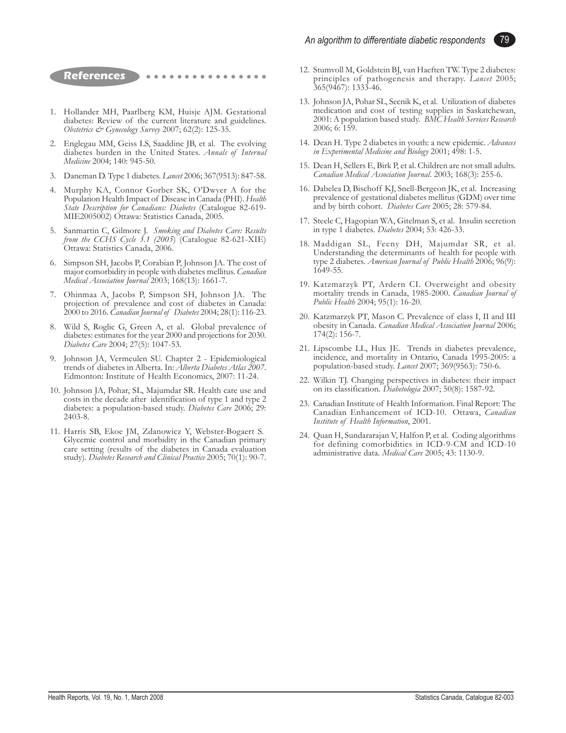## References

1. Hollander MH, Paarlberg KM, Huisje AJM. Gestational diabetes: Review of the current literature and guidelines. *Obstetrics & Gynecology Survey* 2007; 62(2): 125-35.

2. Englegau MM, Geiss LS, Saaddine JB, et al. The evolving diabetes burden in the United States. *Annals of Internal Medicine* 2004; 140: 945-50.

3. Daneman D. Type 1 diabetes. *Lancet* 2006; 367(9513): 847-58.

4. Murphy KA, Connor Gorber SK, O'Dwyer A for the Population Health Impact of Disease in Canada (PHI). *Health State Description for Canadians: Diabetes* (Catalogue 82-619-MIE2005002) Ottawa: Statistics Canada, 2005.

5. Sanmartin C, Gilmore J. *Smoking and Diabetes Care: Results from the CCHS Cycle 3.1 (2005)* (Catalogue 82-621-XIE) Ottawa: Statistics Canada, 2006.

6. Simpson SH, Jacobs P, Corabian P, Johnson JA. The cost of major comorbidity in people with diabetes mellitus. *Canadian Medical Association Journal* 2003; 168(13): 1661-7.

7. Ohinmaa A, Jacobs P, Simpson SH, Johnson JA. The projection of prevalence and cost of diabetes in Canada: 2000 to 2016. *Canadian Journal of Diabetes* 2004; 28(1): 116-23.

8. Wild S, Roglic G, Green A, et al. Global prevalence of diabetes: estimates for the year 2000 and projections for 2030. *Diabetes Care* 2004; 27(5): 1047-53.

9. Johnson JA, Vermeulen SU. Chapter 2 - Epidemiological trends of diabetes in Alberta. In: *Alberta Diabetes Atlas 2007*. Edmonton: Institute of Health Economics, 2007: 11-24.

10. Johnson JA, Pohar, SL, Majumdar SR. Health care use and costs in the decade after identification of type 1 and type 2 diabetes: a population-based study. *Diabetes Care* 2006; 29: 2403-8.

11. Harris SB, Ekoe JM, Zdanowicz Y, Webster-Bogaert S. Glycemic control and morbidity in the Canadian primary care setting (results of the diabetes in Canada evaluation study). *Diabetes Research and Clinical Practice* 2005; 70(1): 90-7.

12. Stumvoll M, Goldstein BJ, van Haeften TW. Type 2 diabetes: principles of pathogenesis and therapy. *Lancet* 2005; 365(9467): 1333-46.

13. Johnson JA, Pohar SL, Secnik K, et al. Utilization of diabetes medication and cost of testing supplies in Saskatchewan, 2001: A population based study. *BMC Health Services Research* 2006; 6: 159.

14. Dean H. Type 2 diabetes in youth: a new epidemic. *Advances in Experimental Medicine and Biology* 2001; 498: 1-5.

15. Dean H, Sellers E, Birk P, et al. Children are not small adults. *Canadian Medical Association Journal*. 2003; 168(3): 255-6.

16. Dabelea D, Bischoff KJ, Snell-Bergeon JK, et al. Increasing prevalence of gestational diabetes mellitus (GDM) over time and by birth cohort. *Diabetes Care* 2005; 28: 579-84.

17. Steele C, Hagopian WA, Gitelman S, et al. Insulin secretion in type 1 diabetes. *Diabetes* 2004; 53: 426-33.

18. Maddigan SL, Feeny DH, Majumdar SR, et al. Understanding the determinants of health for people with type 2 diabetes. *American Journal of Public Health* 2006; 96(9): 1649-55.

19. Katzmarzyk PT, Ardern CI. Overweight and obesity mortality trends in Canada, 1985-2000. *Canadian Journal of Public Health* 2004; 95(1): 16-20.

20. Katzmarzyk PT, Mason C. Prevalence of class I, II and III obesity in Canada. *Canadian Medical Association Journal* 2006; 174(2): 156-7.

21. Lipscombe LL, Hux JE. Trends in diabetes prevalence, incidence, and mortality in Ontario, Canada 1995-2005: a population-based study. *Lancet* 2007; 369(9563): 750-6.

22. Wilkin TJ. Changing perspectives in diabetes: their impact on its classification. *Diabetologia* 2007; 50(8): 1587-92.

23. Canadian Institute of Health Information. Final Report: The Canadian Enhancement of ICD-10. Ottawa, *Canadian Institute of Health Information*, 2001.

24. Quan H, Sundararajan V, Halfon P, et al. Coding algorithms for defining comorbidities in ICD-9-CM and ICD-10 administrative data. *Medical Care* 2005; 43: 1130-9.